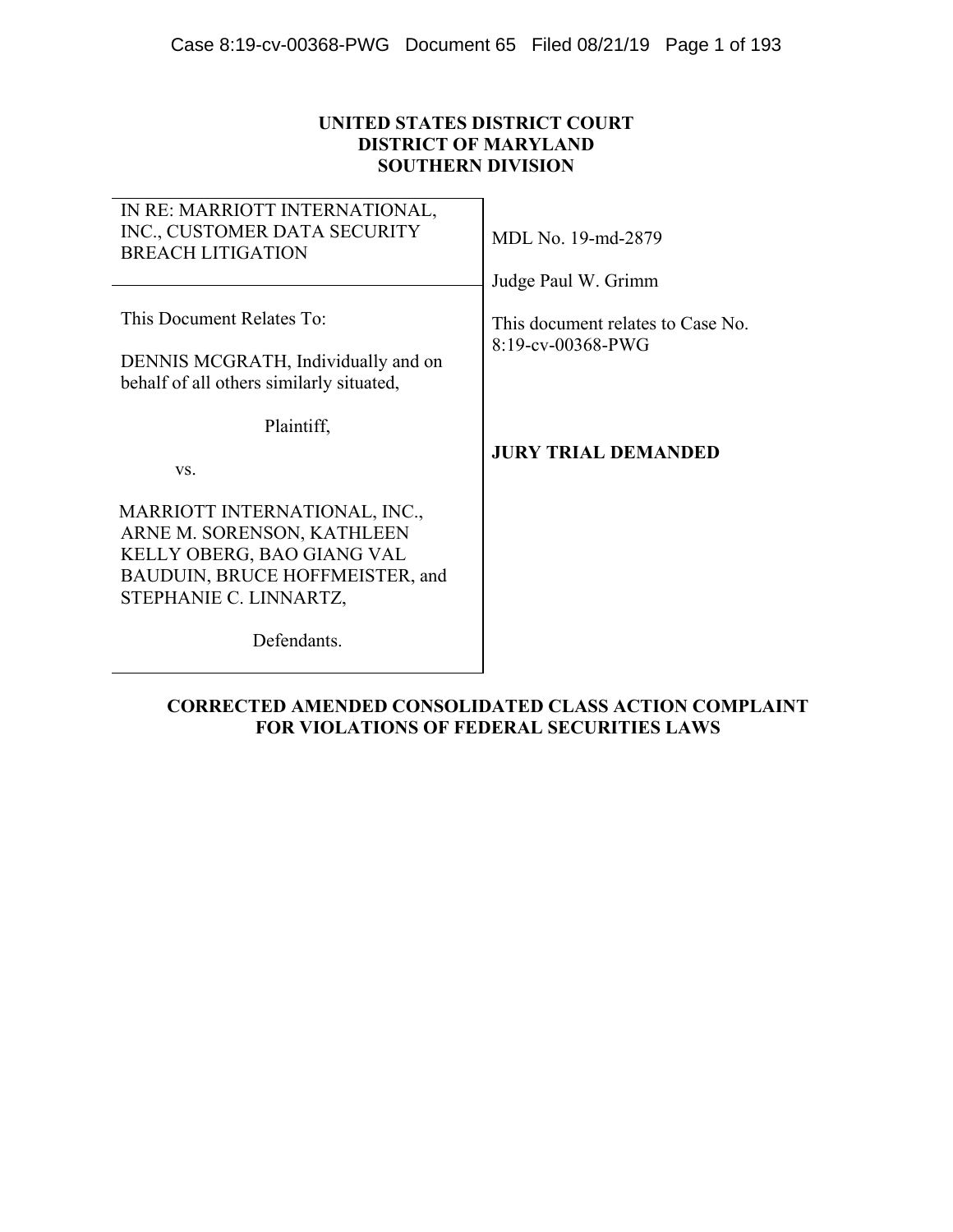**UNITED STATES DISTRICT COURT**
**DISTRICT OF MARYLAND**
**SOUTHERN DIVISION**

| | |
|---|---|
| IN RE: MARRIOTT INTERNATIONAL, INC., CUSTOMER DATA SECURITY BREACH LITIGATION | MDL No. 19-md-2879<br><br>Judge Paul W. Grimm |
| This Document Relates To:<br><br>DENNIS MCGRATH, Individually and on behalf of all others similarly situated,<br><br>Plaintiff,<br><br>vs.<br><br>MARRIOTT INTERNATIONAL, INC., ARNE M. SORENSON, KATHLEEN KELLY OBERG, BAO GIANG VAL BAUDUIN, BRUCE HOFFMEISTER, and STEPHANIE C. LINNARTZ,<br><br>Defendants. | This document relates to Case No. 8:19-cv-00368-PWG<br><br>**JURY TRIAL DEMANDED** |

**CORRECTED AMENDED CONSOLIDATED CLASS ACTION COMPLAINT FOR VIOLATIONS OF FEDERAL SECURITIES LAWS**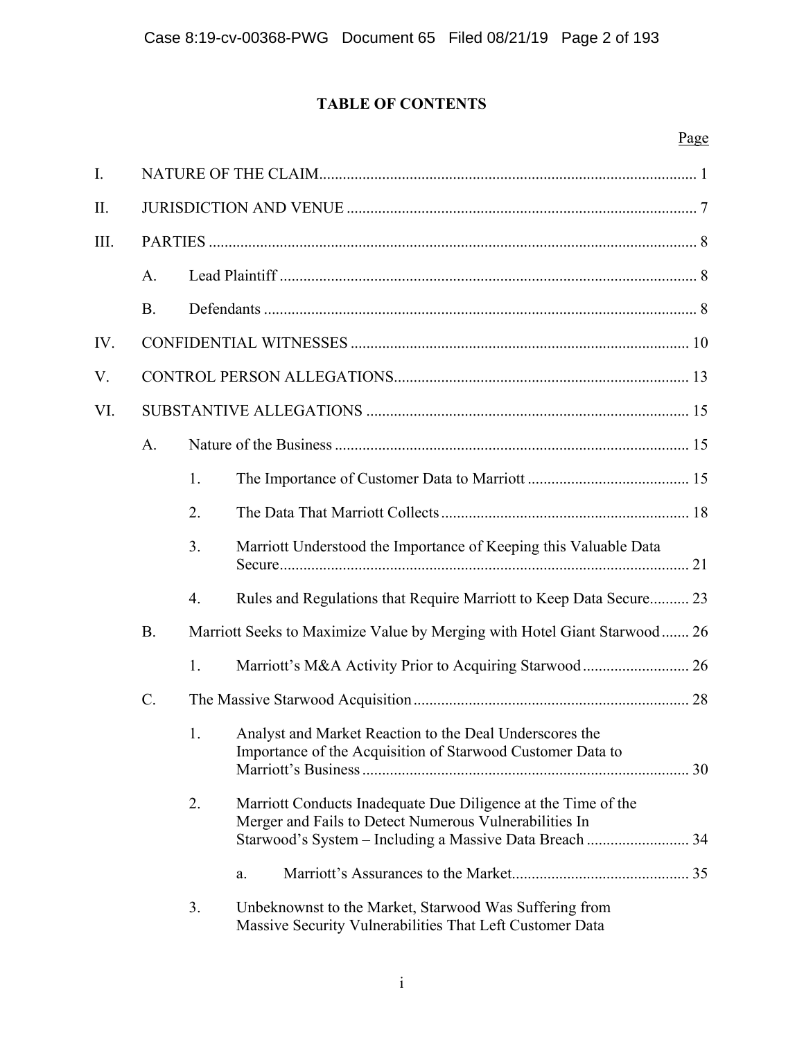# TABLE OF CONTENTS

| | | | | Page |
|---|---|---|---|---|
| I. | NATURE OF THE CLAIM | | | 1 |
| II. | JURISDICTION AND VENUE | | | 7 |
| III. | PARTIES | | | 8 |
| | A. | Lead Plaintiff | | 8 |
| | B. | Defendants | | 8 |
| IV. | CONFIDENTIAL WITNESSES | | | 10 |
| V. | CONTROL PERSON ALLEGATIONS | | | 13 |
| VI. | SUBSTANTIVE ALLEGATIONS | | | 15 |
| | A. | Nature of the Business | | 15 |
| | | 1. | The Importance of Customer Data to Marriott | 15 |
| | | 2. | The Data That Marriott Collects | 18 |
| | | 3. | Marriott Understood the Importance of Keeping this Valuable Data Secure | 21 |
| | | 4. | Rules and Regulations that Require Marriott to Keep Data Secure | 23 |
| | B. | Marriott Seeks to Maximize Value by Merging with Hotel Giant Starwood | | 26 |
| | | 1. | Marriott's M&A Activity Prior to Acquiring Starwood | 26 |
| | C. | The Massive Starwood Acquisition | | 28 |
| | | 1. | Analyst and Market Reaction to the Deal Underscores the Importance of the Acquisition of Starwood Customer Data to Marriott's Business | 30 |
| | | 2. | Marriott Conducts Inadequate Due Diligence at the Time of the Merger and Fails to Detect Numerous Vulnerabilities In Starwood's System – Including a Massive Data Breach | 34 |
| | | | a. Marriott's Assurances to the Market | 35 |
| | | 3. | Unbeknownst to the Market, Starwood Was Suffering from Massive Security Vulnerabilities That Left Customer Data | |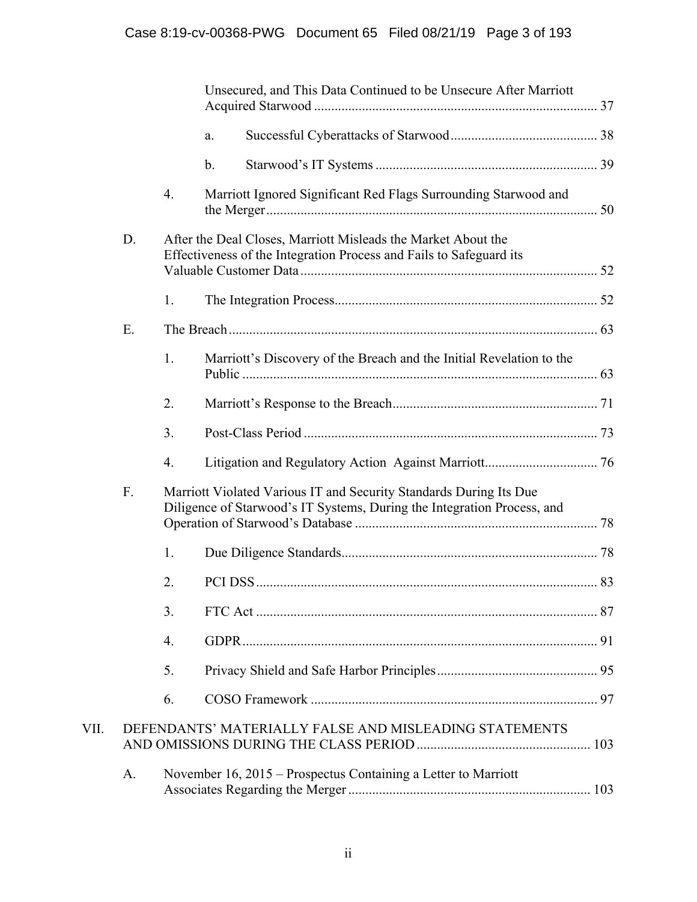Unsecured, and This Data Continued to be Unsecure After Marriott Acquired Starwood ..... 37

a. Successful Cyberattacks of Starwood ..... 38

b. Starwood's IT Systems ..... 39

4. Marriott Ignored Significant Red Flags Surrounding Starwood and the Merger ..... 50

D. After the Deal Closes, Marriott Misleads the Market About the Effectiveness of the Integration Process and Fails to Safeguard its Valuable Customer Data ..... 52

1. The Integration Process ..... 52

E. The Breach ..... 63

1. Marriott's Discovery of the Breach and the Initial Revelation to the Public ..... 63

2. Marriott's Response to the Breach ..... 71

3. Post-Class Period ..... 73

4. Litigation and Regulatory Action Against Marriott ..... 76

F. Marriott Violated Various IT and Security Standards During Its Due Diligence of Starwood's IT Systems, During the Integration Process, and Operation of Starwood's Database ..... 78

1. Due Diligence Standards ..... 78

2. PCI DSS ..... 83

3. FTC Act ..... 87

4. GDPR ..... 91

5. Privacy Shield and Safe Harbor Principles ..... 95

6. COSO Framework ..... 97

VII. DEFENDANTS' MATERIALLY FALSE AND MISLEADING STATEMENTS AND OMISSIONS DURING THE CLASS PERIOD ..... 103

A. November 16, 2015 – Prospectus Containing a Letter to Marriott Associates Regarding the Merger ..... 103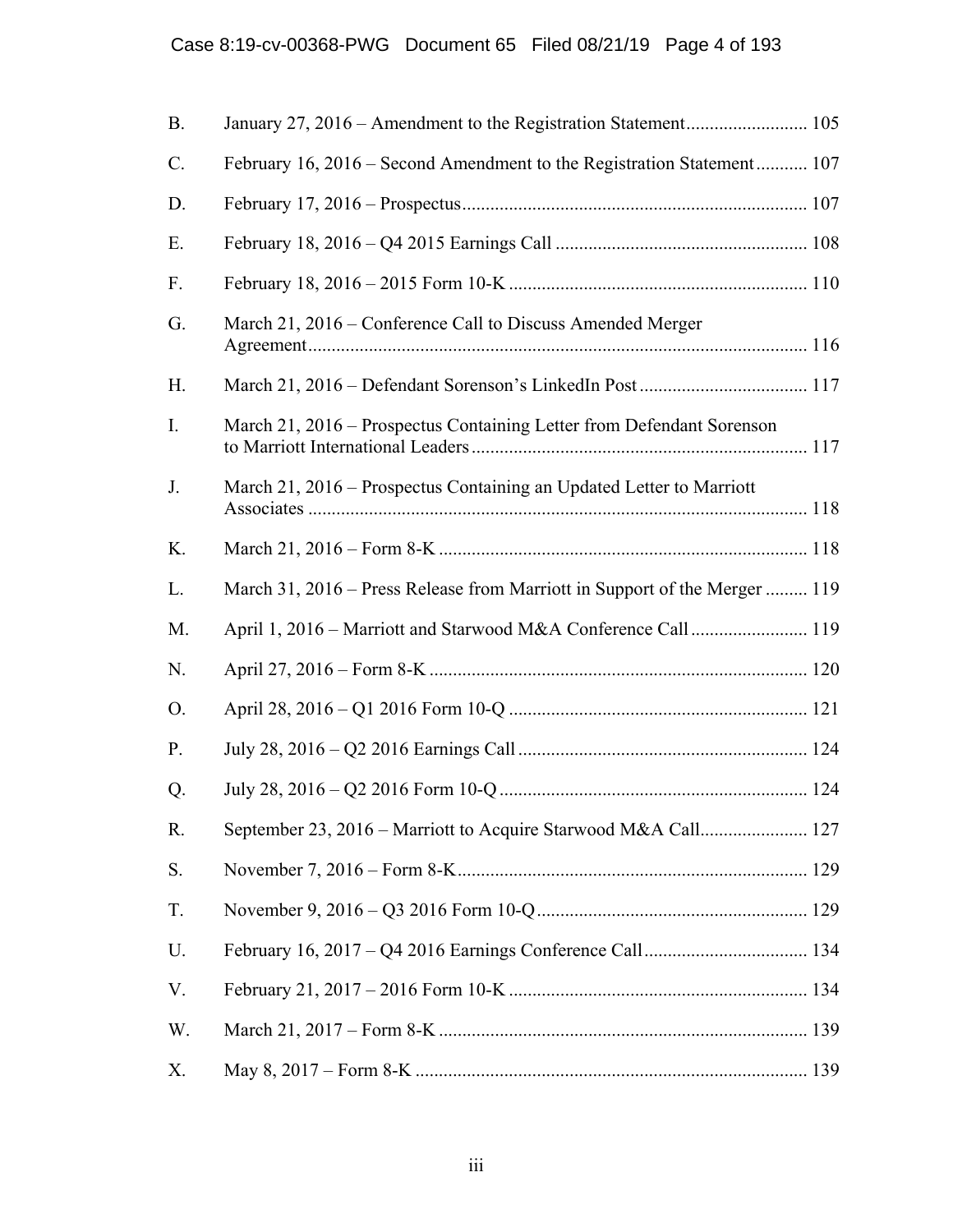B. January 27, 2016 – Amendment to the Registration Statement .......................... 105

C. February 16, 2016 – Second Amendment to the Registration Statement ........... 107

D. February 17, 2016 – Prospectus ......................................................................... 107

E. February 18, 2016 – Q4 2015 Earnings Call ..................................................... 108

F. February 18, 2016 – 2015 Form 10-K ............................................................... 110

G. March 21, 2016 – Conference Call to Discuss Amended Merger Agreement ......................................................................................................... 116

H. March 21, 2016 – Defendant Sorenson's LinkedIn Post .................................... 117

I. March 21, 2016 – Prospectus Containing Letter from Defendant Sorenson to Marriott International Leaders ....................................................................... 117

J. March 21, 2016 – Prospectus Containing an Updated Letter to Marriott Associates .......................................................................................................... 118

K. March 21, 2016 – Form 8-K .............................................................................. 118

L. March 31, 2016 – Press Release from Marriott in Support of the Merger ......... 119

M. April 1, 2016 – Marriott and Starwood M&A Conference Call ......................... 119

N. April 27, 2016 – Form 8-K ................................................................................ 120

O. April 28, 2016 – Q1 2016 Form 10-Q ............................................................... 121

P. July 28, 2016 – Q2 2016 Earnings Call ............................................................. 124

Q. July 28, 2016 – Q2 2016 Form 10-Q ................................................................. 124

R. September 23, 2016 – Marriott to Acquire Starwood M&A Call ....................... 127

S. November 7, 2016 – Form 8-K .......................................................................... 129

T. November 9, 2016 – Q3 2016 Form 10-Q .......................................................... 129

U. February 16, 2017 – Q4 2016 Earnings Conference Call ................................... 134

V. February 21, 2017 – 2016 Form 10-K ............................................................... 134

W. March 21, 2017 – Form 8-K .............................................................................. 139

X. May 8, 2017 – Form 8-K ................................................................................... 139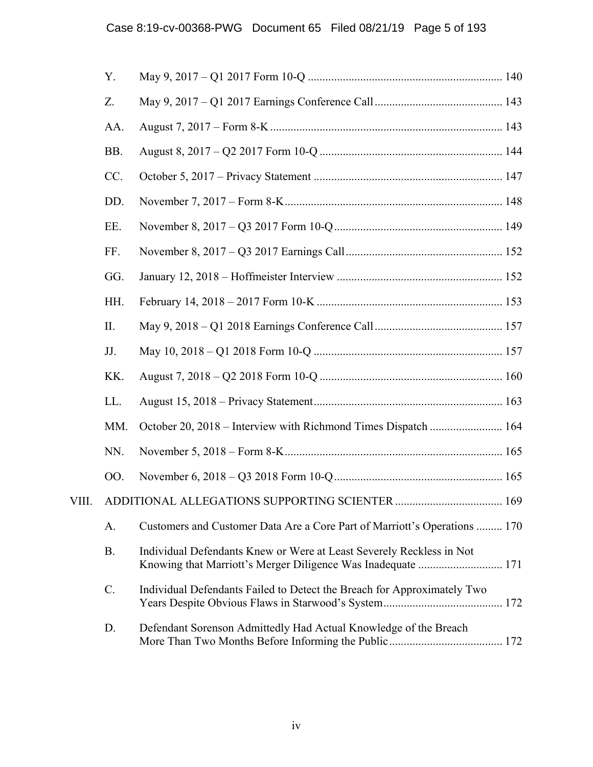Y. May 9, 2017 – Q1 2017 Form 10-Q .......... 140

Z. May 9, 2017 – Q1 2017 Earnings Conference Call .......... 143

AA. August 7, 2017 – Form 8-K .......... 143

BB. August 8, 2017 – Q2 2017 Form 10-Q .......... 144

CC. October 5, 2017 – Privacy Statement .......... 147

DD. November 7, 2017 – Form 8-K .......... 148

EE. November 8, 2017 – Q3 2017 Form 10-Q .......... 149

FF. November 8, 2017 – Q3 2017 Earnings Call .......... 152

GG. January 12, 2018 – Hoffmeister Interview .......... 152

HH. February 14, 2018 – 2017 Form 10-K .......... 153

II. May 9, 2018 – Q1 2018 Earnings Conference Call .......... 157

JJ. May 10, 2018 – Q1 2018 Form 10-Q .......... 157

KK. August 7, 2018 – Q2 2018 Form 10-Q .......... 160

LL. August 15, 2018 – Privacy Statement .......... 163

MM. October 20, 2018 – Interview with Richmond Times Dispatch .......... 164

NN. November 5, 2018 – Form 8-K .......... 165

OO. November 6, 2018 – Q3 2018 Form 10-Q .......... 165

VIII. ADDITIONAL ALLEGATIONS SUPPORTING SCIENTER .......... 169

A. Customers and Customer Data Are a Core Part of Marriott's Operations .......... 170

B. Individual Defendants Knew or Were at Least Severely Reckless in Not Knowing that Marriott's Merger Diligence Was Inadequate .......... 171

C. Individual Defendants Failed to Detect the Breach for Approximately Two Years Despite Obvious Flaws in Starwood's System .......... 172

D. Defendant Sorenson Admittedly Had Actual Knowledge of the Breach More Than Two Months Before Informing the Public .......... 172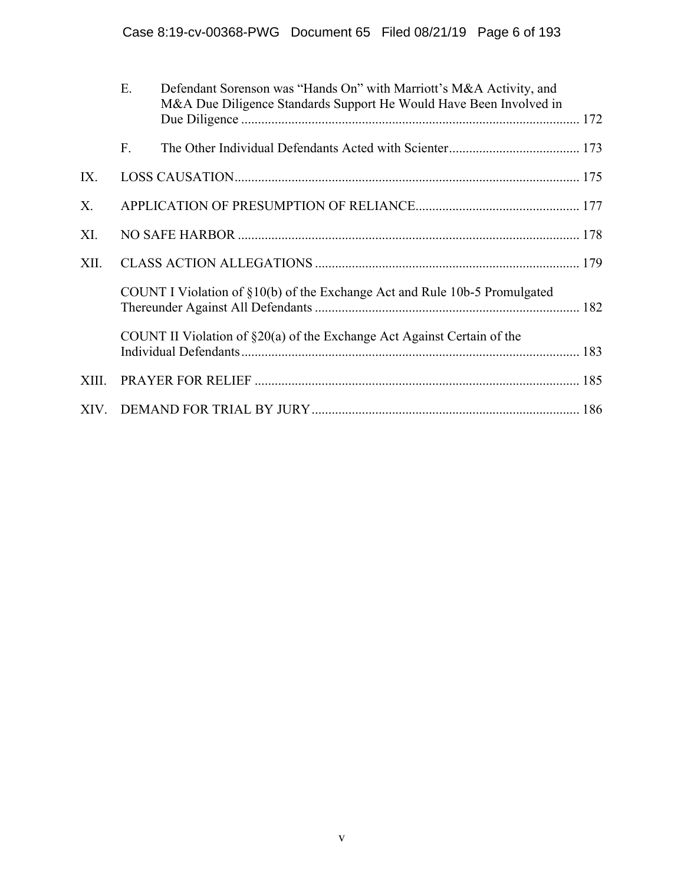E. Defendant Sorenson was "Hands On" with Marriott's M&A Activity, and M&A Due Diligence Standards Support He Would Have Been Involved in Due Diligence ..................................................................................................... 172

F. The Other Individual Defendants Acted with Scienter ....................................... 173

IX. LOSS CAUSATION ....................................................................................................... 175

X. APPLICATION OF PRESUMPTION OF RELIANCE ................................................ 177

XI. NO SAFE HARBOR ..................................................................................................... 178

XII. CLASS ACTION ALLEGATIONS ............................................................................... 179

COUNT I Violation of §10(b) of the Exchange Act and Rule 10b-5 Promulgated Thereunder Against All Defendants ............................................................................... 182

COUNT II Violation of §20(a) of the Exchange Act Against Certain of the Individual Defendants ..................................................................................................... 183

XIII. PRAYER FOR RELIEF ................................................................................................. 185

XIV. DEMAND FOR TRIAL BY JURY ................................................................................ 186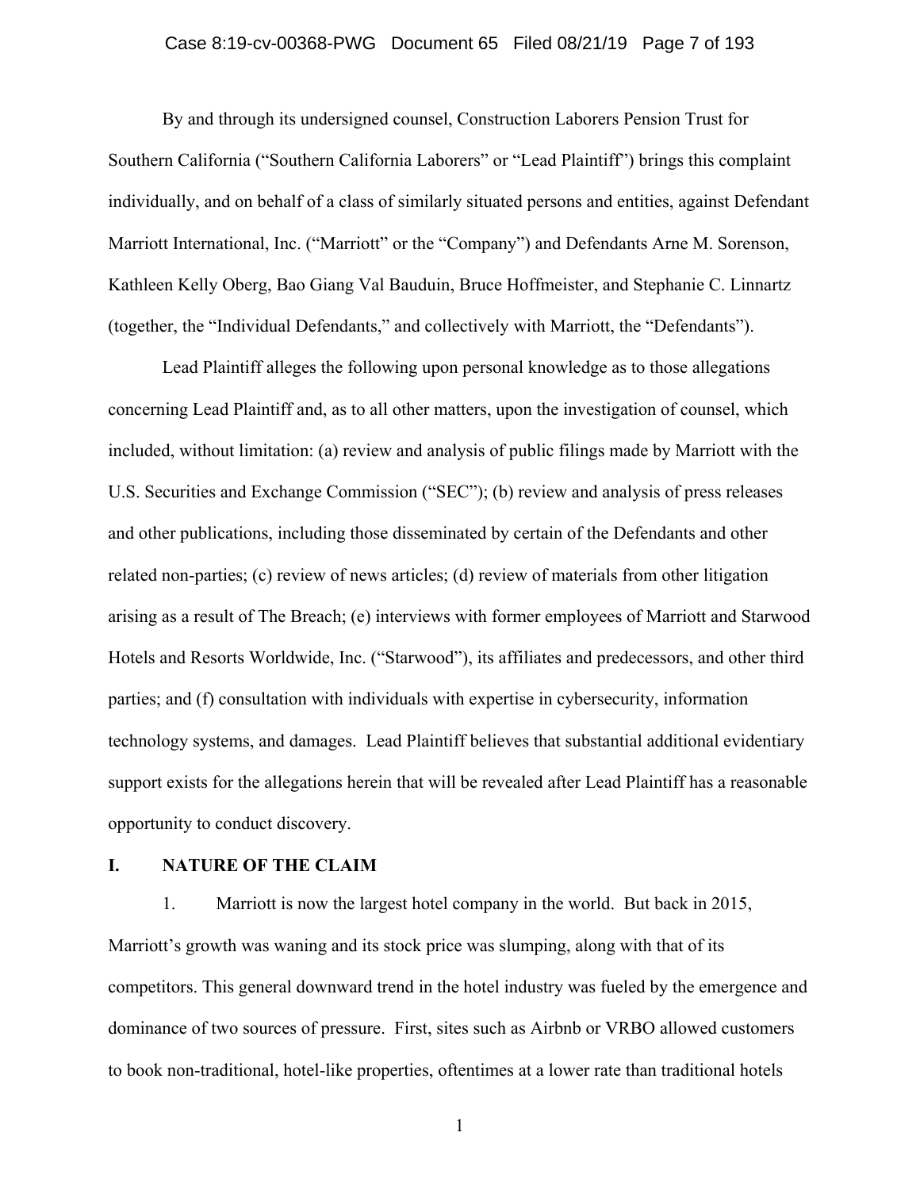By and through its undersigned counsel, Construction Laborers Pension Trust for Southern California ("Southern California Laborers" or "Lead Plaintiff") brings this complaint individually, and on behalf of a class of similarly situated persons and entities, against Defendant Marriott International, Inc. ("Marriott" or the "Company") and Defendants Arne M. Sorenson, Kathleen Kelly Oberg, Bao Giang Val Bauduin, Bruce Hoffmeister, and Stephanie C. Linnartz (together, the "Individual Defendants," and collectively with Marriott, the "Defendants").

Lead Plaintiff alleges the following upon personal knowledge as to those allegations concerning Lead Plaintiff and, as to all other matters, upon the investigation of counsel, which included, without limitation: (a) review and analysis of public filings made by Marriott with the U.S. Securities and Exchange Commission ("SEC"); (b) review and analysis of press releases and other publications, including those disseminated by certain of the Defendants and other related non-parties; (c) review of news articles; (d) review of materials from other litigation arising as a result of The Breach; (e) interviews with former employees of Marriott and Starwood Hotels and Resorts Worldwide, Inc. ("Starwood"), its affiliates and predecessors, and other third parties; and (f) consultation with individuals with expertise in cybersecurity, information technology systems, and damages. Lead Plaintiff believes that substantial additional evidentiary support exists for the allegations herein that will be revealed after Lead Plaintiff has a reasonable opportunity to conduct discovery.

## I. NATURE OF THE CLAIM

1. Marriott is now the largest hotel company in the world. But back in 2015, Marriott's growth was waning and its stock price was slumping, along with that of its competitors. This general downward trend in the hotel industry was fueled by the emergence and dominance of two sources of pressure. First, sites such as Airbnb or VRBO allowed customers to book non-traditional, hotel-like properties, oftentimes at a lower rate than traditional hotels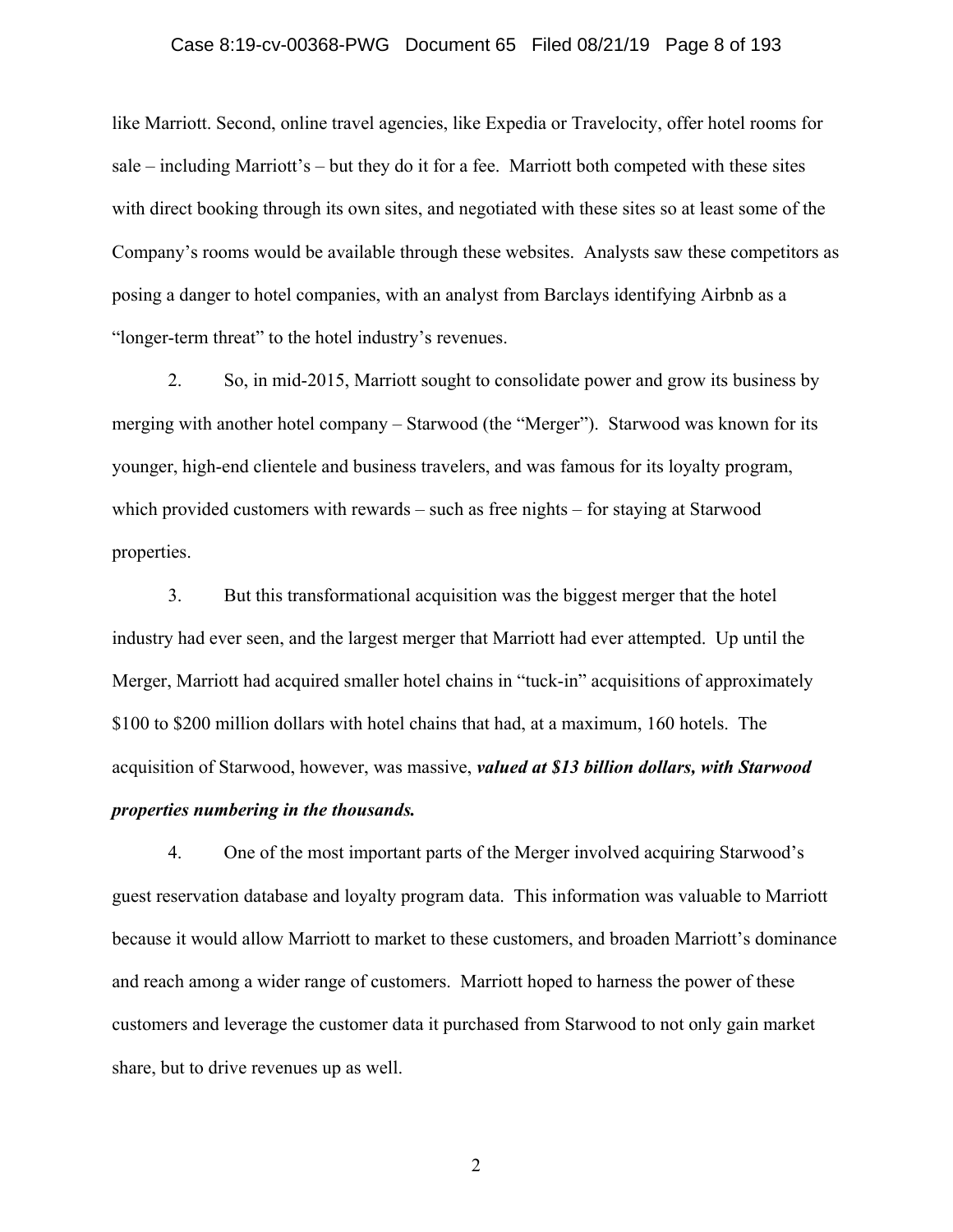like Marriott. Second, online travel agencies, like Expedia or Travelocity, offer hotel rooms for sale – including Marriott's – but they do it for a fee. Marriott both competed with these sites with direct booking through its own sites, and negotiated with these sites so at least some of the Company's rooms would be available through these websites. Analysts saw these competitors as posing a danger to hotel companies, with an analyst from Barclays identifying Airbnb as a "longer-term threat" to the hotel industry's revenues.

2. So, in mid-2015, Marriott sought to consolidate power and grow its business by merging with another hotel company – Starwood (the "Merger"). Starwood was known for its younger, high-end clientele and business travelers, and was famous for its loyalty program, which provided customers with rewards – such as free nights – for staying at Starwood properties.

3. But this transformational acquisition was the biggest merger that the hotel industry had ever seen, and the largest merger that Marriott had ever attempted. Up until the Merger, Marriott had acquired smaller hotel chains in "tuck-in" acquisitions of approximately $100 to $200 million dollars with hotel chains that had, at a maximum, 160 hotels. The acquisition of Starwood, however, was massive, ***valued at $13 billion dollars, with Starwood properties numbering in the thousands.***

4. One of the most important parts of the Merger involved acquiring Starwood's guest reservation database and loyalty program data. This information was valuable to Marriott because it would allow Marriott to market to these customers, and broaden Marriott's dominance and reach among a wider range of customers. Marriott hoped to harness the power of these customers and leverage the customer data it purchased from Starwood to not only gain market share, but to drive revenues up as well.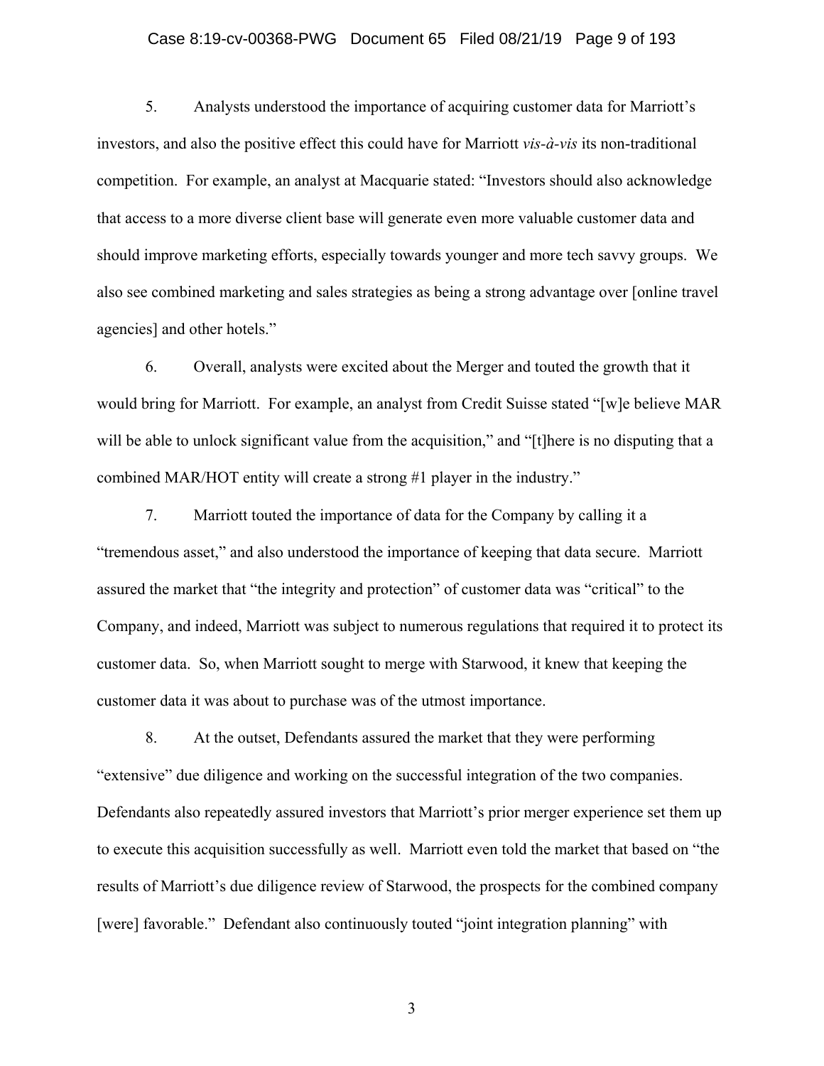5. Analysts understood the importance of acquiring customer data for Marriott's investors, and also the positive effect this could have for Marriott *vis-à-vis* its non-traditional competition. For example, an analyst at Macquarie stated: "Investors should also acknowledge that access to a more diverse client base will generate even more valuable customer data and should improve marketing efforts, especially towards younger and more tech savvy groups. We also see combined marketing and sales strategies as being a strong advantage over [online travel agencies] and other hotels."

6. Overall, analysts were excited about the Merger and touted the growth that it would bring for Marriott. For example, an analyst from Credit Suisse stated "[w]e believe MAR will be able to unlock significant value from the acquisition," and "[t]here is no disputing that a combined MAR/HOT entity will create a strong #1 player in the industry."

7. Marriott touted the importance of data for the Company by calling it a "tremendous asset," and also understood the importance of keeping that data secure. Marriott assured the market that "the integrity and protection" of customer data was "critical" to the Company, and indeed, Marriott was subject to numerous regulations that required it to protect its customer data. So, when Marriott sought to merge with Starwood, it knew that keeping the customer data it was about to purchase was of the utmost importance.

8. At the outset, Defendants assured the market that they were performing "extensive" due diligence and working on the successful integration of the two companies. Defendants also repeatedly assured investors that Marriott's prior merger experience set them up to execute this acquisition successfully as well. Marriott even told the market that based on "the results of Marriott's due diligence review of Starwood, the prospects for the combined company [were] favorable." Defendant also continuously touted "joint integration planning" with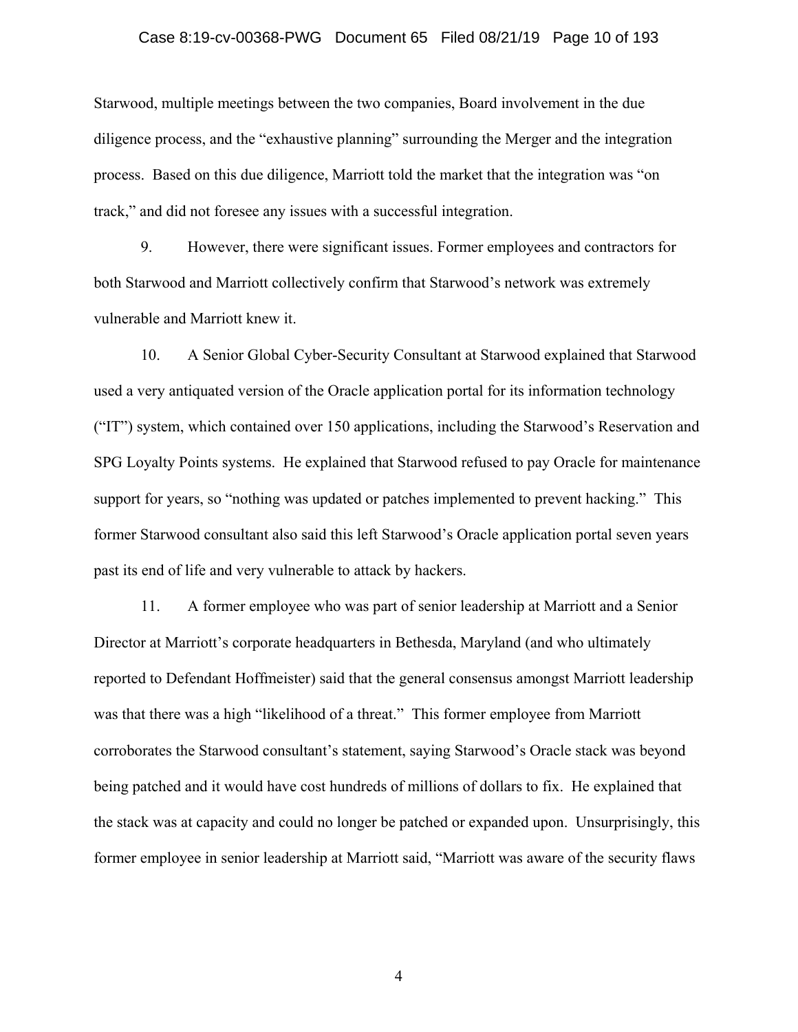Starwood, multiple meetings between the two companies, Board involvement in the due diligence process, and the "exhaustive planning" surrounding the Merger and the integration process. Based on this due diligence, Marriott told the market that the integration was "on track," and did not foresee any issues with a successful integration.

9. However, there were significant issues. Former employees and contractors for both Starwood and Marriott collectively confirm that Starwood's network was extremely vulnerable and Marriott knew it.

10. A Senior Global Cyber-Security Consultant at Starwood explained that Starwood used a very antiquated version of the Oracle application portal for its information technology ("IT") system, which contained over 150 applications, including the Starwood's Reservation and SPG Loyalty Points systems. He explained that Starwood refused to pay Oracle for maintenance support for years, so "nothing was updated or patches implemented to prevent hacking." This former Starwood consultant also said this left Starwood's Oracle application portal seven years past its end of life and very vulnerable to attack by hackers.

11. A former employee who was part of senior leadership at Marriott and a Senior Director at Marriott's corporate headquarters in Bethesda, Maryland (and who ultimately reported to Defendant Hoffmeister) said that the general consensus amongst Marriott leadership was that there was a high "likelihood of a threat." This former employee from Marriott corroborates the Starwood consultant's statement, saying Starwood's Oracle stack was beyond being patched and it would have cost hundreds of millions of dollars to fix. He explained that the stack was at capacity and could no longer be patched or expanded upon. Unsurprisingly, this former employee in senior leadership at Marriott said, "Marriott was aware of the security flaws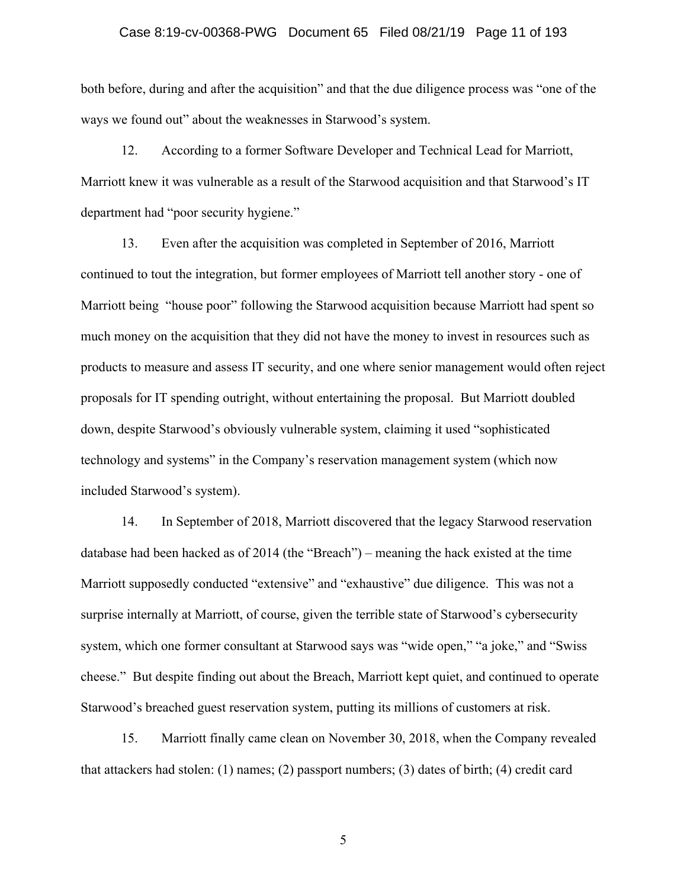both before, during and after the acquisition" and that the due diligence process was "one of the ways we found out" about the weaknesses in Starwood's system.

12. According to a former Software Developer and Technical Lead for Marriott, Marriott knew it was vulnerable as a result of the Starwood acquisition and that Starwood's IT department had "poor security hygiene."

13. Even after the acquisition was completed in September of 2016, Marriott continued to tout the integration, but former employees of Marriott tell another story - one of Marriott being "house poor" following the Starwood acquisition because Marriott had spent so much money on the acquisition that they did not have the money to invest in resources such as products to measure and assess IT security, and one where senior management would often reject proposals for IT spending outright, without entertaining the proposal. But Marriott doubled down, despite Starwood's obviously vulnerable system, claiming it used "sophisticated technology and systems" in the Company's reservation management system (which now included Starwood's system).

14. In September of 2018, Marriott discovered that the legacy Starwood reservation database had been hacked as of 2014 (the "Breach") – meaning the hack existed at the time Marriott supposedly conducted "extensive" and "exhaustive" due diligence. This was not a surprise internally at Marriott, of course, given the terrible state of Starwood's cybersecurity system, which one former consultant at Starwood says was "wide open," "a joke," and "Swiss cheese." But despite finding out about the Breach, Marriott kept quiet, and continued to operate Starwood's breached guest reservation system, putting its millions of customers at risk.

15. Marriott finally came clean on November 30, 2018, when the Company revealed that attackers had stolen: (1) names; (2) passport numbers; (3) dates of birth; (4) credit card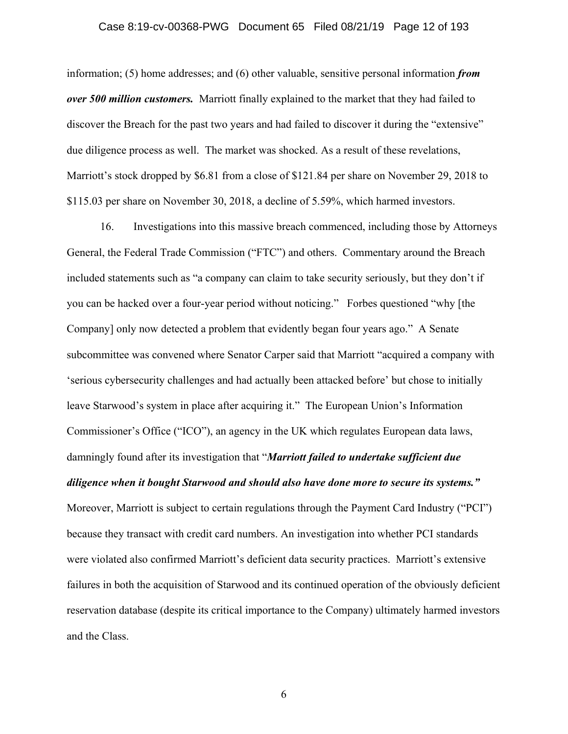information; (5) home addresses; and (6) other valuable, sensitive personal information ***from over 500 million customers.*** Marriott finally explained to the market that they had failed to discover the Breach for the past two years and had failed to discover it during the "extensive" due diligence process as well. The market was shocked. As a result of these revelations, Marriott's stock dropped by $6.81 from a close of $121.84 per share on November 29, 2018 to $115.03 per share on November 30, 2018, a decline of 5.59%, which harmed investors.

16. Investigations into this massive breach commenced, including those by Attorneys General, the Federal Trade Commission ("FTC") and others. Commentary around the Breach included statements such as "a company can claim to take security seriously, but they don't if you can be hacked over a four-year period without noticing." Forbes questioned "why [the Company] only now detected a problem that evidently began four years ago." A Senate subcommittee was convened where Senator Carper said that Marriott "acquired a company with 'serious cybersecurity challenges and had actually been attacked before' but chose to initially leave Starwood's system in place after acquiring it." The European Union's Information Commissioner's Office ("ICO"), an agency in the UK which regulates European data laws, damningly found after its investigation that "***Marriott failed to undertake sufficient due diligence when it bought Starwood and should also have done more to secure its systems.***" Moreover, Marriott is subject to certain regulations through the Payment Card Industry ("PCI") because they transact with credit card numbers. An investigation into whether PCI standards were violated also confirmed Marriott's deficient data security practices. Marriott's extensive failures in both the acquisition of Starwood and its continued operation of the obviously deficient reservation database (despite its critical importance to the Company) ultimately harmed investors and the Class.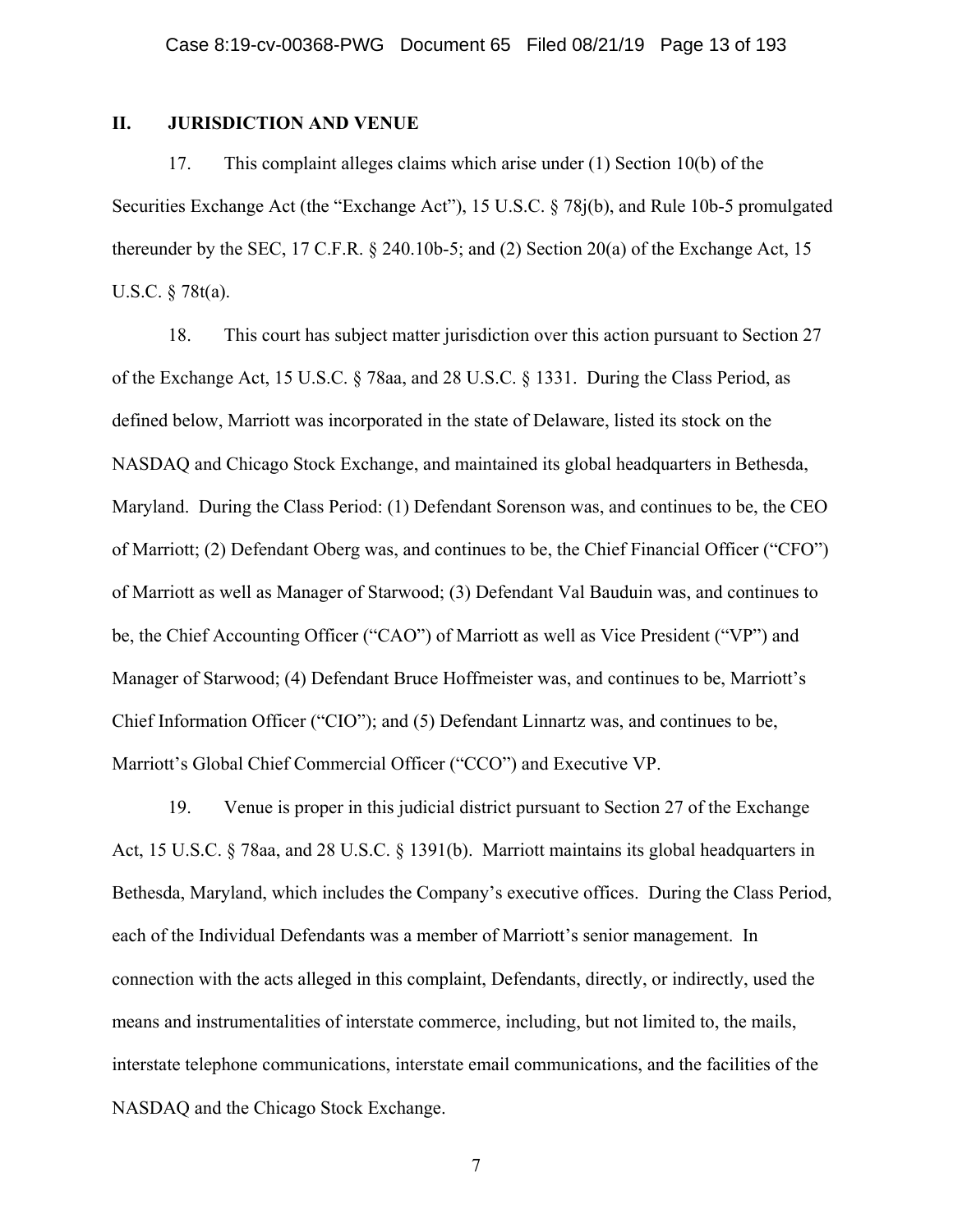## II. JURISDICTION AND VENUE

17. This complaint alleges claims which arise under (1) Section 10(b) of the Securities Exchange Act (the "Exchange Act"), 15 U.S.C. § 78j(b), and Rule 10b-5 promulgated thereunder by the SEC, 17 C.F.R. § 240.10b-5; and (2) Section 20(a) of the Exchange Act, 15 U.S.C. § 78t(a).

18. This court has subject matter jurisdiction over this action pursuant to Section 27 of the Exchange Act, 15 U.S.C. § 78aa, and 28 U.S.C. § 1331. During the Class Period, as defined below, Marriott was incorporated in the state of Delaware, listed its stock on the NASDAQ and Chicago Stock Exchange, and maintained its global headquarters in Bethesda, Maryland. During the Class Period: (1) Defendant Sorenson was, and continues to be, the CEO of Marriott; (2) Defendant Oberg was, and continues to be, the Chief Financial Officer ("CFO") of Marriott as well as Manager of Starwood; (3) Defendant Val Bauduin was, and continues to be, the Chief Accounting Officer ("CAO") of Marriott as well as Vice President ("VP") and Manager of Starwood; (4) Defendant Bruce Hoffmeister was, and continues to be, Marriott's Chief Information Officer ("CIO"); and (5) Defendant Linnartz was, and continues to be, Marriott's Global Chief Commercial Officer ("CCO") and Executive VP.

19. Venue is proper in this judicial district pursuant to Section 27 of the Exchange Act, 15 U.S.C. § 78aa, and 28 U.S.C. § 1391(b). Marriott maintains its global headquarters in Bethesda, Maryland, which includes the Company's executive offices. During the Class Period, each of the Individual Defendants was a member of Marriott's senior management. In connection with the acts alleged in this complaint, Defendants, directly, or indirectly, used the means and instrumentalities of interstate commerce, including, but not limited to, the mails, interstate telephone communications, interstate email communications, and the facilities of the NASDAQ and the Chicago Stock Exchange.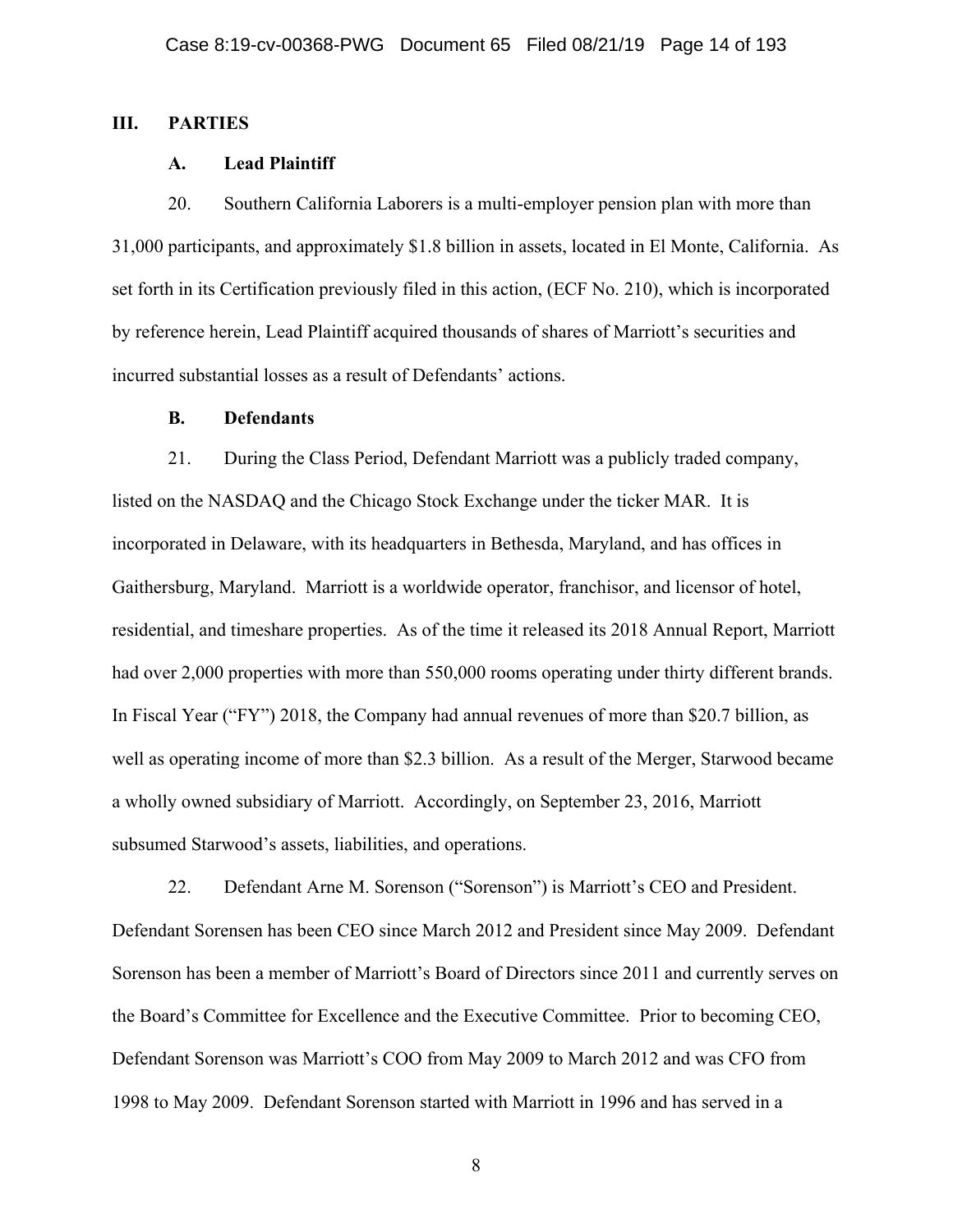## III. PARTIES

### A. Lead Plaintiff

20. Southern California Laborers is a multi-employer pension plan with more than 31,000 participants, and approximately $1.8 billion in assets, located in El Monte, California. As set forth in its Certification previously filed in this action, (ECF No. 210), which is incorporated by reference herein, Lead Plaintiff acquired thousands of shares of Marriott's securities and incurred substantial losses as a result of Defendants' actions.

### B. Defendants

21. During the Class Period, Defendant Marriott was a publicly traded company, listed on the NASDAQ and the Chicago Stock Exchange under the ticker MAR. It is incorporated in Delaware, with its headquarters in Bethesda, Maryland, and has offices in Gaithersburg, Maryland. Marriott is a worldwide operator, franchisor, and licensor of hotel, residential, and timeshare properties. As of the time it released its 2018 Annual Report, Marriott had over 2,000 properties with more than 550,000 rooms operating under thirty different brands. In Fiscal Year ("FY") 2018, the Company had annual revenues of more than $20.7 billion, as well as operating income of more than $2.3 billion. As a result of the Merger, Starwood became a wholly owned subsidiary of Marriott. Accordingly, on September 23, 2016, Marriott subsumed Starwood's assets, liabilities, and operations.

22. Defendant Arne M. Sorenson ("Sorenson") is Marriott's CEO and President. Defendant Sorensen has been CEO since March 2012 and President since May 2009. Defendant Sorenson has been a member of Marriott's Board of Directors since 2011 and currently serves on the Board's Committee for Excellence and the Executive Committee. Prior to becoming CEO, Defendant Sorenson was Marriott's COO from May 2009 to March 2012 and was CFO from 1998 to May 2009. Defendant Sorenson started with Marriott in 1996 and has served in a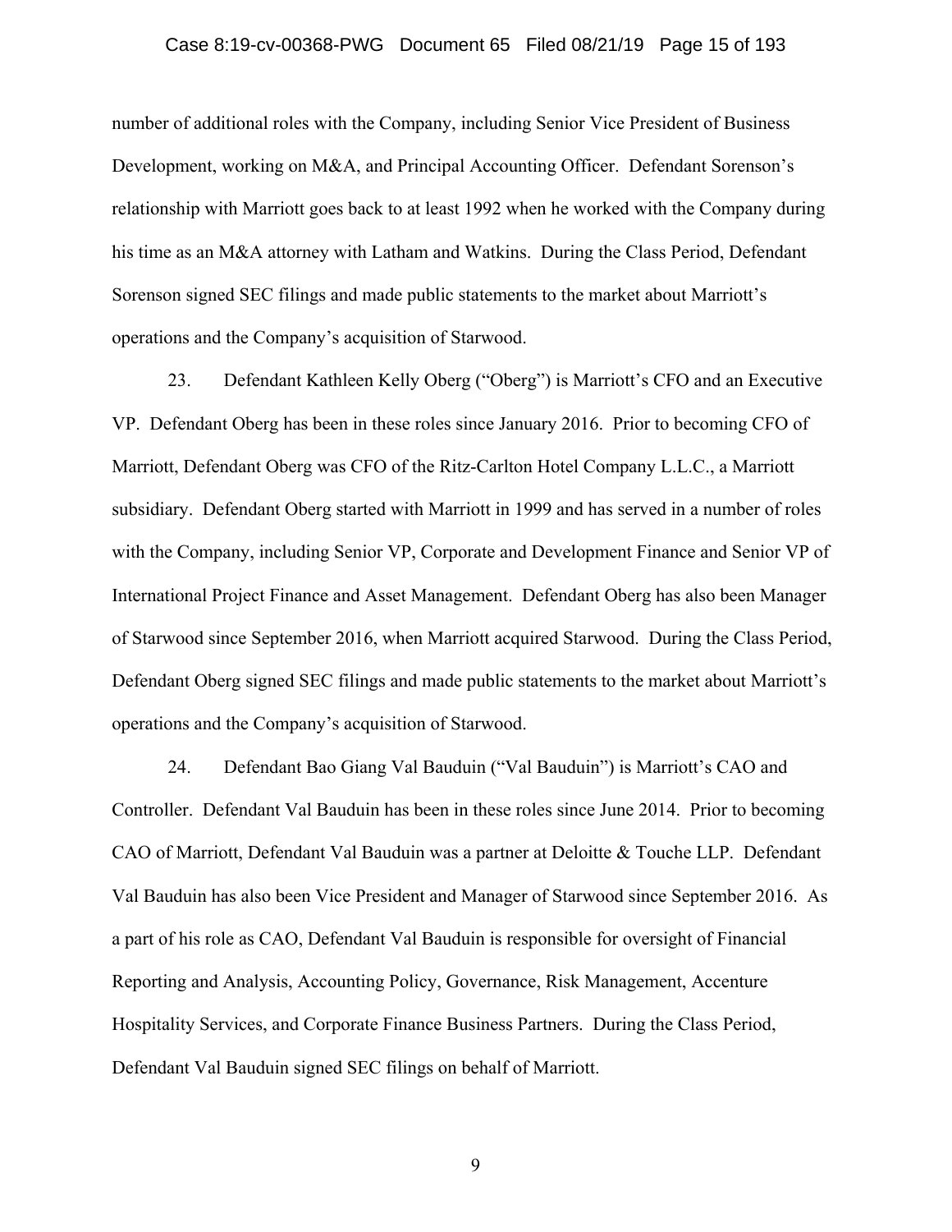number of additional roles with the Company, including Senior Vice President of Business Development, working on M&A, and Principal Accounting Officer. Defendant Sorenson's relationship with Marriott goes back to at least 1992 when he worked with the Company during his time as an M&A attorney with Latham and Watkins. During the Class Period, Defendant Sorenson signed SEC filings and made public statements to the market about Marriott's operations and the Company's acquisition of Starwood.

23. Defendant Kathleen Kelly Oberg ("Oberg") is Marriott's CFO and an Executive VP. Defendant Oberg has been in these roles since January 2016. Prior to becoming CFO of Marriott, Defendant Oberg was CFO of the Ritz-Carlton Hotel Company L.L.C., a Marriott subsidiary. Defendant Oberg started with Marriott in 1999 and has served in a number of roles with the Company, including Senior VP, Corporate and Development Finance and Senior VP of International Project Finance and Asset Management. Defendant Oberg has also been Manager of Starwood since September 2016, when Marriott acquired Starwood. During the Class Period, Defendant Oberg signed SEC filings and made public statements to the market about Marriott's operations and the Company's acquisition of Starwood.

24. Defendant Bao Giang Val Bauduin ("Val Bauduin") is Marriott's CAO and Controller. Defendant Val Bauduin has been in these roles since June 2014. Prior to becoming CAO of Marriott, Defendant Val Bauduin was a partner at Deloitte & Touche LLP. Defendant Val Bauduin has also been Vice President and Manager of Starwood since September 2016. As a part of his role as CAO, Defendant Val Bauduin is responsible for oversight of Financial Reporting and Analysis, Accounting Policy, Governance, Risk Management, Accenture Hospitality Services, and Corporate Finance Business Partners. During the Class Period, Defendant Val Bauduin signed SEC filings on behalf of Marriott.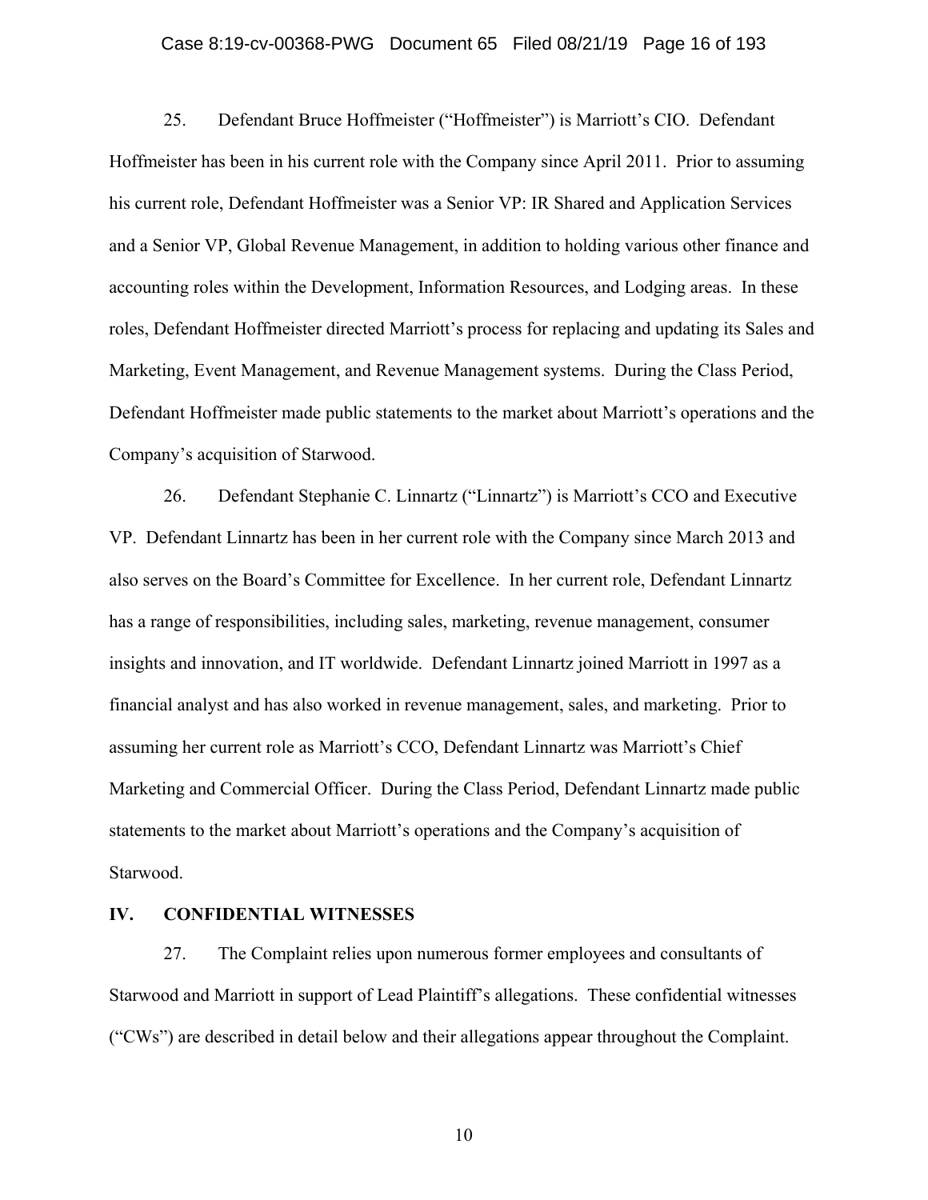25. Defendant Bruce Hoffmeister ("Hoffmeister") is Marriott's CIO. Defendant Hoffmeister has been in his current role with the Company since April 2011. Prior to assuming his current role, Defendant Hoffmeister was a Senior VP: IR Shared and Application Services and a Senior VP, Global Revenue Management, in addition to holding various other finance and accounting roles within the Development, Information Resources, and Lodging areas. In these roles, Defendant Hoffmeister directed Marriott's process for replacing and updating its Sales and Marketing, Event Management, and Revenue Management systems. During the Class Period, Defendant Hoffmeister made public statements to the market about Marriott's operations and the Company's acquisition of Starwood.

26. Defendant Stephanie C. Linnartz ("Linnartz") is Marriott's CCO and Executive VP. Defendant Linnartz has been in her current role with the Company since March 2013 and also serves on the Board's Committee for Excellence. In her current role, Defendant Linnartz has a range of responsibilities, including sales, marketing, revenue management, consumer insights and innovation, and IT worldwide. Defendant Linnartz joined Marriott in 1997 as a financial analyst and has also worked in revenue management, sales, and marketing. Prior to assuming her current role as Marriott's CCO, Defendant Linnartz was Marriott's Chief Marketing and Commercial Officer. During the Class Period, Defendant Linnartz made public statements to the market about Marriott's operations and the Company's acquisition of Starwood.

## IV. CONFIDENTIAL WITNESSES

27. The Complaint relies upon numerous former employees and consultants of Starwood and Marriott in support of Lead Plaintiff's allegations. These confidential witnesses ("CWs") are described in detail below and their allegations appear throughout the Complaint.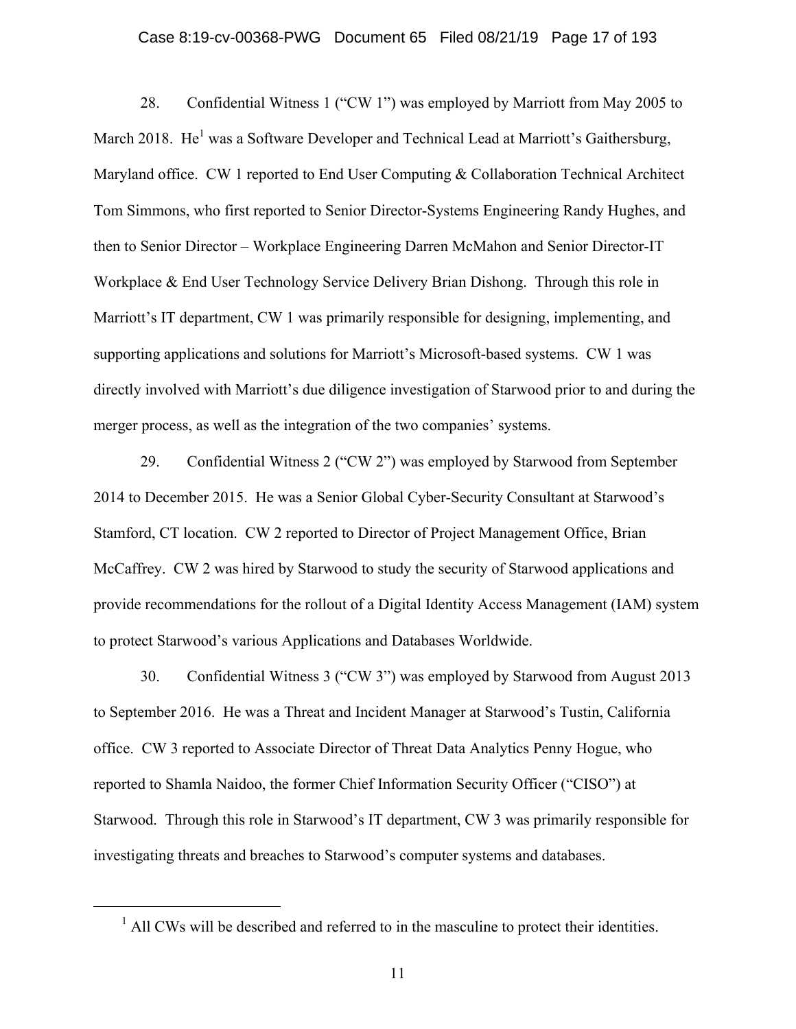28. Confidential Witness 1 ("CW 1") was employed by Marriott from May 2005 to March 2018. He[1] was a Software Developer and Technical Lead at Marriott's Gaithersburg, Maryland office. CW 1 reported to End User Computing & Collaboration Technical Architect Tom Simmons, who first reported to Senior Director-Systems Engineering Randy Hughes, and then to Senior Director – Workplace Engineering Darren McMahon and Senior Director-IT Workplace & End User Technology Service Delivery Brian Dishong. Through this role in Marriott's IT department, CW 1 was primarily responsible for designing, implementing, and supporting applications and solutions for Marriott's Microsoft-based systems. CW 1 was directly involved with Marriott's due diligence investigation of Starwood prior to and during the merger process, as well as the integration of the two companies' systems.

29. Confidential Witness 2 ("CW 2") was employed by Starwood from September 2014 to December 2015. He was a Senior Global Cyber-Security Consultant at Starwood's Stamford, CT location. CW 2 reported to Director of Project Management Office, Brian McCaffrey. CW 2 was hired by Starwood to study the security of Starwood applications and provide recommendations for the rollout of a Digital Identity Access Management (IAM) system to protect Starwood's various Applications and Databases Worldwide.

30. Confidential Witness 3 ("CW 3") was employed by Starwood from August 2013 to September 2016. He was a Threat and Incident Manager at Starwood's Tustin, California office. CW 3 reported to Associate Director of Threat Data Analytics Penny Hogue, who reported to Shamla Naidoo, the former Chief Information Security Officer ("CISO") at Starwood. Through this role in Starwood's IT department, CW 3 was primarily responsible for investigating threats and breaches to Starwood's computer systems and databases.

[1] All CWs will be described and referred to in the masculine to protect their identities.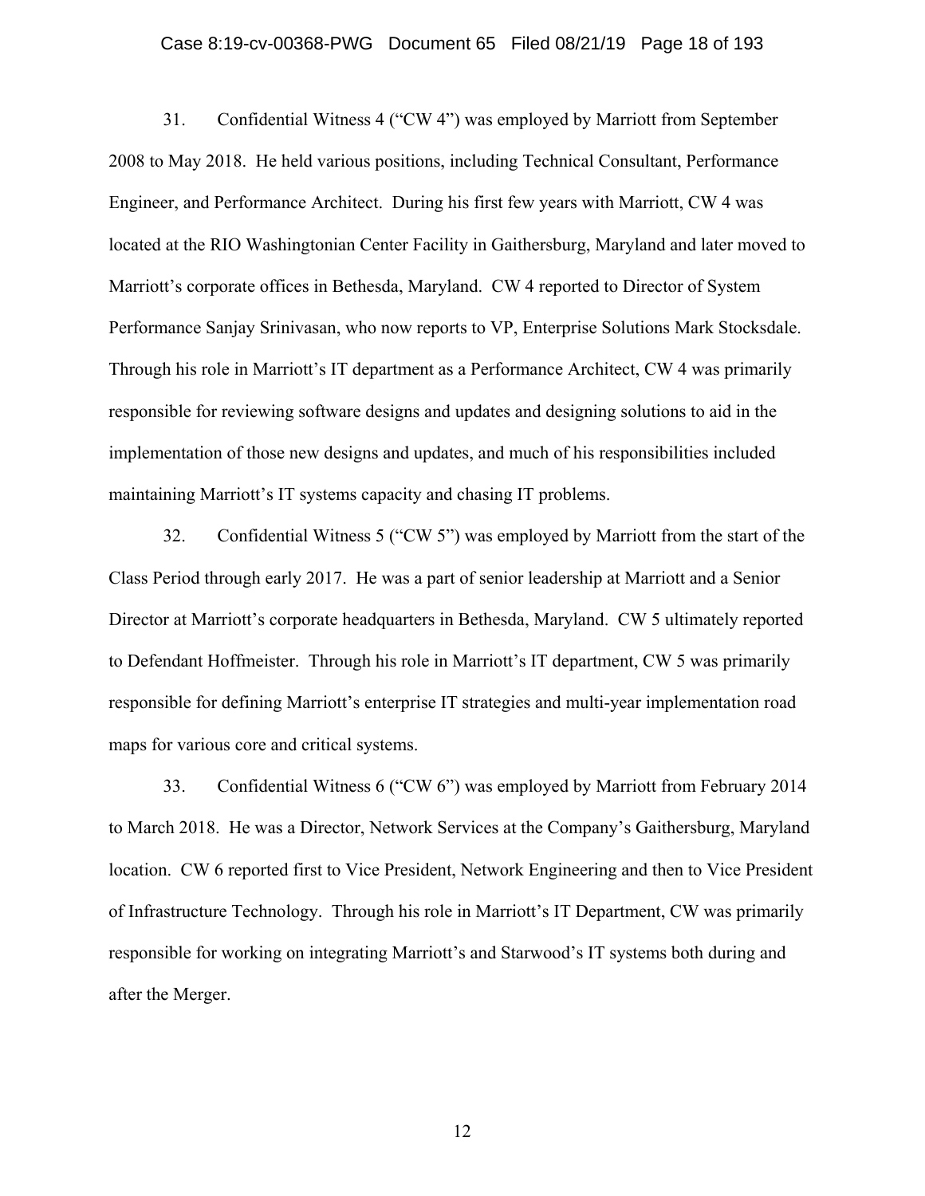31. Confidential Witness 4 ("CW 4") was employed by Marriott from September 2008 to May 2018. He held various positions, including Technical Consultant, Performance Engineer, and Performance Architect. During his first few years with Marriott, CW 4 was located at the RIO Washingtonian Center Facility in Gaithersburg, Maryland and later moved to Marriott's corporate offices in Bethesda, Maryland. CW 4 reported to Director of System Performance Sanjay Srinivasan, who now reports to VP, Enterprise Solutions Mark Stocksdale. Through his role in Marriott's IT department as a Performance Architect, CW 4 was primarily responsible for reviewing software designs and updates and designing solutions to aid in the implementation of those new designs and updates, and much of his responsibilities included maintaining Marriott's IT systems capacity and chasing IT problems.

32. Confidential Witness 5 ("CW 5") was employed by Marriott from the start of the Class Period through early 2017. He was a part of senior leadership at Marriott and a Senior Director at Marriott's corporate headquarters in Bethesda, Maryland. CW 5 ultimately reported to Defendant Hoffmeister. Through his role in Marriott's IT department, CW 5 was primarily responsible for defining Marriott's enterprise IT strategies and multi-year implementation road maps for various core and critical systems.

33. Confidential Witness 6 ("CW 6") was employed by Marriott from February 2014 to March 2018. He was a Director, Network Services at the Company's Gaithersburg, Maryland location. CW 6 reported first to Vice President, Network Engineering and then to Vice President of Infrastructure Technology. Through his role in Marriott's IT Department, CW was primarily responsible for working on integrating Marriott's and Starwood's IT systems both during and after the Merger.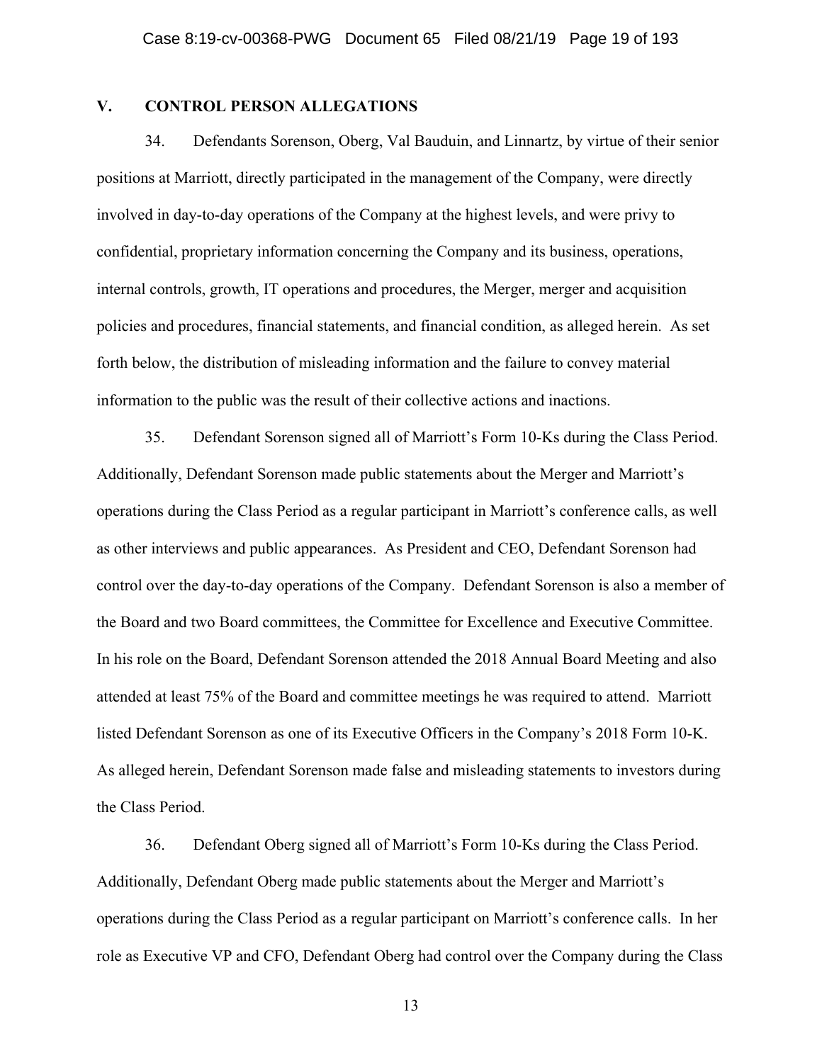## V. CONTROL PERSON ALLEGATIONS

34. Defendants Sorenson, Oberg, Val Bauduin, and Linnartz, by virtue of their senior positions at Marriott, directly participated in the management of the Company, were directly involved in day-to-day operations of the Company at the highest levels, and were privy to confidential, proprietary information concerning the Company and its business, operations, internal controls, growth, IT operations and procedures, the Merger, merger and acquisition policies and procedures, financial statements, and financial condition, as alleged herein. As set forth below, the distribution of misleading information and the failure to convey material information to the public was the result of their collective actions and inactions.

35. Defendant Sorenson signed all of Marriott's Form 10-Ks during the Class Period. Additionally, Defendant Sorenson made public statements about the Merger and Marriott's operations during the Class Period as a regular participant in Marriott's conference calls, as well as other interviews and public appearances. As President and CEO, Defendant Sorenson had control over the day-to-day operations of the Company. Defendant Sorenson is also a member of the Board and two Board committees, the Committee for Excellence and Executive Committee. In his role on the Board, Defendant Sorenson attended the 2018 Annual Board Meeting and also attended at least 75% of the Board and committee meetings he was required to attend. Marriott listed Defendant Sorenson as one of its Executive Officers in the Company's 2018 Form 10-K. As alleged herein, Defendant Sorenson made false and misleading statements to investors during the Class Period.

36. Defendant Oberg signed all of Marriott's Form 10-Ks during the Class Period. Additionally, Defendant Oberg made public statements about the Merger and Marriott's operations during the Class Period as a regular participant on Marriott's conference calls. In her role as Executive VP and CFO, Defendant Oberg had control over the Company during the Class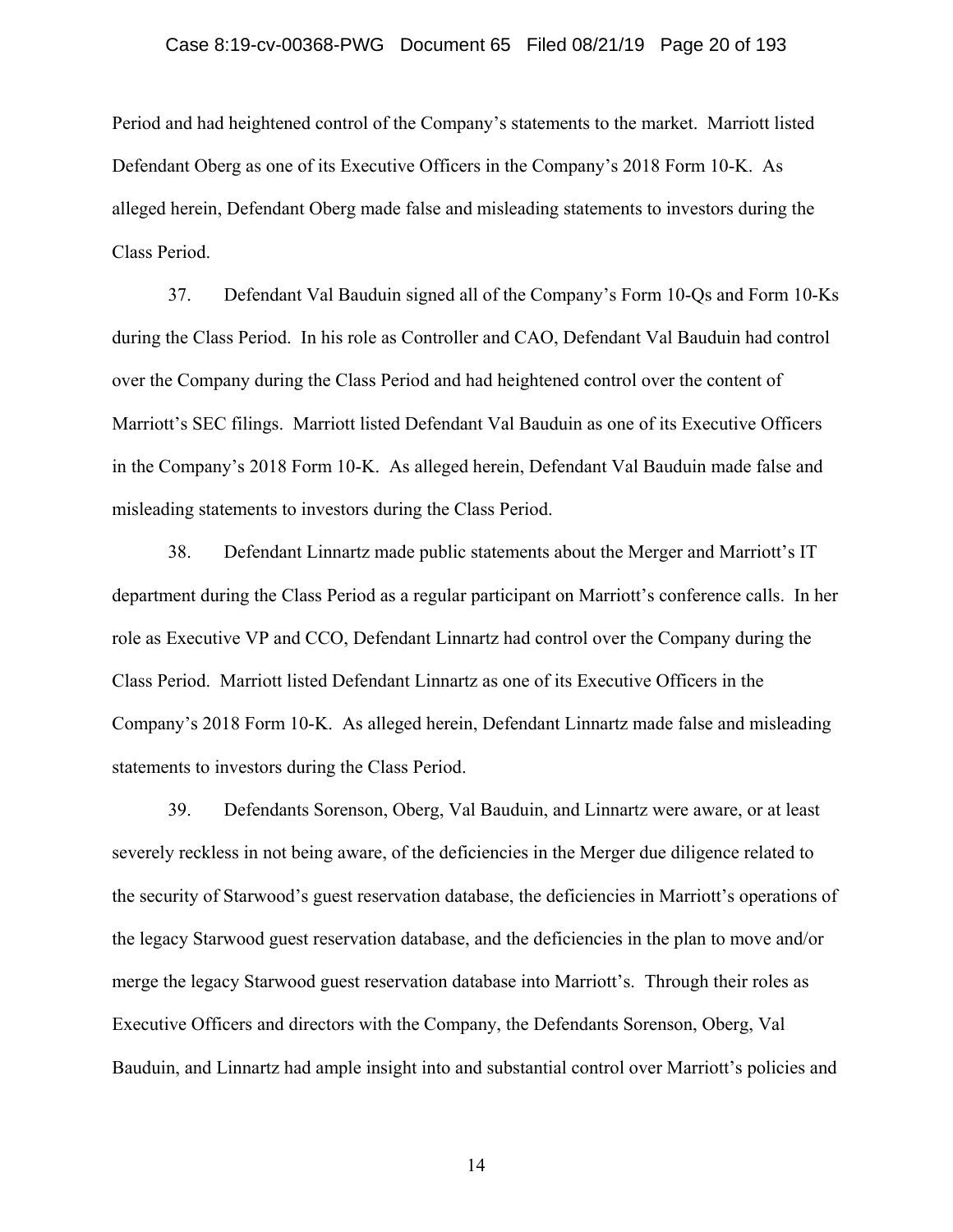Period and had heightened control of the Company's statements to the market. Marriott listed Defendant Oberg as one of its Executive Officers in the Company's 2018 Form 10-K. As alleged herein, Defendant Oberg made false and misleading statements to investors during the Class Period.

37. Defendant Val Bauduin signed all of the Company's Form 10-Qs and Form 10-Ks during the Class Period. In his role as Controller and CAO, Defendant Val Bauduin had control over the Company during the Class Period and had heightened control over the content of Marriott's SEC filings. Marriott listed Defendant Val Bauduin as one of its Executive Officers in the Company's 2018 Form 10-K. As alleged herein, Defendant Val Bauduin made false and misleading statements to investors during the Class Period.

38. Defendant Linnartz made public statements about the Merger and Marriott's IT department during the Class Period as a regular participant on Marriott's conference calls. In her role as Executive VP and CCO, Defendant Linnartz had control over the Company during the Class Period. Marriott listed Defendant Linnartz as one of its Executive Officers in the Company's 2018 Form 10-K. As alleged herein, Defendant Linnartz made false and misleading statements to investors during the Class Period.

39. Defendants Sorenson, Oberg, Val Bauduin, and Linnartz were aware, or at least severely reckless in not being aware, of the deficiencies in the Merger due diligence related to the security of Starwood's guest reservation database, the deficiencies in Marriott's operations of the legacy Starwood guest reservation database, and the deficiencies in the plan to move and/or merge the legacy Starwood guest reservation database into Marriott's. Through their roles as Executive Officers and directors with the Company, the Defendants Sorenson, Oberg, Val Bauduin, and Linnartz had ample insight into and substantial control over Marriott's policies and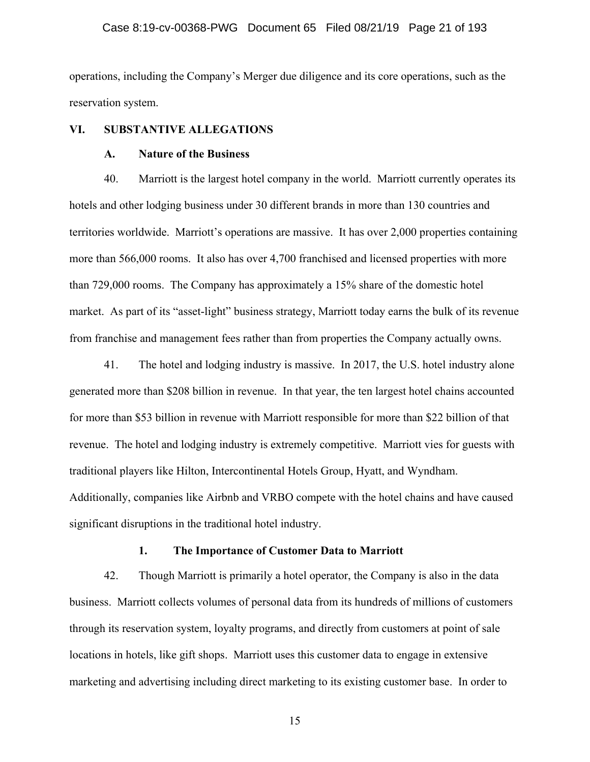operations, including the Company's Merger due diligence and its core operations, such as the reservation system.

## VI. SUBSTANTIVE ALLEGATIONS

### A. Nature of the Business

40. Marriott is the largest hotel company in the world. Marriott currently operates its hotels and other lodging business under 30 different brands in more than 130 countries and territories worldwide. Marriott's operations are massive. It has over 2,000 properties containing more than 566,000 rooms. It also has over 4,700 franchised and licensed properties with more than 729,000 rooms. The Company has approximately a 15% share of the domestic hotel market. As part of its "asset-light" business strategy, Marriott today earns the bulk of its revenue from franchise and management fees rather than from properties the Company actually owns.

41. The hotel and lodging industry is massive. In 2017, the U.S. hotel industry alone generated more than $208 billion in revenue. In that year, the ten largest hotel chains accounted for more than $53 billion in revenue with Marriott responsible for more than $22 billion of that revenue. The hotel and lodging industry is extremely competitive. Marriott vies for guests with traditional players like Hilton, Intercontinental Hotels Group, Hyatt, and Wyndham. Additionally, companies like Airbnb and VRBO compete with the hotel chains and have caused significant disruptions in the traditional hotel industry.

#### 1. The Importance of Customer Data to Marriott

42. Though Marriott is primarily a hotel operator, the Company is also in the data business. Marriott collects volumes of personal data from its hundreds of millions of customers through its reservation system, loyalty programs, and directly from customers at point of sale locations in hotels, like gift shops. Marriott uses this customer data to engage in extensive marketing and advertising including direct marketing to its existing customer base. In order to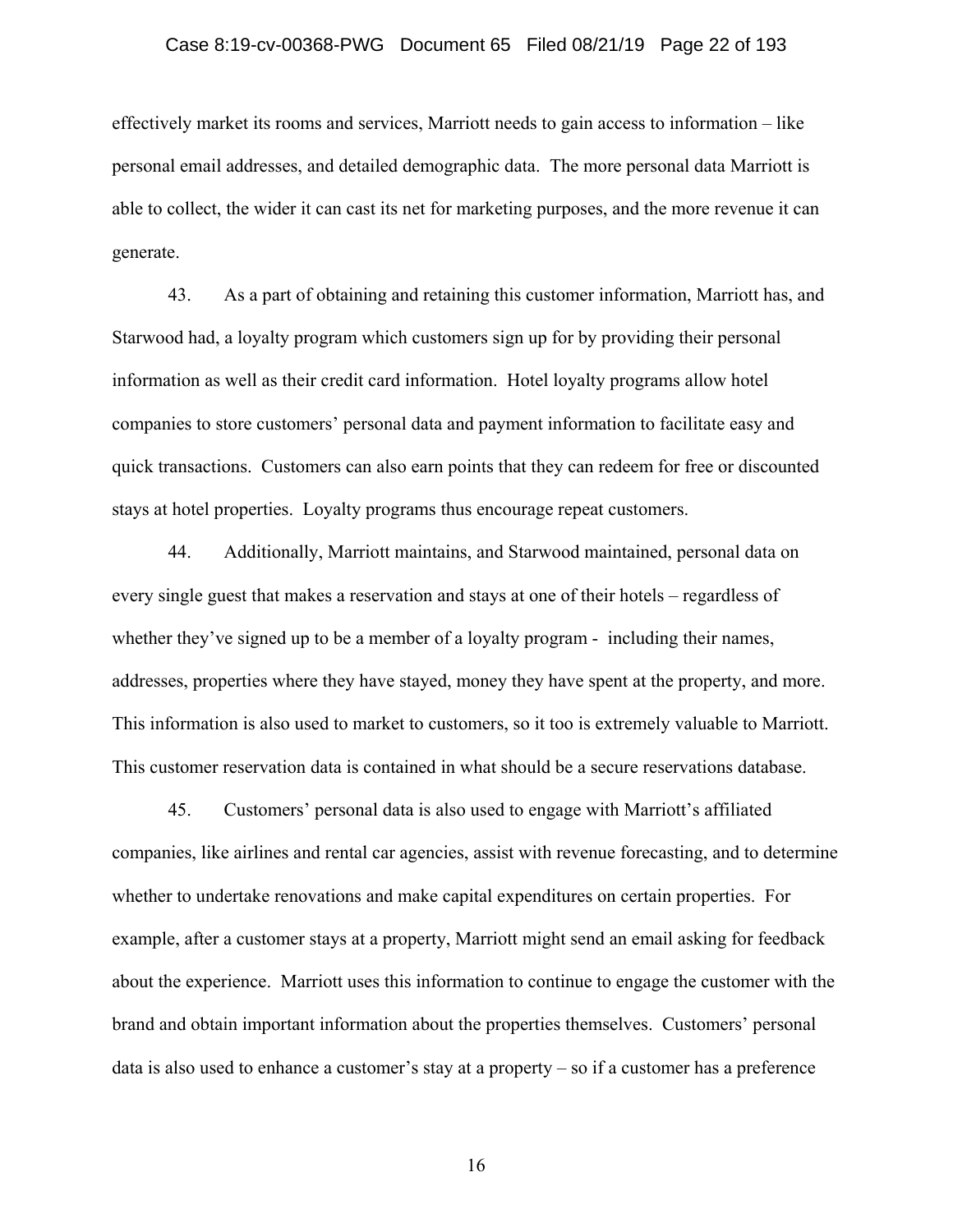effectively market its rooms and services, Marriott needs to gain access to information – like personal email addresses, and detailed demographic data. The more personal data Marriott is able to collect, the wider it can cast its net for marketing purposes, and the more revenue it can generate.

43. As a part of obtaining and retaining this customer information, Marriott has, and Starwood had, a loyalty program which customers sign up for by providing their personal information as well as their credit card information. Hotel loyalty programs allow hotel companies to store customers' personal data and payment information to facilitate easy and quick transactions. Customers can also earn points that they can redeem for free or discounted stays at hotel properties. Loyalty programs thus encourage repeat customers.

44. Additionally, Marriott maintains, and Starwood maintained, personal data on every single guest that makes a reservation and stays at one of their hotels – regardless of whether they've signed up to be a member of a loyalty program - including their names, addresses, properties where they have stayed, money they have spent at the property, and more. This information is also used to market to customers, so it too is extremely valuable to Marriott. This customer reservation data is contained in what should be a secure reservations database.

45. Customers' personal data is also used to engage with Marriott's affiliated companies, like airlines and rental car agencies, assist with revenue forecasting, and to determine whether to undertake renovations and make capital expenditures on certain properties. For example, after a customer stays at a property, Marriott might send an email asking for feedback about the experience. Marriott uses this information to continue to engage the customer with the brand and obtain important information about the properties themselves. Customers' personal data is also used to enhance a customer's stay at a property – so if a customer has a preference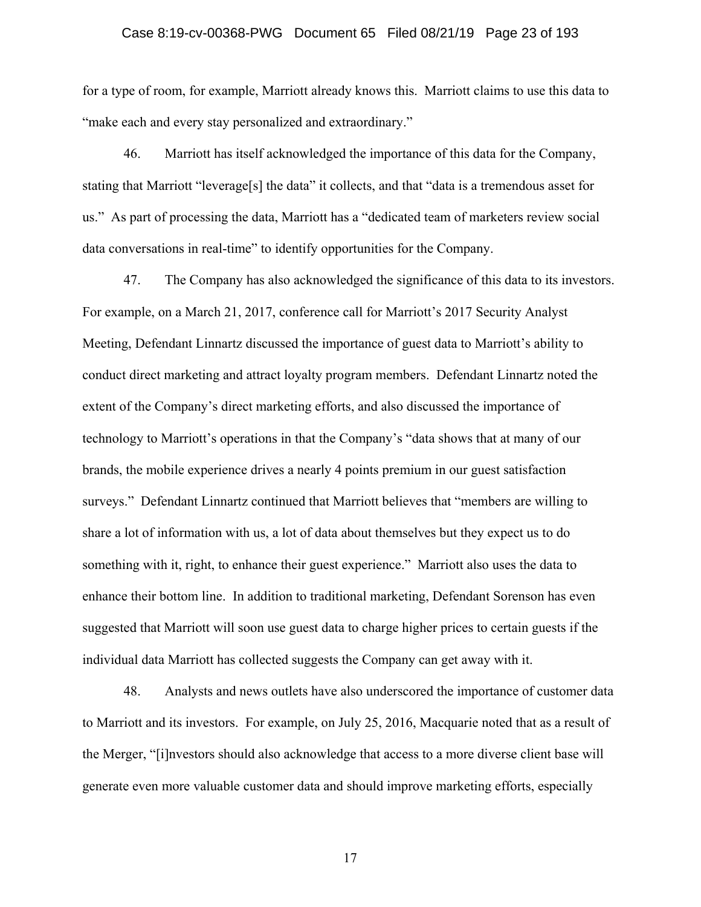for a type of room, for example, Marriott already knows this. Marriott claims to use this data to "make each and every stay personalized and extraordinary."

46. Marriott has itself acknowledged the importance of this data for the Company, stating that Marriott "leverage[s] the data" it collects, and that "data is a tremendous asset for us." As part of processing the data, Marriott has a "dedicated team of marketers review social data conversations in real-time" to identify opportunities for the Company.

47. The Company has also acknowledged the significance of this data to its investors. For example, on a March 21, 2017, conference call for Marriott's 2017 Security Analyst Meeting, Defendant Linnartz discussed the importance of guest data to Marriott's ability to conduct direct marketing and attract loyalty program members. Defendant Linnartz noted the extent of the Company's direct marketing efforts, and also discussed the importance of technology to Marriott's operations in that the Company's "data shows that at many of our brands, the mobile experience drives a nearly 4 points premium in our guest satisfaction surveys." Defendant Linnartz continued that Marriott believes that "members are willing to share a lot of information with us, a lot of data about themselves but they expect us to do something with it, right, to enhance their guest experience." Marriott also uses the data to enhance their bottom line. In addition to traditional marketing, Defendant Sorenson has even suggested that Marriott will soon use guest data to charge higher prices to certain guests if the individual data Marriott has collected suggests the Company can get away with it.

48. Analysts and news outlets have also underscored the importance of customer data to Marriott and its investors. For example, on July 25, 2016, Macquarie noted that as a result of the Merger, "[i]nvestors should also acknowledge that access to a more diverse client base will generate even more valuable customer data and should improve marketing efforts, especially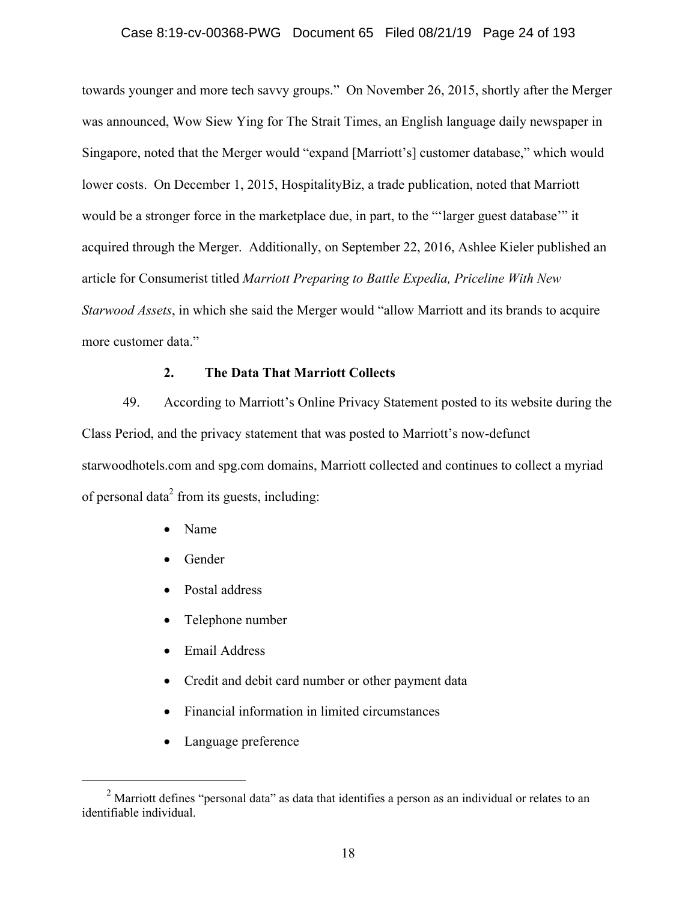towards younger and more tech savvy groups." On November 26, 2015, shortly after the Merger was announced, Wow Siew Ying for The Strait Times, an English language daily newspaper in Singapore, noted that the Merger would "expand [Marriott's] customer database," which would lower costs. On December 1, 2015, HospitalityBiz, a trade publication, noted that Marriott would be a stronger force in the marketplace due, in part, to the "'larger guest database'" it acquired through the Merger. Additionally, on September 22, 2016, Ashlee Kieler published an article for Consumerist titled *Marriott Preparing to Battle Expedia, Priceline With New Starwood Assets*, in which she said the Merger would "allow Marriott and its brands to acquire more customer data."

### 2. The Data That Marriott Collects

49. According to Marriott's Online Privacy Statement posted to its website during the Class Period, and the privacy statement that was posted to Marriott's now-defunct starwoodhotels.com and spg.com domains, Marriott collected and continues to collect a myriad of personal data[2] from its guests, including:

- Name
- Gender
- Postal address
- Telephone number
- Email Address
- Credit and debit card number or other payment data
- Financial information in limited circumstances
- Language preference

[2] Marriott defines "personal data" as data that identifies a person as an individual or relates to an identifiable individual.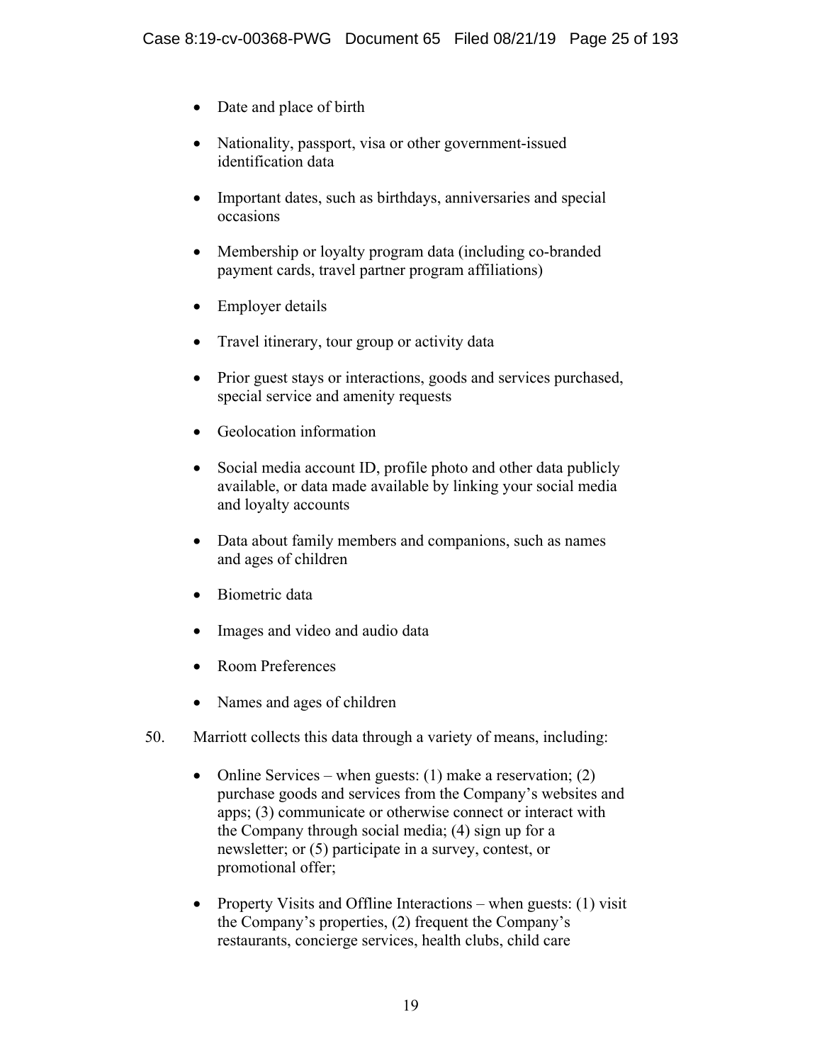- Date and place of birth
- Nationality, passport, visa or other government-issued identification data
- Important dates, such as birthdays, anniversaries and special occasions
- Membership or loyalty program data (including co-branded payment cards, travel partner program affiliations)
- Employer details
- Travel itinerary, tour group or activity data
- Prior guest stays or interactions, goods and services purchased, special service and amenity requests
- Geolocation information
- Social media account ID, profile photo and other data publicly available, or data made available by linking your social media and loyalty accounts
- Data about family members and companions, such as names and ages of children
- Biometric data
- Images and video and audio data
- Room Preferences
- Names and ages of children

50. Marriott collects this data through a variety of means, including:

- Online Services – when guests: (1) make a reservation; (2) purchase goods and services from the Company's websites and apps; (3) communicate or otherwise connect or interact with the Company through social media; (4) sign up for a newsletter; or (5) participate in a survey, contest, or promotional offer;
- Property Visits and Offline Interactions – when guests: (1) visit the Company's properties, (2) frequent the Company's restaurants, concierge services, health clubs, child care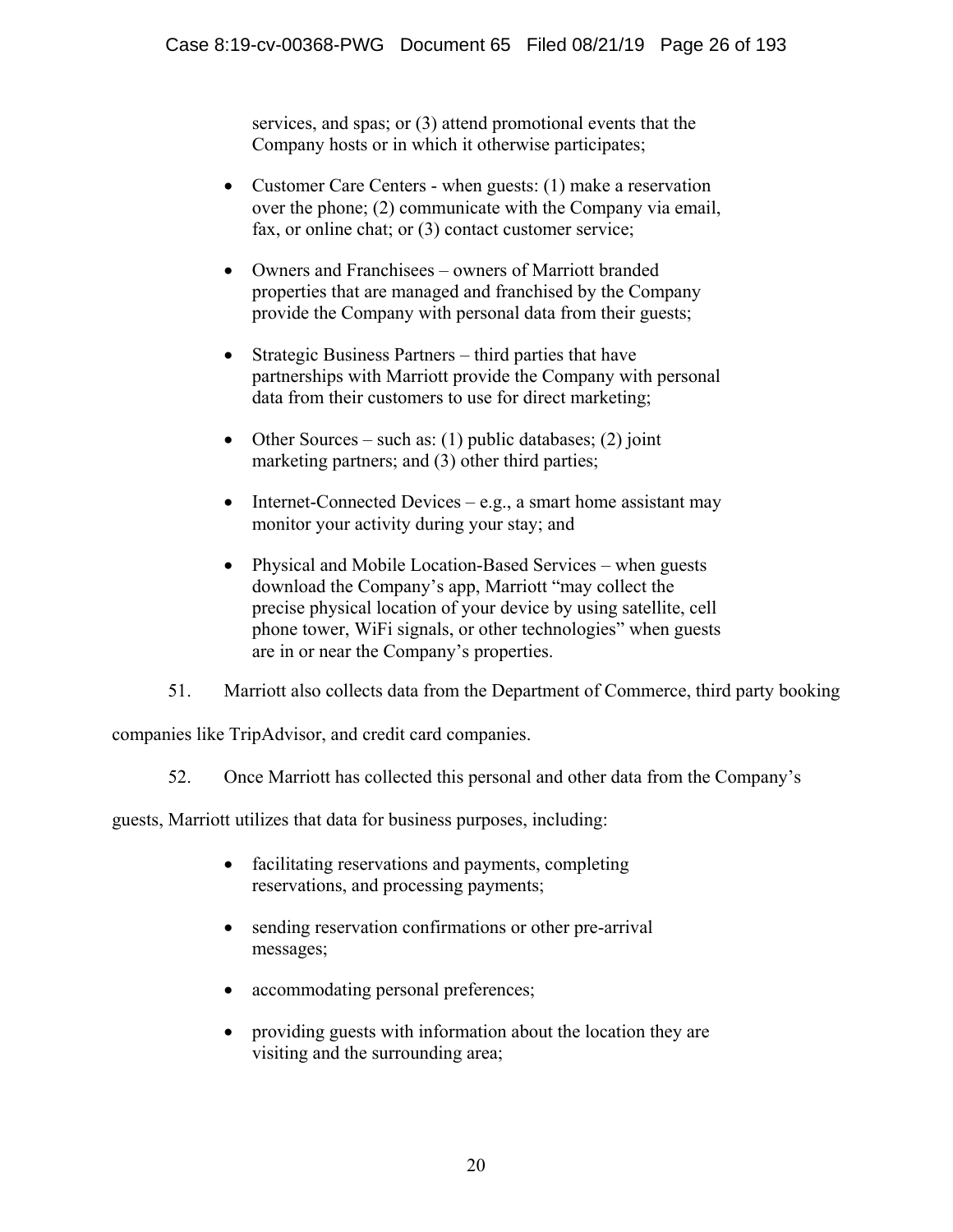services, and spas; or (3) attend promotional events that the Company hosts or in which it otherwise participates;

- Customer Care Centers - when guests: (1) make a reservation over the phone; (2) communicate with the Company via email, fax, or online chat; or (3) contact customer service;

- Owners and Franchisees – owners of Marriott branded properties that are managed and franchised by the Company provide the Company with personal data from their guests;

- Strategic Business Partners – third parties that have partnerships with Marriott provide the Company with personal data from their customers to use for direct marketing;

- Other Sources – such as: (1) public databases; (2) joint marketing partners; and (3) other third parties;

- Internet-Connected Devices – e.g., a smart home assistant may monitor your activity during your stay; and

- Physical and Mobile Location-Based Services – when guests download the Company's app, Marriott "may collect the precise physical location of your device by using satellite, cell phone tower, WiFi signals, or other technologies" when guests are in or near the Company's properties.

51. Marriott also collects data from the Department of Commerce, third party booking companies like TripAdvisor, and credit card companies.

52. Once Marriott has collected this personal and other data from the Company's guests, Marriott utilizes that data for business purposes, including:

- facilitating reservations and payments, completing reservations, and processing payments;

- sending reservation confirmations or other pre-arrival messages;

- accommodating personal preferences;

- providing guests with information about the location they are visiting and the surrounding area;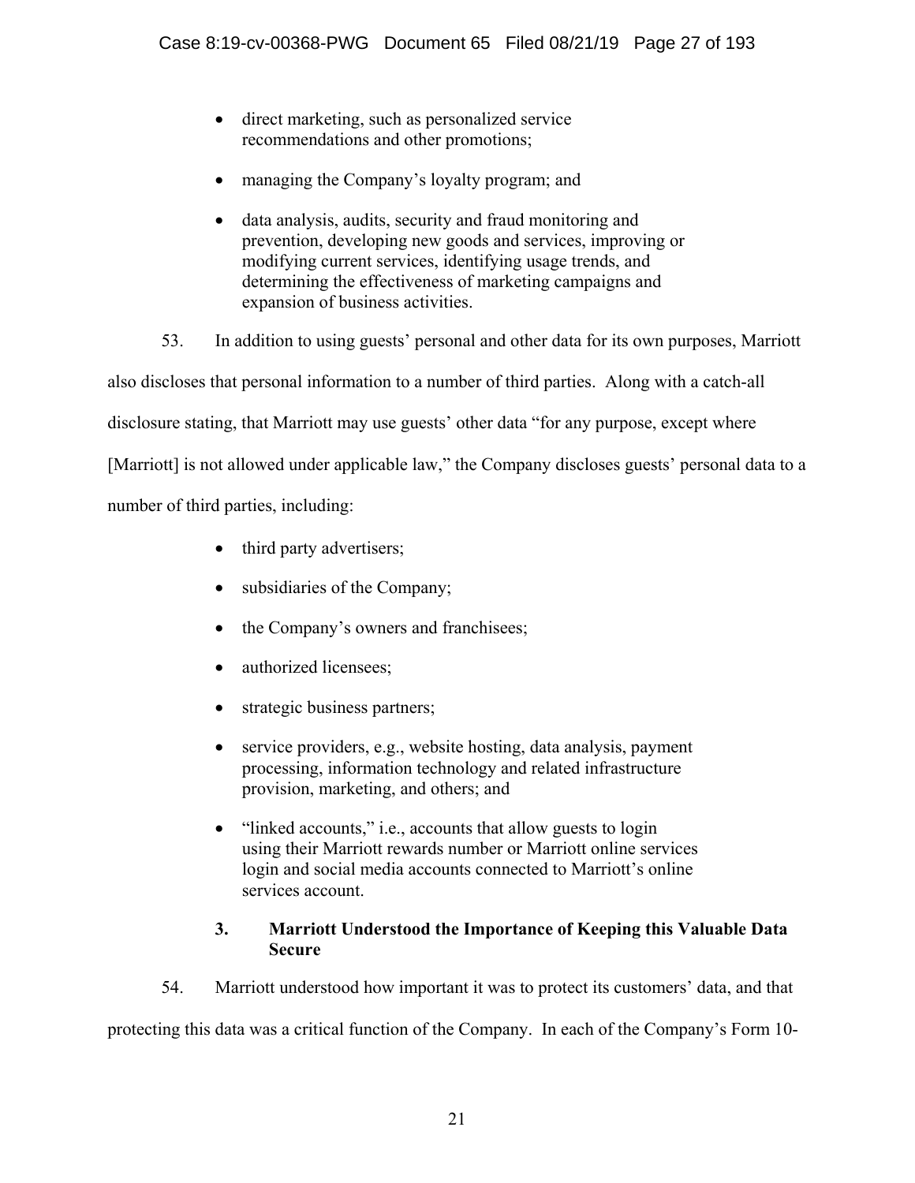- direct marketing, such as personalized service recommendations and other promotions;
- managing the Company's loyalty program; and
- data analysis, audits, security and fraud monitoring and prevention, developing new goods and services, improving or modifying current services, identifying usage trends, and determining the effectiveness of marketing campaigns and expansion of business activities.

53. In addition to using guests' personal and other data for its own purposes, Marriott also discloses that personal information to a number of third parties. Along with a catch-all disclosure stating, that Marriott may use guests' other data "for any purpose, except where [Marriott] is not allowed under applicable law," the Company discloses guests' personal data to a number of third parties, including:

- third party advertisers;
- subsidiaries of the Company;
- the Company's owners and franchisees;
- authorized licensees;
- strategic business partners;
- service providers, e.g., website hosting, data analysis, payment processing, information technology and related infrastructure provision, marketing, and others; and
- "linked accounts," i.e., accounts that allow guests to login using their Marriott rewards number or Marriott online services login and social media accounts connected to Marriott's online services account.

### 3. Marriott Understood the Importance of Keeping this Valuable Data Secure

54. Marriott understood how important it was to protect its customers' data, and that protecting this data was a critical function of the Company. In each of the Company's Form 10-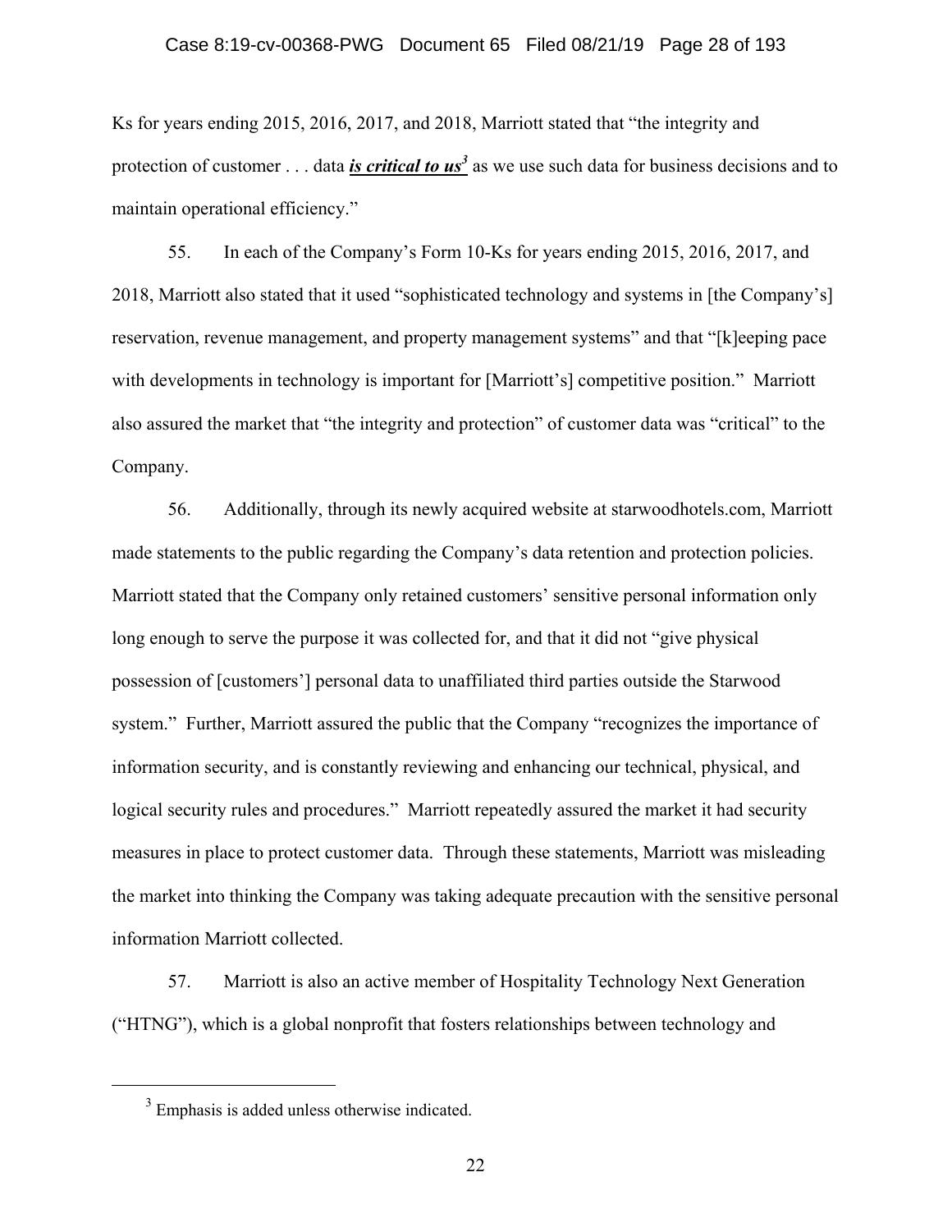Ks for years ending 2015, 2016, 2017, and 2018, Marriott stated that "the integrity and protection of customer . . . data ***is critical to us***[3] as we use such data for business decisions and to maintain operational efficiency."

55. In each of the Company's Form 10-Ks for years ending 2015, 2016, 2017, and 2018, Marriott also stated that it used "sophisticated technology and systems in [the Company's] reservation, revenue management, and property management systems" and that "[k]eeping pace with developments in technology is important for [Marriott's] competitive position." Marriott also assured the market that "the integrity and protection" of customer data was "critical" to the Company.

56. Additionally, through its newly acquired website at starwoodhotels.com, Marriott made statements to the public regarding the Company's data retention and protection policies. Marriott stated that the Company only retained customers' sensitive personal information only long enough to serve the purpose it was collected for, and that it did not "give physical possession of [customers'] personal data to unaffiliated third parties outside the Starwood system." Further, Marriott assured the public that the Company "recognizes the importance of information security, and is constantly reviewing and enhancing our technical, physical, and logical security rules and procedures." Marriott repeatedly assured the market it had security measures in place to protect customer data. Through these statements, Marriott was misleading the market into thinking the Company was taking adequate precaution with the sensitive personal information Marriott collected.

57. Marriott is also an active member of Hospitality Technology Next Generation ("HTNG"), which is a global nonprofit that fosters relationships between technology and

---

[3] Emphasis is added unless otherwise indicated.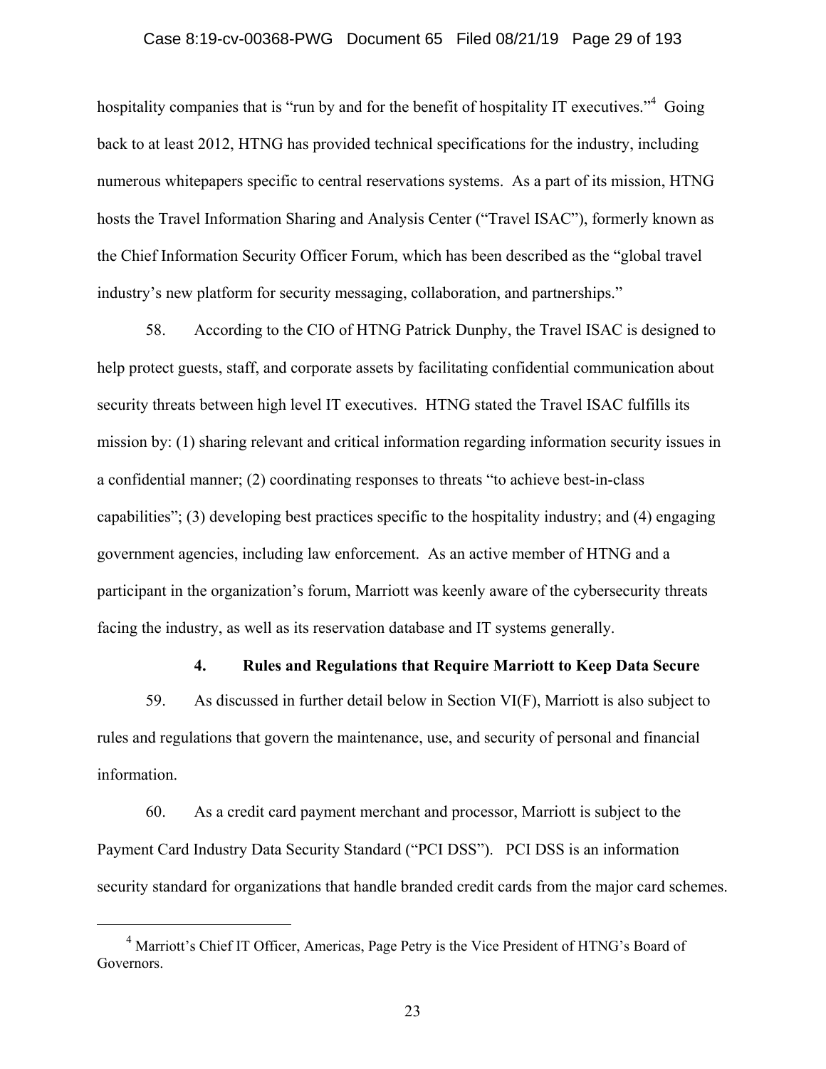hospitality companies that is "run by and for the benefit of hospitality IT executives."[4] Going back to at least 2012, HTNG has provided technical specifications for the industry, including numerous whitepapers specific to central reservations systems. As a part of its mission, HTNG hosts the Travel Information Sharing and Analysis Center ("Travel ISAC"), formerly known as the Chief Information Security Officer Forum, which has been described as the "global travel industry's new platform for security messaging, collaboration, and partnerships."

58. According to the CIO of HTNG Patrick Dunphy, the Travel ISAC is designed to help protect guests, staff, and corporate assets by facilitating confidential communication about security threats between high level IT executives. HTNG stated the Travel ISAC fulfills its mission by: (1) sharing relevant and critical information regarding information security issues in a confidential manner; (2) coordinating responses to threats "to achieve best-in-class capabilities"; (3) developing best practices specific to the hospitality industry; and (4) engaging government agencies, including law enforcement. As an active member of HTNG and a participant in the organization's forum, Marriott was keenly aware of the cybersecurity threats facing the industry, as well as its reservation database and IT systems generally.

### 4. Rules and Regulations that Require Marriott to Keep Data Secure

59. As discussed in further detail below in Section VI(F), Marriott is also subject to rules and regulations that govern the maintenance, use, and security of personal and financial information.

60. As a credit card payment merchant and processor, Marriott is subject to the Payment Card Industry Data Security Standard ("PCI DSS"). PCI DSS is an information security standard for organizations that handle branded credit cards from the major card schemes.

---

[4] Marriott's Chief IT Officer, Americas, Page Petry is the Vice President of HTNG's Board of Governors.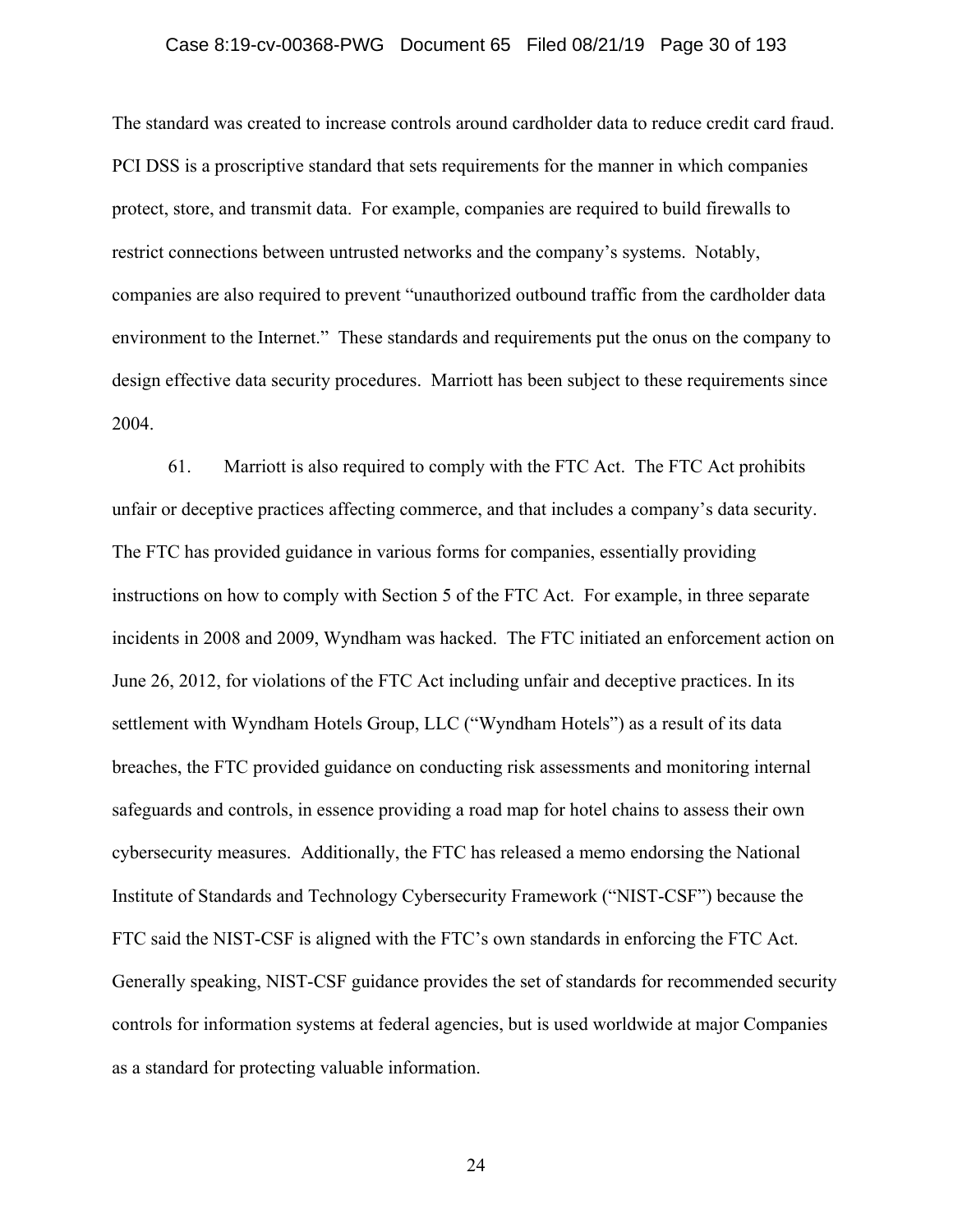The standard was created to increase controls around cardholder data to reduce credit card fraud. PCI DSS is a proscriptive standard that sets requirements for the manner in which companies protect, store, and transmit data. For example, companies are required to build firewalls to restrict connections between untrusted networks and the company's systems. Notably, companies are also required to prevent "unauthorized outbound traffic from the cardholder data environment to the Internet." These standards and requirements put the onus on the company to design effective data security procedures. Marriott has been subject to these requirements since 2004.

61. Marriott is also required to comply with the FTC Act. The FTC Act prohibits unfair or deceptive practices affecting commerce, and that includes a company's data security. The FTC has provided guidance in various forms for companies, essentially providing instructions on how to comply with Section 5 of the FTC Act. For example, in three separate incidents in 2008 and 2009, Wyndham was hacked. The FTC initiated an enforcement action on June 26, 2012, for violations of the FTC Act including unfair and deceptive practices. In its settlement with Wyndham Hotels Group, LLC ("Wyndham Hotels") as a result of its data breaches, the FTC provided guidance on conducting risk assessments and monitoring internal safeguards and controls, in essence providing a road map for hotel chains to assess their own cybersecurity measures. Additionally, the FTC has released a memo endorsing the National Institute of Standards and Technology Cybersecurity Framework ("NIST-CSF") because the FTC said the NIST-CSF is aligned with the FTC's own standards in enforcing the FTC Act. Generally speaking, NIST-CSF guidance provides the set of standards for recommended security controls for information systems at federal agencies, but is used worldwide at major Companies as a standard for protecting valuable information.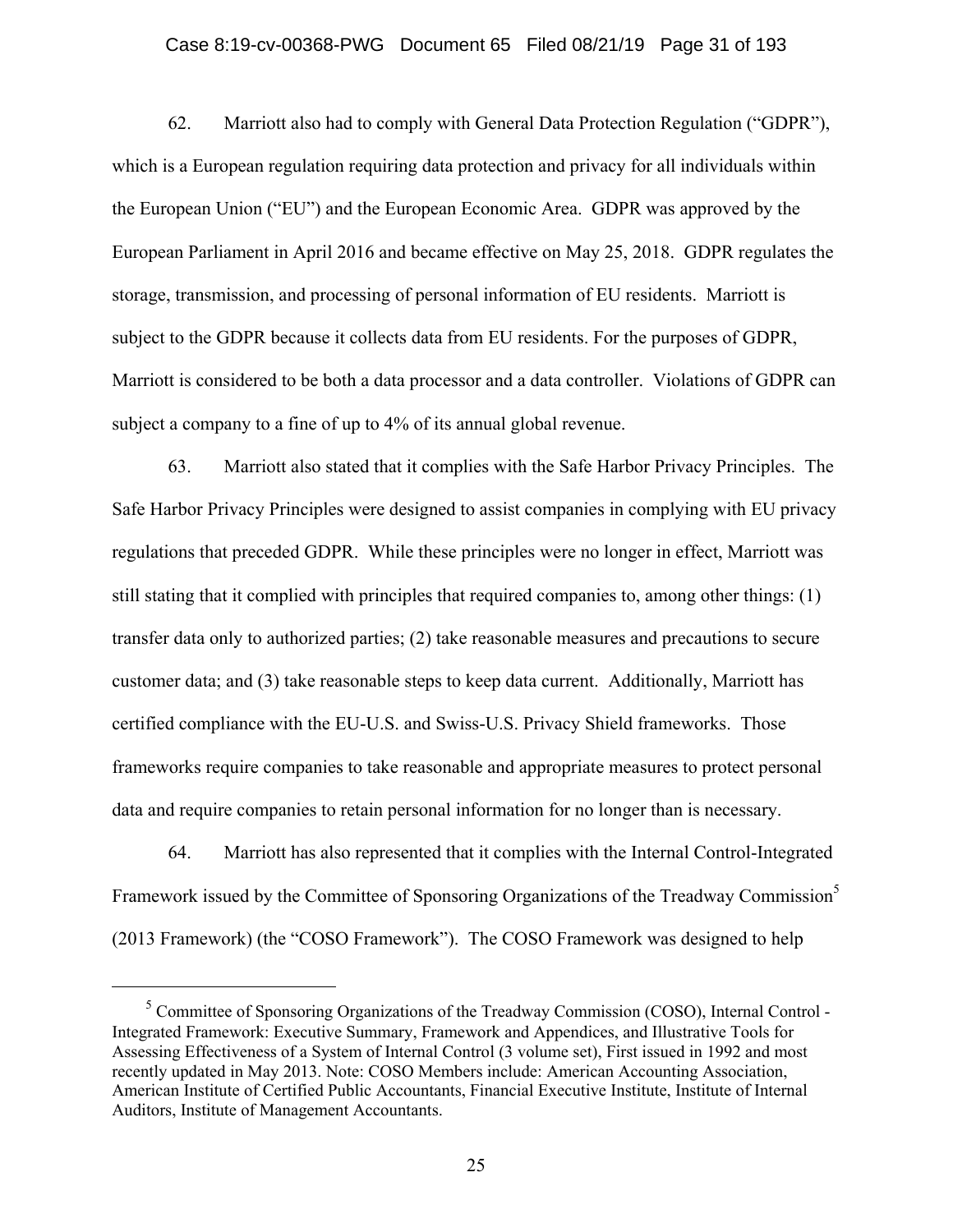62. Marriott also had to comply with General Data Protection Regulation ("GDPR"), which is a European regulation requiring data protection and privacy for all individuals within the European Union ("EU") and the European Economic Area. GDPR was approved by the European Parliament in April 2016 and became effective on May 25, 2018. GDPR regulates the storage, transmission, and processing of personal information of EU residents. Marriott is subject to the GDPR because it collects data from EU residents. For the purposes of GDPR, Marriott is considered to be both a data processor and a data controller. Violations of GDPR can subject a company to a fine of up to 4% of its annual global revenue.

63. Marriott also stated that it complies with the Safe Harbor Privacy Principles. The Safe Harbor Privacy Principles were designed to assist companies in complying with EU privacy regulations that preceded GDPR. While these principles were no longer in effect, Marriott was still stating that it complied with principles that required companies to, among other things: (1) transfer data only to authorized parties; (2) take reasonable measures and precautions to secure customer data; and (3) take reasonable steps to keep data current. Additionally, Marriott has certified compliance with the EU-U.S. and Swiss-U.S. Privacy Shield frameworks. Those frameworks require companies to take reasonable and appropriate measures to protect personal data and require companies to retain personal information for no longer than is necessary.

64. Marriott has also represented that it complies with the Internal Control-Integrated Framework issued by the Committee of Sponsoring Organizations of the Treadway Commission[5] (2013 Framework) (the "COSO Framework"). The COSO Framework was designed to help

---

[5] Committee of Sponsoring Organizations of the Treadway Commission (COSO), Internal Control - Integrated Framework: Executive Summary, Framework and Appendices, and Illustrative Tools for Assessing Effectiveness of a System of Internal Control (3 volume set), First issued in 1992 and most recently updated in May 2013. Note: COSO Members include: American Accounting Association, American Institute of Certified Public Accountants, Financial Executive Institute, Institute of Internal Auditors, Institute of Management Accountants.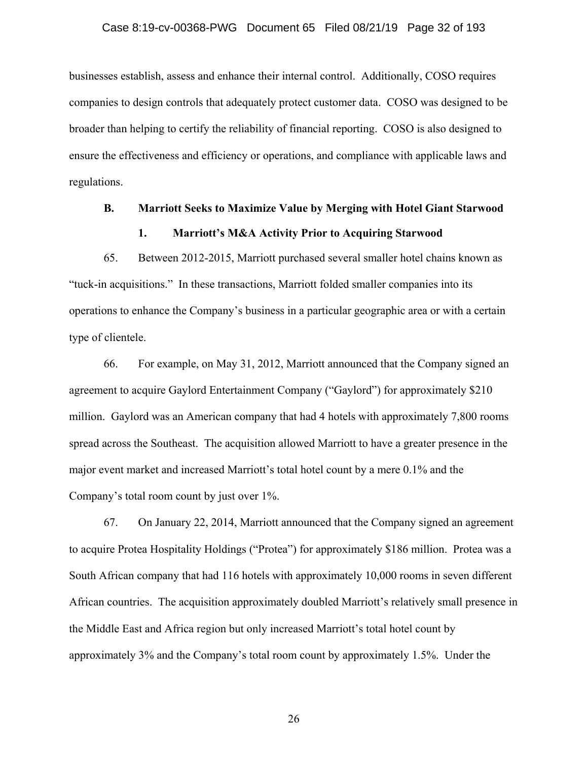businesses establish, assess and enhance their internal control. Additionally, COSO requires companies to design controls that adequately protect customer data. COSO was designed to be broader than helping to certify the reliability of financial reporting. COSO is also designed to ensure the effectiveness and efficiency or operations, and compliance with applicable laws and regulations.

## B. Marriott Seeks to Maximize Value by Merging with Hotel Giant Starwood

### 1. Marriott's M&A Activity Prior to Acquiring Starwood

65. Between 2012-2015, Marriott purchased several smaller hotel chains known as "tuck-in acquisitions." In these transactions, Marriott folded smaller companies into its operations to enhance the Company's business in a particular geographic area or with a certain type of clientele.

66. For example, on May 31, 2012, Marriott announced that the Company signed an agreement to acquire Gaylord Entertainment Company ("Gaylord") for approximately $210 million. Gaylord was an American company that had 4 hotels with approximately 7,800 rooms spread across the Southeast. The acquisition allowed Marriott to have a greater presence in the major event market and increased Marriott's total hotel count by a mere 0.1% and the Company's total room count by just over 1%.

67. On January 22, 2014, Marriott announced that the Company signed an agreement to acquire Protea Hospitality Holdings ("Protea") for approximately $186 million. Protea was a South African company that had 116 hotels with approximately 10,000 rooms in seven different African countries. The acquisition approximately doubled Marriott's relatively small presence in the Middle East and Africa region but only increased Marriott's total hotel count by approximately 3% and the Company's total room count by approximately 1.5%. Under the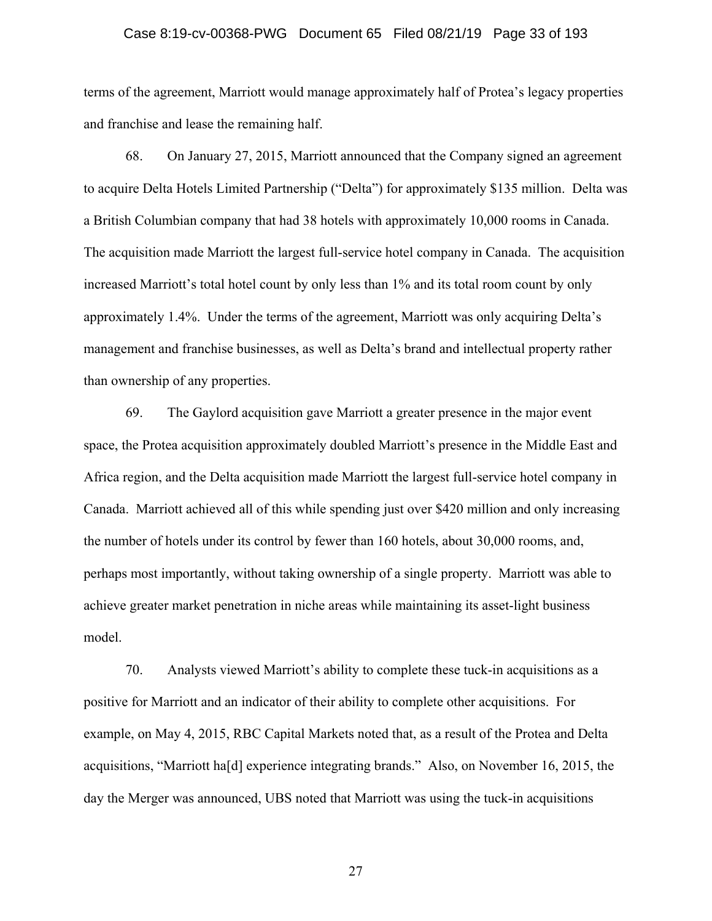terms of the agreement, Marriott would manage approximately half of Protea's legacy properties and franchise and lease the remaining half.

68. On January 27, 2015, Marriott announced that the Company signed an agreement to acquire Delta Hotels Limited Partnership ("Delta") for approximately $135 million. Delta was a British Columbian company that had 38 hotels with approximately 10,000 rooms in Canada. The acquisition made Marriott the largest full-service hotel company in Canada. The acquisition increased Marriott's total hotel count by only less than 1% and its total room count by only approximately 1.4%. Under the terms of the agreement, Marriott was only acquiring Delta's management and franchise businesses, as well as Delta's brand and intellectual property rather than ownership of any properties.

69. The Gaylord acquisition gave Marriott a greater presence in the major event space, the Protea acquisition approximately doubled Marriott's presence in the Middle East and Africa region, and the Delta acquisition made Marriott the largest full-service hotel company in Canada. Marriott achieved all of this while spending just over $420 million and only increasing the number of hotels under its control by fewer than 160 hotels, about 30,000 rooms, and, perhaps most importantly, without taking ownership of a single property. Marriott was able to achieve greater market penetration in niche areas while maintaining its asset-light business model.

70. Analysts viewed Marriott's ability to complete these tuck-in acquisitions as a positive for Marriott and an indicator of their ability to complete other acquisitions. For example, on May 4, 2015, RBC Capital Markets noted that, as a result of the Protea and Delta acquisitions, "Marriott ha[d] experience integrating brands." Also, on November 16, 2015, the day the Merger was announced, UBS noted that Marriott was using the tuck-in acquisitions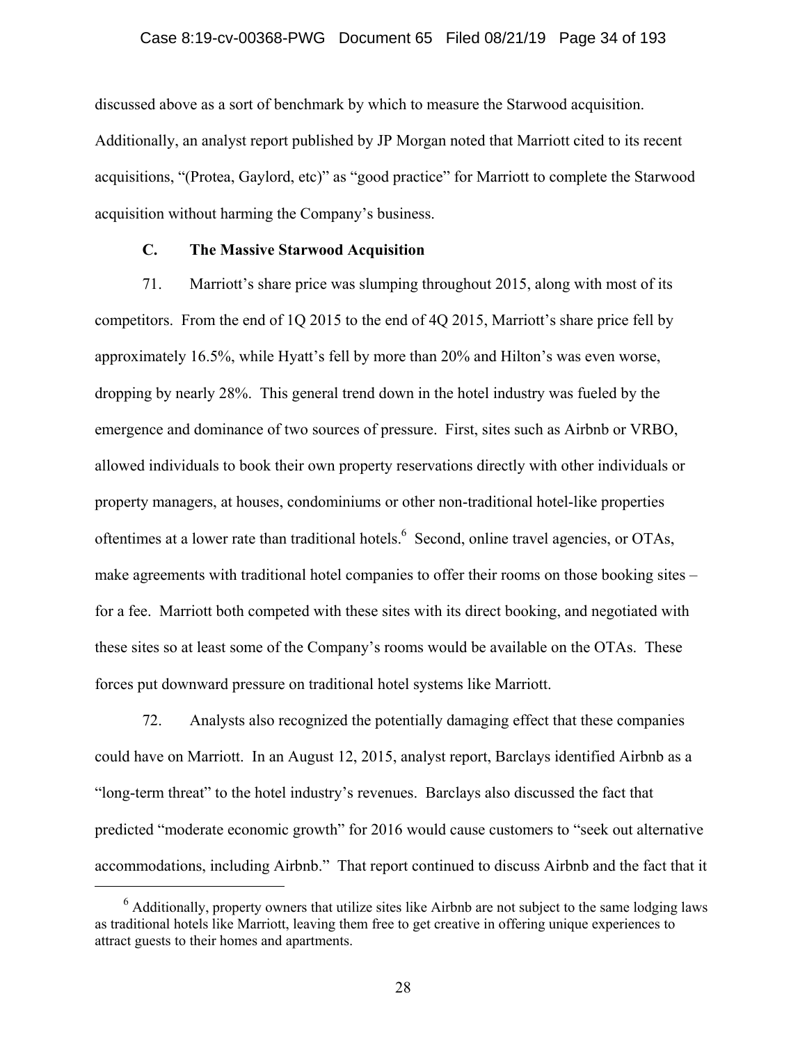discussed above as a sort of benchmark by which to measure the Starwood acquisition. Additionally, an analyst report published by JP Morgan noted that Marriott cited to its recent acquisitions, "(Protea, Gaylord, etc)" as "good practice" for Marriott to complete the Starwood acquisition without harming the Company's business.

### C. The Massive Starwood Acquisition

71. Marriott's share price was slumping throughout 2015, along with most of its competitors. From the end of 1Q 2015 to the end of 4Q 2015, Marriott's share price fell by approximately 16.5%, while Hyatt's fell by more than 20% and Hilton's was even worse, dropping by nearly 28%. This general trend down in the hotel industry was fueled by the emergence and dominance of two sources of pressure. First, sites such as Airbnb or VRBO, allowed individuals to book their own property reservations directly with other individuals or property managers, at houses, condominiums or other non-traditional hotel-like properties oftentimes at a lower rate than traditional hotels.[6] Second, online travel agencies, or OTAs, make agreements with traditional hotel companies to offer their rooms on those booking sites – for a fee. Marriott both competed with these sites with its direct booking, and negotiated with these sites so at least some of the Company's rooms would be available on the OTAs. These forces put downward pressure on traditional hotel systems like Marriott.

72. Analysts also recognized the potentially damaging effect that these companies could have on Marriott. In an August 12, 2015, analyst report, Barclays identified Airbnb as a "long-term threat" to the hotel industry's revenues. Barclays also discussed the fact that predicted "moderate economic growth" for 2016 would cause customers to "seek out alternative accommodations, including Airbnb." That report continued to discuss Airbnb and the fact that it

---

[6] Additionally, property owners that utilize sites like Airbnb are not subject to the same lodging laws as traditional hotels like Marriott, leaving them free to get creative in offering unique experiences to attract guests to their homes and apartments.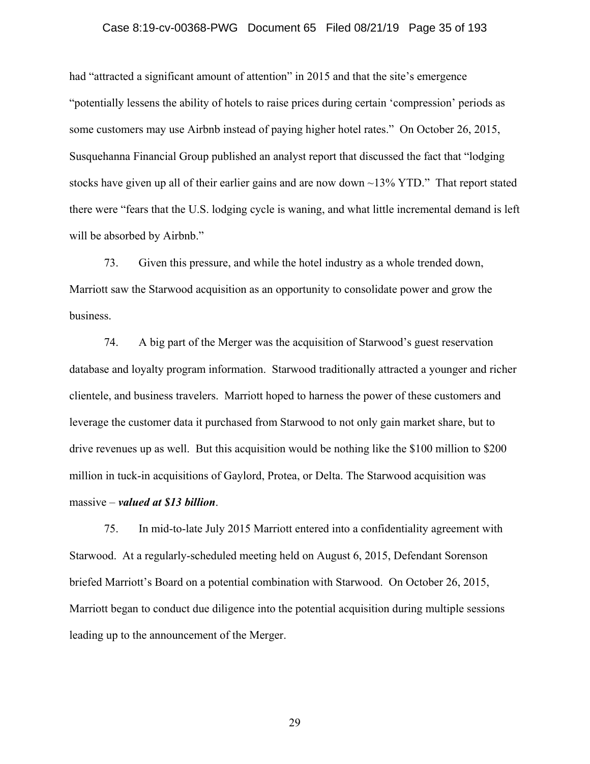had "attracted a significant amount of attention" in 2015 and that the site's emergence "potentially lessens the ability of hotels to raise prices during certain 'compression' periods as some customers may use Airbnb instead of paying higher hotel rates." On October 26, 2015, Susquehanna Financial Group published an analyst report that discussed the fact that "lodging stocks have given up all of their earlier gains and are now down ~13% YTD." That report stated there were "fears that the U.S. lodging cycle is waning, and what little incremental demand is left will be absorbed by Airbnb."

73. Given this pressure, and while the hotel industry as a whole trended down, Marriott saw the Starwood acquisition as an opportunity to consolidate power and grow the business.

74. A big part of the Merger was the acquisition of Starwood's guest reservation database and loyalty program information. Starwood traditionally attracted a younger and richer clientele, and business travelers. Marriott hoped to harness the power of these customers and leverage the customer data it purchased from Starwood to not only gain market share, but to drive revenues up as well. But this acquisition would be nothing like the \$100 million to \$200 million in tuck-in acquisitions of Gaylord, Protea, or Delta. The Starwood acquisition was massive – ***valued at \$13 billion***.

75. In mid-to-late July 2015 Marriott entered into a confidentiality agreement with Starwood. At a regularly-scheduled meeting held on August 6, 2015, Defendant Sorenson briefed Marriott's Board on a potential combination with Starwood. On October 26, 2015, Marriott began to conduct due diligence into the potential acquisition during multiple sessions leading up to the announcement of the Merger.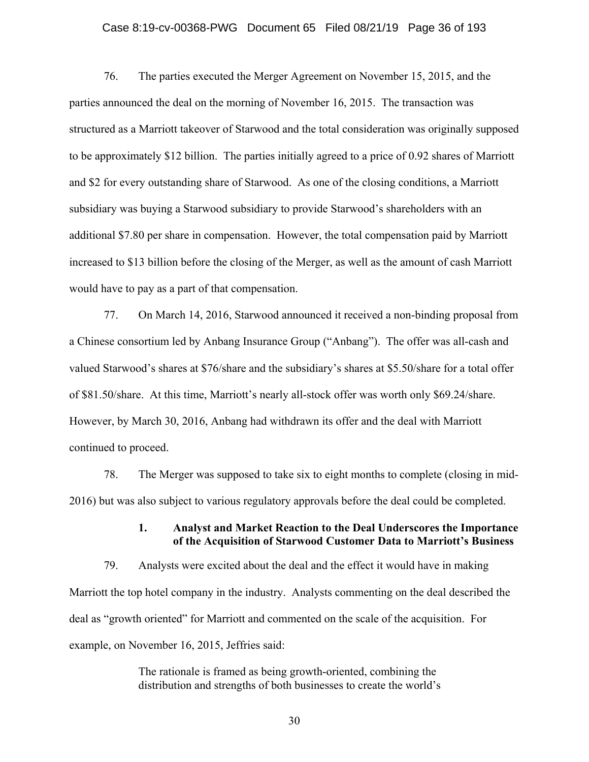76. The parties executed the Merger Agreement on November 15, 2015, and the parties announced the deal on the morning of November 16, 2015. The transaction was structured as a Marriott takeover of Starwood and the total consideration was originally supposed to be approximately $12 billion. The parties initially agreed to a price of 0.92 shares of Marriott and $2 for every outstanding share of Starwood. As one of the closing conditions, a Marriott subsidiary was buying a Starwood subsidiary to provide Starwood's shareholders with an additional $7.80 per share in compensation. However, the total compensation paid by Marriott increased to $13 billion before the closing of the Merger, as well as the amount of cash Marriott would have to pay as a part of that compensation.

77. On March 14, 2016, Starwood announced it received a non-binding proposal from a Chinese consortium led by Anbang Insurance Group ("Anbang"). The offer was all-cash and valued Starwood's shares at $76/share and the subsidiary's shares at $5.50/share for a total offer of $81.50/share. At this time, Marriott's nearly all-stock offer was worth only $69.24/share. However, by March 30, 2016, Anbang had withdrawn its offer and the deal with Marriott continued to proceed.

78. The Merger was supposed to take six to eight months to complete (closing in mid-2016) but was also subject to various regulatory approvals before the deal could be completed.

#### 1. Analyst and Market Reaction to the Deal Underscores the Importance of the Acquisition of Starwood Customer Data to Marriott's Business

79. Analysts were excited about the deal and the effect it would have in making Marriott the top hotel company in the industry. Analysts commenting on the deal described the deal as "growth oriented" for Marriott and commented on the scale of the acquisition. For example, on November 16, 2015, Jeffries said:

> The rationale is framed as being growth-oriented, combining the distribution and strengths of both businesses to create the world's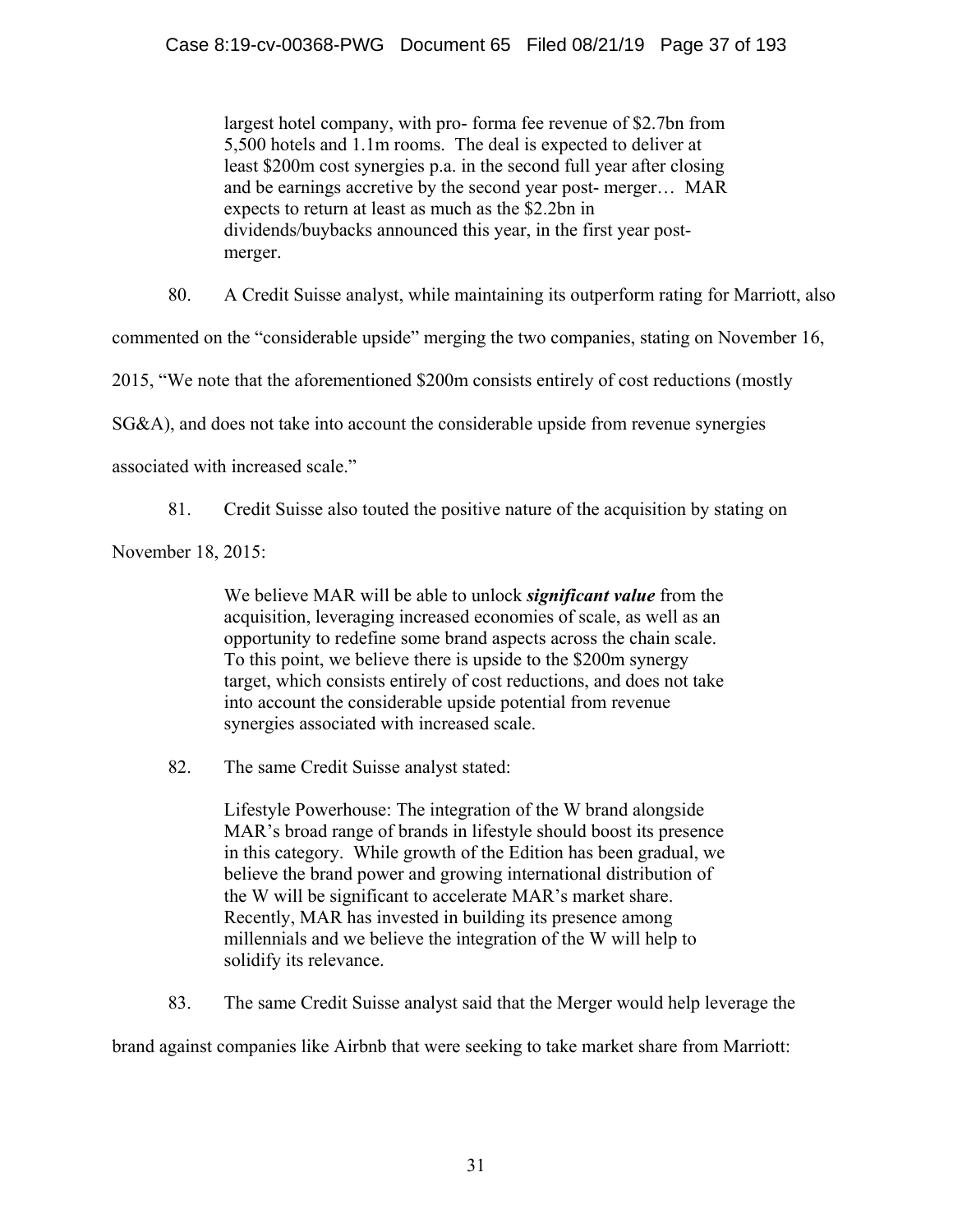> largest hotel company, with pro- forma fee revenue of \$2.7bn from 5,500 hotels and 1.1m rooms. The deal is expected to deliver at least \$200m cost synergies p.a. in the second full year after closing and be earnings accretive by the second year post- merger… MAR expects to return at least as much as the \$2.2bn in dividends/buybacks announced this year, in the first year post-merger.

80. A Credit Suisse analyst, while maintaining its outperform rating for Marriott, also commented on the "considerable upside" merging the two companies, stating on November 16, 2015, "We note that the aforementioned \$200m consists entirely of cost reductions (mostly SG&A), and does not take into account the considerable upside from revenue synergies associated with increased scale."

81. Credit Suisse also touted the positive nature of the acquisition by stating on November 18, 2015:

> We believe MAR will be able to unlock ***significant value*** from the acquisition, leveraging increased economies of scale, as well as an opportunity to redefine some brand aspects across the chain scale. To this point, we believe there is upside to the \$200m synergy target, which consists entirely of cost reductions, and does not take into account the considerable upside potential from revenue synergies associated with increased scale.

82. The same Credit Suisse analyst stated:

> Lifestyle Powerhouse: The integration of the W brand alongside MAR's broad range of brands in lifestyle should boost its presence in this category. While growth of the Edition has been gradual, we believe the brand power and growing international distribution of the W will be significant to accelerate MAR's market share. Recently, MAR has invested in building its presence among millennials and we believe the integration of the W will help to solidify its relevance.

83. The same Credit Suisse analyst said that the Merger would help leverage the brand against companies like Airbnb that were seeking to take market share from Marriott: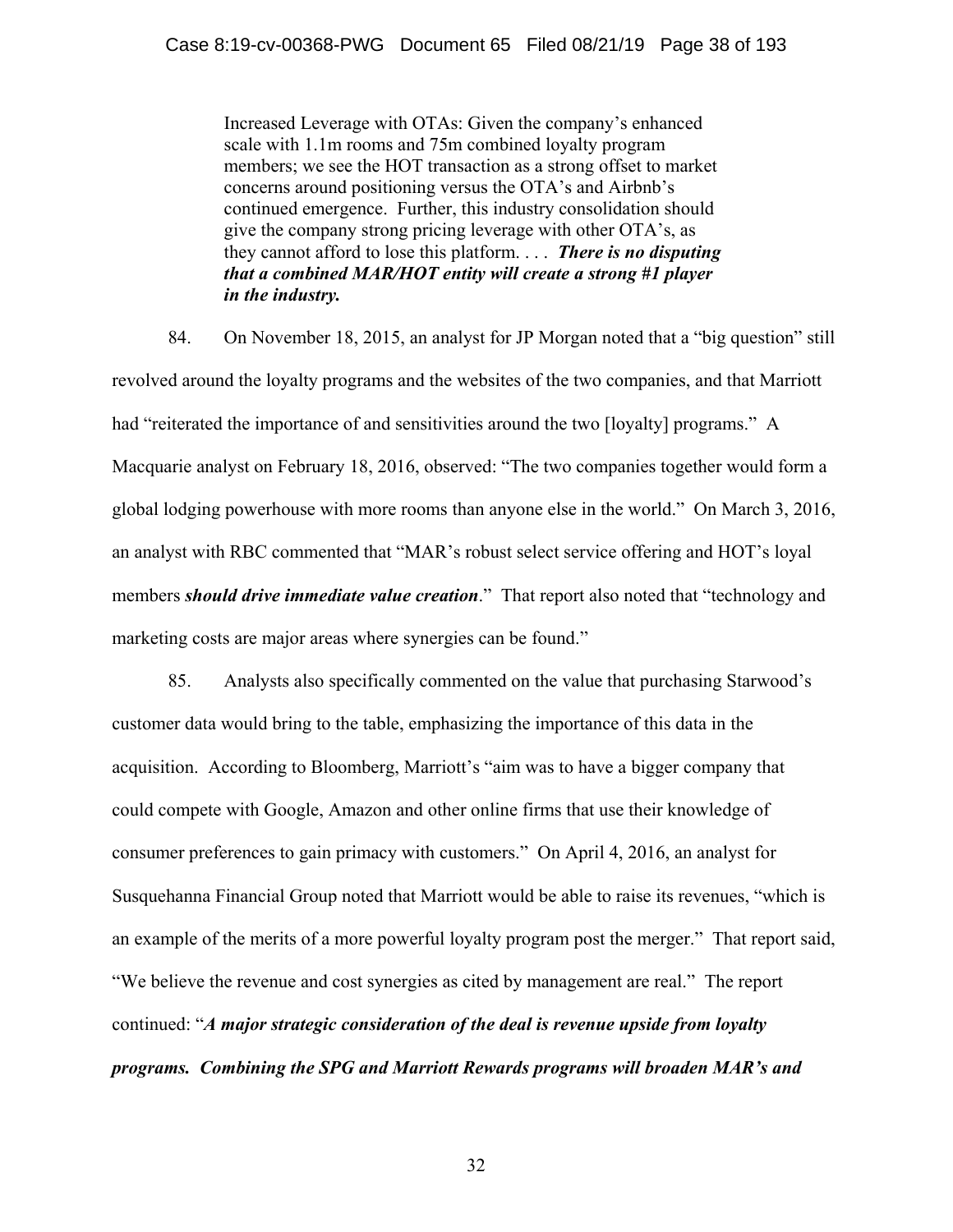> Increased Leverage with OTAs: Given the company's enhanced scale with 1.1m rooms and 75m combined loyalty program members; we see the HOT transaction as a strong offset to market concerns around positioning versus the OTA's and Airbnb's continued emergence. Further, this industry consolidation should give the company strong pricing leverage with other OTA's, as they cannot afford to lose this platform. . . . ***There is no disputing that a combined MAR/HOT entity will create a strong #1 player in the industry.***

84. On November 18, 2015, an analyst for JP Morgan noted that a "big question" still revolved around the loyalty programs and the websites of the two companies, and that Marriott had "reiterated the importance of and sensitivities around the two [loyalty] programs." A Macquarie analyst on February 18, 2016, observed: "The two companies together would form a global lodging powerhouse with more rooms than anyone else in the world." On March 3, 2016, an analyst with RBC commented that "MAR's robust select service offering and HOT's loyal members ***should drive immediate value creation***." That report also noted that "technology and marketing costs are major areas where synergies can be found."

85. Analysts also specifically commented on the value that purchasing Starwood's customer data would bring to the table, emphasizing the importance of this data in the acquisition. According to Bloomberg, Marriott's "aim was to have a bigger company that could compete with Google, Amazon and other online firms that use their knowledge of consumer preferences to gain primacy with customers." On April 4, 2016, an analyst for Susquehanna Financial Group noted that Marriott would be able to raise its revenues, "which is an example of the merits of a more powerful loyalty program post the merger." That report said, "We believe the revenue and cost synergies as cited by management are real." The report continued: "***A major strategic consideration of the deal is revenue upside from loyalty programs. Combining the SPG and Marriott Rewards programs will broaden MAR's and***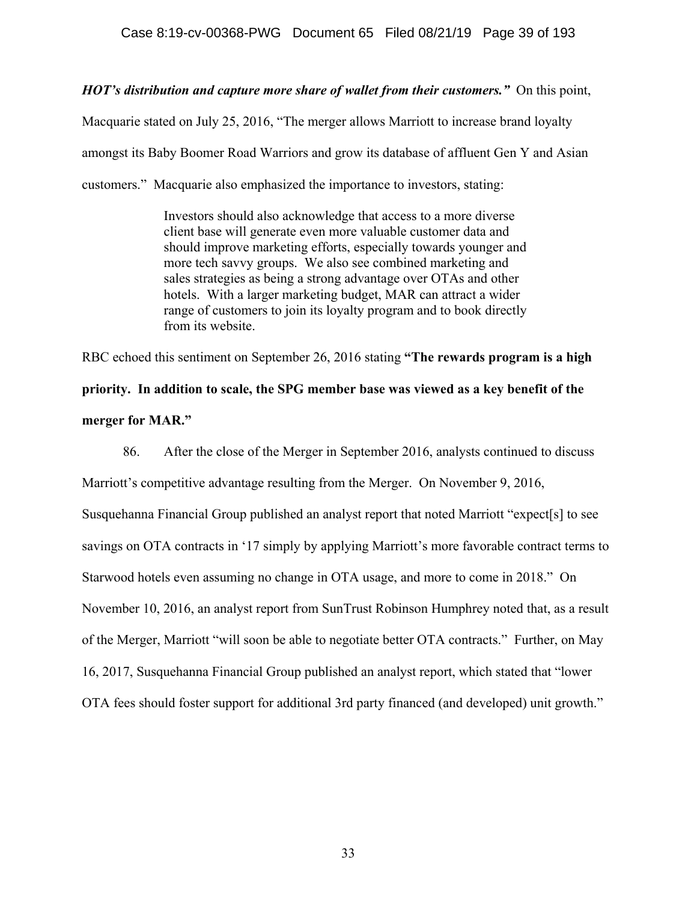***HOT's distribution and capture more share of wallet from their customers."*** On this point, Macquarie stated on July 25, 2016, "The merger allows Marriott to increase brand loyalty amongst its Baby Boomer Road Warriors and grow its database of affluent Gen Y and Asian customers." Macquarie also emphasized the importance to investors, stating:

> Investors should also acknowledge that access to a more diverse client base will generate even more valuable customer data and should improve marketing efforts, especially towards younger and more tech savvy groups. We also see combined marketing and sales strategies as being a strong advantage over OTAs and other hotels. With a larger marketing budget, MAR can attract a wider range of customers to join its loyalty program and to book directly from its website.

RBC echoed this sentiment on September 26, 2016 stating **"The rewards program is a high priority. In addition to scale, the SPG member base was viewed as a key benefit of the merger for MAR."**

86. After the close of the Merger in September 2016, analysts continued to discuss Marriott's competitive advantage resulting from the Merger. On November 9, 2016, Susquehanna Financial Group published an analyst report that noted Marriott "expect[s] to see savings on OTA contracts in '17 simply by applying Marriott's more favorable contract terms to Starwood hotels even assuming no change in OTA usage, and more to come in 2018." On November 10, 2016, an analyst report from SunTrust Robinson Humphrey noted that, as a result of the Merger, Marriott "will soon be able to negotiate better OTA contracts." Further, on May 16, 2017, Susquehanna Financial Group published an analyst report, which stated that "lower OTA fees should foster support for additional 3rd party financed (and developed) unit growth."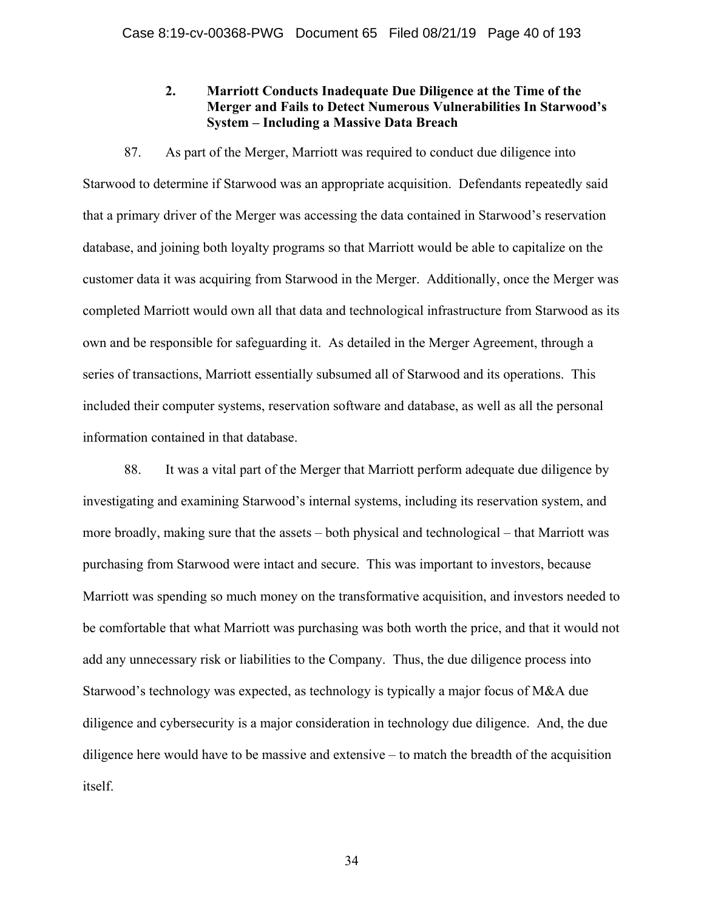### 2. Marriott Conducts Inadequate Due Diligence at the Time of the Merger and Fails to Detect Numerous Vulnerabilities In Starwood's System – Including a Massive Data Breach

87. As part of the Merger, Marriott was required to conduct due diligence into Starwood to determine if Starwood was an appropriate acquisition. Defendants repeatedly said that a primary driver of the Merger was accessing the data contained in Starwood's reservation database, and joining both loyalty programs so that Marriott would be able to capitalize on the customer data it was acquiring from Starwood in the Merger. Additionally, once the Merger was completed Marriott would own all that data and technological infrastructure from Starwood as its own and be responsible for safeguarding it. As detailed in the Merger Agreement, through a series of transactions, Marriott essentially subsumed all of Starwood and its operations. This included their computer systems, reservation software and database, as well as all the personal information contained in that database.

88. It was a vital part of the Merger that Marriott perform adequate due diligence by investigating and examining Starwood's internal systems, including its reservation system, and more broadly, making sure that the assets – both physical and technological – that Marriott was purchasing from Starwood were intact and secure. This was important to investors, because Marriott was spending so much money on the transformative acquisition, and investors needed to be comfortable that what Marriott was purchasing was both worth the price, and that it would not add any unnecessary risk or liabilities to the Company. Thus, the due diligence process into Starwood's technology was expected, as technology is typically a major focus of M&A due diligence and cybersecurity is a major consideration in technology due diligence. And, the due diligence here would have to be massive and extensive – to match the breadth of the acquisition itself.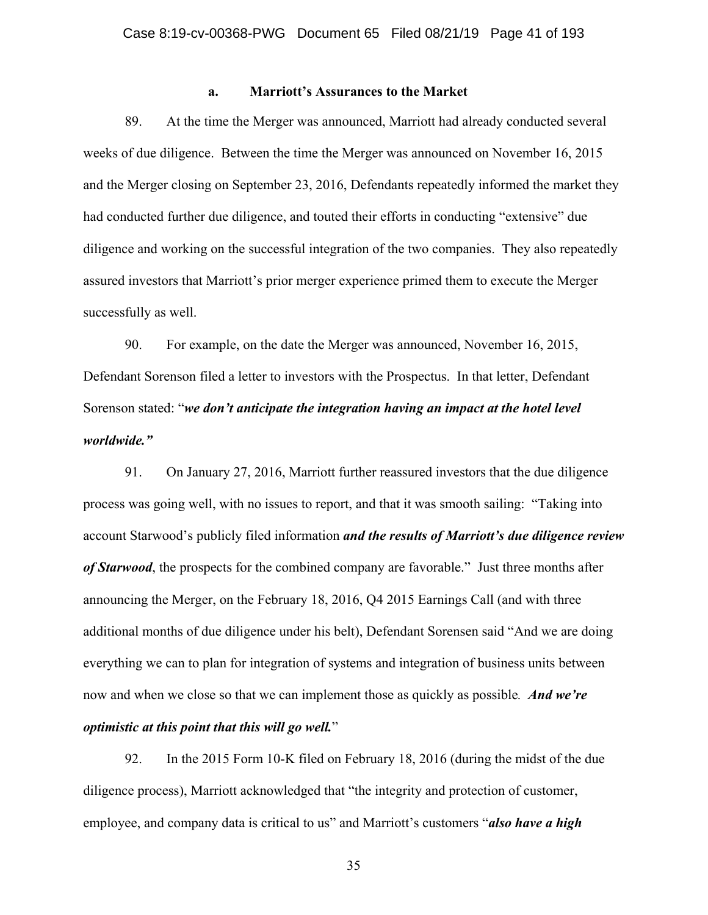### a. Marriott's Assurances to the Market

89. At the time the Merger was announced, Marriott had already conducted several weeks of due diligence. Between the time the Merger was announced on November 16, 2015 and the Merger closing on September 23, 2016, Defendants repeatedly informed the market they had conducted further due diligence, and touted their efforts in conducting "extensive" due diligence and working on the successful integration of the two companies. They also repeatedly assured investors that Marriott's prior merger experience primed them to execute the Merger successfully as well.

90. For example, on the date the Merger was announced, November 16, 2015, Defendant Sorenson filed a letter to investors with the Prospectus. In that letter, Defendant Sorenson stated: "***we don't anticipate the integration having an impact at the hotel level worldwide.***"

91. On January 27, 2016, Marriott further reassured investors that the due diligence process was going well, with no issues to report, and that it was smooth sailing: "Taking into account Starwood's publicly filed information ***and the results of Marriott's due diligence review of Starwood***, the prospects for the combined company are favorable." Just three months after announcing the Merger, on the February 18, 2016, Q4 2015 Earnings Call (and with three additional months of due diligence under his belt), Defendant Sorensen said "And we are doing everything we can to plan for integration of systems and integration of business units between now and when we close so that we can implement those as quickly as possible. ***And we're optimistic at this point that this will go well.***"

92. In the 2015 Form 10-K filed on February 18, 2016 (during the midst of the due diligence process), Marriott acknowledged that "the integrity and protection of customer, employee, and company data is critical to us" and Marriott's customers "***also have a high***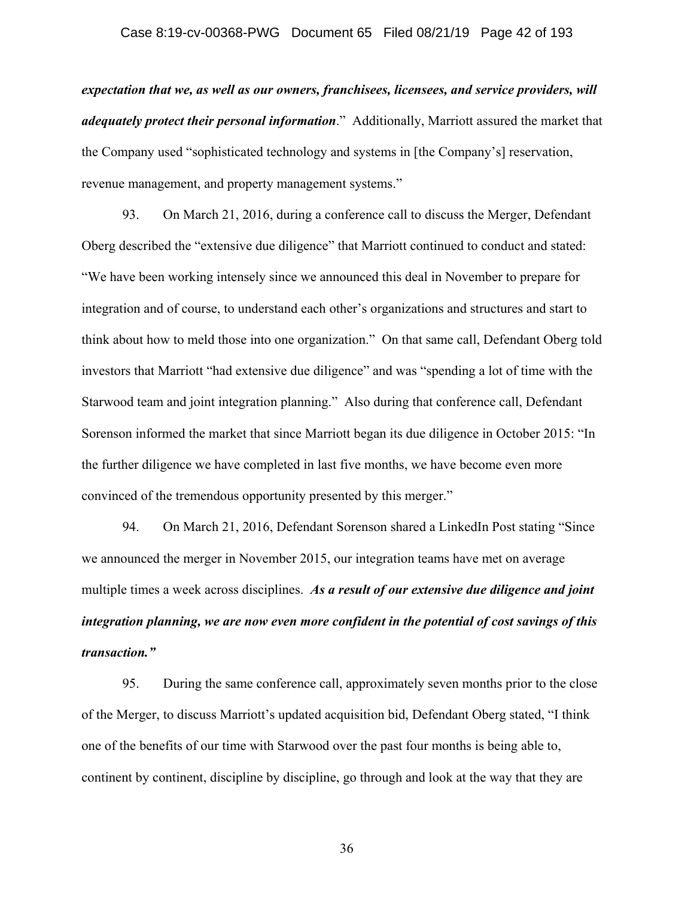***expectation that we, as well as our owners, franchisees, licensees, and service providers, will adequately protect their personal information*.**" Additionally, Marriott assured the market that the Company used "sophisticated technology and systems in [the Company's] reservation, revenue management, and property management systems."

93. On March 21, 2016, during a conference call to discuss the Merger, Defendant Oberg described the "extensive due diligence" that Marriott continued to conduct and stated: "We have been working intensely since we announced this deal in November to prepare for integration and of course, to understand each other's organizations and structures and start to think about how to meld those into one organization." On that same call, Defendant Oberg told investors that Marriott "had extensive due diligence" and was "spending a lot of time with the Starwood team and joint integration planning." Also during that conference call, Defendant Sorenson informed the market that since Marriott began its due diligence in October 2015: "In the further diligence we have completed in last five months, we have become even more convinced of the tremendous opportunity presented by this merger."

94. On March 21, 2016, Defendant Sorenson shared a LinkedIn Post stating "Since we announced the merger in November 2015, our integration teams have met on average multiple times a week across disciplines. ***As a result of our extensive due diligence and joint integration planning, we are now even more confident in the potential of cost savings of this transaction."***

95. During the same conference call, approximately seven months prior to the close of the Merger, to discuss Marriott's updated acquisition bid, Defendant Oberg stated, "I think one of the benefits of our time with Starwood over the past four months is being able to, continent by continent, discipline by discipline, go through and look at the way that they are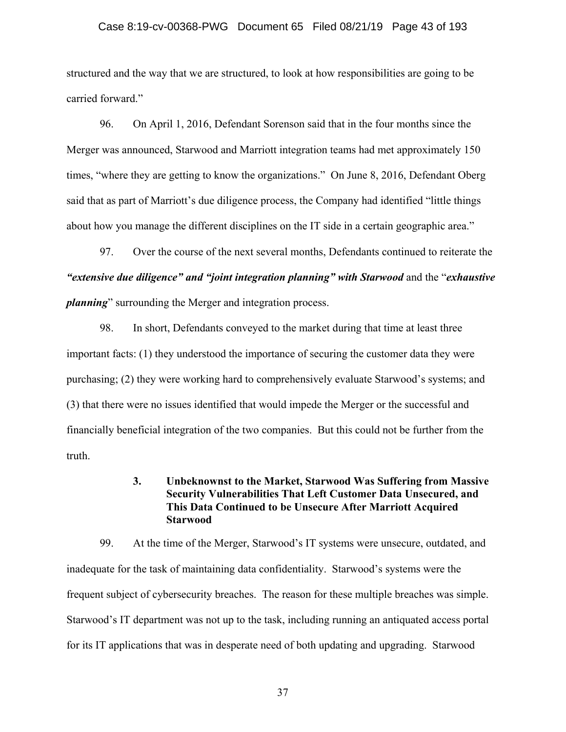structured and the way that we are structured, to look at how responsibilities are going to be carried forward."

96. On April 1, 2016, Defendant Sorenson said that in the four months since the Merger was announced, Starwood and Marriott integration teams had met approximately 150 times, "where they are getting to know the organizations." On June 8, 2016, Defendant Oberg said that as part of Marriott's due diligence process, the Company had identified "little things about how you manage the different disciplines on the IT side in a certain geographic area."

97. Over the course of the next several months, Defendants continued to reiterate the ***"extensive due diligence" and "joint integration planning" with Starwood*** and the "***exhaustive planning***" surrounding the Merger and integration process.

98. In short, Defendants conveyed to the market during that time at least three important facts: (1) they understood the importance of securing the customer data they were purchasing; (2) they were working hard to comprehensively evaluate Starwood's systems; and (3) that there were no issues identified that would impede the Merger or the successful and financially beneficial integration of the two companies. But this could not be further from the truth.

### 3. Unbeknownst to the Market, Starwood Was Suffering from Massive Security Vulnerabilities That Left Customer Data Unsecured, and This Data Continued to be Unsecure After Marriott Acquired Starwood

99. At the time of the Merger, Starwood's IT systems were unsecure, outdated, and inadequate for the task of maintaining data confidentiality. Starwood's systems were the frequent subject of cybersecurity breaches. The reason for these multiple breaches was simple. Starwood's IT department was not up to the task, including running an antiquated access portal for its IT applications that was in desperate need of both updating and upgrading. Starwood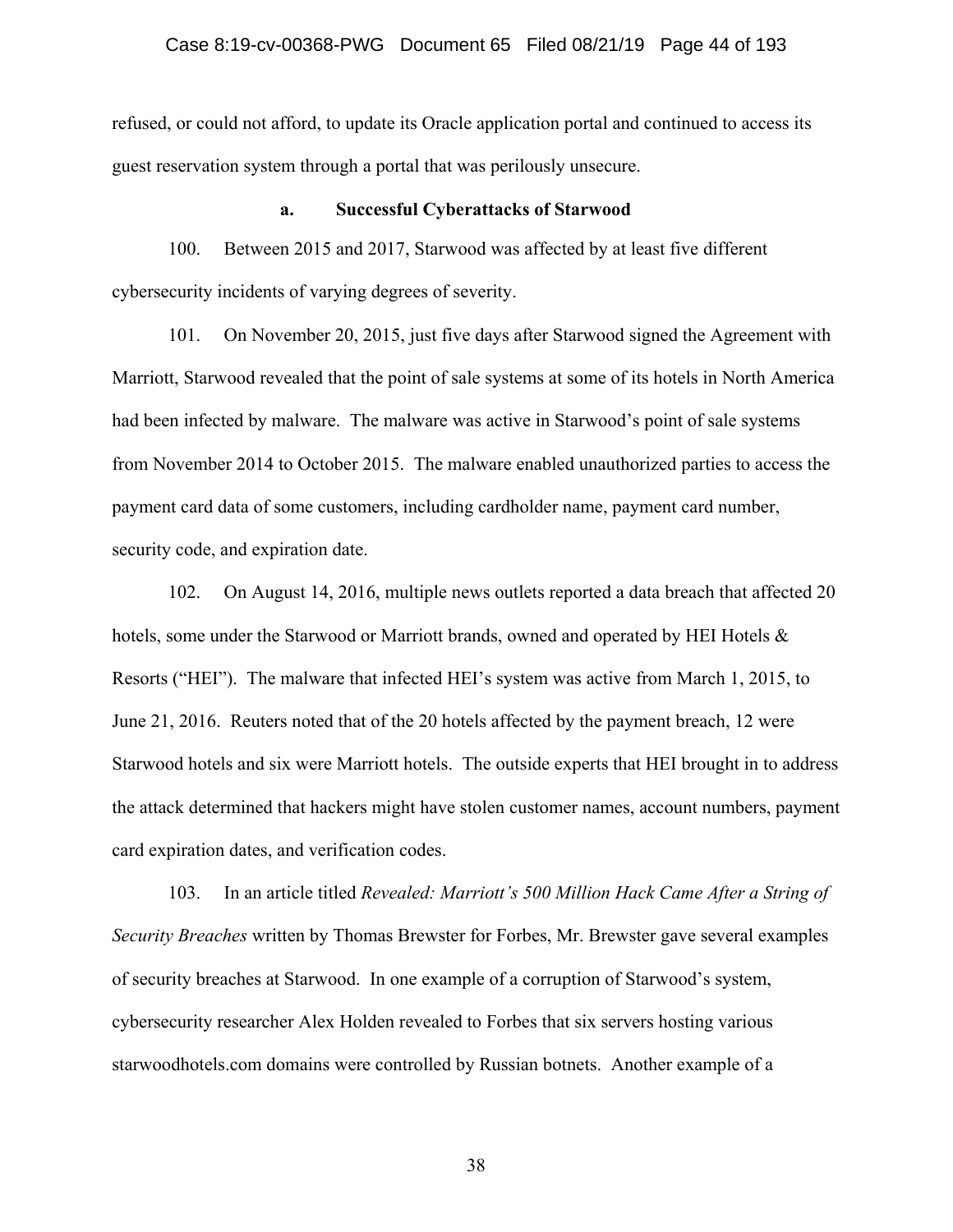refused, or could not afford, to update its Oracle application portal and continued to access its guest reservation system through a portal that was perilously unsecure.

**a. Successful Cyberattacks of Starwood**

100. Between 2015 and 2017, Starwood was affected by at least five different cybersecurity incidents of varying degrees of severity.

101. On November 20, 2015, just five days after Starwood signed the Agreement with Marriott, Starwood revealed that the point of sale systems at some of its hotels in North America had been infected by malware. The malware was active in Starwood's point of sale systems from November 2014 to October 2015. The malware enabled unauthorized parties to access the payment card data of some customers, including cardholder name, payment card number, security code, and expiration date.

102. On August 14, 2016, multiple news outlets reported a data breach that affected 20 hotels, some under the Starwood or Marriott brands, owned and operated by HEI Hotels & Resorts ("HEI"). The malware that infected HEI's system was active from March 1, 2015, to June 21, 2016. Reuters noted that of the 20 hotels affected by the payment breach, 12 were Starwood hotels and six were Marriott hotels. The outside experts that HEI brought in to address the attack determined that hackers might have stolen customer names, account numbers, payment card expiration dates, and verification codes.

103. In an article titled *Revealed: Marriott's 500 Million Hack Came After a String of Security Breaches* written by Thomas Brewster for Forbes, Mr. Brewster gave several examples of security breaches at Starwood. In one example of a corruption of Starwood's system, cybersecurity researcher Alex Holden revealed to Forbes that six servers hosting various starwoodhotels.com domains were controlled by Russian botnets. Another example of a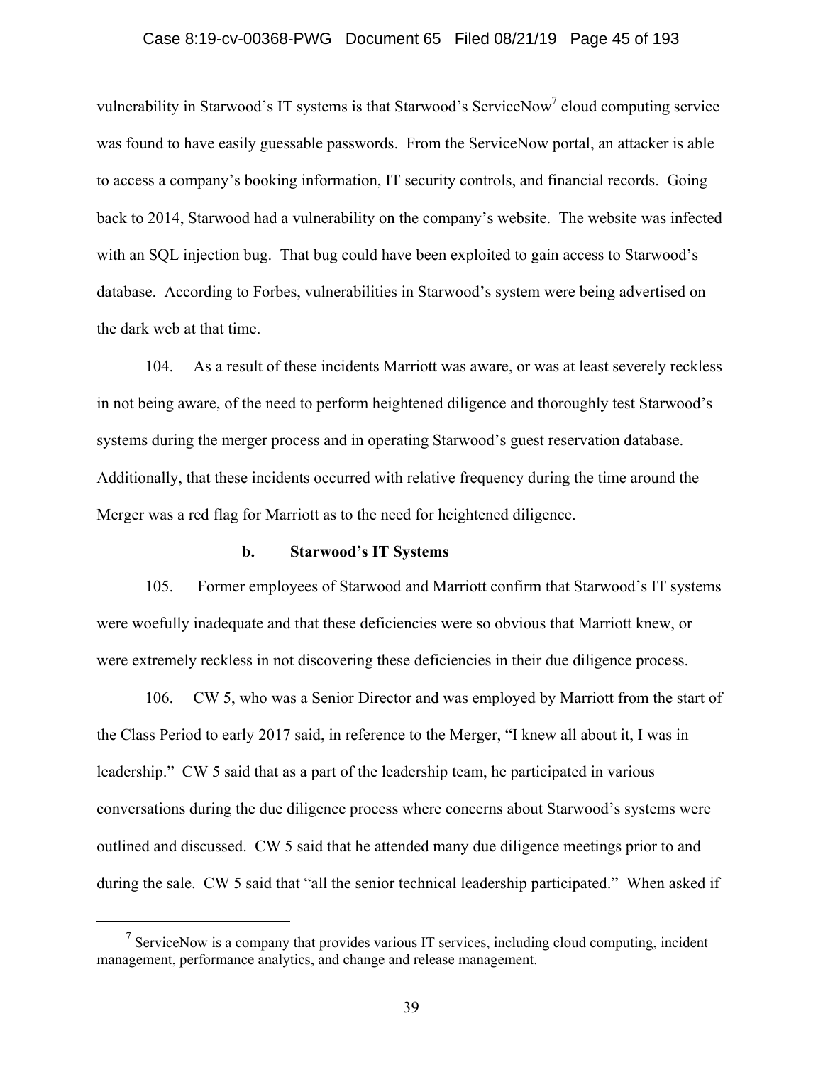vulnerability in Starwood's IT systems is that Starwood's ServiceNow[7] cloud computing service was found to have easily guessable passwords. From the ServiceNow portal, an attacker is able to access a company's booking information, IT security controls, and financial records. Going back to 2014, Starwood had a vulnerability on the company's website. The website was infected with an SQL injection bug. That bug could have been exploited to gain access to Starwood's database. According to Forbes, vulnerabilities in Starwood's system were being advertised on the dark web at that time.

104. As a result of these incidents Marriott was aware, or was at least severely reckless in not being aware, of the need to perform heightened diligence and thoroughly test Starwood's systems during the merger process and in operating Starwood's guest reservation database. Additionally, that these incidents occurred with relative frequency during the time around the Merger was a red flag for Marriott as to the need for heightened diligence.

**b. Starwood's IT Systems**

105. Former employees of Starwood and Marriott confirm that Starwood's IT systems were woefully inadequate and that these deficiencies were so obvious that Marriott knew, or were extremely reckless in not discovering these deficiencies in their due diligence process.

106. CW 5, who was a Senior Director and was employed by Marriott from the start of the Class Period to early 2017 said, in reference to the Merger, "I knew all about it, I was in leadership." CW 5 said that as a part of the leadership team, he participated in various conversations during the due diligence process where concerns about Starwood's systems were outlined and discussed. CW 5 said that he attended many due diligence meetings prior to and during the sale. CW 5 said that "all the senior technical leadership participated." When asked if

[7] ServiceNow is a company that provides various IT services, including cloud computing, incident management, performance analytics, and change and release management.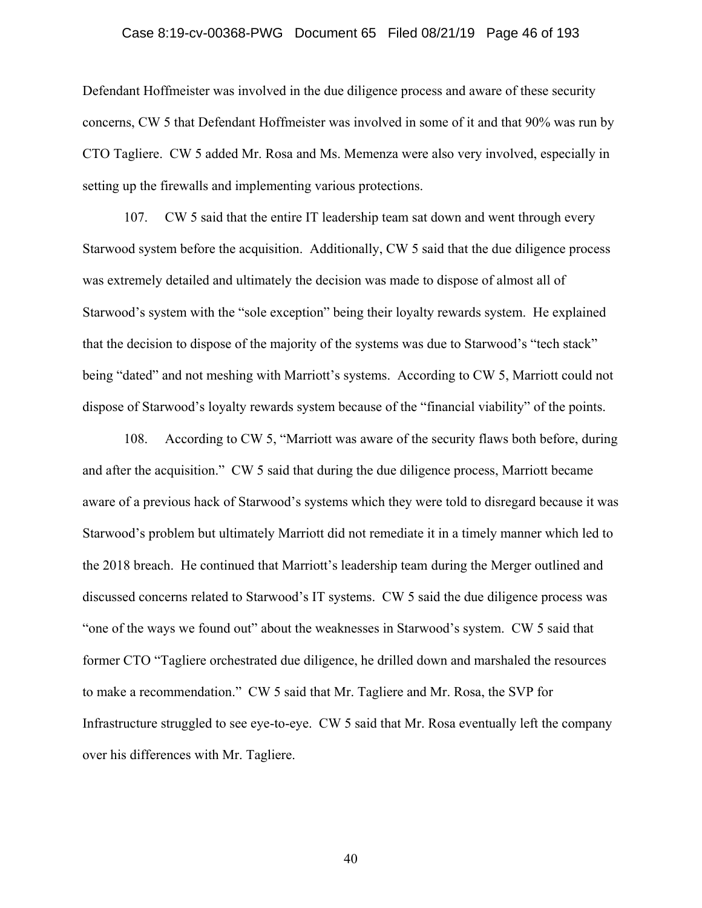Defendant Hoffmeister was involved in the due diligence process and aware of these security concerns, CW 5 that Defendant Hoffmeister was involved in some of it and that 90% was run by CTO Tagliere. CW 5 added Mr. Rosa and Ms. Memenza were also very involved, especially in setting up the firewalls and implementing various protections.

107. CW 5 said that the entire IT leadership team sat down and went through every Starwood system before the acquisition. Additionally, CW 5 said that the due diligence process was extremely detailed and ultimately the decision was made to dispose of almost all of Starwood's system with the "sole exception" being their loyalty rewards system. He explained that the decision to dispose of the majority of the systems was due to Starwood's "tech stack" being "dated" and not meshing with Marriott's systems. According to CW 5, Marriott could not dispose of Starwood's loyalty rewards system because of the "financial viability" of the points.

108. According to CW 5, "Marriott was aware of the security flaws both before, during and after the acquisition." CW 5 said that during the due diligence process, Marriott became aware of a previous hack of Starwood's systems which they were told to disregard because it was Starwood's problem but ultimately Marriott did not remediate it in a timely manner which led to the 2018 breach. He continued that Marriott's leadership team during the Merger outlined and discussed concerns related to Starwood's IT systems. CW 5 said the due diligence process was "one of the ways we found out" about the weaknesses in Starwood's system. CW 5 said that former CTO "Tagliere orchestrated due diligence, he drilled down and marshaled the resources to make a recommendation." CW 5 said that Mr. Tagliere and Mr. Rosa, the SVP for Infrastructure struggled to see eye-to-eye. CW 5 said that Mr. Rosa eventually left the company over his differences with Mr. Tagliere.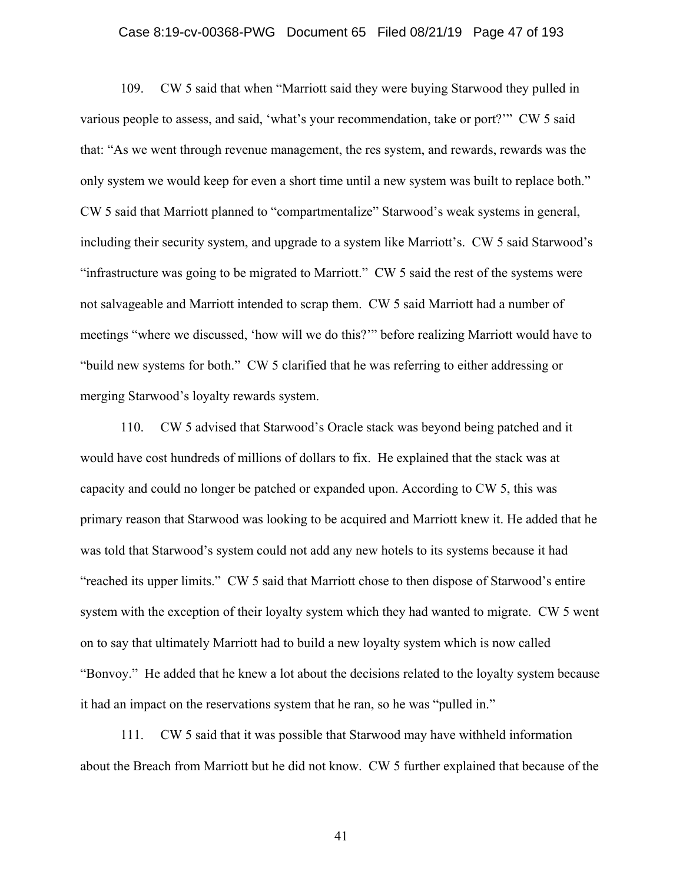109. CW 5 said that when "Marriott said they were buying Starwood they pulled in various people to assess, and said, 'what's your recommendation, take or port?'" CW 5 said that: "As we went through revenue management, the res system, and rewards, rewards was the only system we would keep for even a short time until a new system was built to replace both." CW 5 said that Marriott planned to "compartmentalize" Starwood's weak systems in general, including their security system, and upgrade to a system like Marriott's. CW 5 said Starwood's "infrastructure was going to be migrated to Marriott." CW 5 said the rest of the systems were not salvageable and Marriott intended to scrap them. CW 5 said Marriott had a number of meetings "where we discussed, 'how will we do this?'" before realizing Marriott would have to "build new systems for both." CW 5 clarified that he was referring to either addressing or merging Starwood's loyalty rewards system.

110. CW 5 advised that Starwood's Oracle stack was beyond being patched and it would have cost hundreds of millions of dollars to fix. He explained that the stack was at capacity and could no longer be patched or expanded upon. According to CW 5, this was primary reason that Starwood was looking to be acquired and Marriott knew it. He added that he was told that Starwood's system could not add any new hotels to its systems because it had "reached its upper limits." CW 5 said that Marriott chose to then dispose of Starwood's entire system with the exception of their loyalty system which they had wanted to migrate. CW 5 went on to say that ultimately Marriott had to build a new loyalty system which is now called "Bonvoy." He added that he knew a lot about the decisions related to the loyalty system because it had an impact on the reservations system that he ran, so he was "pulled in."

111. CW 5 said that it was possible that Starwood may have withheld information about the Breach from Marriott but he did not know. CW 5 further explained that because of the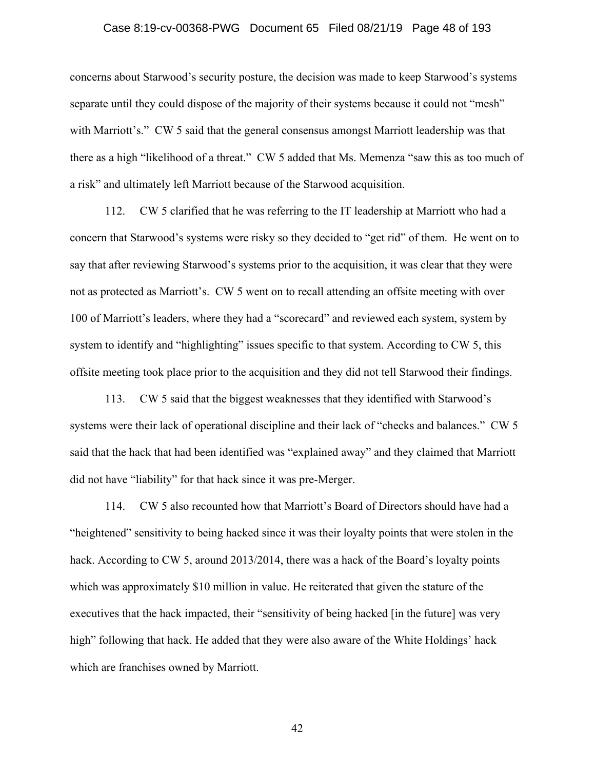concerns about Starwood's security posture, the decision was made to keep Starwood's systems separate until they could dispose of the majority of their systems because it could not "mesh" with Marriott's." CW 5 said that the general consensus amongst Marriott leadership was that there as a high "likelihood of a threat." CW 5 added that Ms. Memenza "saw this as too much of a risk" and ultimately left Marriott because of the Starwood acquisition.

112. CW 5 clarified that he was referring to the IT leadership at Marriott who had a concern that Starwood's systems were risky so they decided to "get rid" of them. He went on to say that after reviewing Starwood's systems prior to the acquisition, it was clear that they were not as protected as Marriott's. CW 5 went on to recall attending an offsite meeting with over 100 of Marriott's leaders, where they had a "scorecard" and reviewed each system, system by system to identify and "highlighting" issues specific to that system. According to CW 5, this offsite meeting took place prior to the acquisition and they did not tell Starwood their findings.

113. CW 5 said that the biggest weaknesses that they identified with Starwood's systems were their lack of operational discipline and their lack of "checks and balances." CW 5 said that the hack that had been identified was "explained away" and they claimed that Marriott did not have "liability" for that hack since it was pre-Merger.

114. CW 5 also recounted how that Marriott's Board of Directors should have had a "heightened" sensitivity to being hacked since it was their loyalty points that were stolen in the hack. According to CW 5, around 2013/2014, there was a hack of the Board's loyalty points which was approximately $10 million in value. He reiterated that given the stature of the executives that the hack impacted, their "sensitivity of being hacked [in the future] was very high" following that hack. He added that they were also aware of the White Holdings' hack which are franchises owned by Marriott.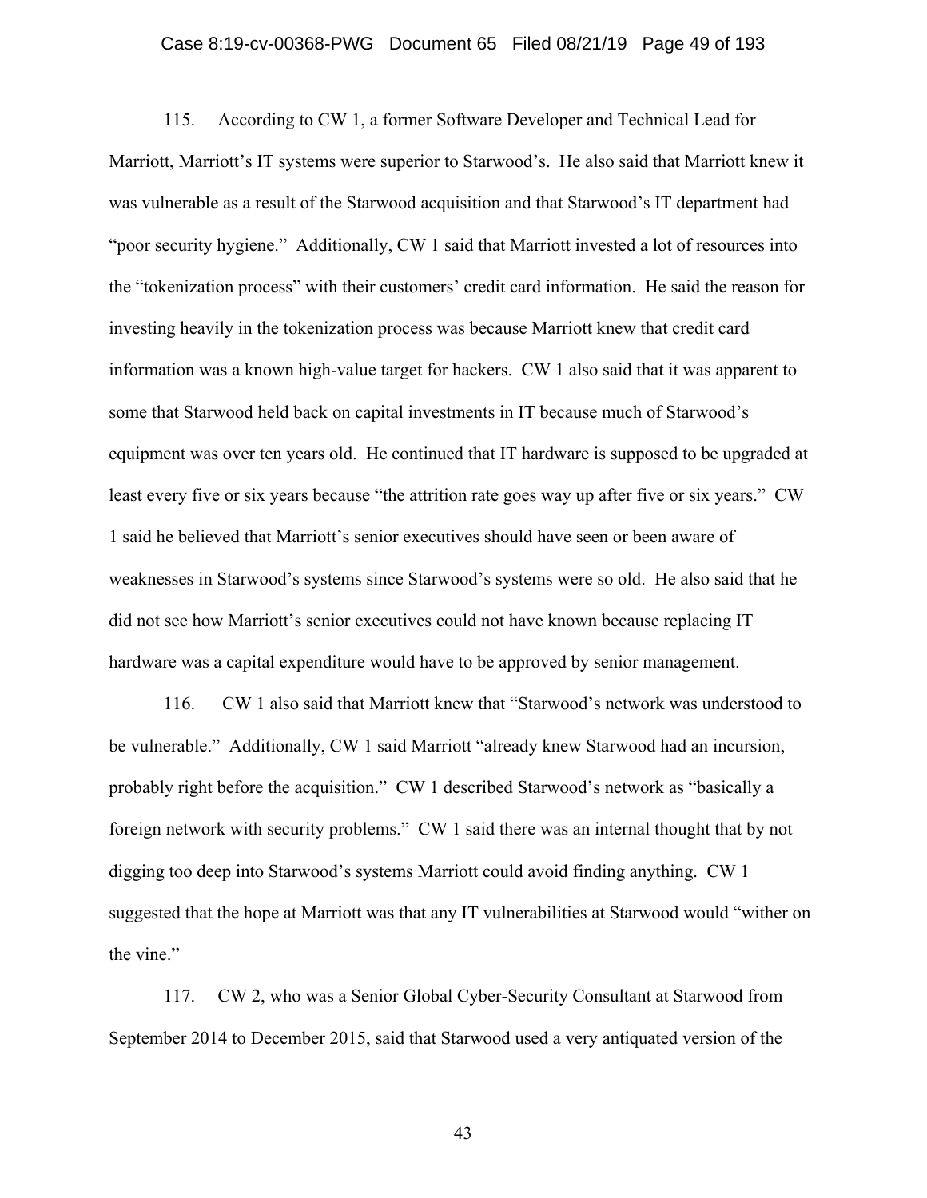115. According to CW 1, a former Software Developer and Technical Lead for Marriott, Marriott's IT systems were superior to Starwood's. He also said that Marriott knew it was vulnerable as a result of the Starwood acquisition and that Starwood's IT department had "poor security hygiene." Additionally, CW 1 said that Marriott invested a lot of resources into the "tokenization process" with their customers' credit card information. He said the reason for investing heavily in the tokenization process was because Marriott knew that credit card information was a known high-value target for hackers. CW 1 also said that it was apparent to some that Starwood held back on capital investments in IT because much of Starwood's equipment was over ten years old. He continued that IT hardware is supposed to be upgraded at least every five or six years because "the attrition rate goes way up after five or six years." CW 1 said he believed that Marriott's senior executives should have seen or been aware of weaknesses in Starwood's systems since Starwood's systems were so old. He also said that he did not see how Marriott's senior executives could not have known because replacing IT hardware was a capital expenditure would have to be approved by senior management.

116. CW 1 also said that Marriott knew that "Starwood's network was understood to be vulnerable." Additionally, CW 1 said Marriott "already knew Starwood had an incursion, probably right before the acquisition." CW 1 described Starwood's network as "basically a foreign network with security problems." CW 1 said there was an internal thought that by not digging too deep into Starwood's systems Marriott could avoid finding anything. CW 1 suggested that the hope at Marriott was that any IT vulnerabilities at Starwood would "wither on the vine."

117. CW 2, who was a Senior Global Cyber-Security Consultant at Starwood from September 2014 to December 2015, said that Starwood used a very antiquated version of the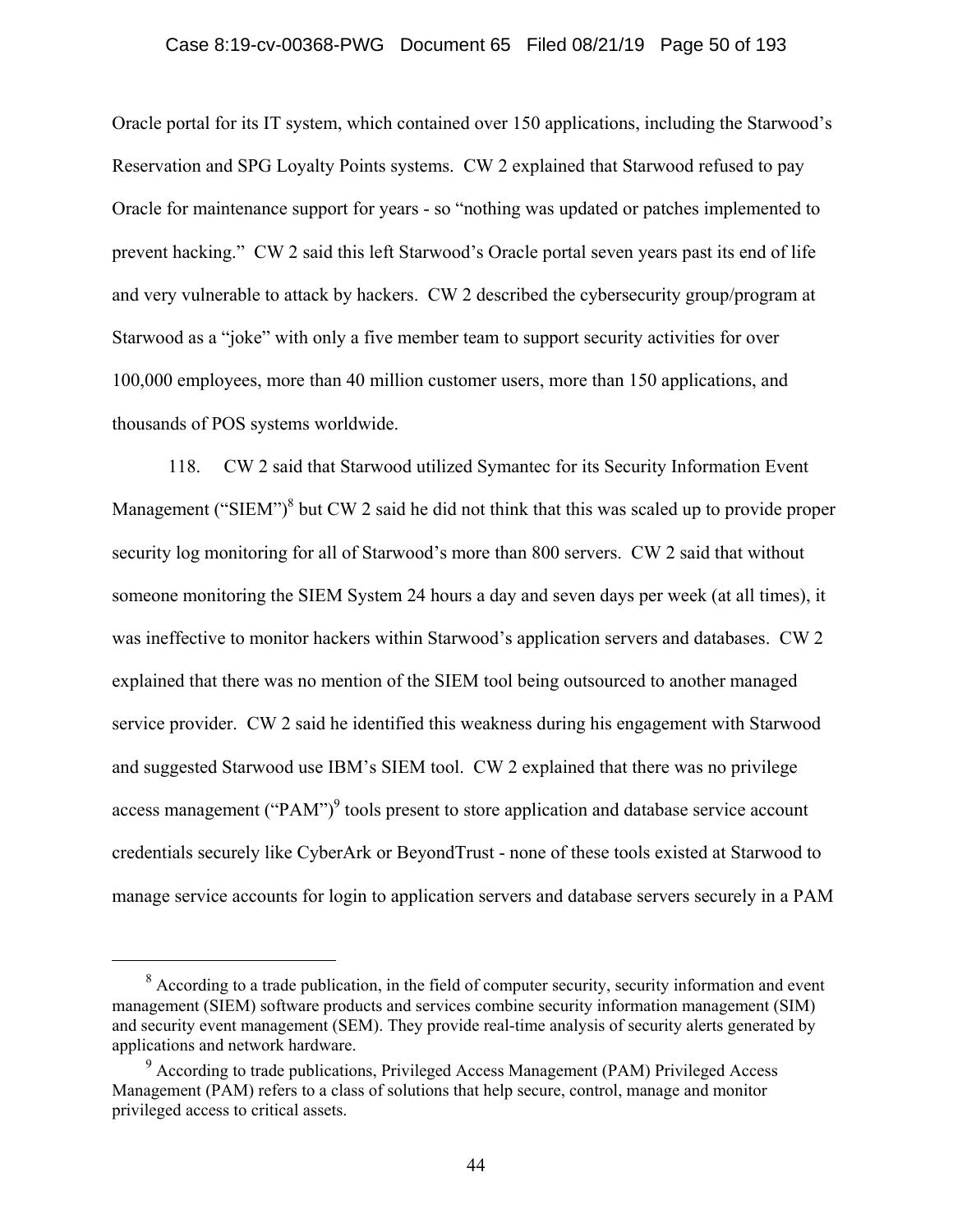Oracle portal for its IT system, which contained over 150 applications, including the Starwood's Reservation and SPG Loyalty Points systems. CW 2 explained that Starwood refused to pay Oracle for maintenance support for years - so "nothing was updated or patches implemented to prevent hacking." CW 2 said this left Starwood's Oracle portal seven years past its end of life and very vulnerable to attack by hackers. CW 2 described the cybersecurity group/program at Starwood as a "joke" with only a five member team to support security activities for over 100,000 employees, more than 40 million customer users, more than 150 applications, and thousands of POS systems worldwide.

118. CW 2 said that Starwood utilized Symantec for its Security Information Event Management ("SIEM")[8] but CW 2 said he did not think that this was scaled up to provide proper security log monitoring for all of Starwood's more than 800 servers. CW 2 said that without someone monitoring the SIEM System 24 hours a day and seven days per week (at all times), it was ineffective to monitor hackers within Starwood's application servers and databases. CW 2 explained that there was no mention of the SIEM tool being outsourced to another managed service provider. CW 2 said he identified this weakness during his engagement with Starwood and suggested Starwood use IBM's SIEM tool. CW 2 explained that there was no privilege access management ("PAM")[9] tools present to store application and database service account credentials securely like CyberArk or BeyondTrust - none of these tools existed at Starwood to manage service accounts for login to application servers and database servers securely in a PAM

---

[8] According to a trade publication, in the field of computer security, security information and event management (SIEM) software products and services combine security information management (SIM) and security event management (SEM). They provide real-time analysis of security alerts generated by applications and network hardware.

[9] According to trade publications, Privileged Access Management (PAM) Privileged Access Management (PAM) refers to a class of solutions that help secure, control, manage and monitor privileged access to critical assets.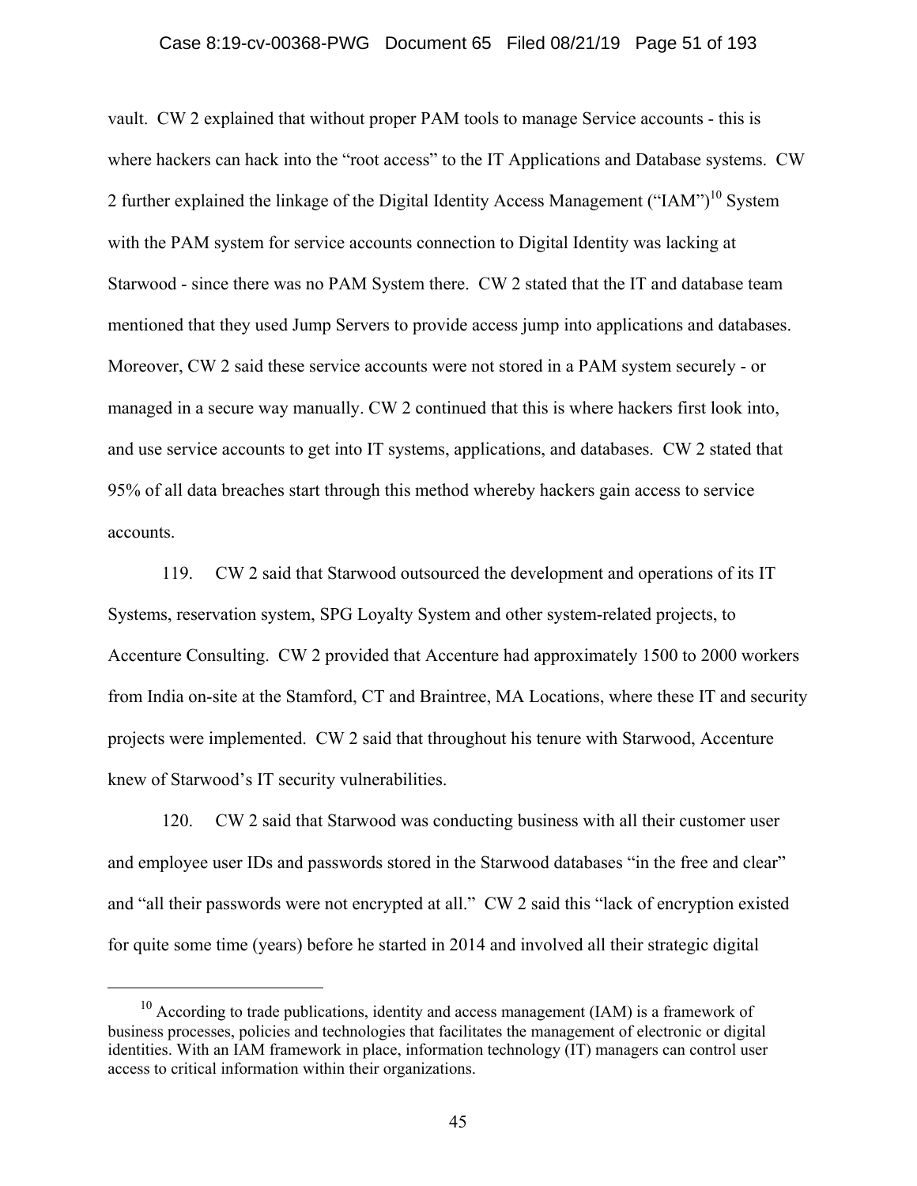vault. CW 2 explained that without proper PAM tools to manage Service accounts - this is where hackers can hack into the "root access" to the IT Applications and Database systems. CW 2 further explained the linkage of the Digital Identity Access Management ("IAM")[10] System with the PAM system for service accounts connection to Digital Identity was lacking at Starwood - since there was no PAM System there. CW 2 stated that the IT and database team mentioned that they used Jump Servers to provide access jump into applications and databases. Moreover, CW 2 said these service accounts were not stored in a PAM system securely - or managed in a secure way manually. CW 2 continued that this is where hackers first look into, and use service accounts to get into IT systems, applications, and databases. CW 2 stated that 95% of all data breaches start through this method whereby hackers gain access to service accounts.

119. CW 2 said that Starwood outsourced the development and operations of its IT Systems, reservation system, SPG Loyalty System and other system-related projects, to Accenture Consulting. CW 2 provided that Accenture had approximately 1500 to 2000 workers from India on-site at the Stamford, CT and Braintree, MA Locations, where these IT and security projects were implemented. CW 2 said that throughout his tenure with Starwood, Accenture knew of Starwood's IT security vulnerabilities.

120. CW 2 said that Starwood was conducting business with all their customer user and employee user IDs and passwords stored in the Starwood databases "in the free and clear" and "all their passwords were not encrypted at all." CW 2 said this "lack of encryption existed for quite some time (years) before he started in 2014 and involved all their strategic digital

---

[10] According to trade publications, identity and access management (IAM) is a framework of business processes, policies and technologies that facilitates the management of electronic or digital identities. With an IAM framework in place, information technology (IT) managers can control user access to critical information within their organizations.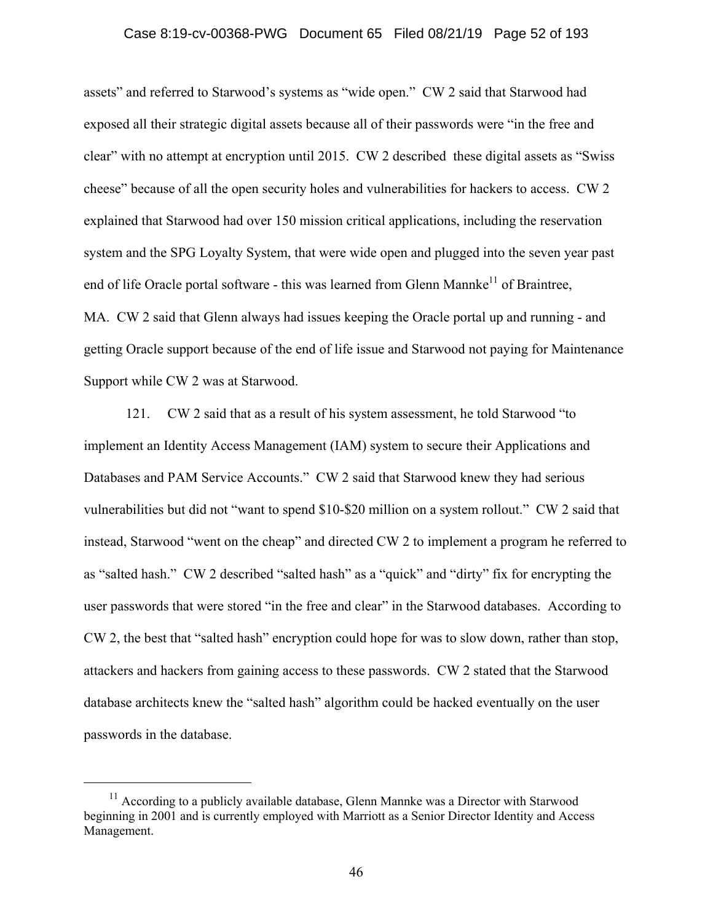assets" and referred to Starwood's systems as "wide open." CW 2 said that Starwood had exposed all their strategic digital assets because all of their passwords were "in the free and clear" with no attempt at encryption until 2015. CW 2 described these digital assets as "Swiss cheese" because of all the open security holes and vulnerabilities for hackers to access. CW 2 explained that Starwood had over 150 mission critical applications, including the reservation system and the SPG Loyalty System, that were wide open and plugged into the seven year past end of life Oracle portal software - this was learned from Glenn Mannke[11] of Braintree, MA. CW 2 said that Glenn always had issues keeping the Oracle portal up and running - and getting Oracle support because of the end of life issue and Starwood not paying for Maintenance Support while CW 2 was at Starwood.

121. CW 2 said that as a result of his system assessment, he told Starwood "to implement an Identity Access Management (IAM) system to secure their Applications and Databases and PAM Service Accounts." CW 2 said that Starwood knew they had serious vulnerabilities but did not "want to spend \$10-\$20 million on a system rollout." CW 2 said that instead, Starwood "went on the cheap" and directed CW 2 to implement a program he referred to as "salted hash." CW 2 described "salted hash" as a "quick" and "dirty" fix for encrypting the user passwords that were stored "in the free and clear" in the Starwood databases. According to CW 2, the best that "salted hash" encryption could hope for was to slow down, rather than stop, attackers and hackers from gaining access to these passwords. CW 2 stated that the Starwood database architects knew the "salted hash" algorithm could be hacked eventually on the user passwords in the database.

[11] According to a publicly available database, Glenn Mannke was a Director with Starwood beginning in 2001 and is currently employed with Marriott as a Senior Director Identity and Access Management.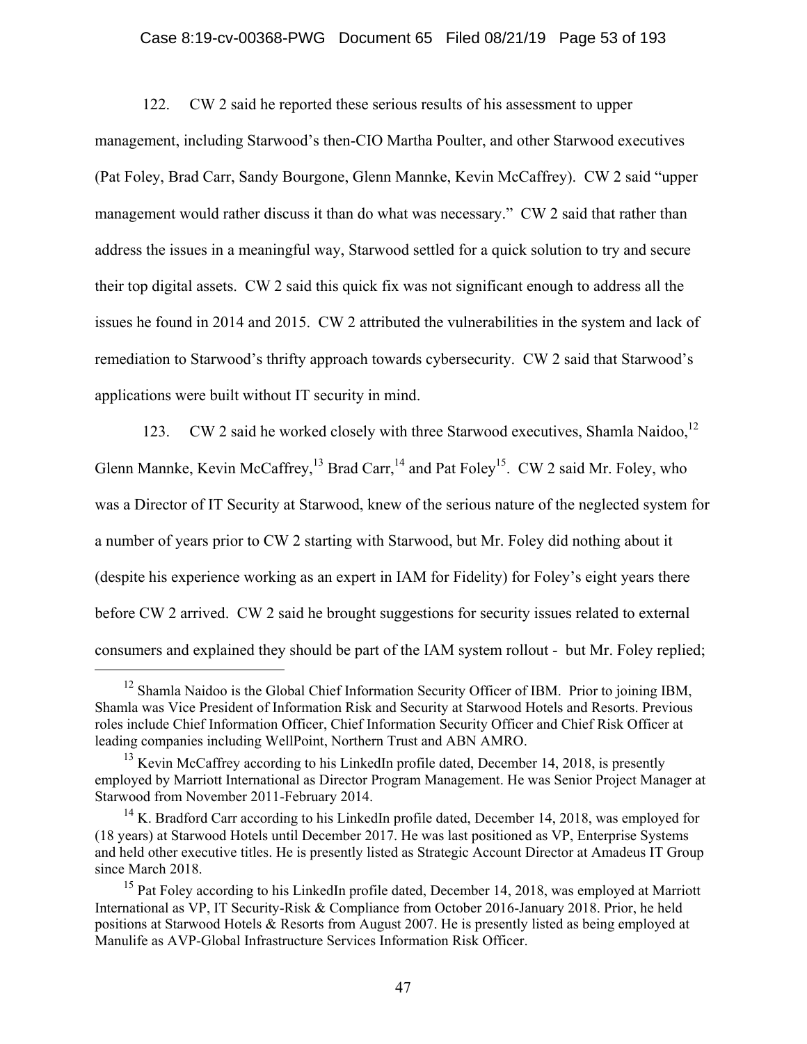122. CW 2 said he reported these serious results of his assessment to upper management, including Starwood's then-CIO Martha Poulter, and other Starwood executives (Pat Foley, Brad Carr, Sandy Bourgone, Glenn Mannke, Kevin McCaffrey). CW 2 said "upper management would rather discuss it than do what was necessary." CW 2 said that rather than address the issues in a meaningful way, Starwood settled for a quick solution to try and secure their top digital assets. CW 2 said this quick fix was not significant enough to address all the issues he found in 2014 and 2015. CW 2 attributed the vulnerabilities in the system and lack of remediation to Starwood's thrifty approach towards cybersecurity. CW 2 said that Starwood's applications were built without IT security in mind.

123. CW 2 said he worked closely with three Starwood executives, Shamla Naidoo,[12] Glenn Mannke, Kevin McCaffrey,[13] Brad Carr,[14] and Pat Foley[15]. CW 2 said Mr. Foley, who was a Director of IT Security at Starwood, knew of the serious nature of the neglected system for a number of years prior to CW 2 starting with Starwood, but Mr. Foley did nothing about it (despite his experience working as an expert in IAM for Fidelity) for Foley's eight years there before CW 2 arrived. CW 2 said he brought suggestions for security issues related to external consumers and explained they should be part of the IAM system rollout - but Mr. Foley replied;

---

[12] Shamla Naidoo is the Global Chief Information Security Officer of IBM. Prior to joining IBM, Shamla was Vice President of Information Risk and Security at Starwood Hotels and Resorts. Previous roles include Chief Information Officer, Chief Information Security Officer and Chief Risk Officer at leading companies including WellPoint, Northern Trust and ABN AMRO.

[13] Kevin McCaffrey according to his LinkedIn profile dated, December 14, 2018, is presently employed by Marriott International as Director Program Management. He was Senior Project Manager at Starwood from November 2011-February 2014.

[14] K. Bradford Carr according to his LinkedIn profile dated, December 14, 2018, was employed for (18 years) at Starwood Hotels until December 2017. He was last positioned as VP, Enterprise Systems and held other executive titles. He is presently listed as Strategic Account Director at Amadeus IT Group since March 2018.

[15] Pat Foley according to his LinkedIn profile dated, December 14, 2018, was employed at Marriott International as VP, IT Security-Risk & Compliance from October 2016-January 2018. Prior, he held positions at Starwood Hotels & Resorts from August 2007. He is presently listed as being employed at Manulife as AVP-Global Infrastructure Services Information Risk Officer.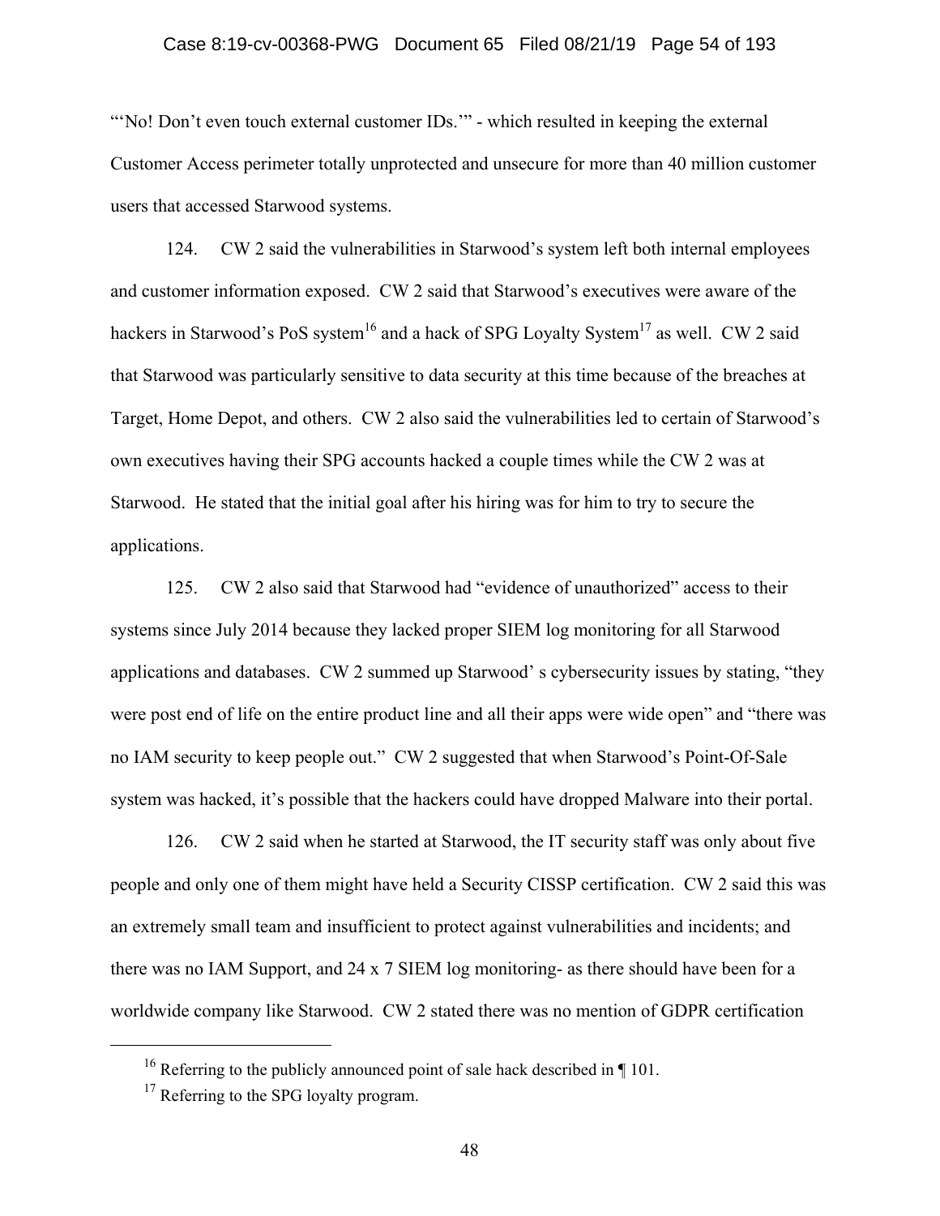"'No! Don't even touch external customer IDs.'" - which resulted in keeping the external Customer Access perimeter totally unprotected and unsecure for more than 40 million customer users that accessed Starwood systems.

124. CW 2 said the vulnerabilities in Starwood's system left both internal employees and customer information exposed. CW 2 said that Starwood's executives were aware of the hackers in Starwood's PoS system[16] and a hack of SPG Loyalty System[17] as well. CW 2 said that Starwood was particularly sensitive to data security at this time because of the breaches at Target, Home Depot, and others. CW 2 also said the vulnerabilities led to certain of Starwood's own executives having their SPG accounts hacked a couple times while the CW 2 was at Starwood. He stated that the initial goal after his hiring was for him to try to secure the applications.

125. CW 2 also said that Starwood had "evidence of unauthorized" access to their systems since July 2014 because they lacked proper SIEM log monitoring for all Starwood applications and databases. CW 2 summed up Starwood' s cybersecurity issues by stating, "they were post end of life on the entire product line and all their apps were wide open" and "there was no IAM security to keep people out." CW 2 suggested that when Starwood's Point-Of-Sale system was hacked, it's possible that the hackers could have dropped Malware into their portal.

126. CW 2 said when he started at Starwood, the IT security staff was only about five people and only one of them might have held a Security CISSP certification. CW 2 said this was an extremely small team and insufficient to protect against vulnerabilities and incidents; and there was no IAM Support, and 24 x 7 SIEM log monitoring- as there should have been for a worldwide company like Starwood. CW 2 stated there was no mention of GDPR certification

---

[16] Referring to the publicly announced point of sale hack described in ¶ 101.

[17] Referring to the SPG loyalty program.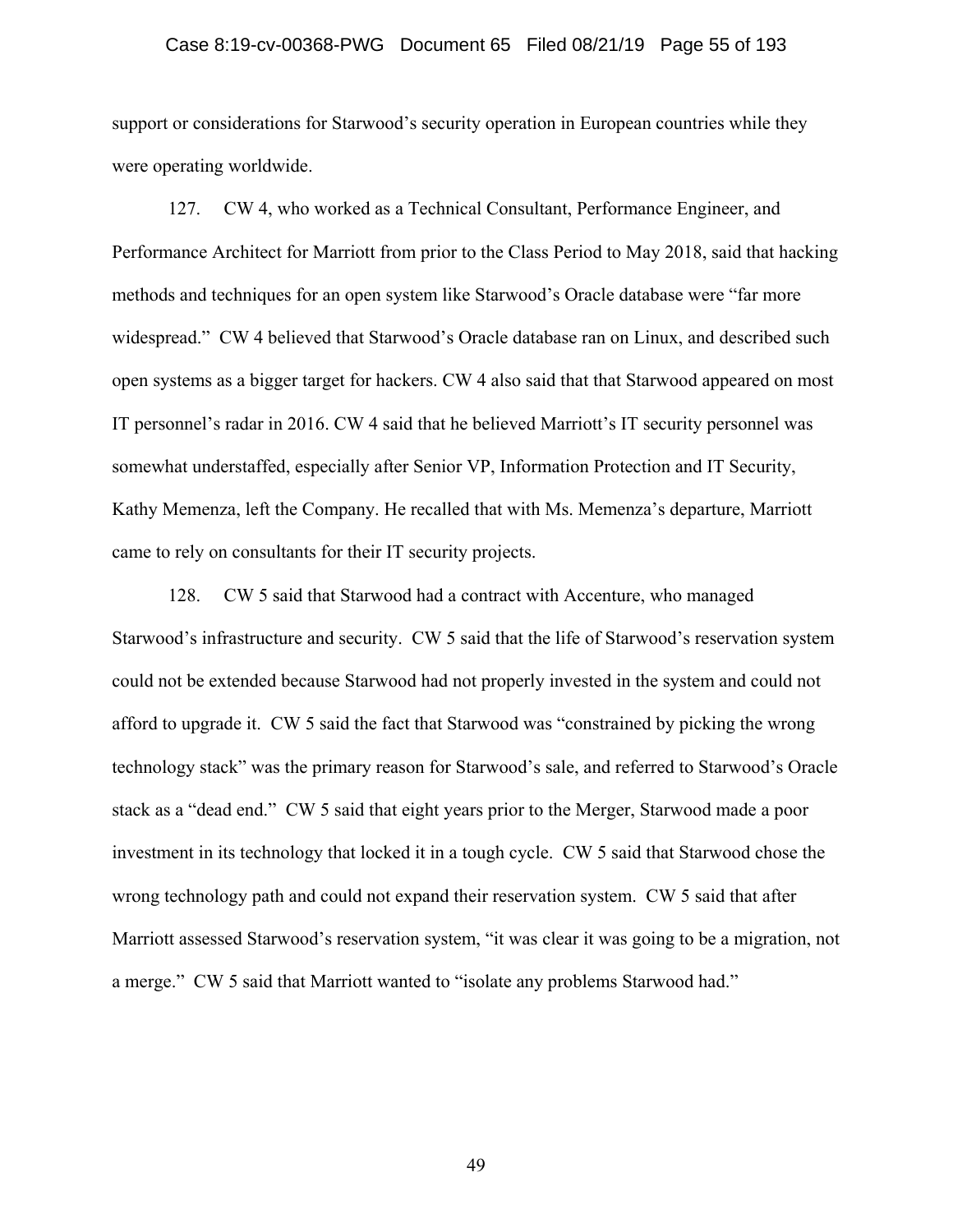support or considerations for Starwood's security operation in European countries while they were operating worldwide.

127. CW 4, who worked as a Technical Consultant, Performance Engineer, and Performance Architect for Marriott from prior to the Class Period to May 2018, said that hacking methods and techniques for an open system like Starwood's Oracle database were "far more widespread." CW 4 believed that Starwood's Oracle database ran on Linux, and described such open systems as a bigger target for hackers. CW 4 also said that that Starwood appeared on most IT personnel's radar in 2016. CW 4 said that he believed Marriott's IT security personnel was somewhat understaffed, especially after Senior VP, Information Protection and IT Security, Kathy Memenza, left the Company. He recalled that with Ms. Memenza's departure, Marriott came to rely on consultants for their IT security projects.

128. CW 5 said that Starwood had a contract with Accenture, who managed Starwood's infrastructure and security. CW 5 said that the life of Starwood's reservation system could not be extended because Starwood had not properly invested in the system and could not afford to upgrade it. CW 5 said the fact that Starwood was "constrained by picking the wrong technology stack" was the primary reason for Starwood's sale, and referred to Starwood's Oracle stack as a "dead end." CW 5 said that eight years prior to the Merger, Starwood made a poor investment in its technology that locked it in a tough cycle. CW 5 said that Starwood chose the wrong technology path and could not expand their reservation system. CW 5 said that after Marriott assessed Starwood's reservation system, "it was clear it was going to be a migration, not a merge." CW 5 said that Marriott wanted to "isolate any problems Starwood had."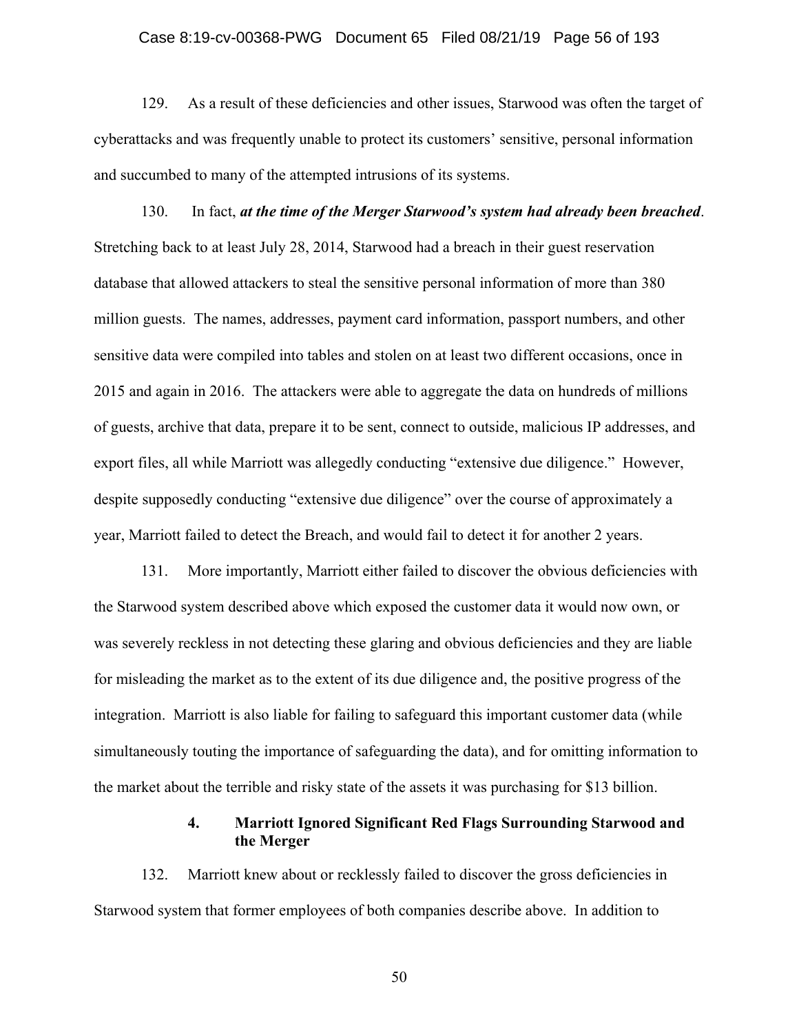129. As a result of these deficiencies and other issues, Starwood was often the target of cyberattacks and was frequently unable to protect its customers' sensitive, personal information and succumbed to many of the attempted intrusions of its systems.

130. In fact, ***at the time of the Merger Starwood's system had already been breached***. Stretching back to at least July 28, 2014, Starwood had a breach in their guest reservation database that allowed attackers to steal the sensitive personal information of more than 380 million guests. The names, addresses, payment card information, passport numbers, and other sensitive data were compiled into tables and stolen on at least two different occasions, once in 2015 and again in 2016. The attackers were able to aggregate the data on hundreds of millions of guests, archive that data, prepare it to be sent, connect to outside, malicious IP addresses, and export files, all while Marriott was allegedly conducting "extensive due diligence." However, despite supposedly conducting "extensive due diligence" over the course of approximately a year, Marriott failed to detect the Breach, and would fail to detect it for another 2 years.

131. More importantly, Marriott either failed to discover the obvious deficiencies with the Starwood system described above which exposed the customer data it would now own, or was severely reckless in not detecting these glaring and obvious deficiencies and they are liable for misleading the market as to the extent of its due diligence and, the positive progress of the integration. Marriott is also liable for failing to safeguard this important customer data (while simultaneously touting the importance of safeguarding the data), and for omitting information to the market about the terrible and risky state of the assets it was purchasing for $13 billion.

#### 4. Marriott Ignored Significant Red Flags Surrounding Starwood and the Merger

132. Marriott knew about or recklessly failed to discover the gross deficiencies in Starwood system that former employees of both companies describe above. In addition to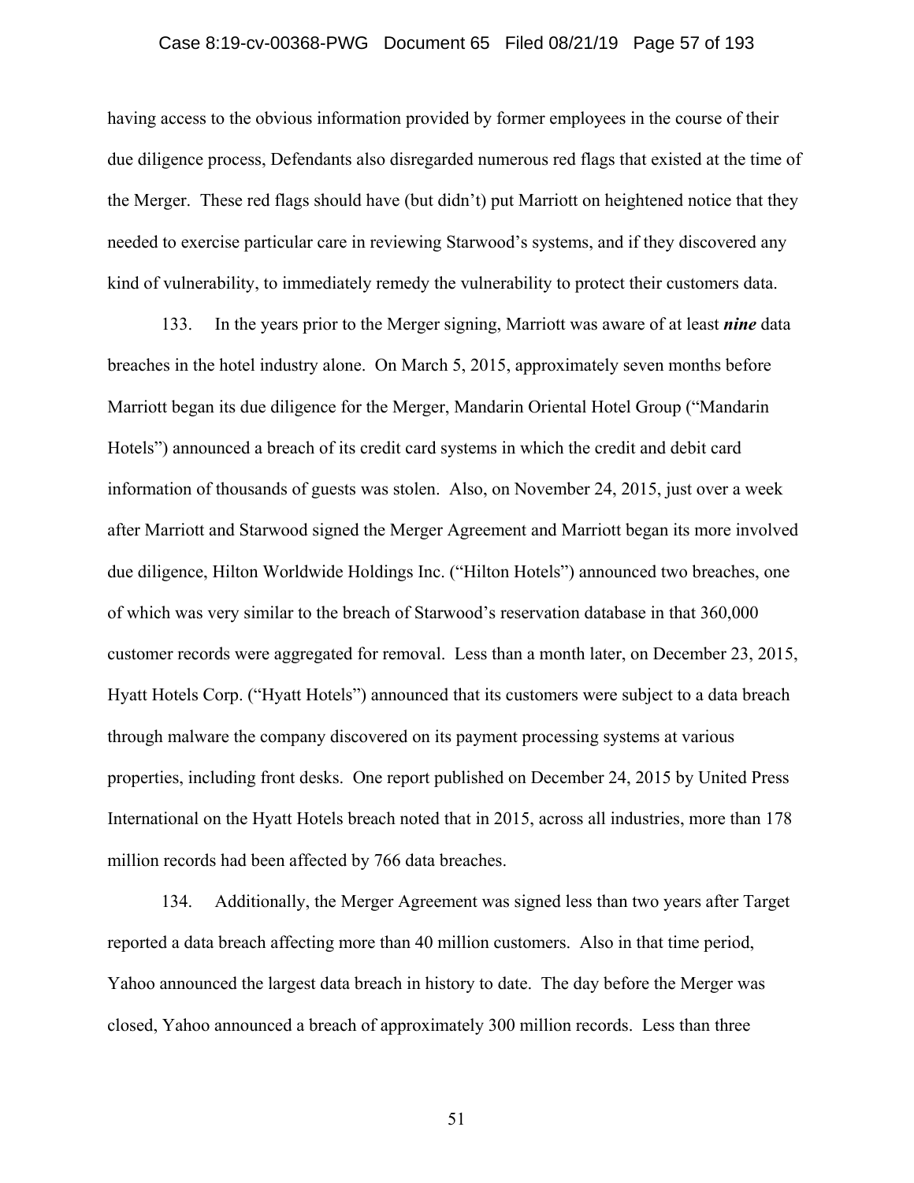having access to the obvious information provided by former employees in the course of their due diligence process, Defendants also disregarded numerous red flags that existed at the time of the Merger. These red flags should have (but didn't) put Marriott on heightened notice that they needed to exercise particular care in reviewing Starwood's systems, and if they discovered any kind of vulnerability, to immediately remedy the vulnerability to protect their customers data.

133. In the years prior to the Merger signing, Marriott was aware of at least ***nine*** data breaches in the hotel industry alone. On March 5, 2015, approximately seven months before Marriott began its due diligence for the Merger, Mandarin Oriental Hotel Group ("Mandarin Hotels") announced a breach of its credit card systems in which the credit and debit card information of thousands of guests was stolen. Also, on November 24, 2015, just over a week after Marriott and Starwood signed the Merger Agreement and Marriott began its more involved due diligence, Hilton Worldwide Holdings Inc. ("Hilton Hotels") announced two breaches, one of which was very similar to the breach of Starwood's reservation database in that 360,000 customer records were aggregated for removal. Less than a month later, on December 23, 2015, Hyatt Hotels Corp. ("Hyatt Hotels") announced that its customers were subject to a data breach through malware the company discovered on its payment processing systems at various properties, including front desks. One report published on December 24, 2015 by United Press International on the Hyatt Hotels breach noted that in 2015, across all industries, more than 178 million records had been affected by 766 data breaches.

134. Additionally, the Merger Agreement was signed less than two years after Target reported a data breach affecting more than 40 million customers. Also in that time period, Yahoo announced the largest data breach in history to date. The day before the Merger was closed, Yahoo announced a breach of approximately 300 million records. Less than three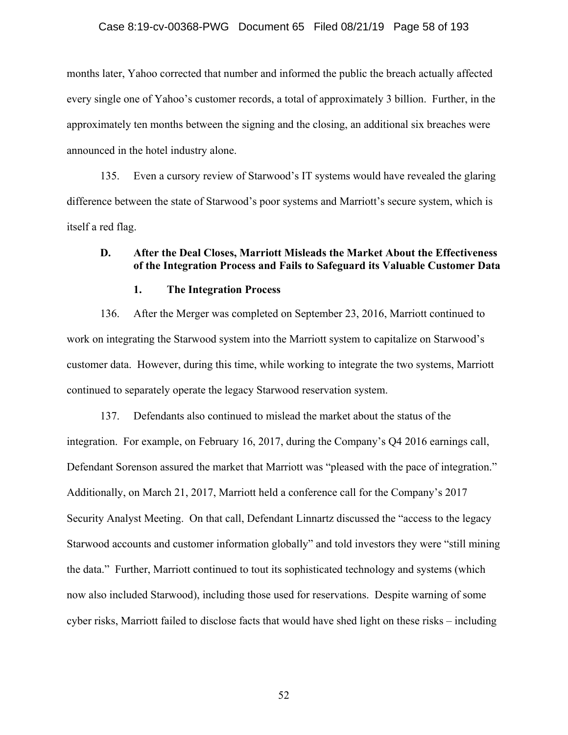months later, Yahoo corrected that number and informed the public the breach actually affected every single one of Yahoo's customer records, a total of approximately 3 billion. Further, in the approximately ten months between the signing and the closing, an additional six breaches were announced in the hotel industry alone.

135. Even a cursory review of Starwood's IT systems would have revealed the glaring difference between the state of Starwood's poor systems and Marriott's secure system, which is itself a red flag.

### D. After the Deal Closes, Marriott Misleads the Market About the Effectiveness of the Integration Process and Fails to Safeguard its Valuable Customer Data

#### 1. The Integration Process

136. After the Merger was completed on September 23, 2016, Marriott continued to work on integrating the Starwood system into the Marriott system to capitalize on Starwood's customer data. However, during this time, while working to integrate the two systems, Marriott continued to separately operate the legacy Starwood reservation system.

137. Defendants also continued to mislead the market about the status of the integration. For example, on February 16, 2017, during the Company's Q4 2016 earnings call, Defendant Sorenson assured the market that Marriott was "pleased with the pace of integration." Additionally, on March 21, 2017, Marriott held a conference call for the Company's 2017 Security Analyst Meeting. On that call, Defendant Linnartz discussed the "access to the legacy Starwood accounts and customer information globally" and told investors they were "still mining the data." Further, Marriott continued to tout its sophisticated technology and systems (which now also included Starwood), including those used for reservations. Despite warning of some cyber risks, Marriott failed to disclose facts that would have shed light on these risks – including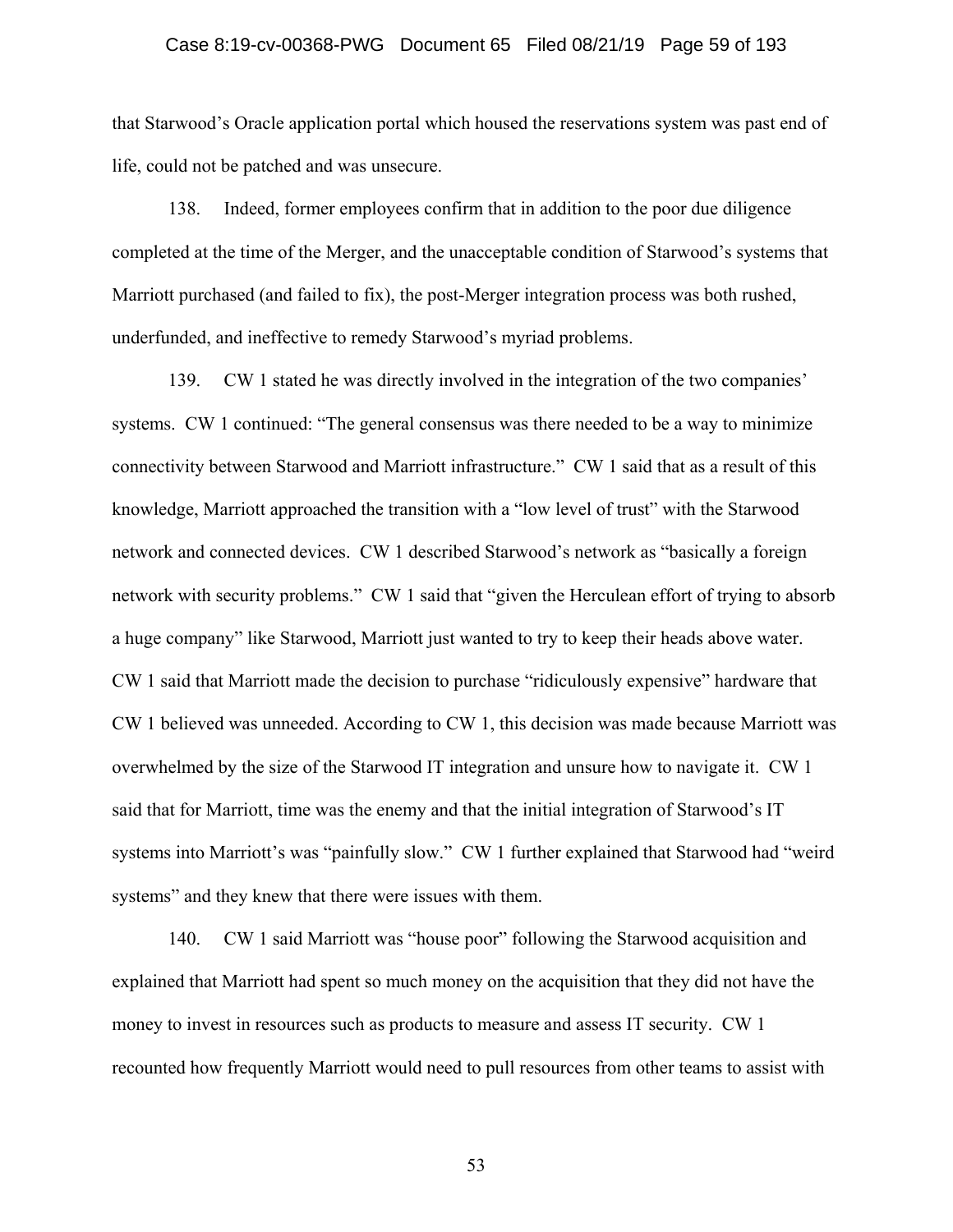that Starwood's Oracle application portal which housed the reservations system was past end of life, could not be patched and was unsecure.

138. Indeed, former employees confirm that in addition to the poor due diligence completed at the time of the Merger, and the unacceptable condition of Starwood's systems that Marriott purchased (and failed to fix), the post-Merger integration process was both rushed, underfunded, and ineffective to remedy Starwood's myriad problems.

139. CW 1 stated he was directly involved in the integration of the two companies' systems. CW 1 continued: "The general consensus was there needed to be a way to minimize connectivity between Starwood and Marriott infrastructure." CW 1 said that as a result of this knowledge, Marriott approached the transition with a "low level of trust" with the Starwood network and connected devices. CW 1 described Starwood's network as "basically a foreign network with security problems." CW 1 said that "given the Herculean effort of trying to absorb a huge company" like Starwood, Marriott just wanted to try to keep their heads above water. CW 1 said that Marriott made the decision to purchase "ridiculously expensive" hardware that CW 1 believed was unneeded. According to CW 1, this decision was made because Marriott was overwhelmed by the size of the Starwood IT integration and unsure how to navigate it. CW 1 said that for Marriott, time was the enemy and that the initial integration of Starwood's IT systems into Marriott's was "painfully slow." CW 1 further explained that Starwood had "weird systems" and they knew that there were issues with them.

140. CW 1 said Marriott was "house poor" following the Starwood acquisition and explained that Marriott had spent so much money on the acquisition that they did not have the money to invest in resources such as products to measure and assess IT security. CW 1 recounted how frequently Marriott would need to pull resources from other teams to assist with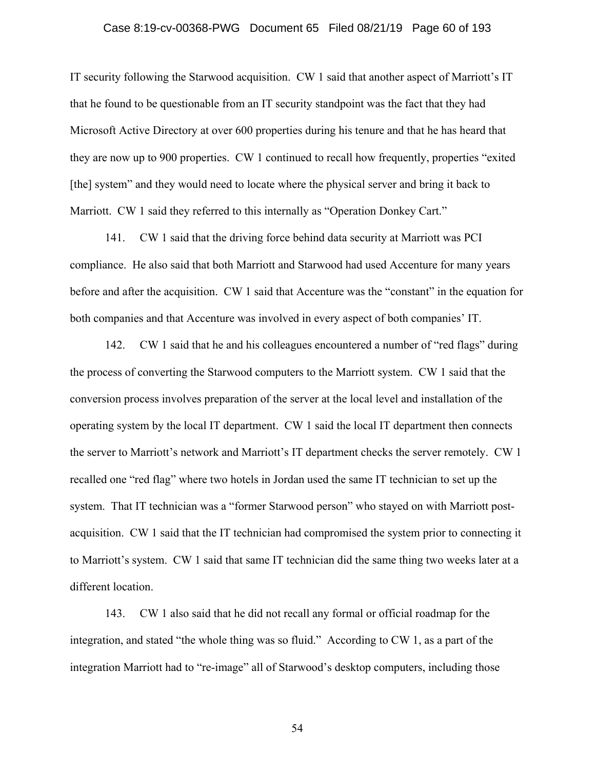IT security following the Starwood acquisition. CW 1 said that another aspect of Marriott's IT that he found to be questionable from an IT security standpoint was the fact that they had Microsoft Active Directory at over 600 properties during his tenure and that he has heard that they are now up to 900 properties. CW 1 continued to recall how frequently, properties "exited [the] system" and they would need to locate where the physical server and bring it back to Marriott. CW 1 said they referred to this internally as "Operation Donkey Cart."

141. CW 1 said that the driving force behind data security at Marriott was PCI compliance. He also said that both Marriott and Starwood had used Accenture for many years before and after the acquisition. CW 1 said that Accenture was the "constant" in the equation for both companies and that Accenture was involved in every aspect of both companies' IT.

142. CW 1 said that he and his colleagues encountered a number of "red flags" during the process of converting the Starwood computers to the Marriott system. CW 1 said that the conversion process involves preparation of the server at the local level and installation of the operating system by the local IT department. CW 1 said the local IT department then connects the server to Marriott's network and Marriott's IT department checks the server remotely. CW 1 recalled one "red flag" where two hotels in Jordan used the same IT technician to set up the system. That IT technician was a "former Starwood person" who stayed on with Marriott post-acquisition. CW 1 said that the IT technician had compromised the system prior to connecting it to Marriott's system. CW 1 said that same IT technician did the same thing two weeks later at a different location.

143. CW 1 also said that he did not recall any formal or official roadmap for the integration, and stated "the whole thing was so fluid." According to CW 1, as a part of the integration Marriott had to "re-image" all of Starwood's desktop computers, including those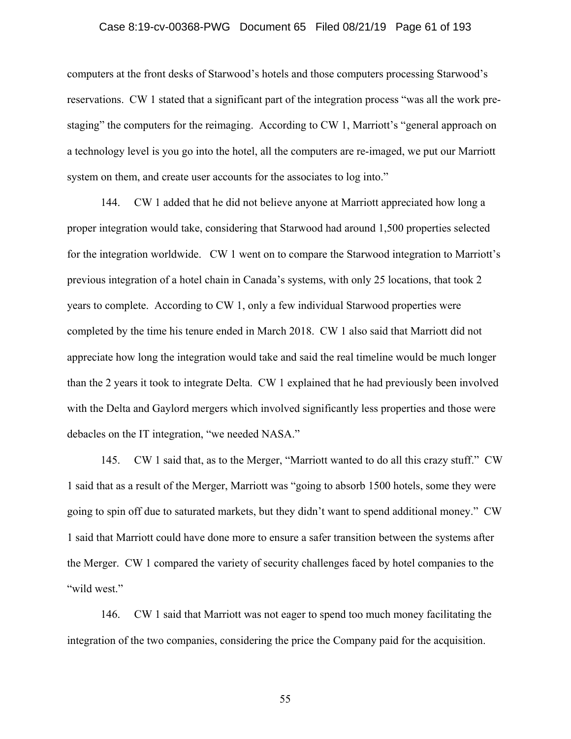computers at the front desks of Starwood's hotels and those computers processing Starwood's reservations. CW 1 stated that a significant part of the integration process "was all the work pre-staging" the computers for the reimaging. According to CW 1, Marriott's "general approach on a technology level is you go into the hotel, all the computers are re-imaged, we put our Marriott system on them, and create user accounts for the associates to log into."

144. CW 1 added that he did not believe anyone at Marriott appreciated how long a proper integration would take, considering that Starwood had around 1,500 properties selected for the integration worldwide. CW 1 went on to compare the Starwood integration to Marriott's previous integration of a hotel chain in Canada's systems, with only 25 locations, that took 2 years to complete. According to CW 1, only a few individual Starwood properties were completed by the time his tenure ended in March 2018. CW 1 also said that Marriott did not appreciate how long the integration would take and said the real timeline would be much longer than the 2 years it took to integrate Delta. CW 1 explained that he had previously been involved with the Delta and Gaylord mergers which involved significantly less properties and those were debacles on the IT integration, "we needed NASA."

145. CW 1 said that, as to the Merger, "Marriott wanted to do all this crazy stuff." CW 1 said that as a result of the Merger, Marriott was "going to absorb 1500 hotels, some they were going to spin off due to saturated markets, but they didn't want to spend additional money." CW 1 said that Marriott could have done more to ensure a safer transition between the systems after the Merger. CW 1 compared the variety of security challenges faced by hotel companies to the "wild west."

146. CW 1 said that Marriott was not eager to spend too much money facilitating the integration of the two companies, considering the price the Company paid for the acquisition.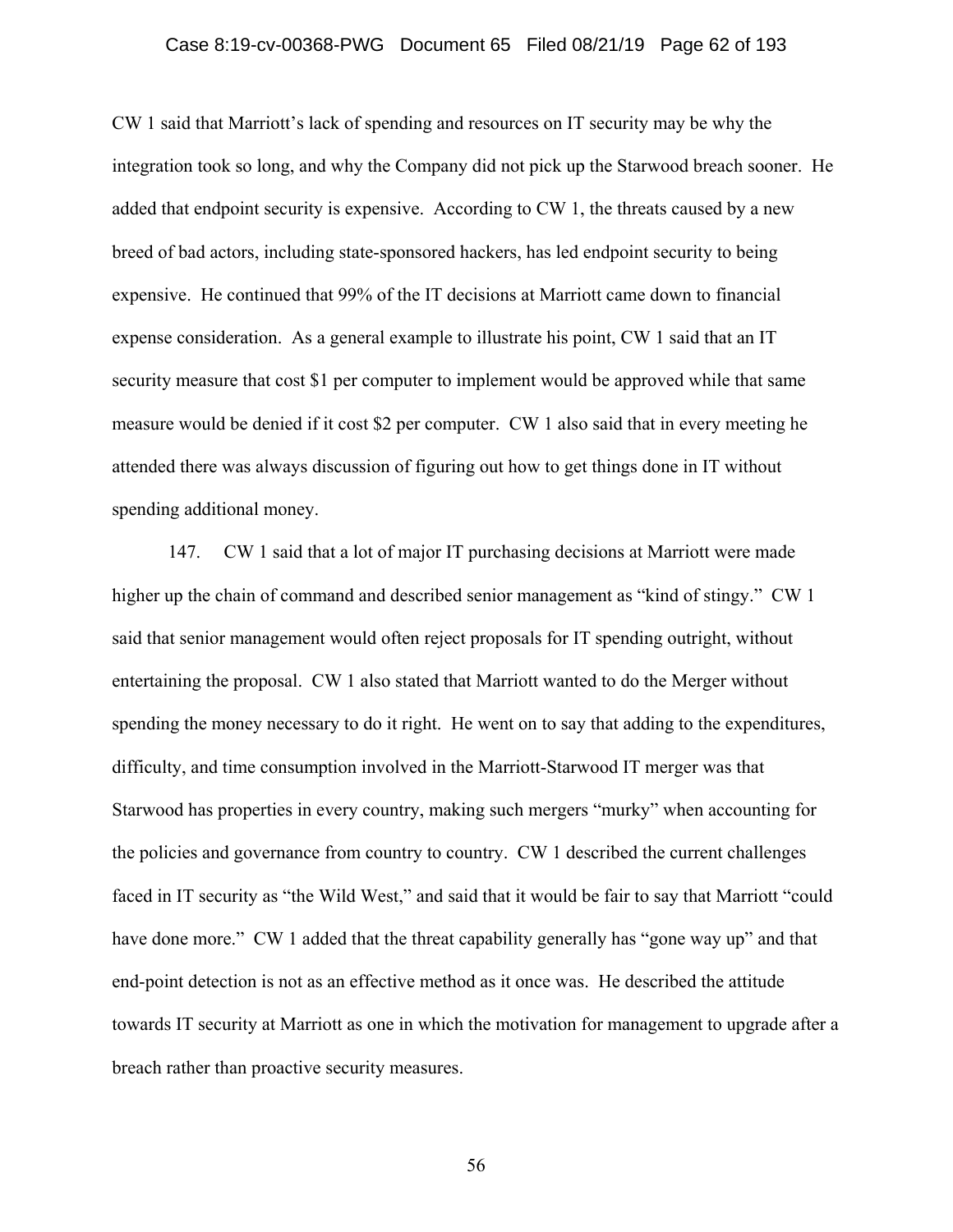CW 1 said that Marriott's lack of spending and resources on IT security may be why the integration took so long, and why the Company did not pick up the Starwood breach sooner. He added that endpoint security is expensive. According to CW 1, the threats caused by a new breed of bad actors, including state-sponsored hackers, has led endpoint security to being expensive. He continued that 99% of the IT decisions at Marriott came down to financial expense consideration. As a general example to illustrate his point, CW 1 said that an IT security measure that cost $1 per computer to implement would be approved while that same measure would be denied if it cost $2 per computer. CW 1 also said that in every meeting he attended there was always discussion of figuring out how to get things done in IT without spending additional money.

147. CW 1 said that a lot of major IT purchasing decisions at Marriott were made higher up the chain of command and described senior management as "kind of stingy." CW 1 said that senior management would often reject proposals for IT spending outright, without entertaining the proposal. CW 1 also stated that Marriott wanted to do the Merger without spending the money necessary to do it right. He went on to say that adding to the expenditures, difficulty, and time consumption involved in the Marriott-Starwood IT merger was that Starwood has properties in every country, making such mergers "murky" when accounting for the policies and governance from country to country. CW 1 described the current challenges faced in IT security as "the Wild West," and said that it would be fair to say that Marriott "could have done more." CW 1 added that the threat capability generally has "gone way up" and that end-point detection is not as an effective method as it once was. He described the attitude towards IT security at Marriott as one in which the motivation for management to upgrade after a breach rather than proactive security measures.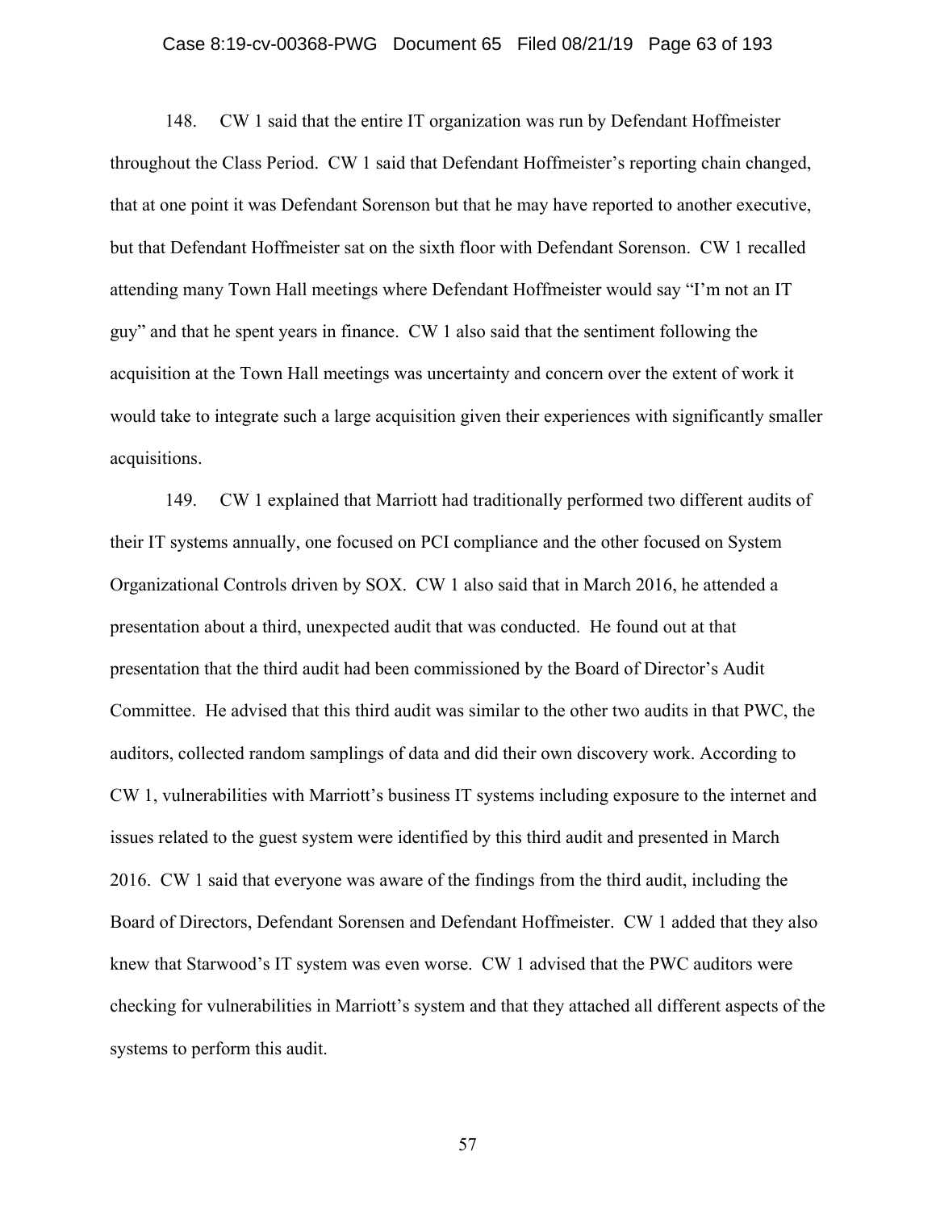148. CW 1 said that the entire IT organization was run by Defendant Hoffmeister throughout the Class Period. CW 1 said that Defendant Hoffmeister's reporting chain changed, that at one point it was Defendant Sorenson but that he may have reported to another executive, but that Defendant Hoffmeister sat on the sixth floor with Defendant Sorenson. CW 1 recalled attending many Town Hall meetings where Defendant Hoffmeister would say "I'm not an IT guy" and that he spent years in finance. CW 1 also said that the sentiment following the acquisition at the Town Hall meetings was uncertainty and concern over the extent of work it would take to integrate such a large acquisition given their experiences with significantly smaller acquisitions.

149. CW 1 explained that Marriott had traditionally performed two different audits of their IT systems annually, one focused on PCI compliance and the other focused on System Organizational Controls driven by SOX. CW 1 also said that in March 2016, he attended a presentation about a third, unexpected audit that was conducted. He found out at that presentation that the third audit had been commissioned by the Board of Director's Audit Committee. He advised that this third audit was similar to the other two audits in that PWC, the auditors, collected random samplings of data and did their own discovery work. According to CW 1, vulnerabilities with Marriott's business IT systems including exposure to the internet and issues related to the guest system were identified by this third audit and presented in March 2016. CW 1 said that everyone was aware of the findings from the third audit, including the Board of Directors, Defendant Sorensen and Defendant Hoffmeister. CW 1 added that they also knew that Starwood's IT system was even worse. CW 1 advised that the PWC auditors were checking for vulnerabilities in Marriott's system and that they attached all different aspects of the systems to perform this audit.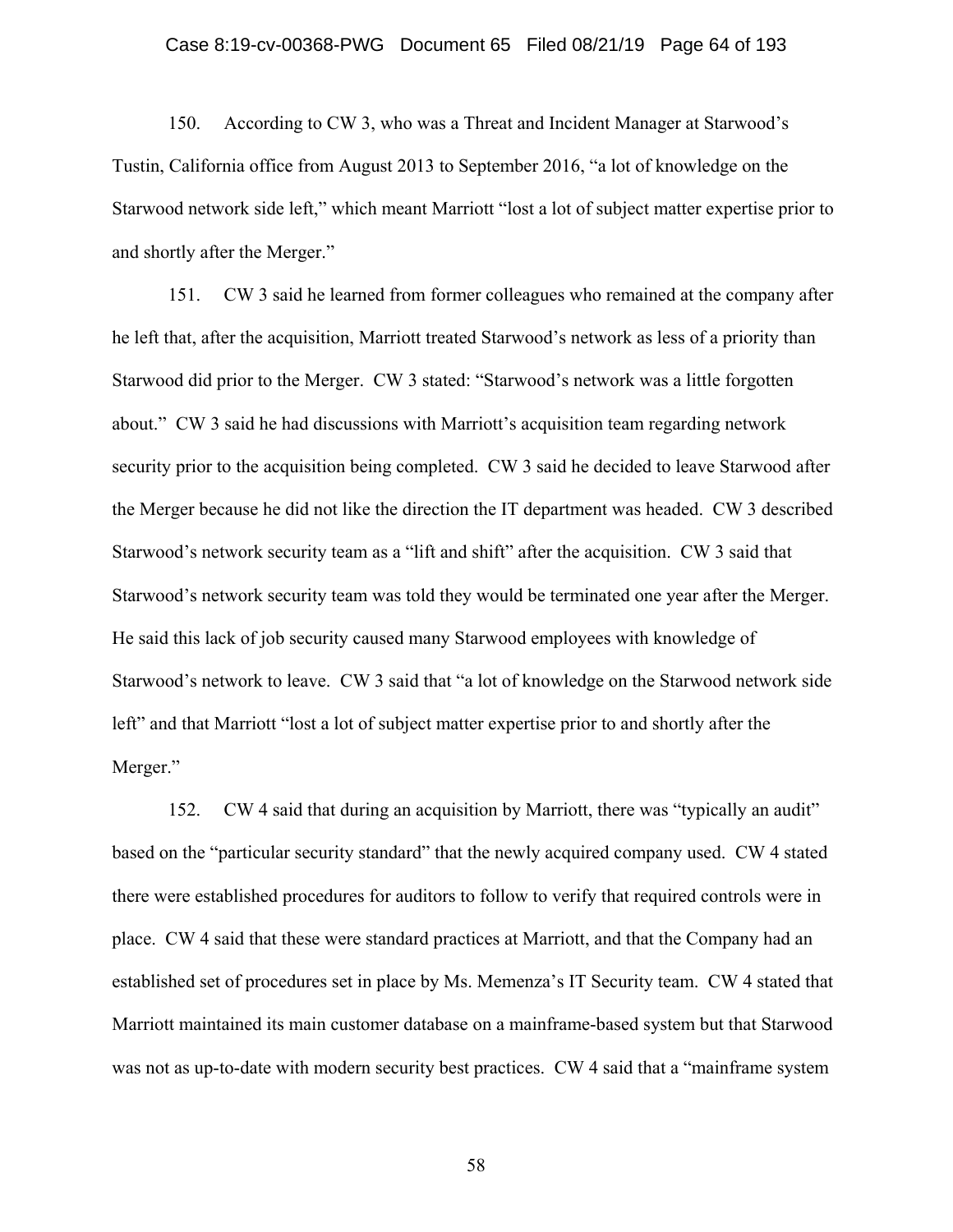150. According to CW 3, who was a Threat and Incident Manager at Starwood's Tustin, California office from August 2013 to September 2016, "a lot of knowledge on the Starwood network side left," which meant Marriott "lost a lot of subject matter expertise prior to and shortly after the Merger."

151. CW 3 said he learned from former colleagues who remained at the company after he left that, after the acquisition, Marriott treated Starwood's network as less of a priority than Starwood did prior to the Merger. CW 3 stated: "Starwood's network was a little forgotten about." CW 3 said he had discussions with Marriott's acquisition team regarding network security prior to the acquisition being completed. CW 3 said he decided to leave Starwood after the Merger because he did not like the direction the IT department was headed. CW 3 described Starwood's network security team as a "lift and shift" after the acquisition. CW 3 said that Starwood's network security team was told they would be terminated one year after the Merger. He said this lack of job security caused many Starwood employees with knowledge of Starwood's network to leave. CW 3 said that "a lot of knowledge on the Starwood network side left" and that Marriott "lost a lot of subject matter expertise prior to and shortly after the Merger."

152. CW 4 said that during an acquisition by Marriott, there was "typically an audit" based on the "particular security standard" that the newly acquired company used. CW 4 stated there were established procedures for auditors to follow to verify that required controls were in place. CW 4 said that these were standard practices at Marriott, and that the Company had an established set of procedures set in place by Ms. Memenza's IT Security team. CW 4 stated that Marriott maintained its main customer database on a mainframe-based system but that Starwood was not as up-to-date with modern security best practices. CW 4 said that a "mainframe system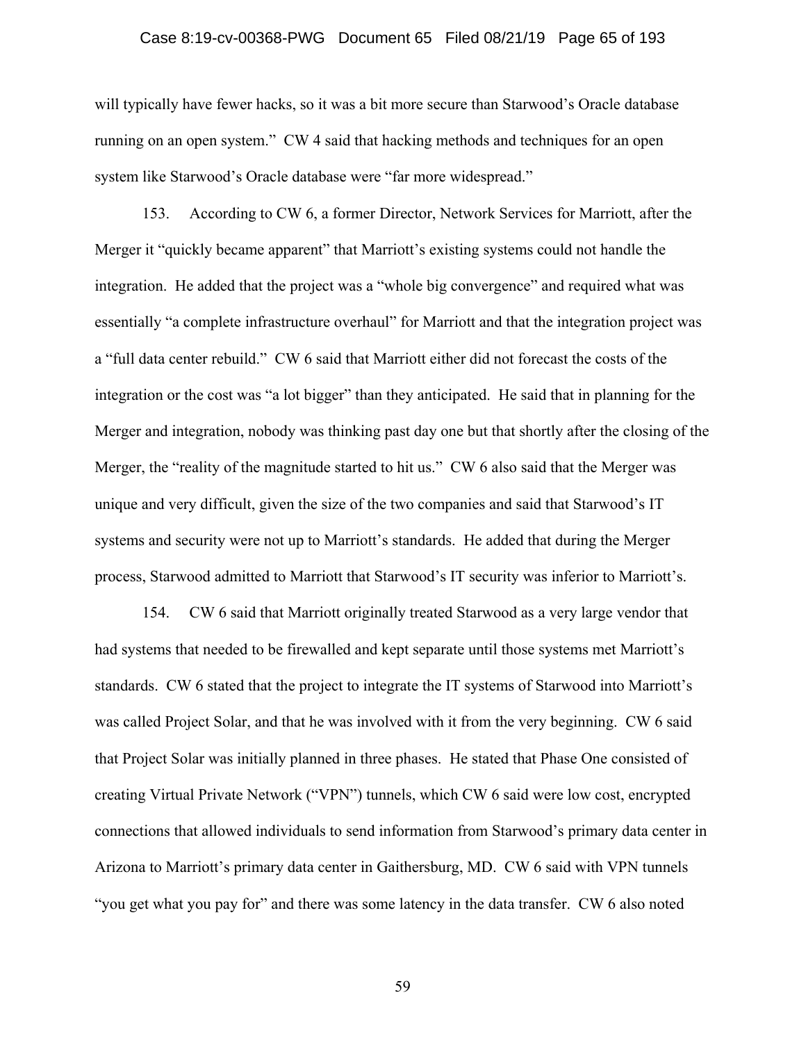will typically have fewer hacks, so it was a bit more secure than Starwood's Oracle database running on an open system." CW 4 said that hacking methods and techniques for an open system like Starwood's Oracle database were "far more widespread."

153. According to CW 6, a former Director, Network Services for Marriott, after the Merger it "quickly became apparent" that Marriott's existing systems could not handle the integration. He added that the project was a "whole big convergence" and required what was essentially "a complete infrastructure overhaul" for Marriott and that the integration project was a "full data center rebuild." CW 6 said that Marriott either did not forecast the costs of the integration or the cost was "a lot bigger" than they anticipated. He said that in planning for the Merger and integration, nobody was thinking past day one but that shortly after the closing of the Merger, the "reality of the magnitude started to hit us." CW 6 also said that the Merger was unique and very difficult, given the size of the two companies and said that Starwood's IT systems and security were not up to Marriott's standards. He added that during the Merger process, Starwood admitted to Marriott that Starwood's IT security was inferior to Marriott's.

154. CW 6 said that Marriott originally treated Starwood as a very large vendor that had systems that needed to be firewalled and kept separate until those systems met Marriott's standards. CW 6 stated that the project to integrate the IT systems of Starwood into Marriott's was called Project Solar, and that he was involved with it from the very beginning. CW 6 said that Project Solar was initially planned in three phases. He stated that Phase One consisted of creating Virtual Private Network ("VPN") tunnels, which CW 6 said were low cost, encrypted connections that allowed individuals to send information from Starwood's primary data center in Arizona to Marriott's primary data center in Gaithersburg, MD. CW 6 said with VPN tunnels "you get what you pay for" and there was some latency in the data transfer. CW 6 also noted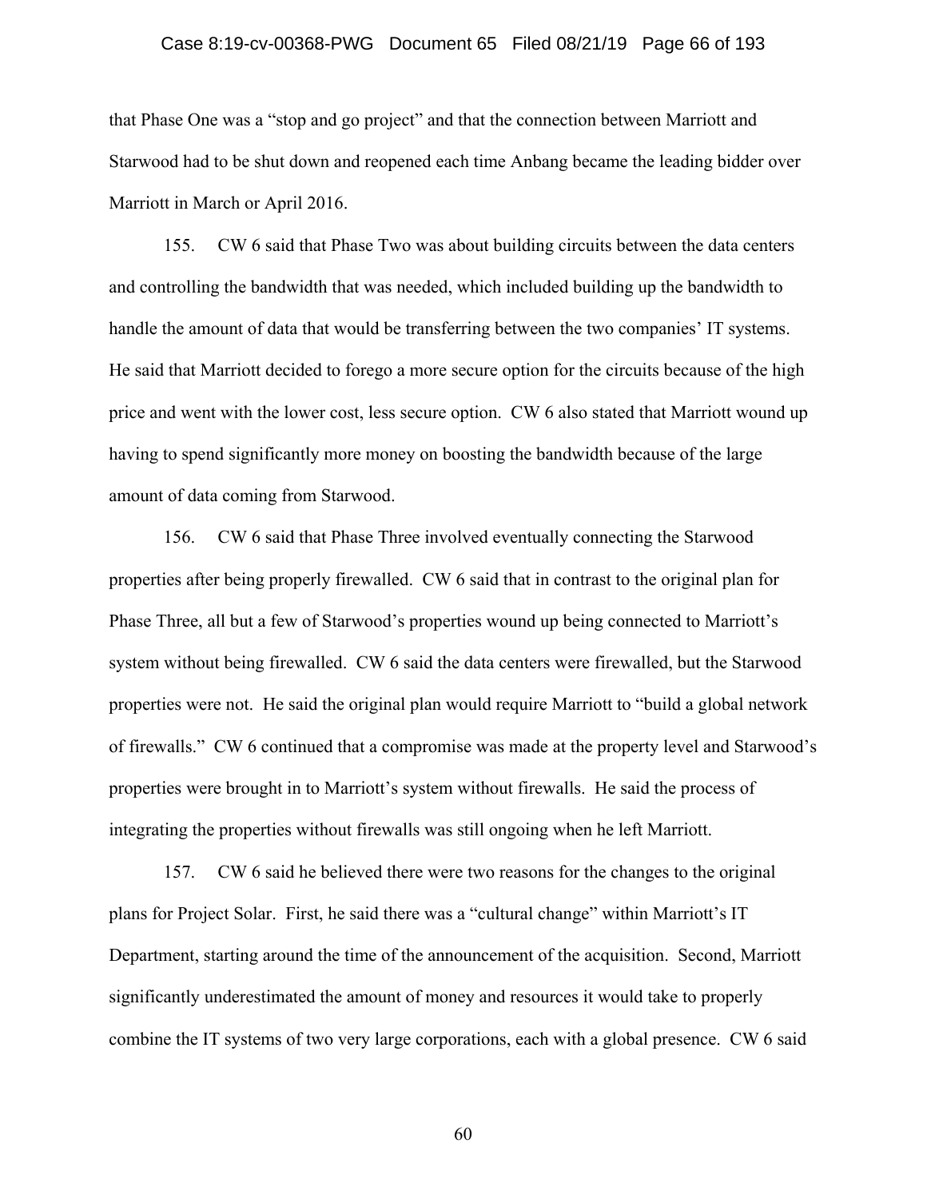that Phase One was a "stop and go project" and that the connection between Marriott and Starwood had to be shut down and reopened each time Anbang became the leading bidder over Marriott in March or April 2016.

155. CW 6 said that Phase Two was about building circuits between the data centers and controlling the bandwidth that was needed, which included building up the bandwidth to handle the amount of data that would be transferring between the two companies' IT systems. He said that Marriott decided to forego a more secure option for the circuits because of the high price and went with the lower cost, less secure option. CW 6 also stated that Marriott wound up having to spend significantly more money on boosting the bandwidth because of the large amount of data coming from Starwood.

156. CW 6 said that Phase Three involved eventually connecting the Starwood properties after being properly firewalled. CW 6 said that in contrast to the original plan for Phase Three, all but a few of Starwood's properties wound up being connected to Marriott's system without being firewalled. CW 6 said the data centers were firewalled, but the Starwood properties were not. He said the original plan would require Marriott to "build a global network of firewalls." CW 6 continued that a compromise was made at the property level and Starwood's properties were brought in to Marriott's system without firewalls. He said the process of integrating the properties without firewalls was still ongoing when he left Marriott.

157. CW 6 said he believed there were two reasons for the changes to the original plans for Project Solar. First, he said there was a "cultural change" within Marriott's IT Department, starting around the time of the announcement of the acquisition. Second, Marriott significantly underestimated the amount of money and resources it would take to properly combine the IT systems of two very large corporations, each with a global presence. CW 6 said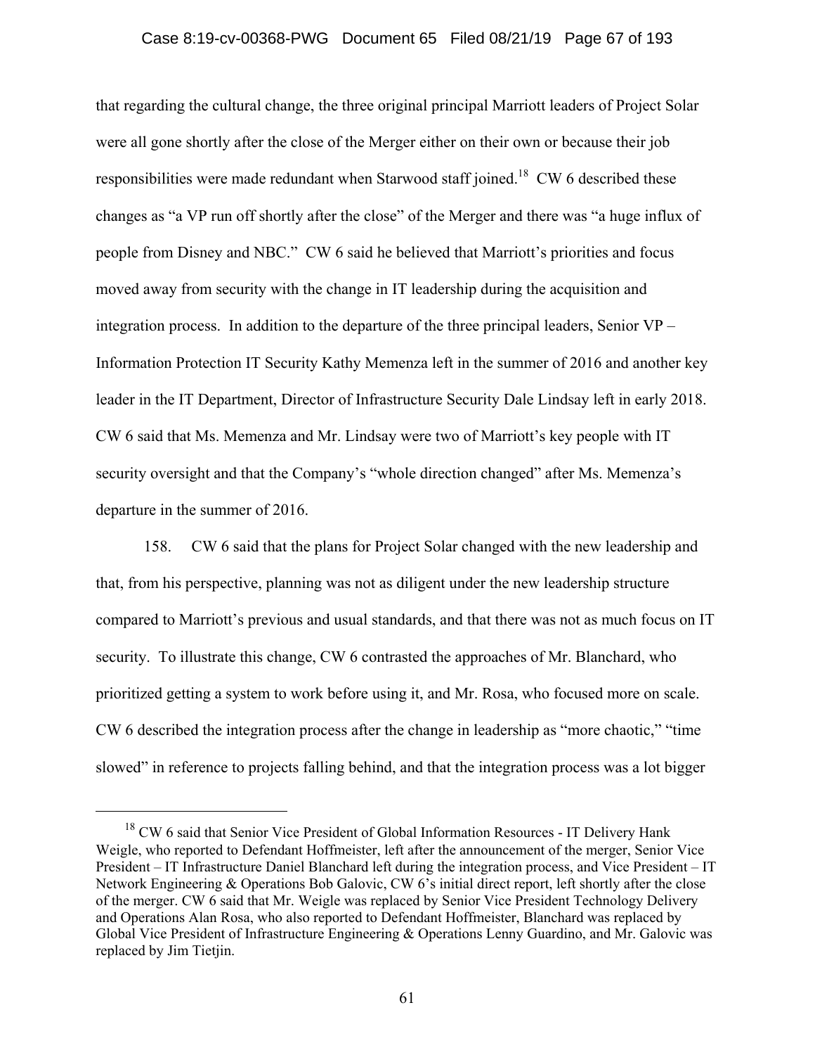that regarding the cultural change, the three original principal Marriott leaders of Project Solar were all gone shortly after the close of the Merger either on their own or because their job responsibilities were made redundant when Starwood staff joined.[18] CW 6 described these changes as "a VP run off shortly after the close" of the Merger and there was "a huge influx of people from Disney and NBC." CW 6 said he believed that Marriott's priorities and focus moved away from security with the change in IT leadership during the acquisition and integration process. In addition to the departure of the three principal leaders, Senior VP – Information Protection IT Security Kathy Memenza left in the summer of 2016 and another key leader in the IT Department, Director of Infrastructure Security Dale Lindsay left in early 2018. CW 6 said that Ms. Memenza and Mr. Lindsay were two of Marriott's key people with IT security oversight and that the Company's "whole direction changed" after Ms. Memenza's departure in the summer of 2016.

158. CW 6 said that the plans for Project Solar changed with the new leadership and that, from his perspective, planning was not as diligent under the new leadership structure compared to Marriott's previous and usual standards, and that there was not as much focus on IT security. To illustrate this change, CW 6 contrasted the approaches of Mr. Blanchard, who prioritized getting a system to work before using it, and Mr. Rosa, who focused more on scale. CW 6 described the integration process after the change in leadership as "more chaotic," "time slowed" in reference to projects falling behind, and that the integration process was a lot bigger

---

[18] CW 6 said that Senior Vice President of Global Information Resources - IT Delivery Hank Weigle, who reported to Defendant Hoffmeister, left after the announcement of the merger, Senior Vice President – IT Infrastructure Daniel Blanchard left during the integration process, and Vice President – IT Network Engineering & Operations Bob Galovic, CW 6's initial direct report, left shortly after the close of the merger. CW 6 said that Mr. Weigle was replaced by Senior Vice President Technology Delivery and Operations Alan Rosa, who also reported to Defendant Hoffmeister, Blanchard was replaced by Global Vice President of Infrastructure Engineering & Operations Lenny Guardino, and Mr. Galovic was replaced by Jim Tietjin.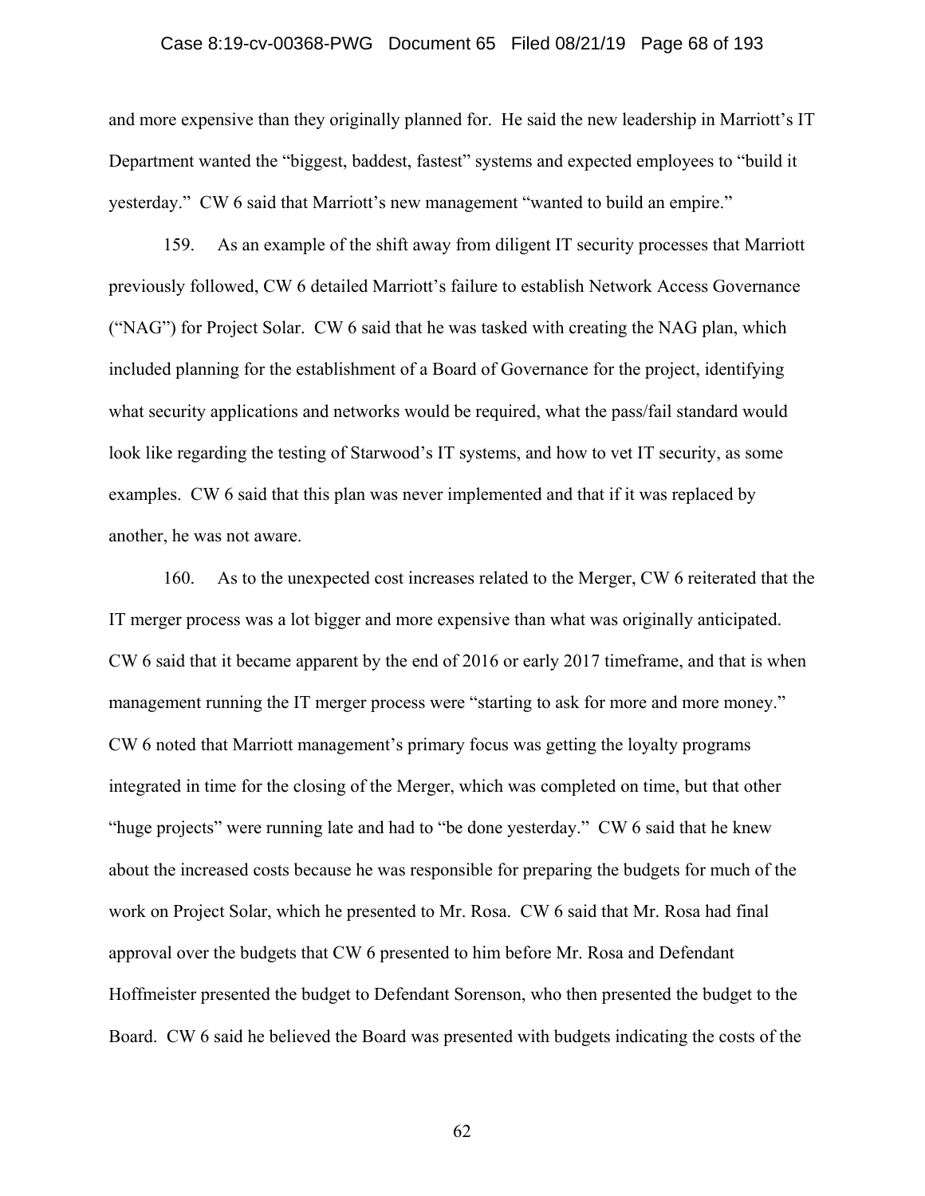and more expensive than they originally planned for. He said the new leadership in Marriott's IT Department wanted the "biggest, baddest, fastest" systems and expected employees to "build it yesterday." CW 6 said that Marriott's new management "wanted to build an empire."

159. As an example of the shift away from diligent IT security processes that Marriott previously followed, CW 6 detailed Marriott's failure to establish Network Access Governance ("NAG") for Project Solar. CW 6 said that he was tasked with creating the NAG plan, which included planning for the establishment of a Board of Governance for the project, identifying what security applications and networks would be required, what the pass/fail standard would look like regarding the testing of Starwood's IT systems, and how to vet IT security, as some examples. CW 6 said that this plan was never implemented and that if it was replaced by another, he was not aware.

160. As to the unexpected cost increases related to the Merger, CW 6 reiterated that the IT merger process was a lot bigger and more expensive than what was originally anticipated. CW 6 said that it became apparent by the end of 2016 or early 2017 timeframe, and that is when management running the IT merger process were "starting to ask for more and more money." CW 6 noted that Marriott management's primary focus was getting the loyalty programs integrated in time for the closing of the Merger, which was completed on time, but that other "huge projects" were running late and had to "be done yesterday." CW 6 said that he knew about the increased costs because he was responsible for preparing the budgets for much of the work on Project Solar, which he presented to Mr. Rosa. CW 6 said that Mr. Rosa had final approval over the budgets that CW 6 presented to him before Mr. Rosa and Defendant Hoffmeister presented the budget to Defendant Sorenson, who then presented the budget to the Board. CW 6 said he believed the Board was presented with budgets indicating the costs of the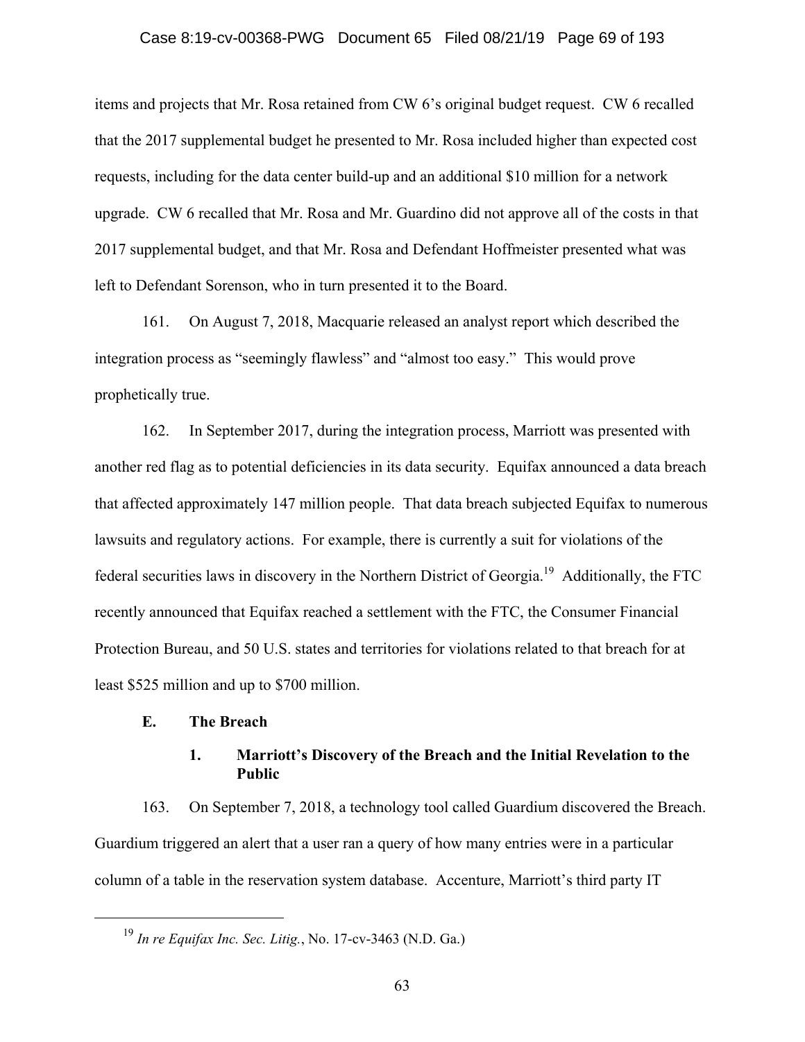items and projects that Mr. Rosa retained from CW 6's original budget request. CW 6 recalled that the 2017 supplemental budget he presented to Mr. Rosa included higher than expected cost requests, including for the data center build-up and an additional $10 million for a network upgrade. CW 6 recalled that Mr. Rosa and Mr. Guardino did not approve all of the costs in that 2017 supplemental budget, and that Mr. Rosa and Defendant Hoffmeister presented what was left to Defendant Sorenson, who in turn presented it to the Board.

161. On August 7, 2018, Macquarie released an analyst report which described the integration process as "seemingly flawless" and "almost too easy." This would prove prophetically true.

162. In September 2017, during the integration process, Marriott was presented with another red flag as to potential deficiencies in its data security. Equifax announced a data breach that affected approximately 147 million people. That data breach subjected Equifax to numerous lawsuits and regulatory actions. For example, there is currently a suit for violations of the federal securities laws in discovery in the Northern District of Georgia.[19] Additionally, the FTC recently announced that Equifax reached a settlement with the FTC, the Consumer Financial Protection Bureau, and 50 U.S. states and territories for violations related to that breach for at least $525 million and up to $700 million.

## E. The Breach

### 1. Marriott's Discovery of the Breach and the Initial Revelation to the Public

163. On September 7, 2018, a technology tool called Guardium discovered the Breach. Guardium triggered an alert that a user ran a query of how many entries were in a particular column of a table in the reservation system database. Accenture, Marriott's third party IT

---

[19] *In re Equifax Inc. Sec. Litig.*, No. 17-cv-3463 (N.D. Ga.)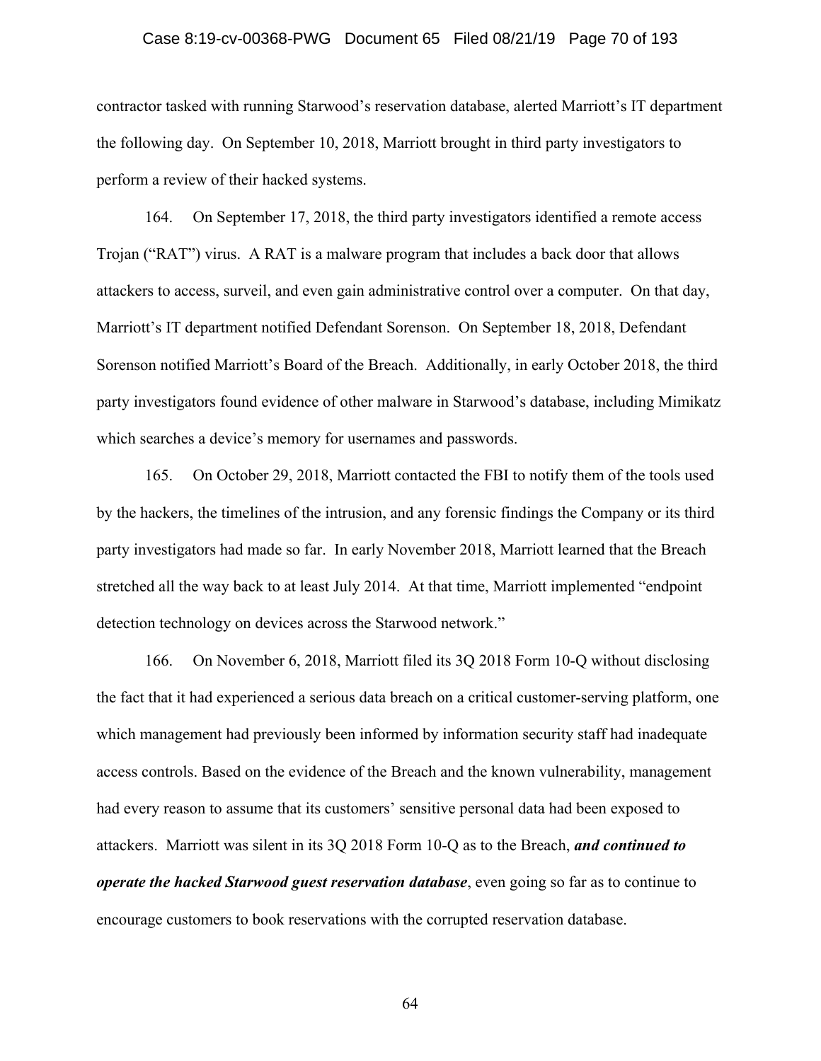contractor tasked with running Starwood's reservation database, alerted Marriott's IT department the following day. On September 10, 2018, Marriott brought in third party investigators to perform a review of their hacked systems.

164. On September 17, 2018, the third party investigators identified a remote access Trojan ("RAT") virus. A RAT is a malware program that includes a back door that allows attackers to access, surveil, and even gain administrative control over a computer. On that day, Marriott's IT department notified Defendant Sorenson. On September 18, 2018, Defendant Sorenson notified Marriott's Board of the Breach. Additionally, in early October 2018, the third party investigators found evidence of other malware in Starwood's database, including Mimikatz which searches a device's memory for usernames and passwords.

165. On October 29, 2018, Marriott contacted the FBI to notify them of the tools used by the hackers, the timelines of the intrusion, and any forensic findings the Company or its third party investigators had made so far. In early November 2018, Marriott learned that the Breach stretched all the way back to at least July 2014. At that time, Marriott implemented "endpoint detection technology on devices across the Starwood network."

166. On November 6, 2018, Marriott filed its 3Q 2018 Form 10-Q without disclosing the fact that it had experienced a serious data breach on a critical customer-serving platform, one which management had previously been informed by information security staff had inadequate access controls. Based on the evidence of the Breach and the known vulnerability, management had every reason to assume that its customers' sensitive personal data had been exposed to attackers. Marriott was silent in its 3Q 2018 Form 10-Q as to the Breach, ***and continued to operate the hacked Starwood guest reservation database***, even going so far as to continue to encourage customers to book reservations with the corrupted reservation database.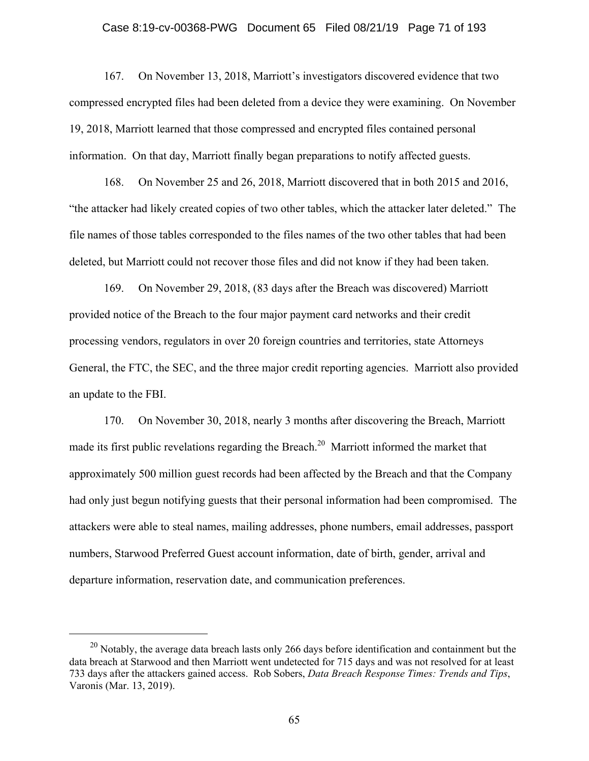167. On November 13, 2018, Marriott's investigators discovered evidence that two compressed encrypted files had been deleted from a device they were examining. On November 19, 2018, Marriott learned that those compressed and encrypted files contained personal information. On that day, Marriott finally began preparations to notify affected guests.

168. On November 25 and 26, 2018, Marriott discovered that in both 2015 and 2016, "the attacker had likely created copies of two other tables, which the attacker later deleted." The file names of those tables corresponded to the files names of the two other tables that had been deleted, but Marriott could not recover those files and did not know if they had been taken.

169. On November 29, 2018, (83 days after the Breach was discovered) Marriott provided notice of the Breach to the four major payment card networks and their credit processing vendors, regulators in over 20 foreign countries and territories, state Attorneys General, the FTC, the SEC, and the three major credit reporting agencies. Marriott also provided an update to the FBI.

170. On November 30, 2018, nearly 3 months after discovering the Breach, Marriott made its first public revelations regarding the Breach.[20] Marriott informed the market that approximately 500 million guest records had been affected by the Breach and that the Company had only just begun notifying guests that their personal information had been compromised. The attackers were able to steal names, mailing addresses, phone numbers, email addresses, passport numbers, Starwood Preferred Guest account information, date of birth, gender, arrival and departure information, reservation date, and communication preferences.

---

[20] Notably, the average data breach lasts only 266 days before identification and containment but the data breach at Starwood and then Marriott went undetected for 715 days and was not resolved for at least 733 days after the attackers gained access. Rob Sobers, *Data Breach Response Times: Trends and Tips*, Varonis (Mar. 13, 2019).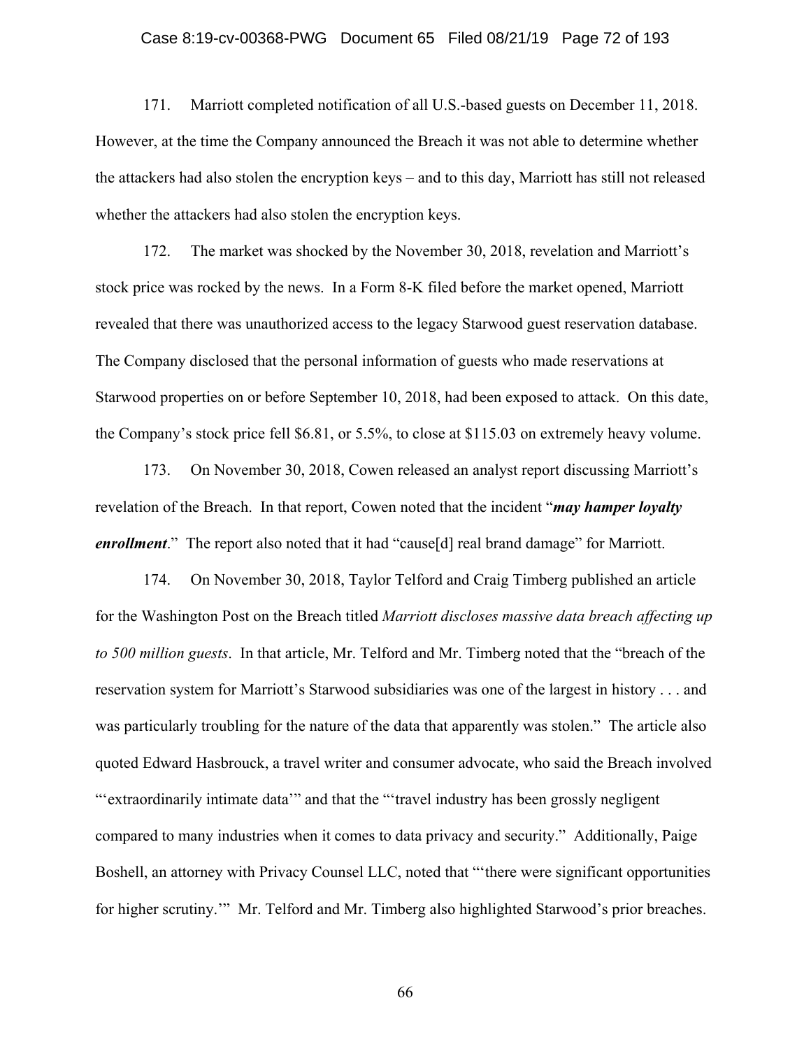171. Marriott completed notification of all U.S.-based guests on December 11, 2018. However, at the time the Company announced the Breach it was not able to determine whether the attackers had also stolen the encryption keys – and to this day, Marriott has still not released whether the attackers had also stolen the encryption keys.

172. The market was shocked by the November 30, 2018, revelation and Marriott's stock price was rocked by the news. In a Form 8-K filed before the market opened, Marriott revealed that there was unauthorized access to the legacy Starwood guest reservation database. The Company disclosed that the personal information of guests who made reservations at Starwood properties on or before September 10, 2018, had been exposed to attack. On this date, the Company's stock price fell $6.81, or 5.5%, to close at $115.03 on extremely heavy volume.

173. On November 30, 2018, Cowen released an analyst report discussing Marriott's revelation of the Breach. In that report, Cowen noted that the incident "***may hamper loyalty enrollment***." The report also noted that it had "cause[d] real brand damage" for Marriott.

174. On November 30, 2018, Taylor Telford and Craig Timberg published an article for the Washington Post on the Breach titled *Marriott discloses massive data breach affecting up to 500 million guests*. In that article, Mr. Telford and Mr. Timberg noted that the "breach of the reservation system for Marriott's Starwood subsidiaries was one of the largest in history . . . and was particularly troubling for the nature of the data that apparently was stolen." The article also quoted Edward Hasbrouck, a travel writer and consumer advocate, who said the Breach involved "'extraordinarily intimate data'" and that the "'travel industry has been grossly negligent compared to many industries when it comes to data privacy and security." Additionally, Paige Boshell, an attorney with Privacy Counsel LLC, noted that "'there were significant opportunities for higher scrutiny.'" Mr. Telford and Mr. Timberg also highlighted Starwood's prior breaches.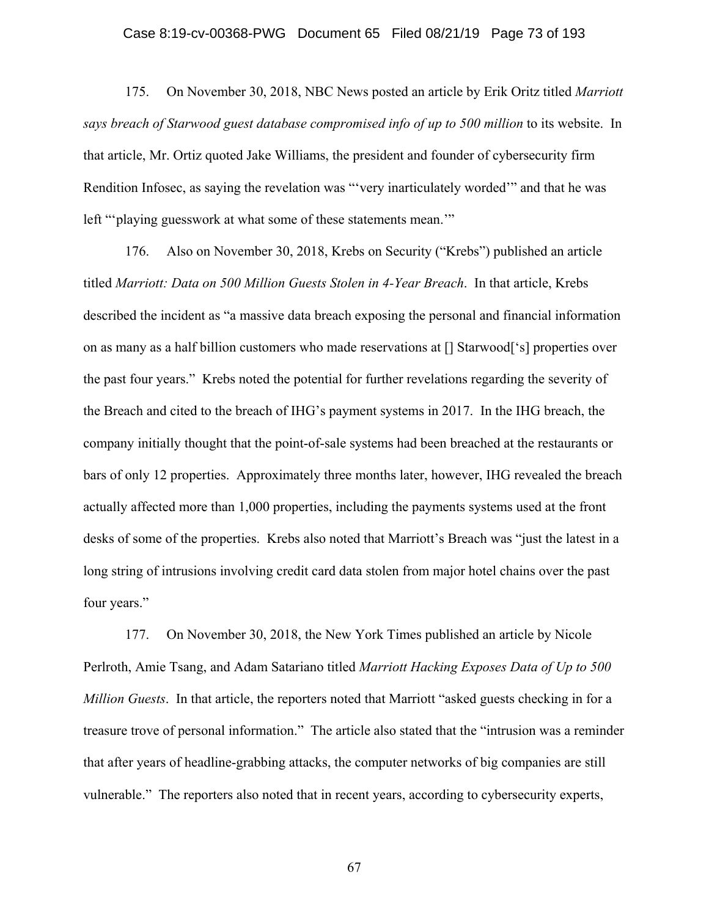175. On November 30, 2018, NBC News posted an article by Erik Oritz titled *Marriott says breach of Starwood guest database compromised info of up to 500 million* to its website. In that article, Mr. Ortiz quoted Jake Williams, the president and founder of cybersecurity firm Rendition Infosec, as saying the revelation was "'very inarticulately worded'" and that he was left "'playing guesswork at what some of these statements mean.'"

176. Also on November 30, 2018, Krebs on Security ("Krebs") published an article titled *Marriott: Data on 500 Million Guests Stolen in 4-Year Breach*. In that article, Krebs described the incident as "a massive data breach exposing the personal and financial information on as many as a half billion customers who made reservations at [] Starwood['s] properties over the past four years." Krebs noted the potential for further revelations regarding the severity of the Breach and cited to the breach of IHG's payment systems in 2017. In the IHG breach, the company initially thought that the point-of-sale systems had been breached at the restaurants or bars of only 12 properties. Approximately three months later, however, IHG revealed the breach actually affected more than 1,000 properties, including the payments systems used at the front desks of some of the properties. Krebs also noted that Marriott's Breach was "just the latest in a long string of intrusions involving credit card data stolen from major hotel chains over the past four years."

177. On November 30, 2018, the New York Times published an article by Nicole Perlroth, Amie Tsang, and Adam Satariano titled *Marriott Hacking Exposes Data of Up to 500 Million Guests*. In that article, the reporters noted that Marriott "asked guests checking in for a treasure trove of personal information." The article also stated that the "intrusion was a reminder that after years of headline-grabbing attacks, the computer networks of big companies are still vulnerable." The reporters also noted that in recent years, according to cybersecurity experts,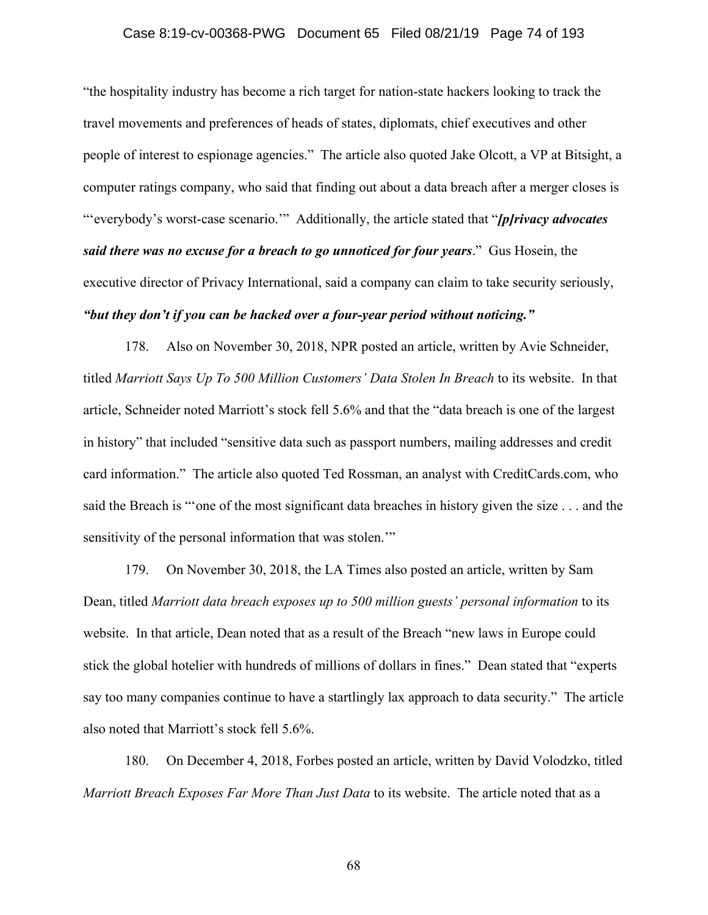"the hospitality industry has become a rich target for nation-state hackers looking to track the travel movements and preferences of heads of states, diplomats, chief executives and other people of interest to espionage agencies." The article also quoted Jake Olcott, a VP at Bitsight, a computer ratings company, who said that finding out about a data breach after a merger closes is "'everybody's worst-case scenario.'" Additionally, the article stated that "***[p]rivacy advocates said there was no excuse for a breach to go unnoticed for four years***." Gus Hosein, the executive director of Privacy International, said a company can claim to take security seriously, ***"but they don't if you can be hacked over a four-year period without noticing."***

178. Also on November 30, 2018, NPR posted an article, written by Avie Schneider, titled *Marriott Says Up To 500 Million Customers' Data Stolen In Breach* to its website. In that article, Schneider noted Marriott's stock fell 5.6% and that the "data breach is one of the largest in history" that included "sensitive data such as passport numbers, mailing addresses and credit card information." The article also quoted Ted Rossman, an analyst with CreditCards.com, who said the Breach is "'one of the most significant data breaches in history given the size . . . and the sensitivity of the personal information that was stolen.'"

179. On November 30, 2018, the LA Times also posted an article, written by Sam Dean, titled *Marriott data breach exposes up to 500 million guests' personal information* to its website. In that article, Dean noted that as a result of the Breach "new laws in Europe could stick the global hotelier with hundreds of millions of dollars in fines." Dean stated that "experts say too many companies continue to have a startlingly lax approach to data security." The article also noted that Marriott's stock fell 5.6%.

180. On December 4, 2018, Forbes posted an article, written by David Volodzko, titled *Marriott Breach Exposes Far More Than Just Data* to its website. The article noted that as a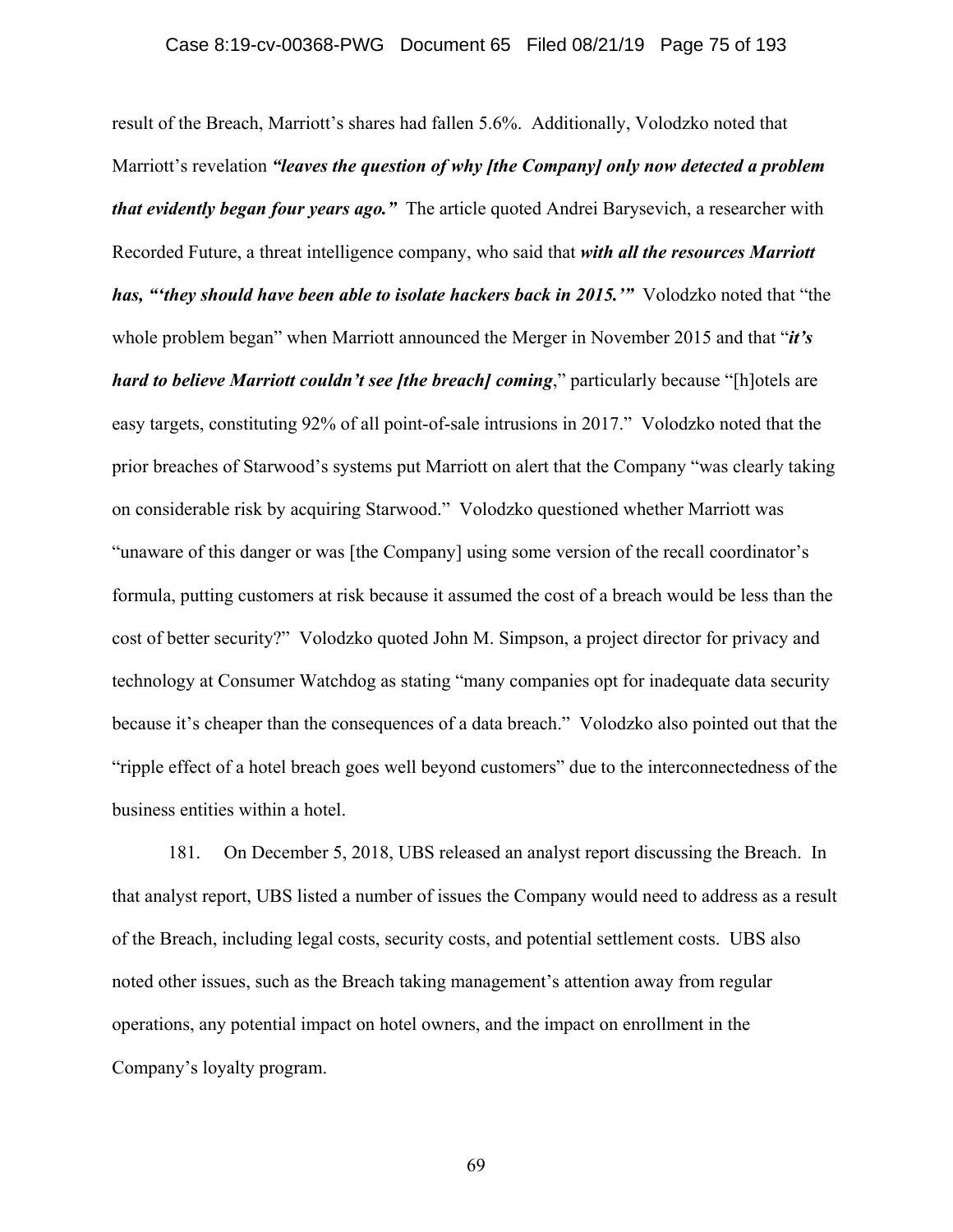result of the Breach, Marriott's shares had fallen 5.6%. Additionally, Volodzko noted that Marriott's revelation ***"leaves the question of why [the Company] only now detected a problem that evidently began four years ago."*** The article quoted Andrei Barysevich, a researcher with Recorded Future, a threat intelligence company, who said that ***with all the resources Marriott has, "'they should have been able to isolate hackers back in 2015.'"*** Volodzko noted that "the whole problem began" when Marriott announced the Merger in November 2015 and that "***it's hard to believe Marriott couldn't see [the breach] coming***," particularly because "[h]otels are easy targets, constituting 92% of all point-of-sale intrusions in 2017." Volodzko noted that the prior breaches of Starwood's systems put Marriott on alert that the Company "was clearly taking on considerable risk by acquiring Starwood." Volodzko questioned whether Marriott was "unaware of this danger or was [the Company] using some version of the recall coordinator's formula, putting customers at risk because it assumed the cost of a breach would be less than the cost of better security?" Volodzko quoted John M. Simpson, a project director for privacy and technology at Consumer Watchdog as stating "many companies opt for inadequate data security because it's cheaper than the consequences of a data breach." Volodzko also pointed out that the "ripple effect of a hotel breach goes well beyond customers" due to the interconnectedness of the business entities within a hotel.

181. On December 5, 2018, UBS released an analyst report discussing the Breach. In that analyst report, UBS listed a number of issues the Company would need to address as a result of the Breach, including legal costs, security costs, and potential settlement costs. UBS also noted other issues, such as the Breach taking management's attention away from regular operations, any potential impact on hotel owners, and the impact on enrollment in the Company's loyalty program.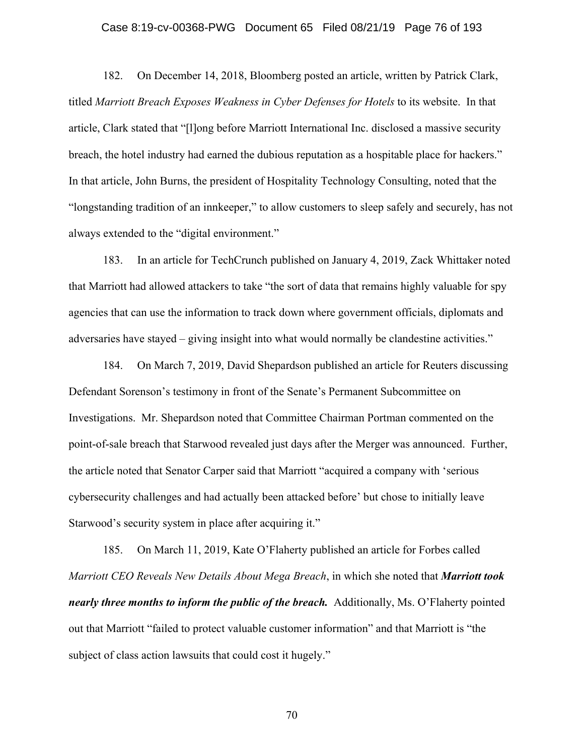182. On December 14, 2018, Bloomberg posted an article, written by Patrick Clark, titled *Marriott Breach Exposes Weakness in Cyber Defenses for Hotels* to its website. In that article, Clark stated that "[l]ong before Marriott International Inc. disclosed a massive security breach, the hotel industry had earned the dubious reputation as a hospitable place for hackers." In that article, John Burns, the president of Hospitality Technology Consulting, noted that the "longstanding tradition of an innkeeper," to allow customers to sleep safely and securely, has not always extended to the "digital environment."

183. In an article for TechCrunch published on January 4, 2019, Zack Whittaker noted that Marriott had allowed attackers to take "the sort of data that remains highly valuable for spy agencies that can use the information to track down where government officials, diplomats and adversaries have stayed – giving insight into what would normally be clandestine activities."

184. On March 7, 2019, David Shepardson published an article for Reuters discussing Defendant Sorenson's testimony in front of the Senate's Permanent Subcommittee on Investigations. Mr. Shepardson noted that Committee Chairman Portman commented on the point-of-sale breach that Starwood revealed just days after the Merger was announced. Further, the article noted that Senator Carper said that Marriott "acquired a company with 'serious cybersecurity challenges and had actually been attacked before' but chose to initially leave Starwood's security system in place after acquiring it."

185. On March 11, 2019, Kate O'Flaherty published an article for Forbes called *Marriott CEO Reveals New Details About Mega Breach*, in which she noted that ***Marriott took nearly three months to inform the public of the breach.*** Additionally, Ms. O'Flaherty pointed out that Marriott "failed to protect valuable customer information" and that Marriott is "the subject of class action lawsuits that could cost it hugely."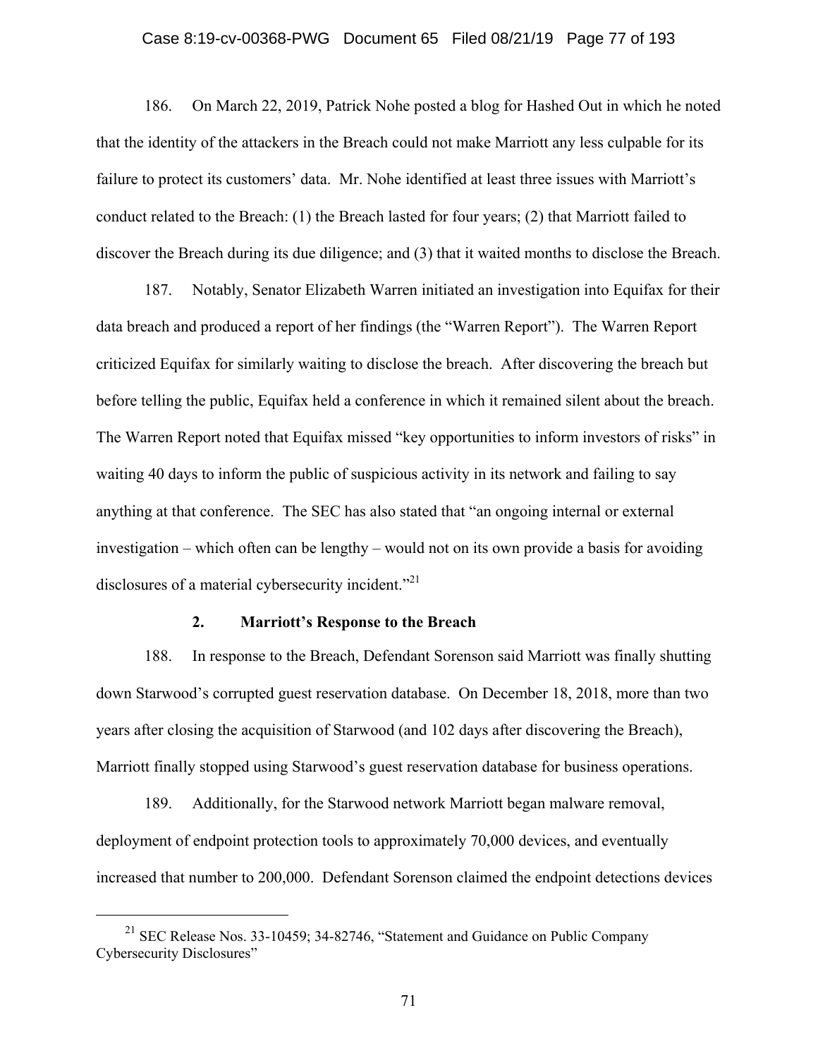186. On March 22, 2019, Patrick Nohe posted a blog for Hashed Out in which he noted that the identity of the attackers in the Breach could not make Marriott any less culpable for its failure to protect its customers' data. Mr. Nohe identified at least three issues with Marriott's conduct related to the Breach: (1) the Breach lasted for four years; (2) that Marriott failed to discover the Breach during its due diligence; and (3) that it waited months to disclose the Breach.

187. Notably, Senator Elizabeth Warren initiated an investigation into Equifax for their data breach and produced a report of her findings (the "Warren Report"). The Warren Report criticized Equifax for similarly waiting to disclose the breach. After discovering the breach but before telling the public, Equifax held a conference in which it remained silent about the breach. The Warren Report noted that Equifax missed "key opportunities to inform investors of risks" in waiting 40 days to inform the public of suspicious activity in its network and failing to say anything at that conference. The SEC has also stated that "an ongoing internal or external investigation – which often can be lengthy – would not on its own provide a basis for avoiding disclosures of a material cybersecurity incident."[21]

### 2. Marriott's Response to the Breach

188. In response to the Breach, Defendant Sorenson said Marriott was finally shutting down Starwood's corrupted guest reservation database. On December 18, 2018, more than two years after closing the acquisition of Starwood (and 102 days after discovering the Breach), Marriott finally stopped using Starwood's guest reservation database for business operations.

189. Additionally, for the Starwood network Marriott began malware removal, deployment of endpoint protection tools to approximately 70,000 devices, and eventually increased that number to 200,000. Defendant Sorenson claimed the endpoint detections devices

---

[21] SEC Release Nos. 33-10459; 34-82746, "Statement and Guidance on Public Company Cybersecurity Disclosures"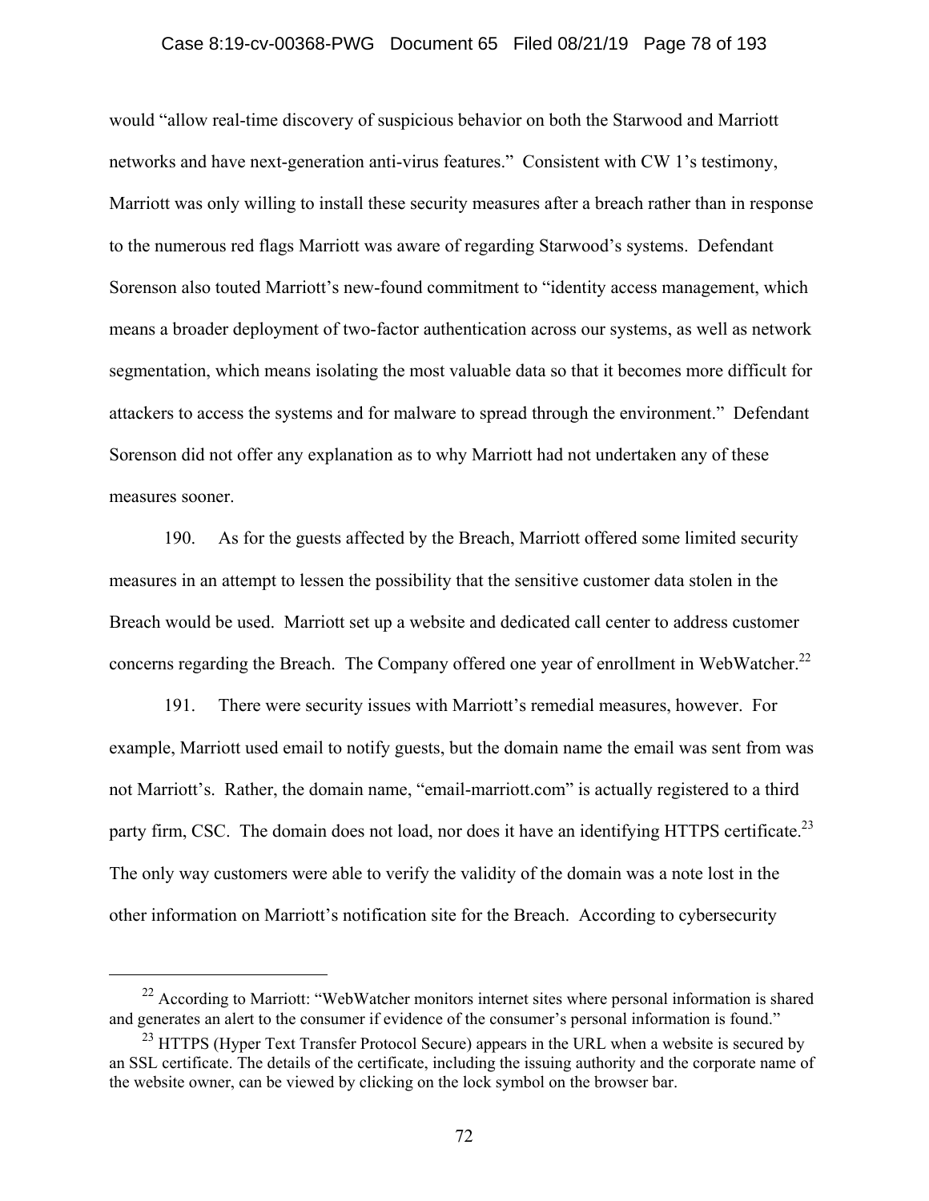would "allow real-time discovery of suspicious behavior on both the Starwood and Marriott networks and have next-generation anti-virus features." Consistent with CW 1's testimony, Marriott was only willing to install these security measures after a breach rather than in response to the numerous red flags Marriott was aware of regarding Starwood's systems. Defendant Sorenson also touted Marriott's new-found commitment to "identity access management, which means a broader deployment of two-factor authentication across our systems, as well as network segmentation, which means isolating the most valuable data so that it becomes more difficult for attackers to access the systems and for malware to spread through the environment." Defendant Sorenson did not offer any explanation as to why Marriott had not undertaken any of these measures sooner.

190. As for the guests affected by the Breach, Marriott offered some limited security measures in an attempt to lessen the possibility that the sensitive customer data stolen in the Breach would be used. Marriott set up a website and dedicated call center to address customer concerns regarding the Breach. The Company offered one year of enrollment in WebWatcher.[22]

191. There were security issues with Marriott's remedial measures, however. For example, Marriott used email to notify guests, but the domain name the email was sent from was not Marriott's. Rather, the domain name, "email-marriott.com" is actually registered to a third party firm, CSC. The domain does not load, nor does it have an identifying HTTPS certificate.[23] The only way customers were able to verify the validity of the domain was a note lost in the other information on Marriott's notification site for the Breach. According to cybersecurity

---

[22] According to Marriott: "WebWatcher monitors internet sites where personal information is shared and generates an alert to the consumer if evidence of the consumer's personal information is found."

[23] HTTPS (Hyper Text Transfer Protocol Secure) appears in the URL when a website is secured by an SSL certificate. The details of the certificate, including the issuing authority and the corporate name of the website owner, can be viewed by clicking on the lock symbol on the browser bar.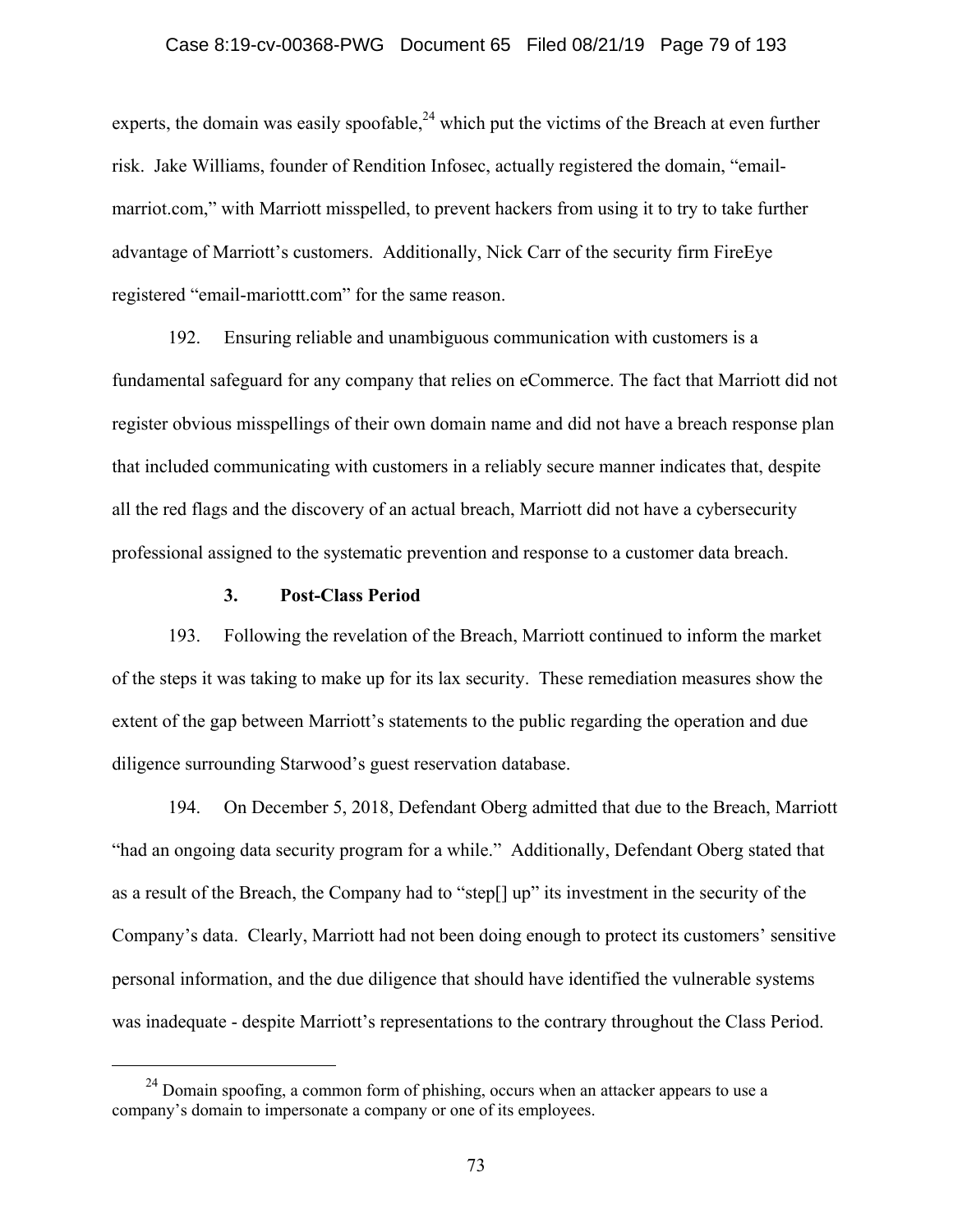experts, the domain was easily spoofable,[24] which put the victims of the Breach at even further risk. Jake Williams, founder of Rendition Infosec, actually registered the domain, "email-marriot.com," with Marriott misspelled, to prevent hackers from using it to try to take further advantage of Marriott's customers. Additionally, Nick Carr of the security firm FireEye registered "email-mariottt.com" for the same reason.

192. Ensuring reliable and unambiguous communication with customers is a fundamental safeguard for any company that relies on eCommerce. The fact that Marriott did not register obvious misspellings of their own domain name and did not have a breach response plan that included communicating with customers in a reliably secure manner indicates that, despite all the red flags and the discovery of an actual breach, Marriott did not have a cybersecurity professional assigned to the systematic prevention and response to a customer data breach.

### 3. Post-Class Period

193. Following the revelation of the Breach, Marriott continued to inform the market of the steps it was taking to make up for its lax security. These remediation measures show the extent of the gap between Marriott's statements to the public regarding the operation and due diligence surrounding Starwood's guest reservation database.

194. On December 5, 2018, Defendant Oberg admitted that due to the Breach, Marriott "had an ongoing data security program for a while." Additionally, Defendant Oberg stated that as a result of the Breach, the Company had to "step[] up" its investment in the security of the Company's data. Clearly, Marriott had not been doing enough to protect its customers' sensitive personal information, and the due diligence that should have identified the vulnerable systems was inadequate - despite Marriott's representations to the contrary throughout the Class Period.

---

[24] Domain spoofing, a common form of phishing, occurs when an attacker appears to use a company's domain to impersonate a company or one of its employees.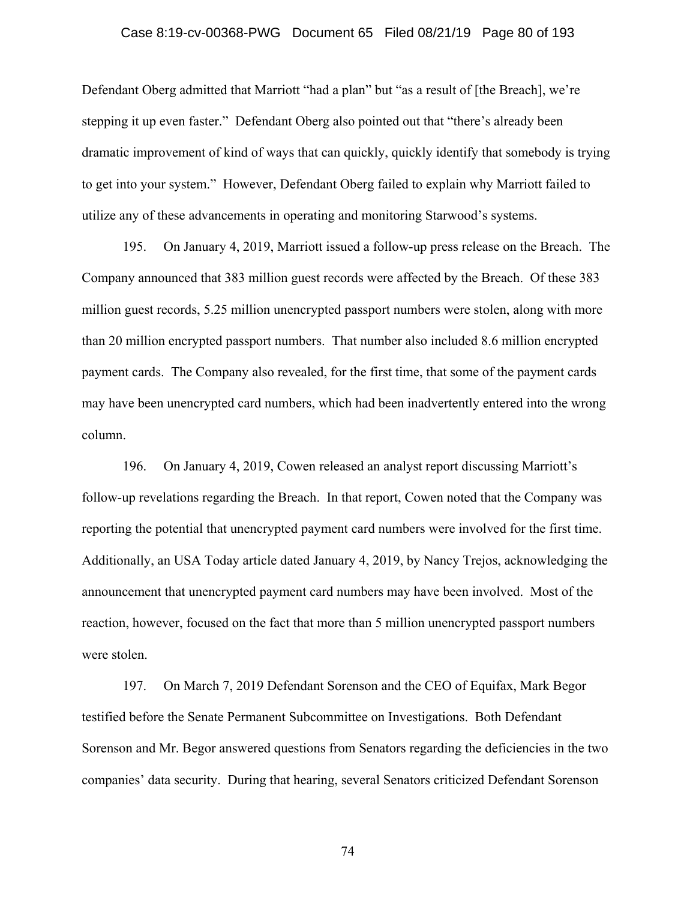Defendant Oberg admitted that Marriott "had a plan" but "as a result of [the Breach], we're stepping it up even faster." Defendant Oberg also pointed out that "there's already been dramatic improvement of kind of ways that can quickly, quickly identify that somebody is trying to get into your system." However, Defendant Oberg failed to explain why Marriott failed to utilize any of these advancements in operating and monitoring Starwood's systems.

195. On January 4, 2019, Marriott issued a follow-up press release on the Breach. The Company announced that 383 million guest records were affected by the Breach. Of these 383 million guest records, 5.25 million unencrypted passport numbers were stolen, along with more than 20 million encrypted passport numbers. That number also included 8.6 million encrypted payment cards. The Company also revealed, for the first time, that some of the payment cards may have been unencrypted card numbers, which had been inadvertently entered into the wrong column.

196. On January 4, 2019, Cowen released an analyst report discussing Marriott's follow-up revelations regarding the Breach. In that report, Cowen noted that the Company was reporting the potential that unencrypted payment card numbers were involved for the first time. Additionally, an USA Today article dated January 4, 2019, by Nancy Trejos, acknowledging the announcement that unencrypted payment card numbers may have been involved. Most of the reaction, however, focused on the fact that more than 5 million unencrypted passport numbers were stolen.

197. On March 7, 2019 Defendant Sorenson and the CEO of Equifax, Mark Begor testified before the Senate Permanent Subcommittee on Investigations. Both Defendant Sorenson and Mr. Begor answered questions from Senators regarding the deficiencies in the two companies' data security. During that hearing, several Senators criticized Defendant Sorenson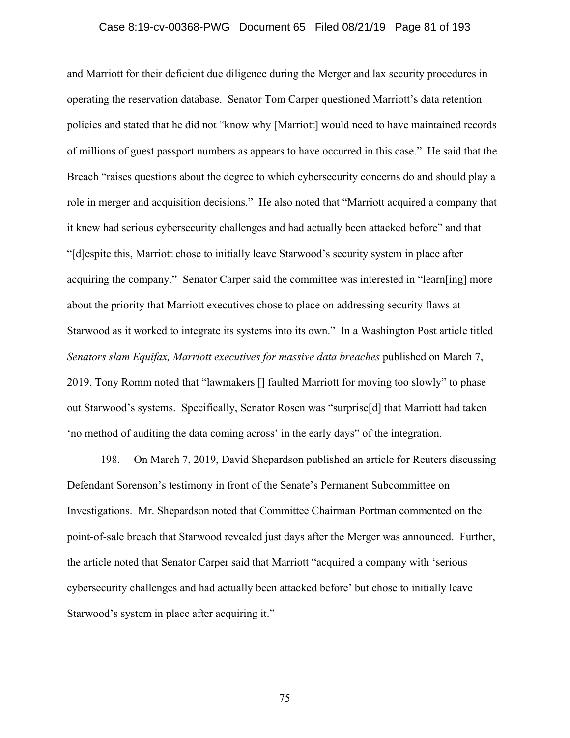and Marriott for their deficient due diligence during the Merger and lax security procedures in operating the reservation database. Senator Tom Carper questioned Marriott's data retention policies and stated that he did not "know why [Marriott] would need to have maintained records of millions of guest passport numbers as appears to have occurred in this case." He said that the Breach "raises questions about the degree to which cybersecurity concerns do and should play a role in merger and acquisition decisions." He also noted that "Marriott acquired a company that it knew had serious cybersecurity challenges and had actually been attacked before" and that "[d]espite this, Marriott chose to initially leave Starwood's security system in place after acquiring the company." Senator Carper said the committee was interested in "learn[ing] more about the priority that Marriott executives chose to place on addressing security flaws at Starwood as it worked to integrate its systems into its own." In a Washington Post article titled *Senators slam Equifax, Marriott executives for massive data breaches* published on March 7, 2019, Tony Romm noted that "lawmakers [] faulted Marriott for moving too slowly" to phase out Starwood's systems. Specifically, Senator Rosen was "surprise[d] that Marriott had taken 'no method of auditing the data coming across' in the early days" of the integration.

198. On March 7, 2019, David Shepardson published an article for Reuters discussing Defendant Sorenson's testimony in front of the Senate's Permanent Subcommittee on Investigations. Mr. Shepardson noted that Committee Chairman Portman commented on the point-of-sale breach that Starwood revealed just days after the Merger was announced. Further, the article noted that Senator Carper said that Marriott "acquired a company with 'serious cybersecurity challenges and had actually been attacked before' but chose to initially leave Starwood's system in place after acquiring it."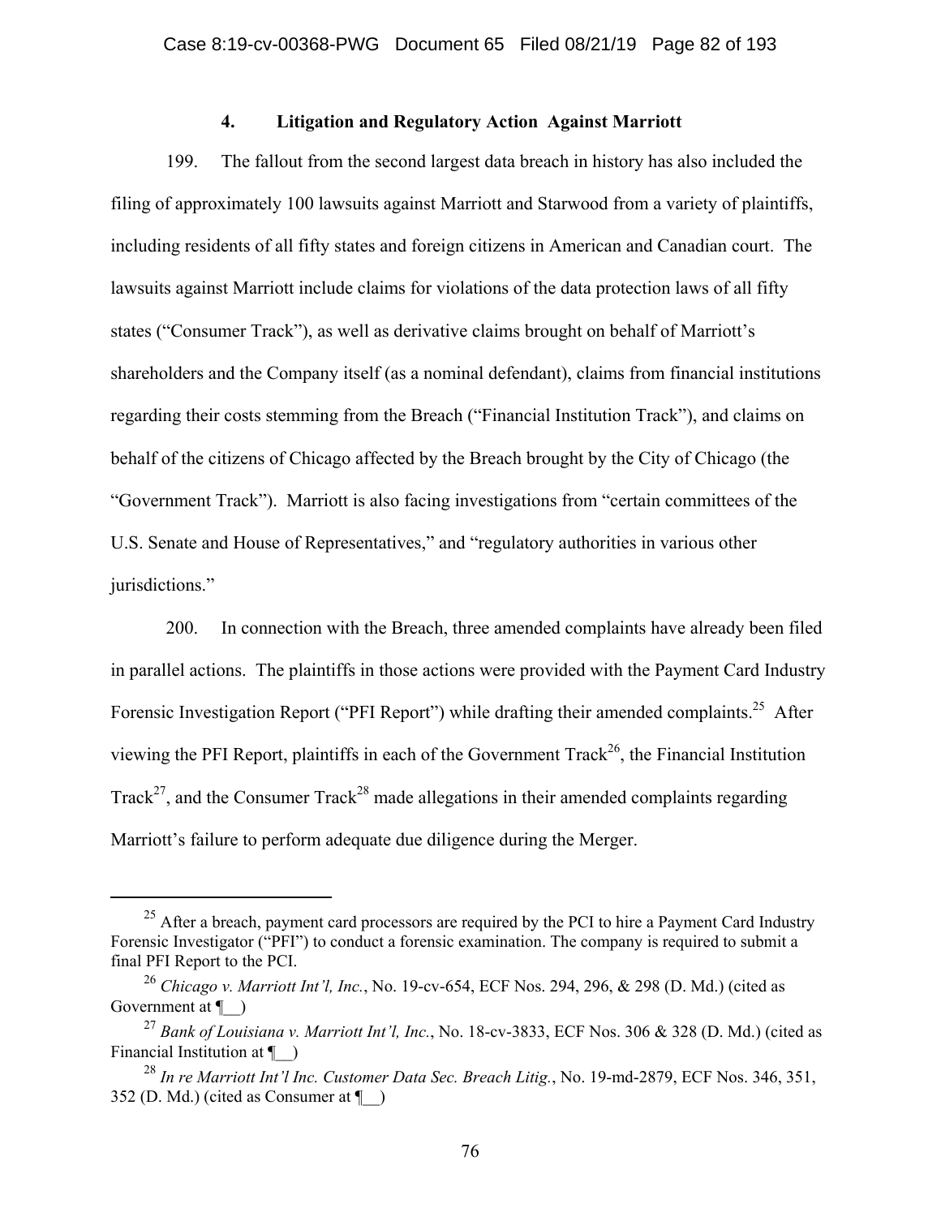### 4. Litigation and Regulatory Action Against Marriott

199. The fallout from the second largest data breach in history has also included the filing of approximately 100 lawsuits against Marriott and Starwood from a variety of plaintiffs, including residents of all fifty states and foreign citizens in American and Canadian court. The lawsuits against Marriott include claims for violations of the data protection laws of all fifty states ("Consumer Track"), as well as derivative claims brought on behalf of Marriott's shareholders and the Company itself (as a nominal defendant), claims from financial institutions regarding their costs stemming from the Breach ("Financial Institution Track"), and claims on behalf of the citizens of Chicago affected by the Breach brought by the City of Chicago (the "Government Track"). Marriott is also facing investigations from "certain committees of the U.S. Senate and House of Representatives," and "regulatory authorities in various other jurisdictions."

200. In connection with the Breach, three amended complaints have already been filed in parallel actions. The plaintiffs in those actions were provided with the Payment Card Industry Forensic Investigation Report ("PFI Report") while drafting their amended complaints.[25] After viewing the PFI Report, plaintiffs in each of the Government Track[26], the Financial Institution Track[27], and the Consumer Track[28] made allegations in their amended complaints regarding Marriott's failure to perform adequate due diligence during the Merger.

---

[25] After a breach, payment card processors are required by the PCI to hire a Payment Card Industry Forensic Investigator ("PFI") to conduct a forensic examination. The company is required to submit a final PFI Report to the PCI.

[26] *Chicago v. Marriott Int'l, Inc.*, No. 19-cv-654, ECF Nos. 294, 296, & 298 (D. Md.) (cited as Government at ¶__)

[27] *Bank of Louisiana v. Marriott Int'l, Inc.*, No. 18-cv-3833, ECF Nos. 306 & 328 (D. Md.) (cited as Financial Institution at ¶__)

[28] *In re Marriott Int'l Inc. Customer Data Sec. Breach Litig.*, No. 19-md-2879, ECF Nos. 346, 351, 352 (D. Md.) (cited as Consumer at ¶__)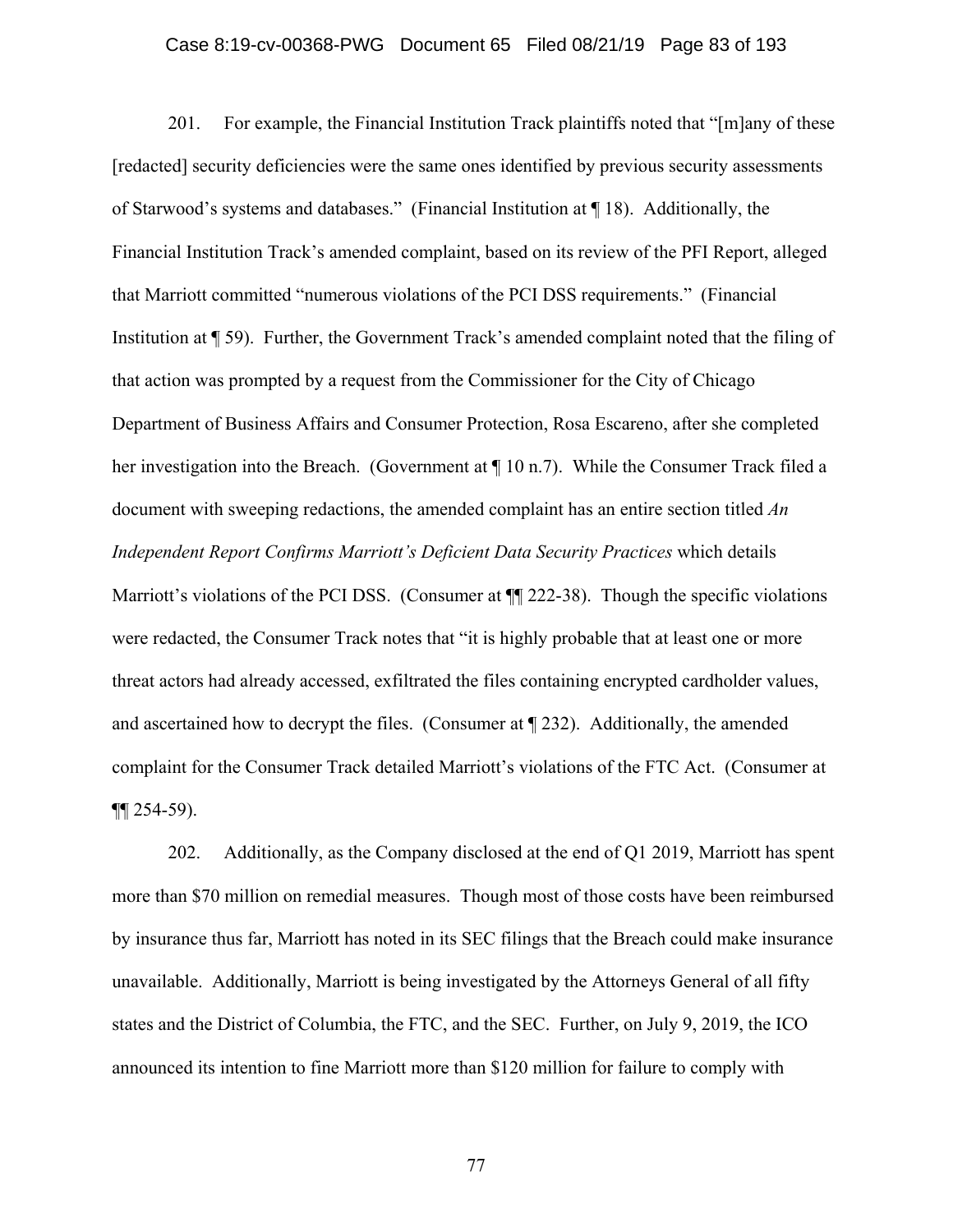201. For example, the Financial Institution Track plaintiffs noted that "[m]any of these [redacted] security deficiencies were the same ones identified by previous security assessments of Starwood's systems and databases." (Financial Institution at ¶ 18). Additionally, the Financial Institution Track's amended complaint, based on its review of the PFI Report, alleged that Marriott committed "numerous violations of the PCI DSS requirements." (Financial Institution at ¶ 59). Further, the Government Track's amended complaint noted that the filing of that action was prompted by a request from the Commissioner for the City of Chicago Department of Business Affairs and Consumer Protection, Rosa Escareno, after she completed her investigation into the Breach. (Government at ¶ 10 n.7). While the Consumer Track filed a document with sweeping redactions, the amended complaint has an entire section titled *An Independent Report Confirms Marriott's Deficient Data Security Practices* which details Marriott's violations of the PCI DSS. (Consumer at ¶¶ 222-38). Though the specific violations were redacted, the Consumer Track notes that "it is highly probable that at least one or more threat actors had already accessed, exfiltrated the files containing encrypted cardholder values, and ascertained how to decrypt the files. (Consumer at ¶ 232). Additionally, the amended complaint for the Consumer Track detailed Marriott's violations of the FTC Act. (Consumer at ¶¶ 254-59).

202. Additionally, as the Company disclosed at the end of Q1 2019, Marriott has spent more than $70 million on remedial measures. Though most of those costs have been reimbursed by insurance thus far, Marriott has noted in its SEC filings that the Breach could make insurance unavailable. Additionally, Marriott is being investigated by the Attorneys General of all fifty states and the District of Columbia, the FTC, and the SEC. Further, on July 9, 2019, the ICO announced its intention to fine Marriott more than $120 million for failure to comply with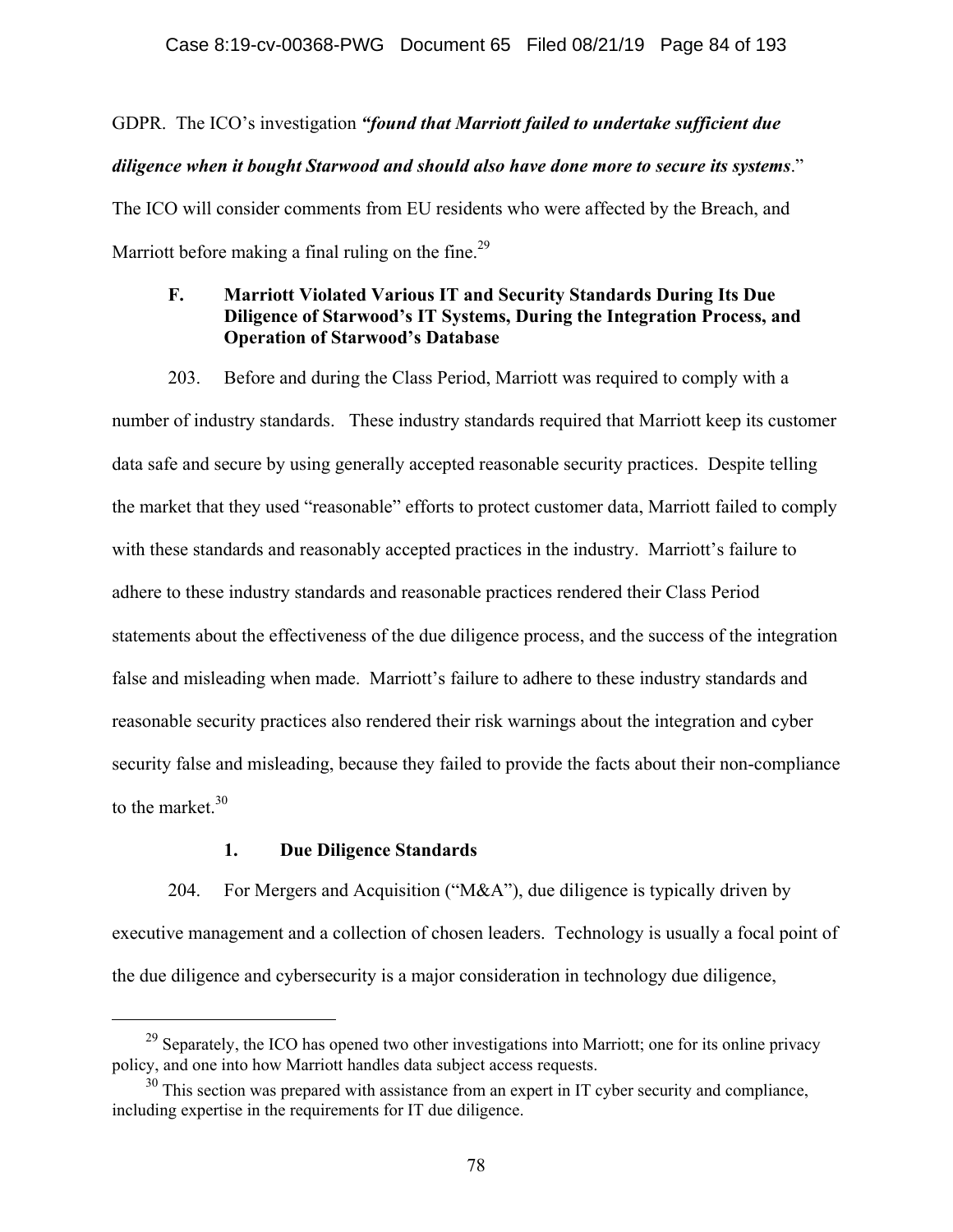GDPR. The ICO's investigation ***"found that Marriott failed to undertake sufficient due diligence when it bought Starwood and should also have done more to secure its systems***."

The ICO will consider comments from EU residents who were affected by the Breach, and Marriott before making a final ruling on the fine.[29]

### F. Marriott Violated Various IT and Security Standards During Its Due Diligence of Starwood's IT Systems, During the Integration Process, and Operation of Starwood's Database

203. Before and during the Class Period, Marriott was required to comply with a number of industry standards. These industry standards required that Marriott keep its customer data safe and secure by using generally accepted reasonable security practices. Despite telling the market that they used "reasonable" efforts to protect customer data, Marriott failed to comply with these standards and reasonably accepted practices in the industry. Marriott's failure to adhere to these industry standards and reasonable practices rendered their Class Period statements about the effectiveness of the due diligence process, and the success of the integration false and misleading when made. Marriott's failure to adhere to these industry standards and reasonable security practices also rendered their risk warnings about the integration and cyber security false and misleading, because they failed to provide the facts about their non-compliance to the market.[30]

#### 1. Due Diligence Standards

204. For Mergers and Acquisition ("M&A"), due diligence is typically driven by executive management and a collection of chosen leaders. Technology is usually a focal point of the due diligence and cybersecurity is a major consideration in technology due diligence,

[29] Separately, the ICO has opened two other investigations into Marriott; one for its online privacy policy, and one into how Marriott handles data subject access requests.

[30] This section was prepared with assistance from an expert in IT cyber security and compliance, including expertise in the requirements for IT due diligence.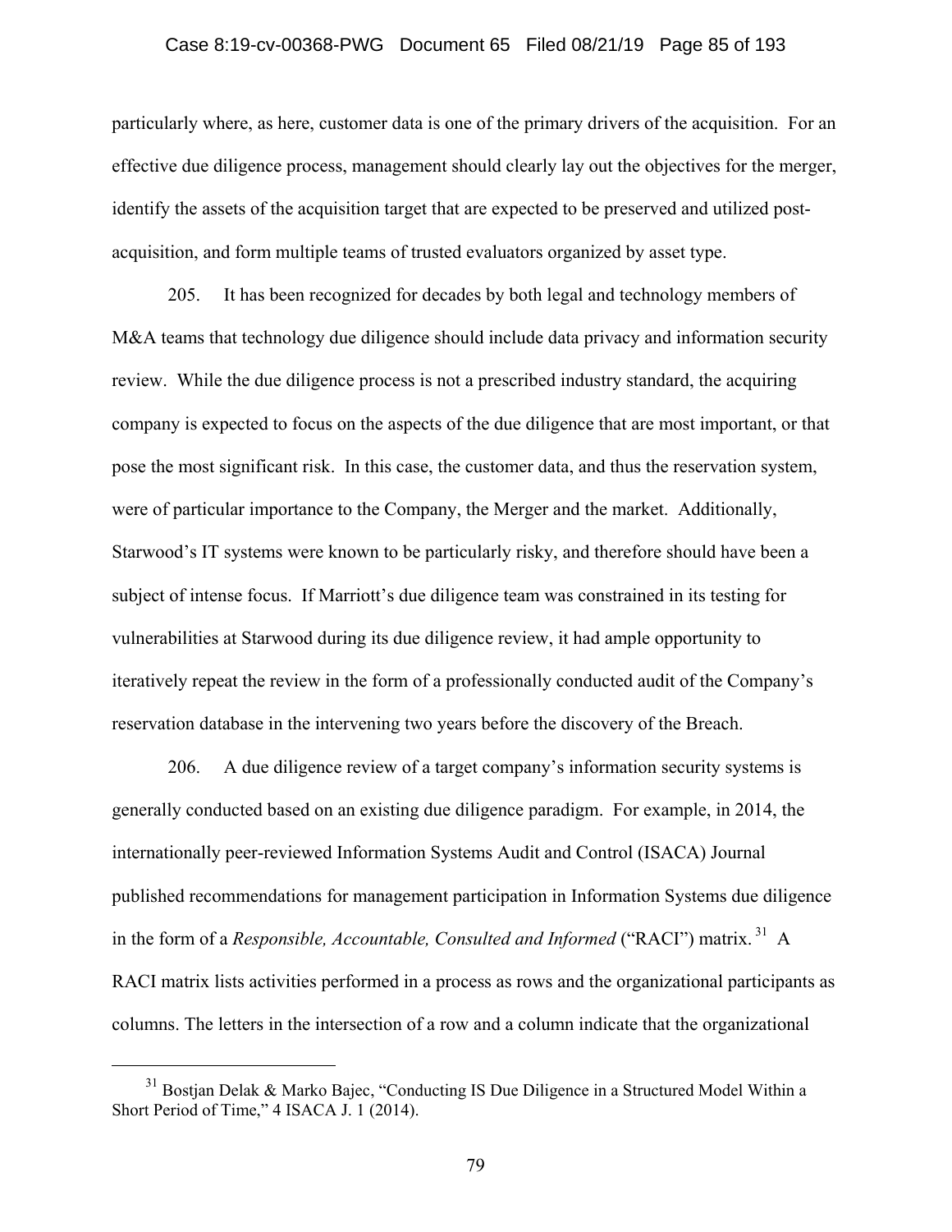particularly where, as here, customer data is one of the primary drivers of the acquisition. For an effective due diligence process, management should clearly lay out the objectives for the merger, identify the assets of the acquisition target that are expected to be preserved and utilized post-acquisition, and form multiple teams of trusted evaluators organized by asset type.

205. It has been recognized for decades by both legal and technology members of M&A teams that technology due diligence should include data privacy and information security review. While the due diligence process is not a prescribed industry standard, the acquiring company is expected to focus on the aspects of the due diligence that are most important, or that pose the most significant risk. In this case, the customer data, and thus the reservation system, were of particular importance to the Company, the Merger and the market. Additionally, Starwood's IT systems were known to be particularly risky, and therefore should have been a subject of intense focus. If Marriott's due diligence team was constrained in its testing for vulnerabilities at Starwood during its due diligence review, it had ample opportunity to iteratively repeat the review in the form of a professionally conducted audit of the Company's reservation database in the intervening two years before the discovery of the Breach.

206. A due diligence review of a target company's information security systems is generally conducted based on an existing due diligence paradigm. For example, in 2014, the internationally peer-reviewed Information Systems Audit and Control (ISACA) Journal published recommendations for management participation in Information Systems due diligence in the form of a *Responsible, Accountable, Consulted and Informed* ("RACI") matrix.[31] A RACI matrix lists activities performed in a process as rows and the organizational participants as columns. The letters in the intersection of a row and a column indicate that the organizational

---

[31] Bostjan Delak & Marko Bajec, "Conducting IS Due Diligence in a Structured Model Within a Short Period of Time," 4 ISACA J. 1 (2014).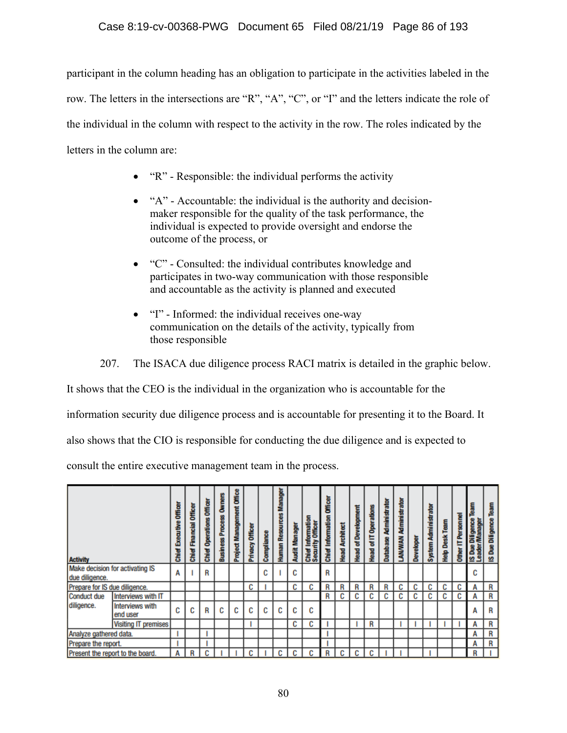participant in the column heading has an obligation to participate in the activities labeled in the row. The letters in the intersections are "R", "A", "C", or "I" and the letters indicate the role of the individual in the column with respect to the activity in the row. The roles indicated by the letters in the column are:

- "R" - Responsible: the individual performs the activity
- "A" - Accountable: the individual is the authority and decision-maker responsible for the quality of the task performance, the individual is expected to provide oversight and endorse the outcome of the process, or
- "C" - Consulted: the individual contributes knowledge and participates in two-way communication with those responsible and accountable as the activity is planned and executed
- "I" - Informed: the individual receives one-way communication on the details of the activity, typically from those responsible

207. The ISACA due diligence process RACI matrix is detailed in the graphic below. It shows that the CEO is the individual in the organization who is accountable for the information security due diligence process and is accountable for presenting it to the Board. It also shows that the CIO is responsible for conducting the due diligence and is expected to consult the entire executive management team in the process.

| Activity | | Chief Executive Officer | Chief Financial Officer | Chief Operations Officer | Business Process Owners | Project Management Office | Privacy Officer | Compliance | Human Resources Manager | Audit Manager | Chief Information Security Officer | Chief Information Officer | Head Architect | Head of Development | Head of IT Operations | Database Administrator | LAN/WAN Administrator | Developer | System Administrator | Help Desk Team | Other IT Personnel | IS Due Diligence Team Leader/Manager | IS Due Diligence Team |
|---|---|---|---|---|---|---|---|---|---|---|---|---|---|---|---|---|---|---|---|---|---|---|---|
| Make decision for activating IS due diligence. | | A | I | R | | | | C | I | C | | R | | | | | | | | | | C | |
| Prepare for IS due diligence. | | | | | | | C | I | | C | C | R | R | R | R | R | C | C | C | C | C | A | R |
| Conduct due diligence. | Interviews with IT | | | | | | | | | | | R | C | C | C | C | C | C | C | C | C | A | R |
| | Interviews with end user | C | C | R | C | C | C | C | C | C | C | | | | | | | | | | | A | R |
| | Visiting IT premises | | | | | | I | | | C | C | I | | I | R | | I | I | I | I | I | A | R |
| Analyze gathered data. | | I | | I | | | | | | | | I | | | | | | | | | | A | R |
| Prepare the report. | | I | | I | | | | | | | | I | | | | | | | | | | A | R |
| Present the report to the board. | | A | R | C | I | I | C | I | C | C | C | R | C | C | C | I | I | | I | | | R | I |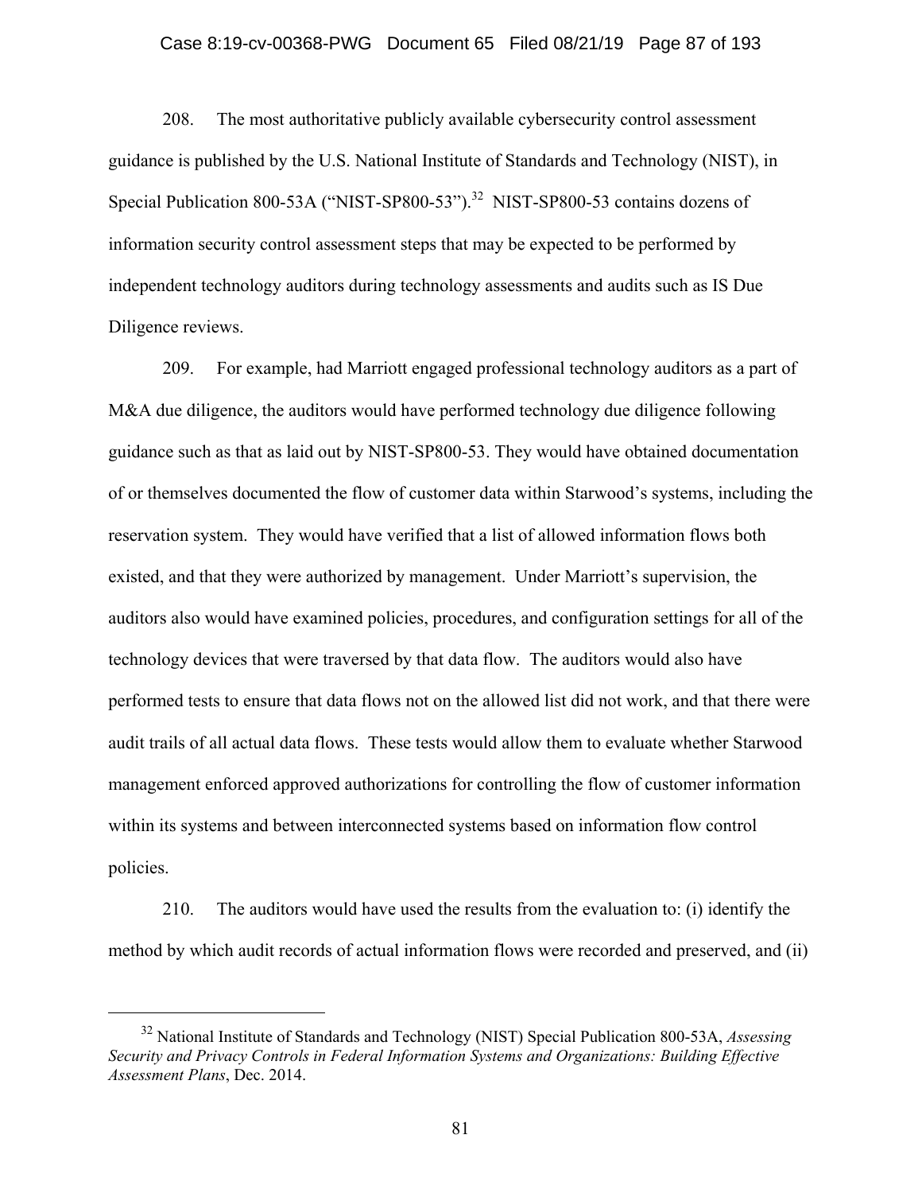208. The most authoritative publicly available cybersecurity control assessment guidance is published by the U.S. National Institute of Standards and Technology (NIST), in Special Publication 800-53A ("NIST-SP800-53").[32] NIST-SP800-53 contains dozens of information security control assessment steps that may be expected to be performed by independent technology auditors during technology assessments and audits such as IS Due Diligence reviews.

209. For example, had Marriott engaged professional technology auditors as a part of M&A due diligence, the auditors would have performed technology due diligence following guidance such as that as laid out by NIST-SP800-53. They would have obtained documentation of or themselves documented the flow of customer data within Starwood's systems, including the reservation system. They would have verified that a list of allowed information flows both existed, and that they were authorized by management. Under Marriott's supervision, the auditors also would have examined policies, procedures, and configuration settings for all of the technology devices that were traversed by that data flow. The auditors would also have performed tests to ensure that data flows not on the allowed list did not work, and that there were audit trails of all actual data flows. These tests would allow them to evaluate whether Starwood management enforced approved authorizations for controlling the flow of customer information within its systems and between interconnected systems based on information flow control policies.

210. The auditors would have used the results from the evaluation to: (i) identify the method by which audit records of actual information flows were recorded and preserved, and (ii)

---

[32] National Institute of Standards and Technology (NIST) Special Publication 800-53A, *Assessing Security and Privacy Controls in Federal Information Systems and Organizations: Building Effective Assessment Plans*, Dec. 2014.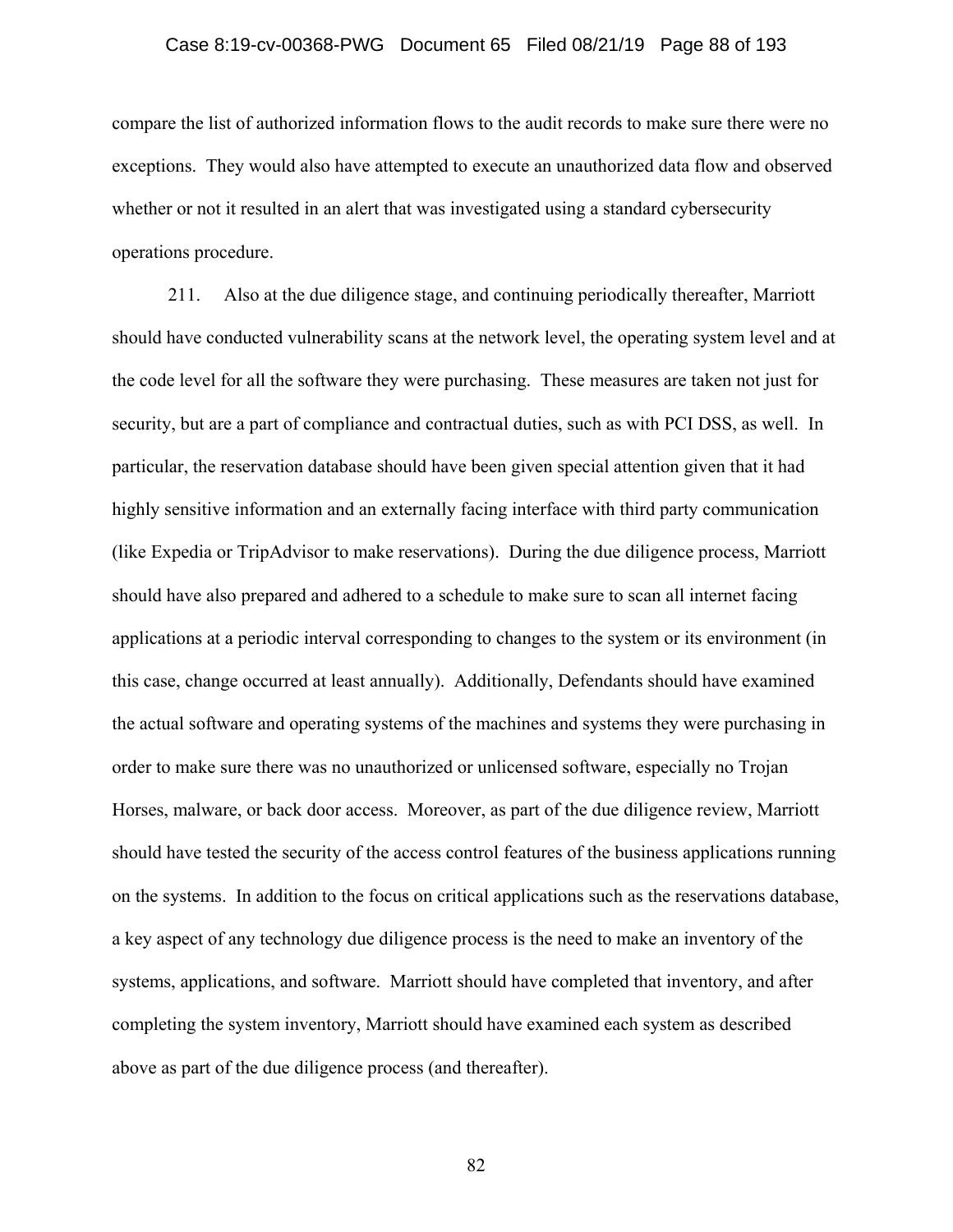compare the list of authorized information flows to the audit records to make sure there were no exceptions. They would also have attempted to execute an unauthorized data flow and observed whether or not it resulted in an alert that was investigated using a standard cybersecurity operations procedure.

211. Also at the due diligence stage, and continuing periodically thereafter, Marriott should have conducted vulnerability scans at the network level, the operating system level and at the code level for all the software they were purchasing. These measures are taken not just for security, but are a part of compliance and contractual duties, such as with PCI DSS, as well. In particular, the reservation database should have been given special attention given that it had highly sensitive information and an externally facing interface with third party communication (like Expedia or TripAdvisor to make reservations). During the due diligence process, Marriott should have also prepared and adhered to a schedule to make sure to scan all internet facing applications at a periodic interval corresponding to changes to the system or its environment (in this case, change occurred at least annually). Additionally, Defendants should have examined the actual software and operating systems of the machines and systems they were purchasing in order to make sure there was no unauthorized or unlicensed software, especially no Trojan Horses, malware, or back door access. Moreover, as part of the due diligence review, Marriott should have tested the security of the access control features of the business applications running on the systems. In addition to the focus on critical applications such as the reservations database, a key aspect of any technology due diligence process is the need to make an inventory of the systems, applications, and software. Marriott should have completed that inventory, and after completing the system inventory, Marriott should have examined each system as described above as part of the due diligence process (and thereafter).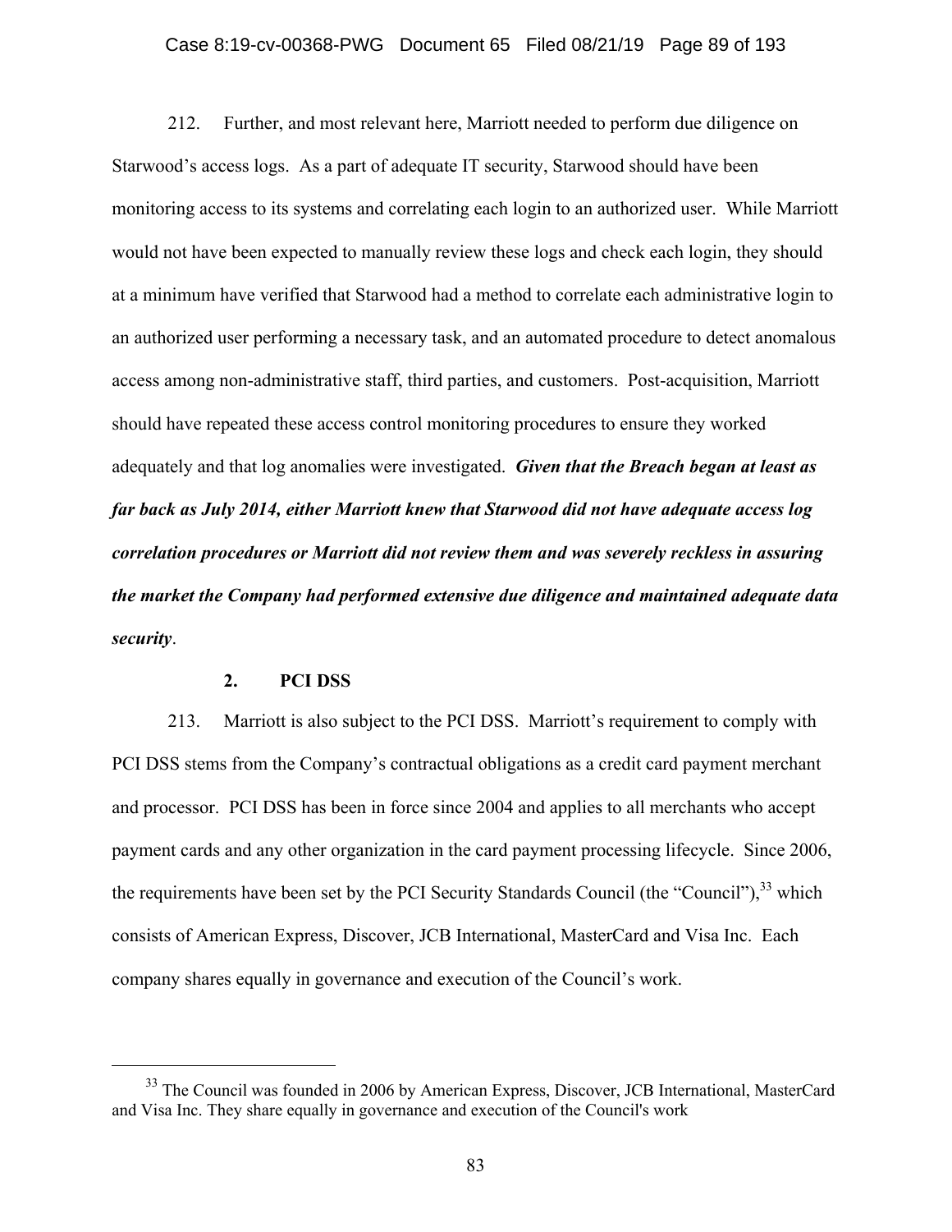212. Further, and most relevant here, Marriott needed to perform due diligence on Starwood's access logs. As a part of adequate IT security, Starwood should have been monitoring access to its systems and correlating each login to an authorized user. While Marriott would not have been expected to manually review these logs and check each login, they should at a minimum have verified that Starwood had a method to correlate each administrative login to an authorized user performing a necessary task, and an automated procedure to detect anomalous access among non-administrative staff, third parties, and customers. Post-acquisition, Marriott should have repeated these access control monitoring procedures to ensure they worked adequately and that log anomalies were investigated. ***Given that the Breach began at least as far back as July 2014, either Marriott knew that Starwood did not have adequate access log correlation procedures or Marriott did not review them and was severely reckless in assuring the market the Company had performed extensive due diligence and maintained adequate data security***.

### 2. PCI DSS

213. Marriott is also subject to the PCI DSS. Marriott's requirement to comply with PCI DSS stems from the Company's contractual obligations as a credit card payment merchant and processor. PCI DSS has been in force since 2004 and applies to all merchants who accept payment cards and any other organization in the card payment processing lifecycle. Since 2006, the requirements have been set by the PCI Security Standards Council (the "Council"),[33] which consists of American Express, Discover, JCB International, MasterCard and Visa Inc. Each company shares equally in governance and execution of the Council's work.

---

[33] The Council was founded in 2006 by American Express, Discover, JCB International, MasterCard and Visa Inc. They share equally in governance and execution of the Council's work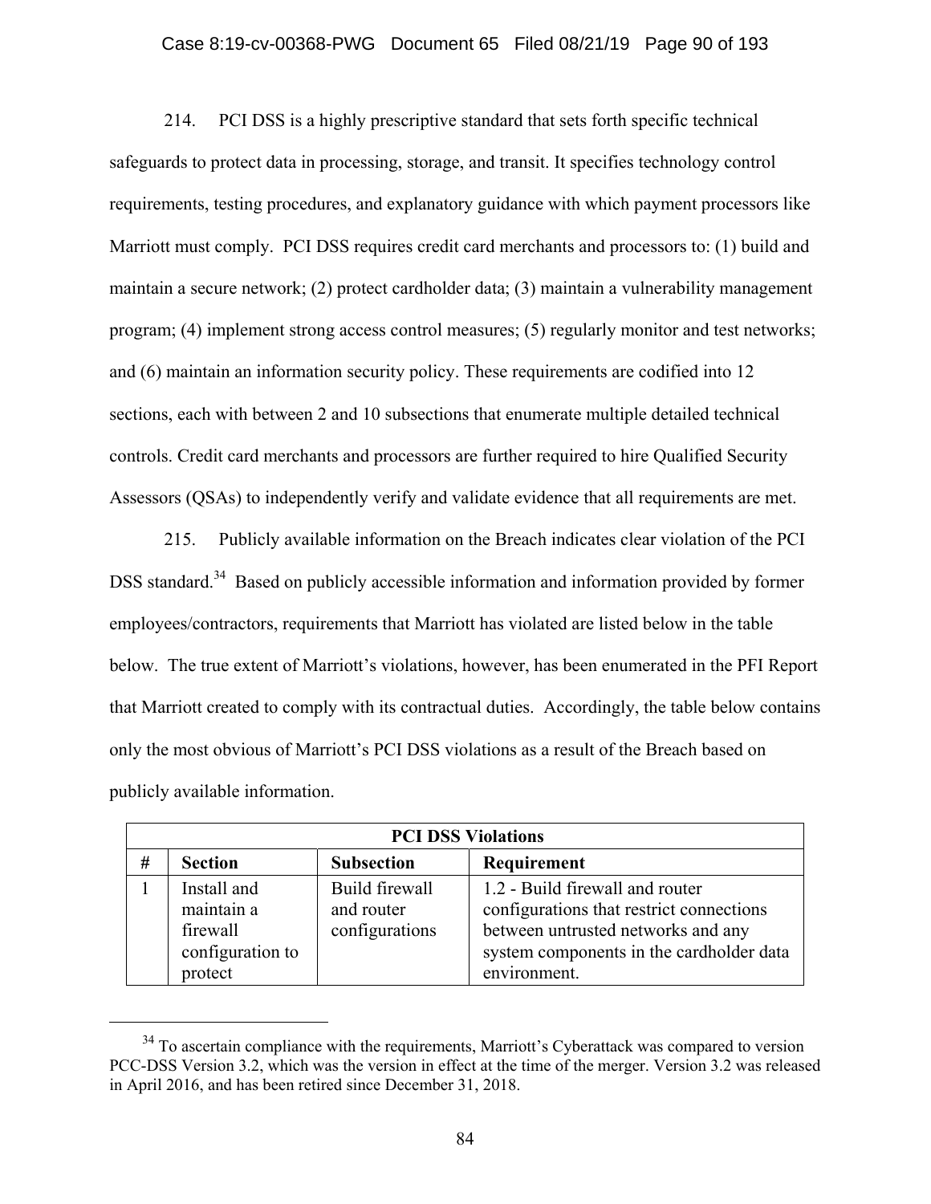214. PCI DSS is a highly prescriptive standard that sets forth specific technical safeguards to protect data in processing, storage, and transit. It specifies technology control requirements, testing procedures, and explanatory guidance with which payment processors like Marriott must comply. PCI DSS requires credit card merchants and processors to: (1) build and maintain a secure network; (2) protect cardholder data; (3) maintain a vulnerability management program; (4) implement strong access control measures; (5) regularly monitor and test networks; and (6) maintain an information security policy. These requirements are codified into 12 sections, each with between 2 and 10 subsections that enumerate multiple detailed technical controls. Credit card merchants and processors are further required to hire Qualified Security Assessors (QSAs) to independently verify and validate evidence that all requirements are met.

215. Publicly available information on the Breach indicates clear violation of the PCI DSS standard.[34] Based on publicly accessible information and information provided by former employees/contractors, requirements that Marriott has violated are listed below in the table below. The true extent of Marriott's violations, however, has been enumerated in the PFI Report that Marriott created to comply with its contractual duties. Accordingly, the table below contains only the most obvious of Marriott's PCI DSS violations as a result of the Breach based on publicly available information.

| PCI DSS Violations | | | |
|---|---|---|---|
| **#** | **Section** | **Subsection** | **Requirement** |
| 1 | Install and maintain a firewall configuration to protect | Build firewall and router configurations | 1.2 - Build firewall and router configurations that restrict connections between untrusted networks and any system components in the cardholder data environment. |

[34] To ascertain compliance with the requirements, Marriott's Cyberattack was compared to version PCC-DSS Version 3.2, which was the version in effect at the time of the merger. Version 3.2 was released in April 2016, and has been retired since December 31, 2018.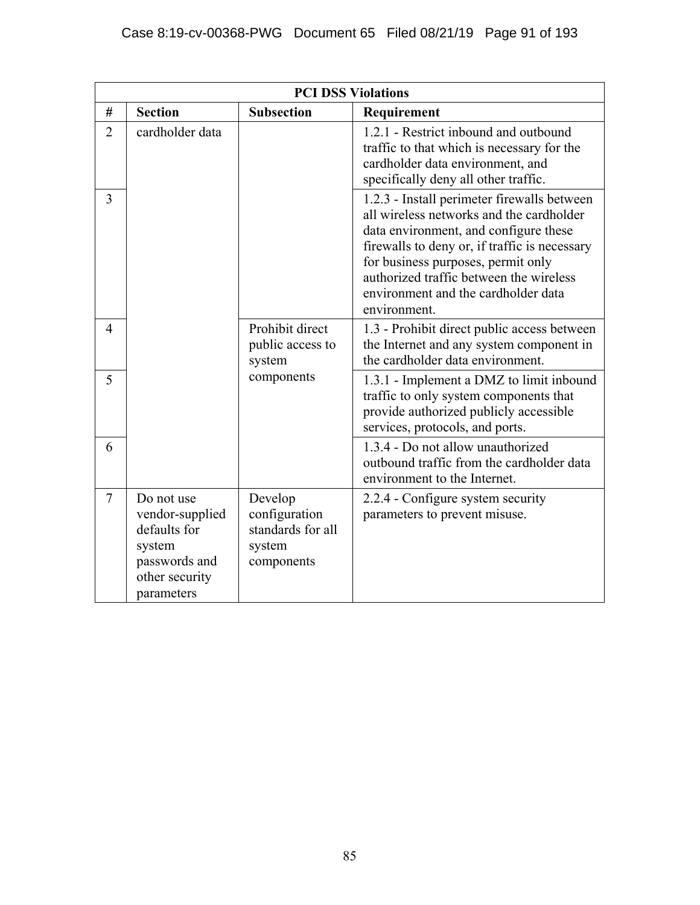| PCI DSS Violations | | | |
|---|---|---|---|
| # | Section | Subsection | Requirement |
| 2 | cardholder data | | 1.2.1 - Restrict inbound and outbound traffic to that which is necessary for the cardholder data environment, and specifically deny all other traffic. |
| 3 | | | 1.2.3 - Install perimeter firewalls between all wireless networks and the cardholder data environment, and configure these firewalls to deny or, if traffic is necessary for business purposes, permit only authorized traffic between the wireless environment and the cardholder data environment. |
| 4 | | Prohibit direct public access to system components | 1.3 - Prohibit direct public access between the Internet and any system component in the cardholder data environment. |
| 5 | | | 1.3.1 - Implement a DMZ to limit inbound traffic to only system components that provide authorized publicly accessible services, protocols, and ports. |
| 6 | | | 1.3.4 - Do not allow unauthorized outbound traffic from the cardholder data environment to the Internet. |
| 7 | Do not use vendor-supplied defaults for system passwords and other security parameters | Develop configuration standards for all system components | 2.2.4 - Configure system security parameters to prevent misuse. |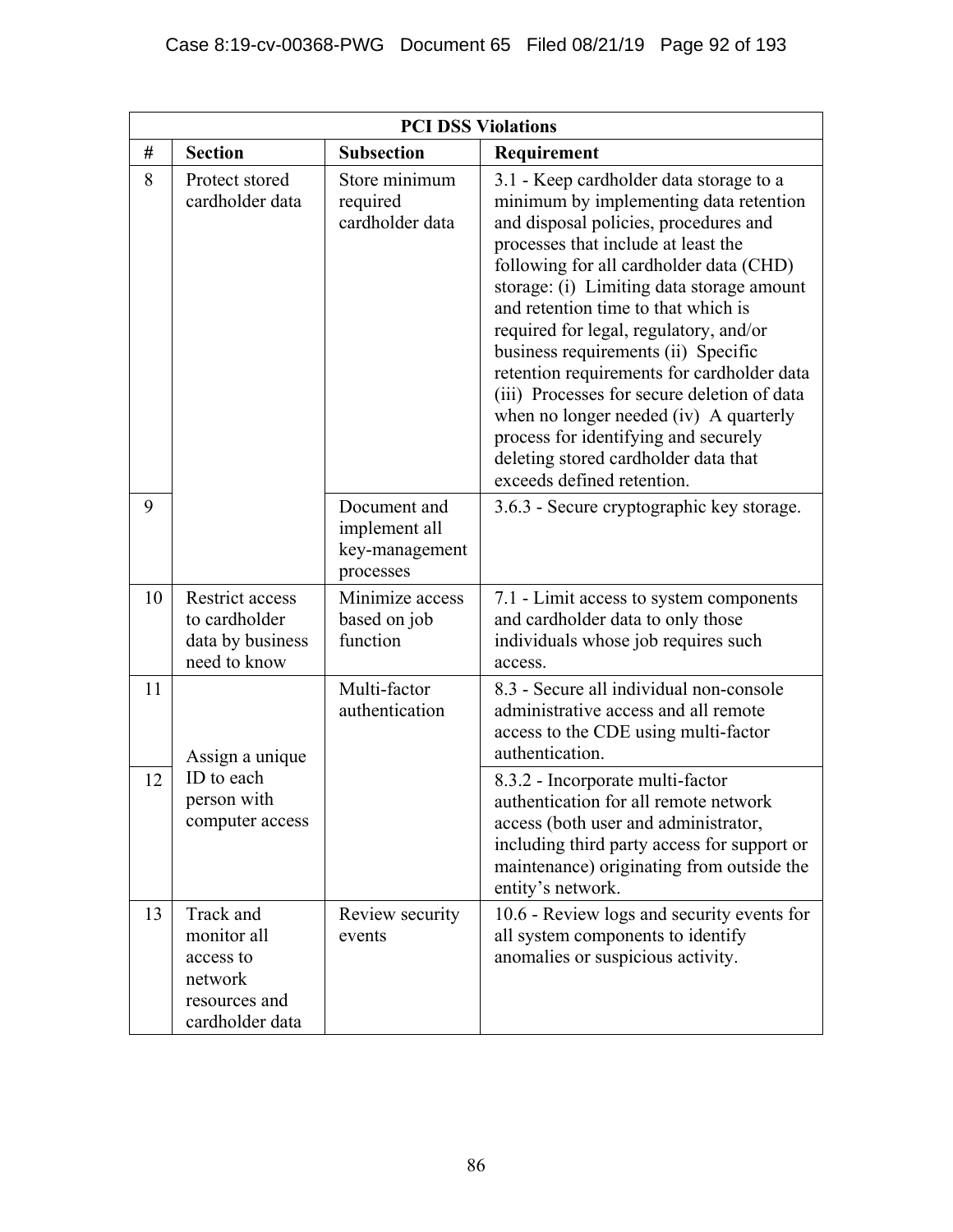| PCI DSS Violations | | | |
|---|---|---|---|
| # | Section | Subsection | Requirement |
| 8 | Protect stored cardholder data | Store minimum required cardholder data | 3.1 - Keep cardholder data storage to a minimum by implementing data retention and disposal policies, procedures and processes that include at least the following for all cardholder data (CHD) storage: (i) Limiting data storage amount and retention time to that which is required for legal, regulatory, and/or business requirements (ii) Specific retention requirements for cardholder data (iii) Processes for secure deletion of data when no longer needed (iv) A quarterly process for identifying and securely deleting stored cardholder data that exceeds defined retention. |
| 9 | | Document and implement all key-management processes | 3.6.3 - Secure cryptographic key storage. |
| 10 | Restrict access to cardholder data by business need to know | Minimize access based on job function | 7.1 - Limit access to system components and cardholder data to only those individuals whose job requires such access. |
| 11 | Assign a unique ID to each person with computer access | Multi-factor authentication | 8.3 - Secure all individual non-console administrative access and all remote access to the CDE using multi-factor authentication. |
| 12 | | | 8.3.2 - Incorporate multi-factor authentication for all remote network access (both user and administrator, including third party access for support or maintenance) originating from outside the entity's network. |
| 13 | Track and monitor all access to network resources and cardholder data | Review security events | 10.6 - Review logs and security events for all system components to identify anomalies or suspicious activity. |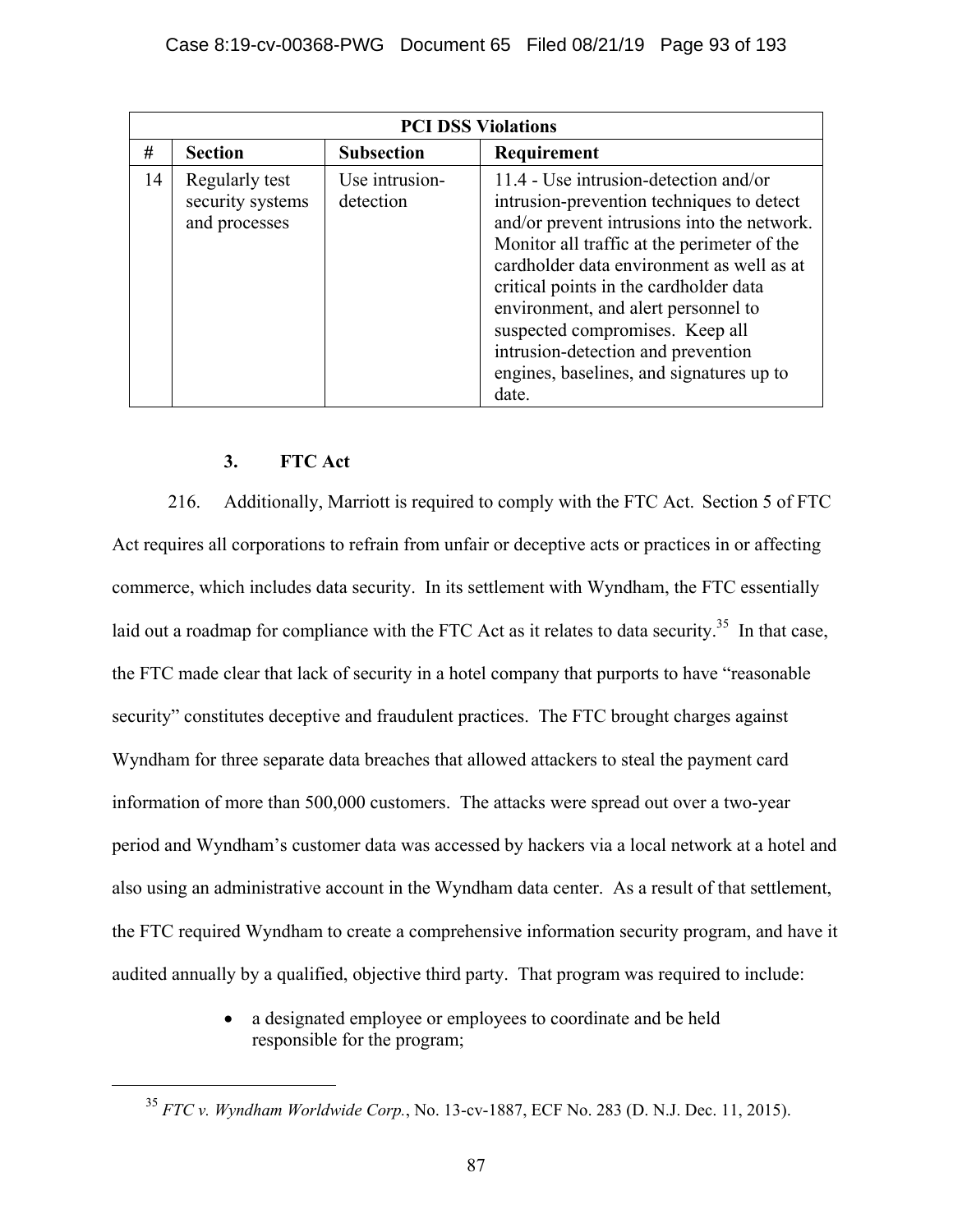| PCI DSS Violations | | | |
|---|---|---|---|
| # | Section | Subsection | Requirement |
| 14 | Regularly test security systems and processes | Use intrusion-detection | 11.4 - Use intrusion-detection and/or intrusion-prevention techniques to detect and/or prevent intrusions into the network. Monitor all traffic at the perimeter of the cardholder data environment as well as at critical points in the cardholder data environment, and alert personnel to suspected compromises. Keep all intrusion-detection and prevention engines, baselines, and signatures up to date. |

### 3. FTC Act

216. Additionally, Marriott is required to comply with the FTC Act. Section 5 of FTC Act requires all corporations to refrain from unfair or deceptive acts or practices in or affecting commerce, which includes data security. In its settlement with Wyndham, the FTC essentially laid out a roadmap for compliance with the FTC Act as it relates to data security.[35] In that case, the FTC made clear that lack of security in a hotel company that purports to have "reasonable security" constitutes deceptive and fraudulent practices. The FTC brought charges against Wyndham for three separate data breaches that allowed attackers to steal the payment card information of more than 500,000 customers. The attacks were spread out over a two-year period and Wyndham's customer data was accessed by hackers via a local network at a hotel and also using an administrative account in the Wyndham data center. As a result of that settlement, the FTC required Wyndham to create a comprehensive information security program, and have it audited annually by a qualified, objective third party. That program was required to include:

- a designated employee or employees to coordinate and be held responsible for the program;

[35] *FTC v. Wyndham Worldwide Corp.*, No. 13-cv-1887, ECF No. 283 (D. N.J. Dec. 11, 2015).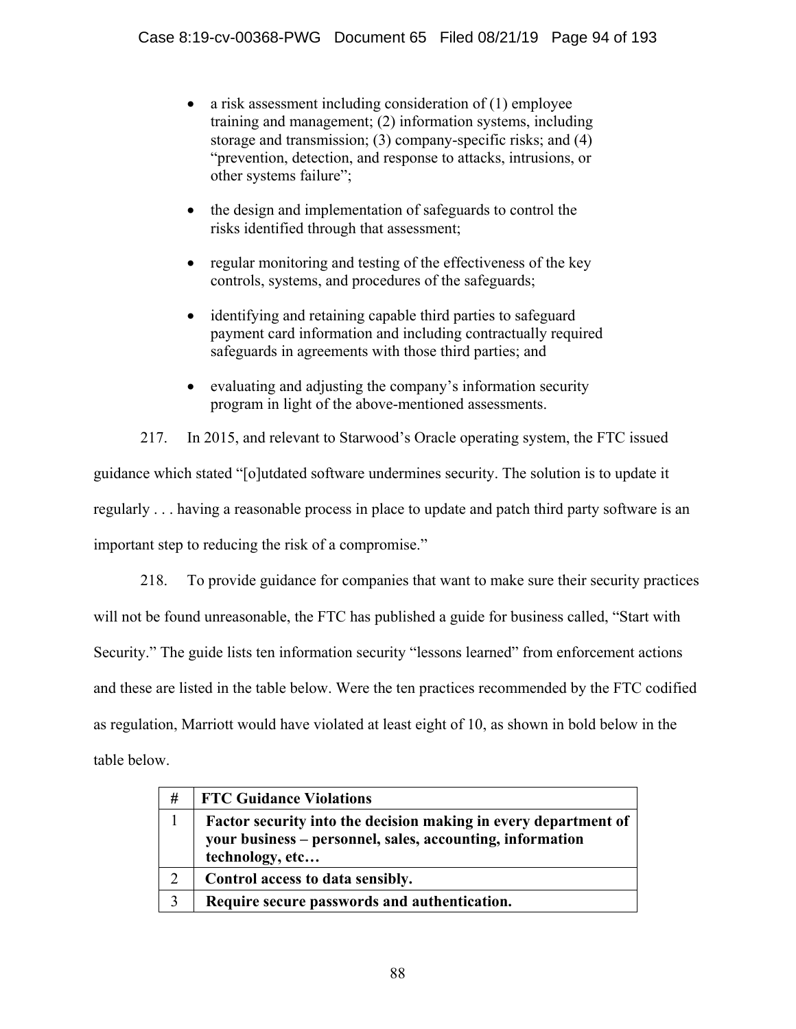- a risk assessment including consideration of (1) employee training and management; (2) information systems, including storage and transmission; (3) company-specific risks; and (4) "prevention, detection, and response to attacks, intrusions, or other systems failure";

- the design and implementation of safeguards to control the risks identified through that assessment;

- regular monitoring and testing of the effectiveness of the key controls, systems, and procedures of the safeguards;

- identifying and retaining capable third parties to safeguard payment card information and including contractually required safeguards in agreements with those third parties; and

- evaluating and adjusting the company's information security program in light of the above-mentioned assessments.

217. In 2015, and relevant to Starwood's Oracle operating system, the FTC issued guidance which stated "[o]utdated software undermines security. The solution is to update it regularly . . . having a reasonable process in place to update and patch third party software is an important step to reducing the risk of a compromise."

218. To provide guidance for companies that want to make sure their security practices will not be found unreasonable, the FTC has published a guide for business called, "Start with Security." The guide lists ten information security "lessons learned" from enforcement actions and these are listed in the table below. Were the ten practices recommended by the FTC codified as regulation, Marriott would have violated at least eight of 10, as shown in bold below in the table below.

| # | FTC Guidance Violations |
|---|---|
| 1 | **Factor security into the decision making in every department of your business – personnel, sales, accounting, information technology, etc…** |
| 2 | **Control access to data sensibly.** |
| 3 | **Require secure passwords and authentication.** |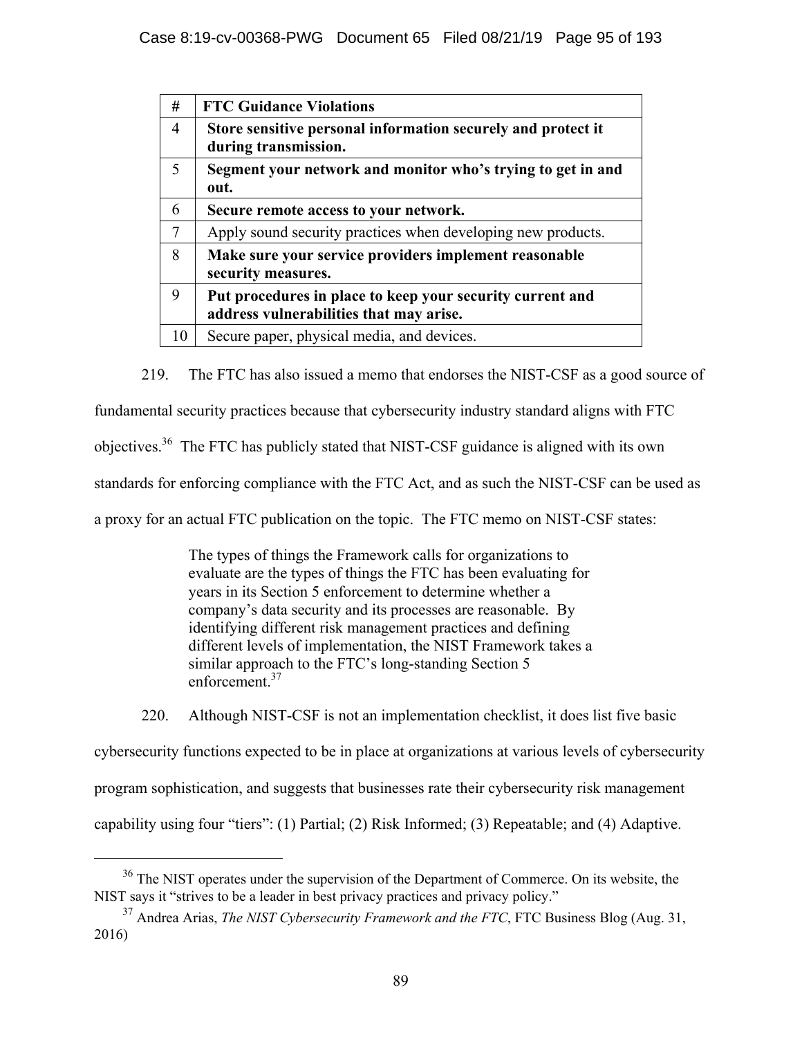| # | FTC Guidance Violations |
|---|---|
| 4 | **Store sensitive personal information securely and protect it during transmission.** |
| 5 | **Segment your network and monitor who's trying to get in and out.** |
| 6 | **Secure remote access to your network.** |
| 7 | Apply sound security practices when developing new products. |
| 8 | **Make sure your service providers implement reasonable security measures.** |
| 9 | **Put procedures in place to keep your security current and address vulnerabilities that may arise.** |
| 10 | Secure paper, physical media, and devices. |

219. The FTC has also issued a memo that endorses the NIST-CSF as a good source of fundamental security practices because that cybersecurity industry standard aligns with FTC objectives.[36] The FTC has publicly stated that NIST-CSF guidance is aligned with its own standards for enforcing compliance with the FTC Act, and as such the NIST-CSF can be used as a proxy for an actual FTC publication on the topic. The FTC memo on NIST-CSF states:

> The types of things the Framework calls for organizations to evaluate are the types of things the FTC has been evaluating for years in its Section 5 enforcement to determine whether a company's data security and its processes are reasonable. By identifying different risk management practices and defining different levels of implementation, the NIST Framework takes a similar approach to the FTC's long-standing Section 5 enforcement.[37]

220. Although NIST-CSF is not an implementation checklist, it does list five basic cybersecurity functions expected to be in place at organizations at various levels of cybersecurity program sophistication, and suggests that businesses rate their cybersecurity risk management capability using four "tiers": (1) Partial; (2) Risk Informed; (3) Repeatable; and (4) Adaptive.

---

[36] The NIST operates under the supervision of the Department of Commerce. On its website, the NIST says it "strives to be a leader in best privacy practices and privacy policy."

[37] Andrea Arias, *The NIST Cybersecurity Framework and the FTC*, FTC Business Blog (Aug. 31, 2016)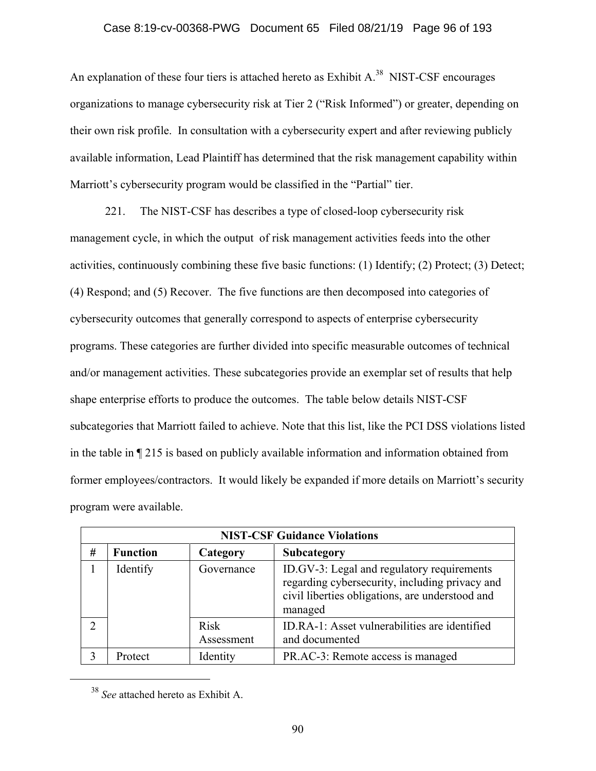An explanation of these four tiers is attached hereto as Exhibit A.[38] NIST-CSF encourages organizations to manage cybersecurity risk at Tier 2 ("Risk Informed") or greater, depending on their own risk profile. In consultation with a cybersecurity expert and after reviewing publicly available information, Lead Plaintiff has determined that the risk management capability within Marriott's cybersecurity program would be classified in the "Partial" tier.

221. The NIST-CSF has describes a type of closed-loop cybersecurity risk management cycle, in which the output of risk management activities feeds into the other activities, continuously combining these five basic functions: (1) Identify; (2) Protect; (3) Detect; (4) Respond; and (5) Recover. The five functions are then decomposed into categories of cybersecurity outcomes that generally correspond to aspects of enterprise cybersecurity programs. These categories are further divided into specific measurable outcomes of technical and/or management activities. These subcategories provide an exemplar set of results that help shape enterprise efforts to produce the outcomes. The table below details NIST-CSF subcategories that Marriott failed to achieve. Note that this list, like the PCI DSS violations listed in the table in ¶ 215 is based on publicly available information and information obtained from former employees/contractors. It would likely be expanded if more details on Marriott's security program were available.

| NIST-CSF Guidance Violations | | | |
|---|---|---|---|
| **#** | **Function** | **Category** | **Subcategory** |
| 1 | Identify | Governance | ID.GV-3: Legal and regulatory requirements regarding cybersecurity, including privacy and civil liberties obligations, are understood and managed |
| 2 | | Risk Assessment | ID.RA-1: Asset vulnerabilities are identified and documented |
| 3 | Protect | Identity | PR.AC-3: Remote access is managed |

[38] *See* attached hereto as Exhibit A.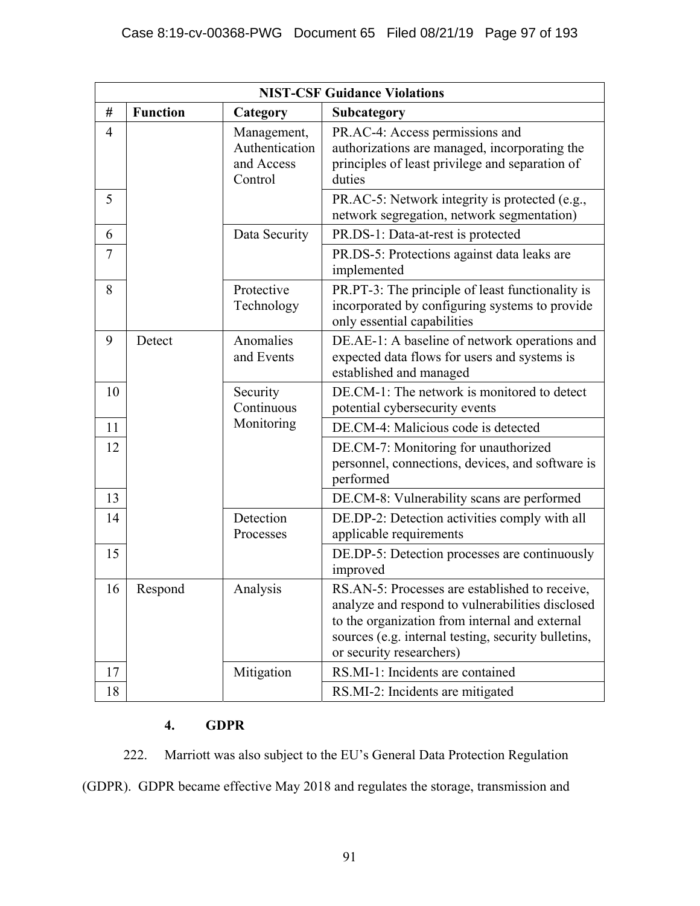| NIST-CSF Guidance Violations | | | |
|---|---|---|---|
| # | Function | Category | Subcategory |
| 4 | | Management, Authentication and Access Control | PR.AC-4: Access permissions and authorizations are managed, incorporating the principles of least privilege and separation of duties |
| 5 | | | PR.AC-5: Network integrity is protected (e.g., network segregation, network segmentation) |
| 6 | | Data Security | PR.DS-1: Data-at-rest is protected |
| 7 | | | PR.DS-5: Protections against data leaks are implemented |
| 8 | | Protective Technology | PR.PT-3: The principle of least functionality is incorporated by configuring systems to provide only essential capabilities |
| 9 | Detect | Anomalies and Events | DE.AE-1: A baseline of network operations and expected data flows for users and systems is established and managed |
| 10 | | Security Continuous Monitoring | DE.CM-1: The network is monitored to detect potential cybersecurity events |
| 11 | | | DE.CM-4: Malicious code is detected |
| 12 | | | DE.CM-7: Monitoring for unauthorized personnel, connections, devices, and software is performed |
| 13 | | | DE.CM-8: Vulnerability scans are performed |
| 14 | | Detection Processes | DE.DP-2: Detection activities comply with all applicable requirements |
| 15 | | | DE.DP-5: Detection processes are continuously improved |
| 16 | Respond | Analysis | RS.AN-5: Processes are established to receive, analyze and respond to vulnerabilities disclosed to the organization from internal and external sources (e.g. internal testing, security bulletins, or security researchers) |
| 17 | | Mitigation | RS.MI-1: Incidents are contained |
| 18 | | | RS.MI-2: Incidents are mitigated |

### 4. GDPR

222. Marriott was also subject to the EU's General Data Protection Regulation (GDPR). GDPR became effective May 2018 and regulates the storage, transmission and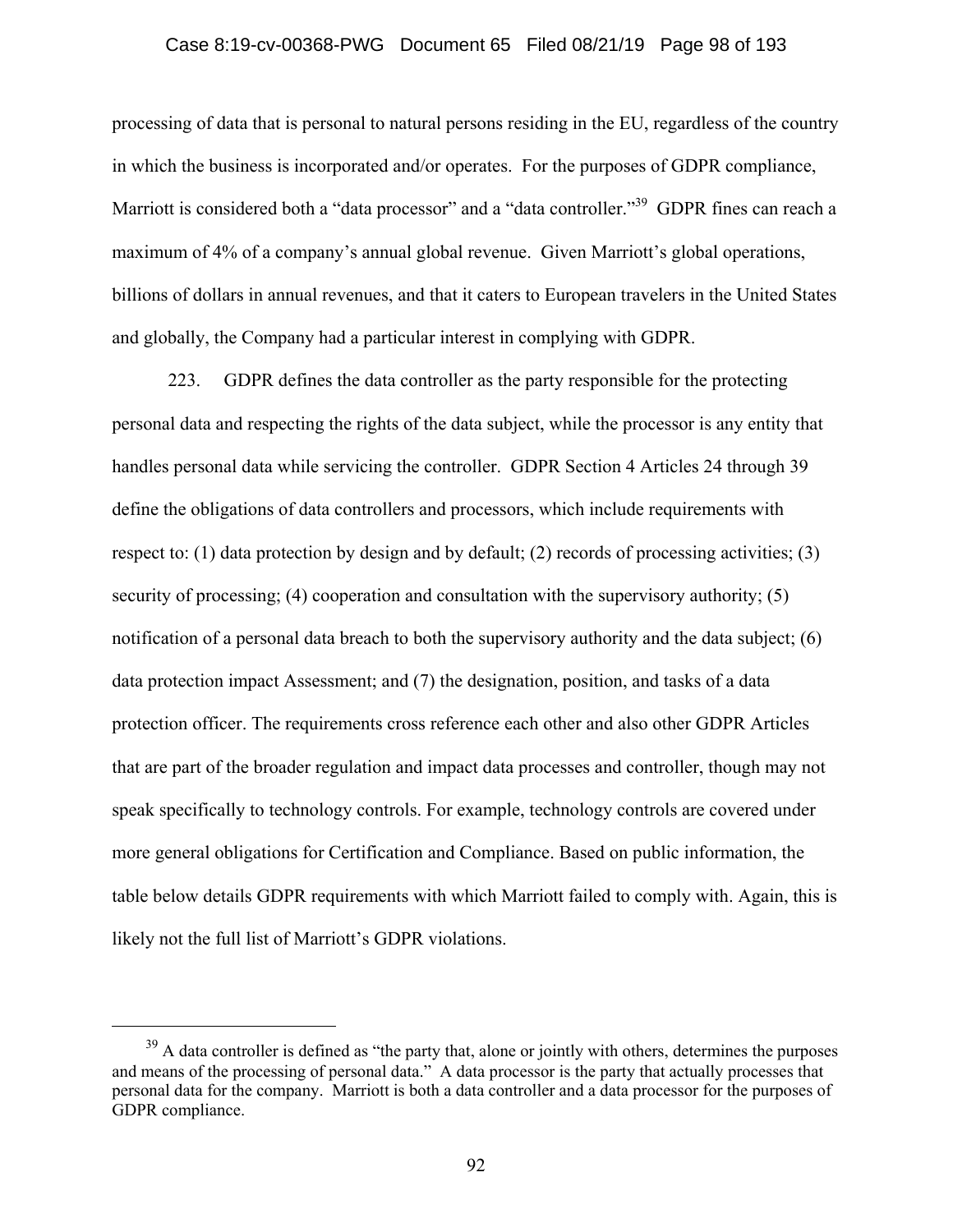processing of data that is personal to natural persons residing in the EU, regardless of the country in which the business is incorporated and/or operates. For the purposes of GDPR compliance, Marriott is considered both a "data processor" and a "data controller."[39] GDPR fines can reach a maximum of 4% of a company's annual global revenue. Given Marriott's global operations, billions of dollars in annual revenues, and that it caters to European travelers in the United States and globally, the Company had a particular interest in complying with GDPR.

223. GDPR defines the data controller as the party responsible for the protecting personal data and respecting the rights of the data subject, while the processor is any entity that handles personal data while servicing the controller. GDPR Section 4 Articles 24 through 39 define the obligations of data controllers and processors, which include requirements with respect to: (1) data protection by design and by default; (2) records of processing activities; (3) security of processing; (4) cooperation and consultation with the supervisory authority; (5) notification of a personal data breach to both the supervisory authority and the data subject; (6) data protection impact Assessment; and (7) the designation, position, and tasks of a data protection officer. The requirements cross reference each other and also other GDPR Articles that are part of the broader regulation and impact data processes and controller, though may not speak specifically to technology controls. For example, technology controls are covered under more general obligations for Certification and Compliance. Based on public information, the table below details GDPR requirements with which Marriott failed to comply with. Again, this is likely not the full list of Marriott's GDPR violations.

---

[39] A data controller is defined as "the party that, alone or jointly with others, determines the purposes and means of the processing of personal data." A data processor is the party that actually processes that personal data for the company. Marriott is both a data controller and a data processor for the purposes of GDPR compliance.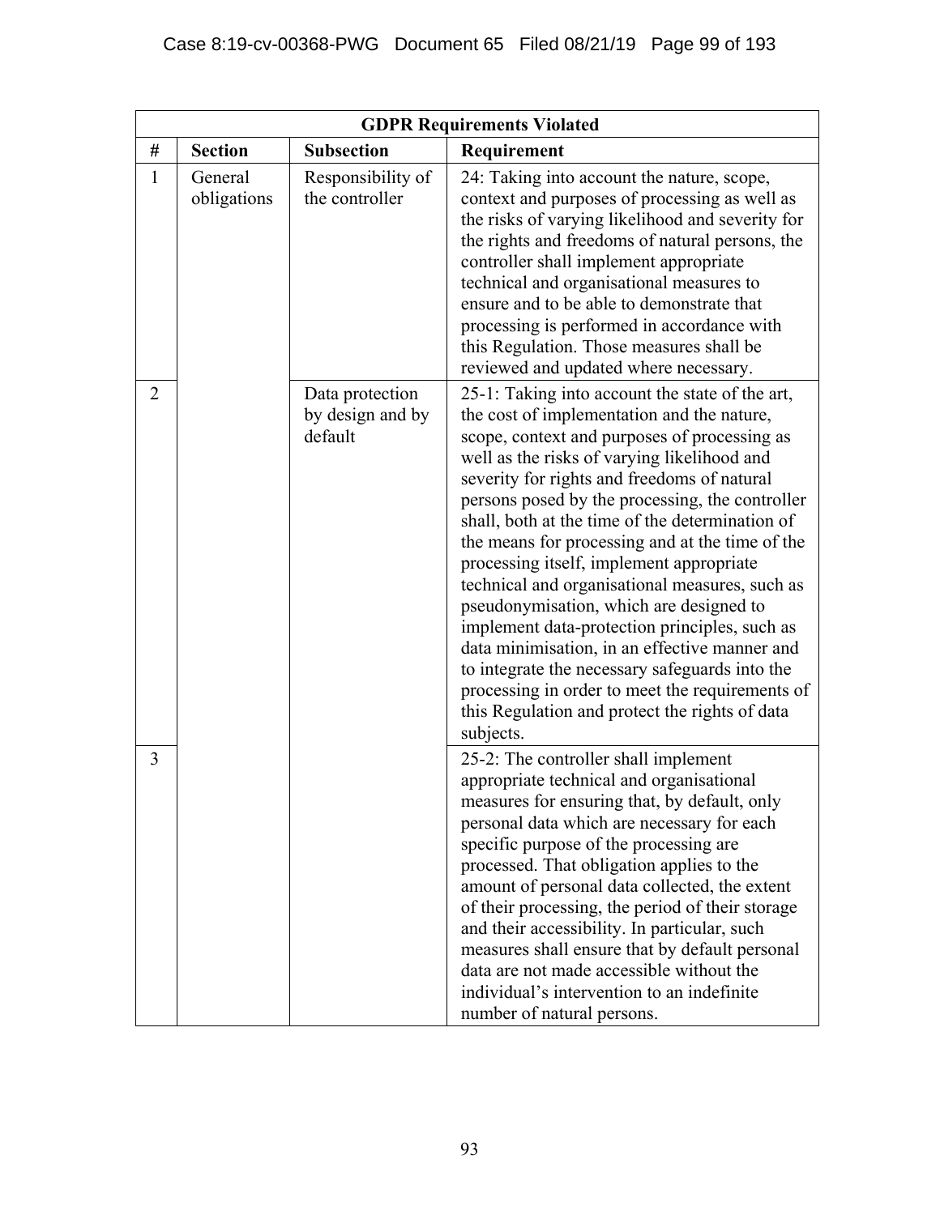| GDPR Requirements Violated | | | |
|---|---|---|---|
| **#** | **Section** | **Subsection** | **Requirement** |
| 1 | General obligations | Responsibility of the controller | 24: Taking into account the nature, scope, context and purposes of processing as well as the risks of varying likelihood and severity for the rights and freedoms of natural persons, the controller shall implement appropriate technical and organisational measures to ensure and to be able to demonstrate that processing is performed in accordance with this Regulation. Those measures shall be reviewed and updated where necessary. |
| 2 | | Data protection by design and by default | 25-1: Taking into account the state of the art, the cost of implementation and the nature, scope, context and purposes of processing as well as the risks of varying likelihood and severity for rights and freedoms of natural persons posed by the processing, the controller shall, both at the time of the determination of the means for processing and at the time of the processing itself, implement appropriate technical and organisational measures, such as pseudonymisation, which are designed to implement data-protection principles, such as data minimisation, in an effective manner and to integrate the necessary safeguards into the processing in order to meet the requirements of this Regulation and protect the rights of data subjects. |
| 3 | | | 25-2: The controller shall implement appropriate technical and organisational measures for ensuring that, by default, only personal data which are necessary for each specific purpose of the processing are processed. That obligation applies to the amount of personal data collected, the extent of their processing, the period of their storage and their accessibility. In particular, such measures shall ensure that by default personal data are not made accessible without the individual's intervention to an indefinite number of natural persons. |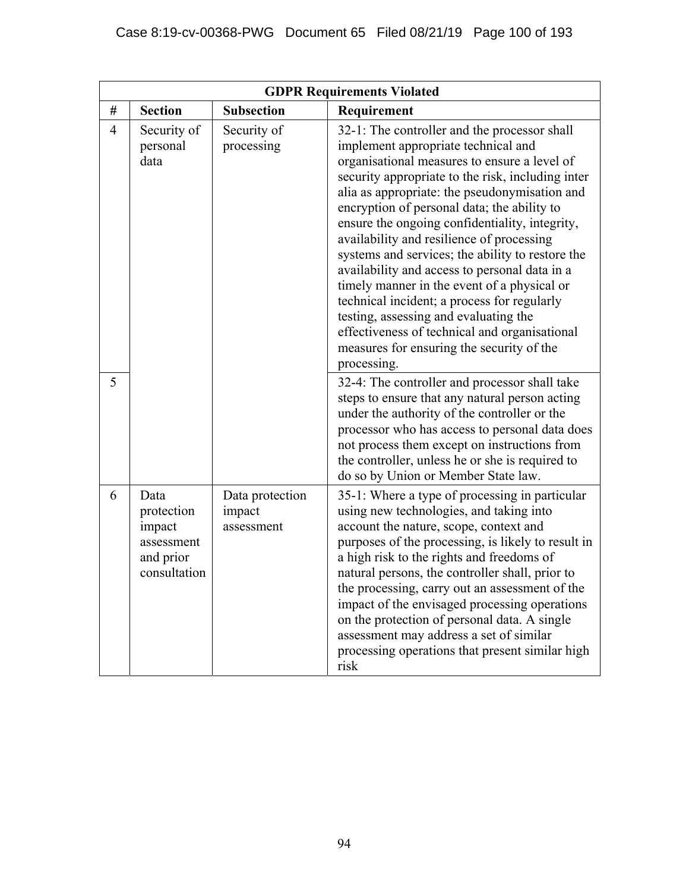| GDPR Requirements Violated | | | |
|---|---|---|---|
| **#** | **Section** | **Subsection** | **Requirement** |
| 4 | Security of personal data | Security of processing | 32-1: The controller and the processor shall implement appropriate technical and organisational measures to ensure a level of security appropriate to the risk, including inter alia as appropriate: the pseudonymisation and encryption of personal data; the ability to ensure the ongoing confidentiality, integrity, availability and resilience of processing systems and services; the ability to restore the availability and access to personal data in a timely manner in the event of a physical or technical incident; a process for regularly testing, assessing and evaluating the effectiveness of technical and organisational measures for ensuring the security of the processing. |
| 5 | | | 32-4: The controller and processor shall take steps to ensure that any natural person acting under the authority of the controller or the processor who has access to personal data does not process them except on instructions from the controller, unless he or she is required to do so by Union or Member State law. |
| 6 | Data protection impact assessment and prior consultation | Data protection impact assessment | 35-1: Where a type of processing in particular using new technologies, and taking into account the nature, scope, context and purposes of the processing, is likely to result in a high risk to the rights and freedoms of natural persons, the controller shall, prior to the processing, carry out an assessment of the impact of the envisaged processing operations on the protection of personal data. A single assessment may address a set of similar processing operations that present similar high risk |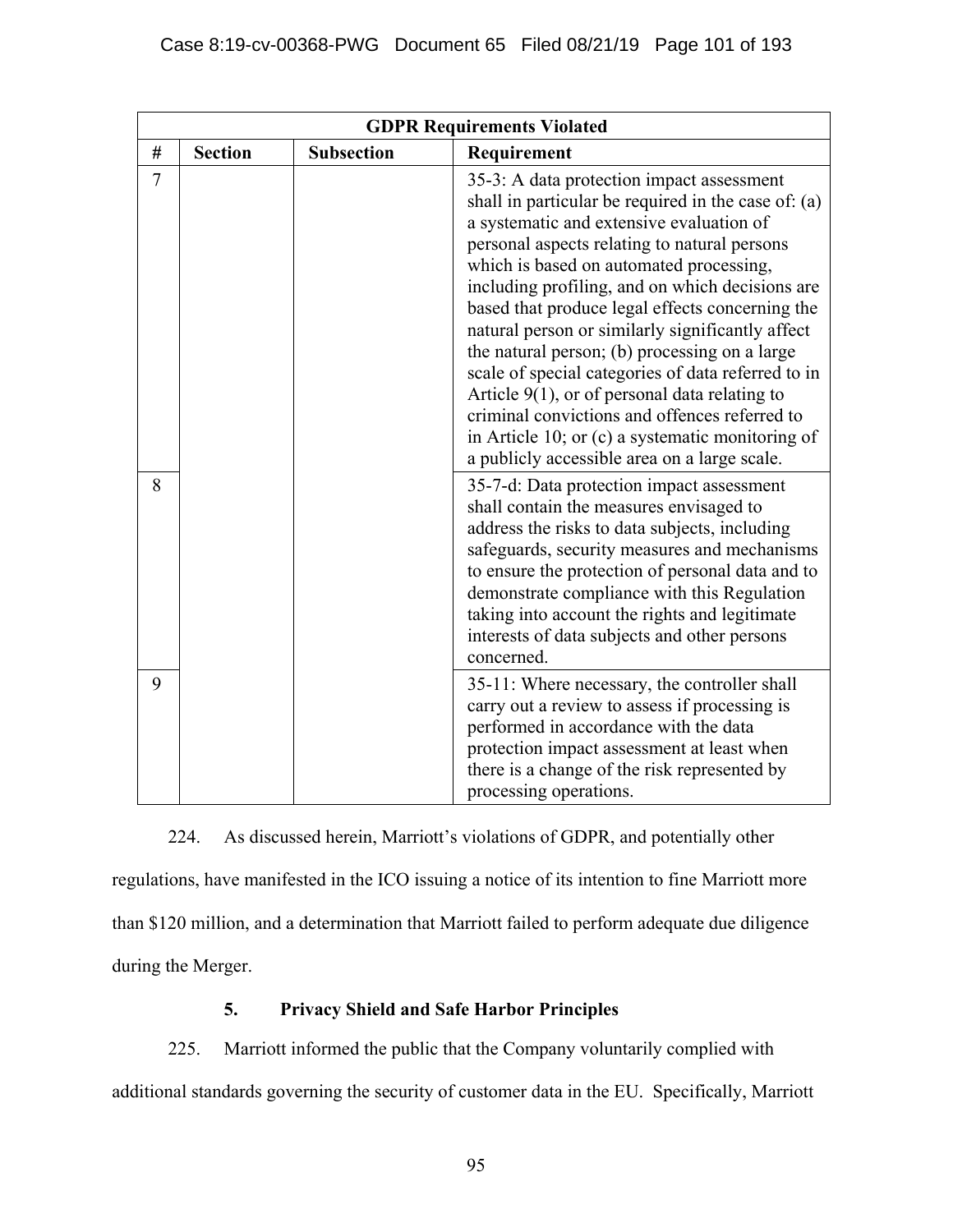| GDPR Requirements Violated | | | |
|---|---|---|---|
| # | Section | Subsection | Requirement |
| 7 | | | 35-3: A data protection impact assessment shall in particular be required in the case of: (a) a systematic and extensive evaluation of personal aspects relating to natural persons which is based on automated processing, including profiling, and on which decisions are based that produce legal effects concerning the natural person or similarly significantly affect the natural person; (b) processing on a large scale of special categories of data referred to in Article 9(1), or of personal data relating to criminal convictions and offences referred to in Article 10; or (c) a systematic monitoring of a publicly accessible area on a large scale. |
| 8 | | | 35-7-d: Data protection impact assessment shall contain the measures envisaged to address the risks to data subjects, including safeguards, security measures and mechanisms to ensure the protection of personal data and to demonstrate compliance with this Regulation taking into account the rights and legitimate interests of data subjects and other persons concerned. |
| 9 | | | 35-11: Where necessary, the controller shall carry out a review to assess if processing is performed in accordance with the data protection impact assessment at least when there is a change of the risk represented by processing operations. |

224. As discussed herein, Marriott's violations of GDPR, and potentially other regulations, have manifested in the ICO issuing a notice of its intention to fine Marriott more than $120 million, and a determination that Marriott failed to perform adequate due diligence during the Merger.

### 5. Privacy Shield and Safe Harbor Principles

225. Marriott informed the public that the Company voluntarily complied with additional standards governing the security of customer data in the EU. Specifically, Marriott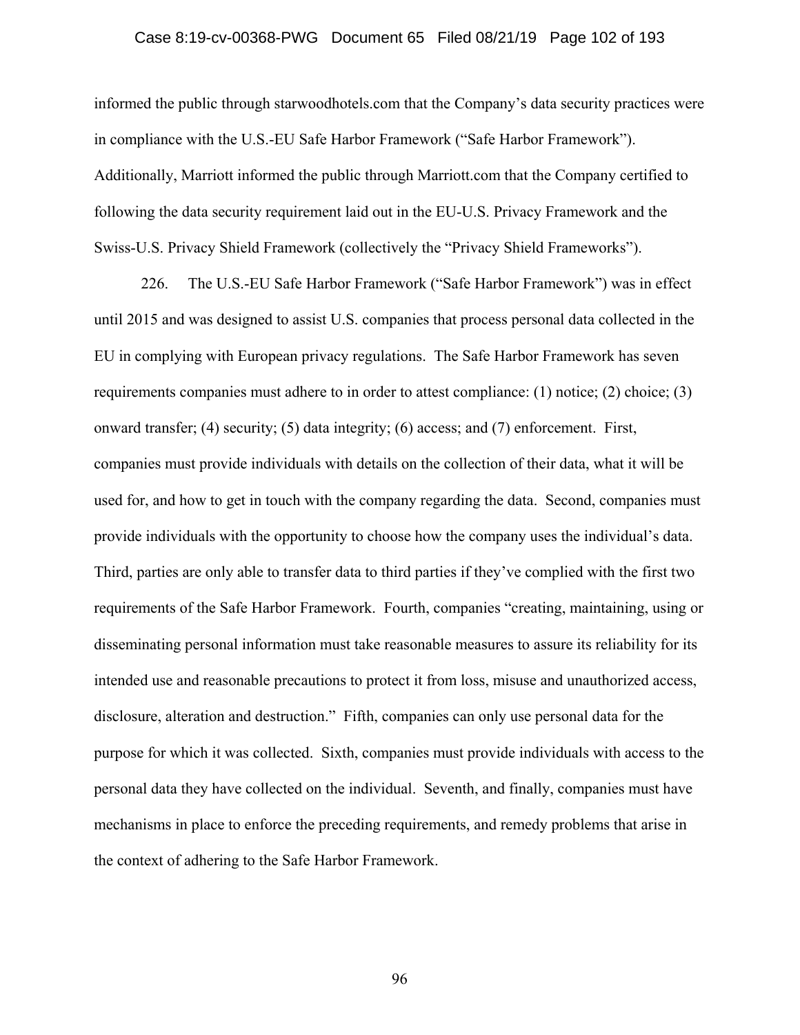informed the public through starwoodhotels.com that the Company's data security practices were in compliance with the U.S.-EU Safe Harbor Framework ("Safe Harbor Framework"). Additionally, Marriott informed the public through Marriott.com that the Company certified to following the data security requirement laid out in the EU-U.S. Privacy Framework and the Swiss-U.S. Privacy Shield Framework (collectively the "Privacy Shield Frameworks").

226. The U.S.-EU Safe Harbor Framework ("Safe Harbor Framework") was in effect until 2015 and was designed to assist U.S. companies that process personal data collected in the EU in complying with European privacy regulations. The Safe Harbor Framework has seven requirements companies must adhere to in order to attest compliance: (1) notice; (2) choice; (3) onward transfer; (4) security; (5) data integrity; (6) access; and (7) enforcement. First, companies must provide individuals with details on the collection of their data, what it will be used for, and how to get in touch with the company regarding the data. Second, companies must provide individuals with the opportunity to choose how the company uses the individual's data. Third, parties are only able to transfer data to third parties if they've complied with the first two requirements of the Safe Harbor Framework. Fourth, companies "creating, maintaining, using or disseminating personal information must take reasonable measures to assure its reliability for its intended use and reasonable precautions to protect it from loss, misuse and unauthorized access, disclosure, alteration and destruction." Fifth, companies can only use personal data for the purpose for which it was collected. Sixth, companies must provide individuals with access to the personal data they have collected on the individual. Seventh, and finally, companies must have mechanisms in place to enforce the preceding requirements, and remedy problems that arise in the context of adhering to the Safe Harbor Framework.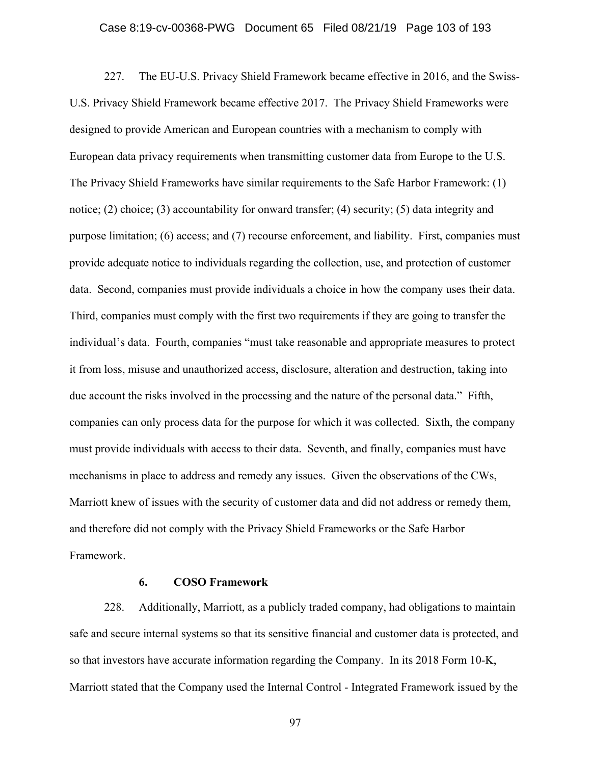227. The EU-U.S. Privacy Shield Framework became effective in 2016, and the Swiss-U.S. Privacy Shield Framework became effective 2017. The Privacy Shield Frameworks were designed to provide American and European countries with a mechanism to comply with European data privacy requirements when transmitting customer data from Europe to the U.S. The Privacy Shield Frameworks have similar requirements to the Safe Harbor Framework: (1) notice; (2) choice; (3) accountability for onward transfer; (4) security; (5) data integrity and purpose limitation; (6) access; and (7) recourse enforcement, and liability. First, companies must provide adequate notice to individuals regarding the collection, use, and protection of customer data. Second, companies must provide individuals a choice in how the company uses their data. Third, companies must comply with the first two requirements if they are going to transfer the individual's data. Fourth, companies "must take reasonable and appropriate measures to protect it from loss, misuse and unauthorized access, disclosure, alteration and destruction, taking into due account the risks involved in the processing and the nature of the personal data." Fifth, companies can only process data for the purpose for which it was collected. Sixth, the company must provide individuals with access to their data. Seventh, and finally, companies must have mechanisms in place to address and remedy any issues. Given the observations of the CWs, Marriott knew of issues with the security of customer data and did not address or remedy them, and therefore did not comply with the Privacy Shield Frameworks or the Safe Harbor Framework.

### 6. COSO Framework

228. Additionally, Marriott, as a publicly traded company, had obligations to maintain safe and secure internal systems so that its sensitive financial and customer data is protected, and so that investors have accurate information regarding the Company. In its 2018 Form 10-K, Marriott stated that the Company used the Internal Control - Integrated Framework issued by the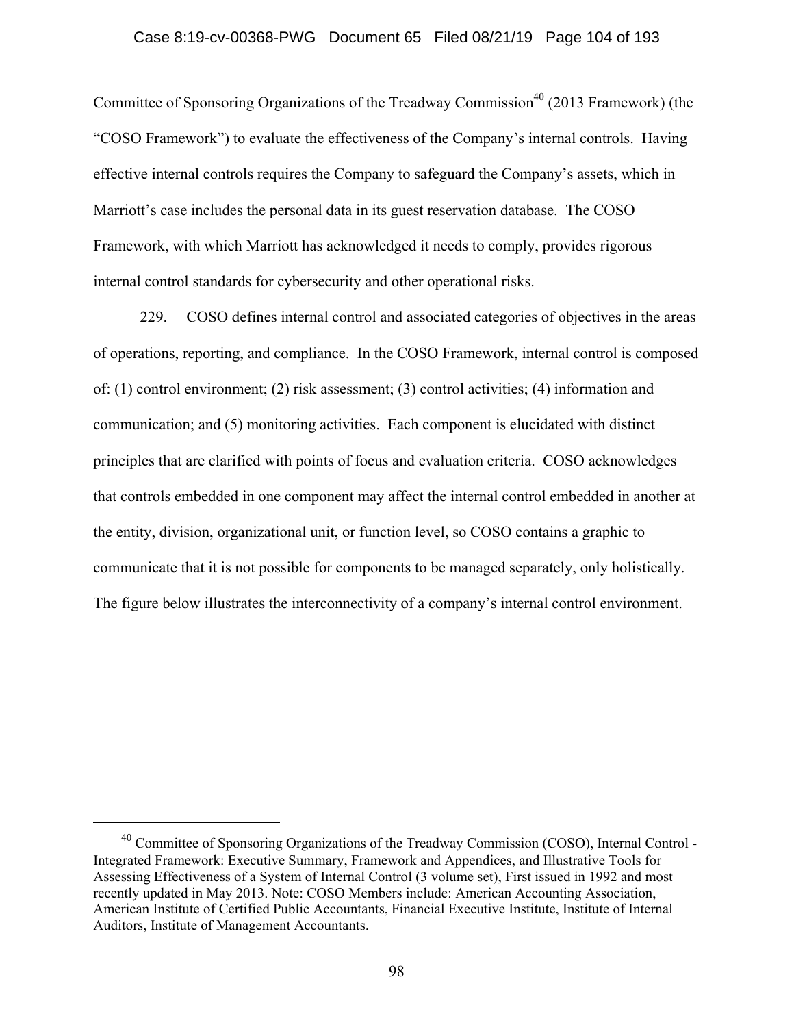Committee of Sponsoring Organizations of the Treadway Commission[40] (2013 Framework) (the "COSO Framework") to evaluate the effectiveness of the Company's internal controls. Having effective internal controls requires the Company to safeguard the Company's assets, which in Marriott's case includes the personal data in its guest reservation database. The COSO Framework, with which Marriott has acknowledged it needs to comply, provides rigorous internal control standards for cybersecurity and other operational risks.

229. COSO defines internal control and associated categories of objectives in the areas of operations, reporting, and compliance. In the COSO Framework, internal control is composed of: (1) control environment; (2) risk assessment; (3) control activities; (4) information and communication; and (5) monitoring activities. Each component is elucidated with distinct principles that are clarified with points of focus and evaluation criteria. COSO acknowledges that controls embedded in one component may affect the internal control embedded in another at the entity, division, organizational unit, or function level, so COSO contains a graphic to communicate that it is not possible for components to be managed separately, only holistically. The figure below illustrates the interconnectivity of a company's internal control environment.

[40] Committee of Sponsoring Organizations of the Treadway Commission (COSO), Internal Control - Integrated Framework: Executive Summary, Framework and Appendices, and Illustrative Tools for Assessing Effectiveness of a System of Internal Control (3 volume set), First issued in 1992 and most recently updated in May 2013. Note: COSO Members include: American Accounting Association, American Institute of Certified Public Accountants, Financial Executive Institute, Institute of Internal Auditors, Institute of Management Accountants.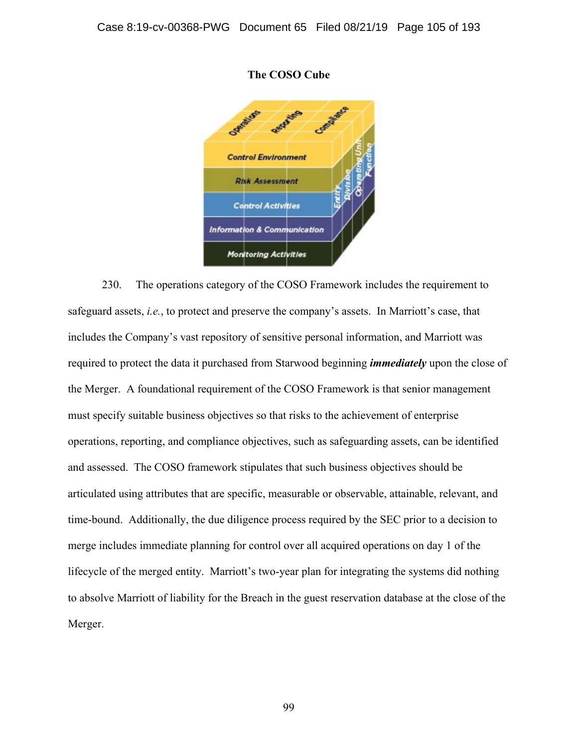**The COSO Cube**

230. The operations category of the COSO Framework includes the requirement to safeguard assets, *i.e.*, to protect and preserve the company's assets. In Marriott's case, that includes the Company's vast repository of sensitive personal information, and Marriott was required to protect the data it purchased from Starwood beginning ***immediately*** upon the close of the Merger. A foundational requirement of the COSO Framework is that senior management must specify suitable business objectives so that risks to the achievement of enterprise operations, reporting, and compliance objectives, such as safeguarding assets, can be identified and assessed. The COSO framework stipulates that such business objectives should be articulated using attributes that are specific, measurable or observable, attainable, relevant, and time-bound. Additionally, the due diligence process required by the SEC prior to a decision to merge includes immediate planning for control over all acquired operations on day 1 of the lifecycle of the merged entity. Marriott's two-year plan for integrating the systems did nothing to absolve Marriott of liability for the Breach in the guest reservation database at the close of the Merger.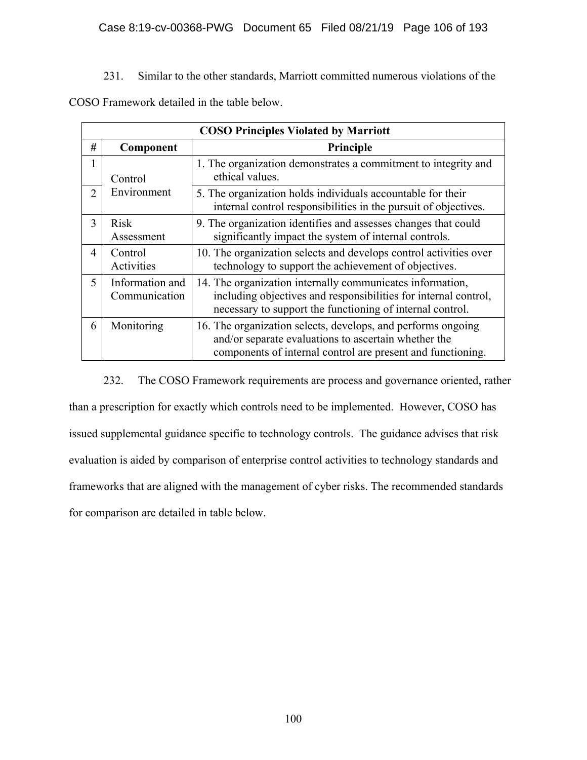231. Similar to the other standards, Marriott committed numerous violations of the COSO Framework detailed in the table below.

| COSO Principles Violated by Marriott | | |
|---|---|---|
| **#** | **Component** | **Principle** |
| 1 | Control Environment | 1. The organization demonstrates a commitment to integrity and ethical values. |
| 2 | | 5. The organization holds individuals accountable for their internal control responsibilities in the pursuit of objectives. |
| 3 | Risk Assessment | 9. The organization identifies and assesses changes that could significantly impact the system of internal controls. |
| 4 | Control Activities | 10. The organization selects and develops control activities over technology to support the achievement of objectives. |
| 5 | Information and Communication | 14. The organization internally communicates information, including objectives and responsibilities for internal control, necessary to support the functioning of internal control. |
| 6 | Monitoring | 16. The organization selects, develops, and performs ongoing and/or separate evaluations to ascertain whether the components of internal control are present and functioning. |

232. The COSO Framework requirements are process and governance oriented, rather than a prescription for exactly which controls need to be implemented. However, COSO has issued supplemental guidance specific to technology controls. The guidance advises that risk evaluation is aided by comparison of enterprise control activities to technology standards and frameworks that are aligned with the management of cyber risks. The recommended standards for comparison are detailed in table below.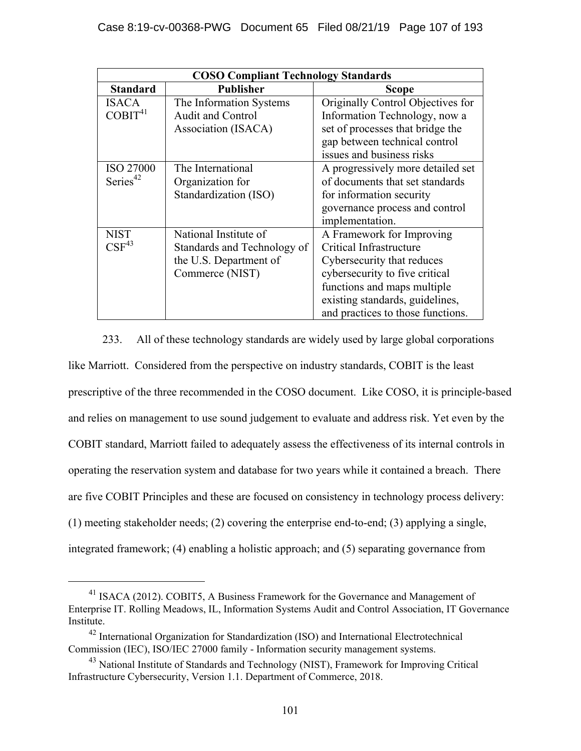| COSO Compliant Technology Standards | | |
|---|---|---|
| **Standard** | **Publisher** | **Scope** |
| ISACA COBIT[41] | The Information Systems Audit and Control Association (ISACA) | Originally Control Objectives for Information Technology, now a set of processes that bridge the gap between technical control issues and business risks |
| ISO 27000 Series[42] | The International Organization for Standardization (ISO) | A progressively more detailed set of documents that set standards for information security governance process and control implementation. |
| NIST CSF[43] | National Institute of Standards and Technology of the U.S. Department of Commerce (NIST) | A Framework for Improving Critical Infrastructure Cybersecurity that reduces cybersecurity to five critical functions and maps multiple existing standards, guidelines, and practices to those functions. |

233. All of these technology standards are widely used by large global corporations like Marriott. Considered from the perspective on industry standards, COBIT is the least prescriptive of the three recommended in the COSO document. Like COSO, it is principle-based and relies on management to use sound judgement to evaluate and address risk. Yet even by the COBIT standard, Marriott failed to adequately assess the effectiveness of its internal controls in operating the reservation system and database for two years while it contained a breach. There are five COBIT Principles and these are focused on consistency in technology process delivery: (1) meeting stakeholder needs; (2) covering the enterprise end-to-end; (3) applying a single, integrated framework; (4) enabling a holistic approach; and (5) separating governance from

[41] ISACA (2012). COBIT5, A Business Framework for the Governance and Management of Enterprise IT. Rolling Meadows, IL, Information Systems Audit and Control Association, IT Governance Institute.

[42] International Organization for Standardization (ISO) and International Electrotechnical Commission (IEC), ISO/IEC 27000 family - Information security management systems.

[43] National Institute of Standards and Technology (NIST), Framework for Improving Critical Infrastructure Cybersecurity, Version 1.1. Department of Commerce, 2018.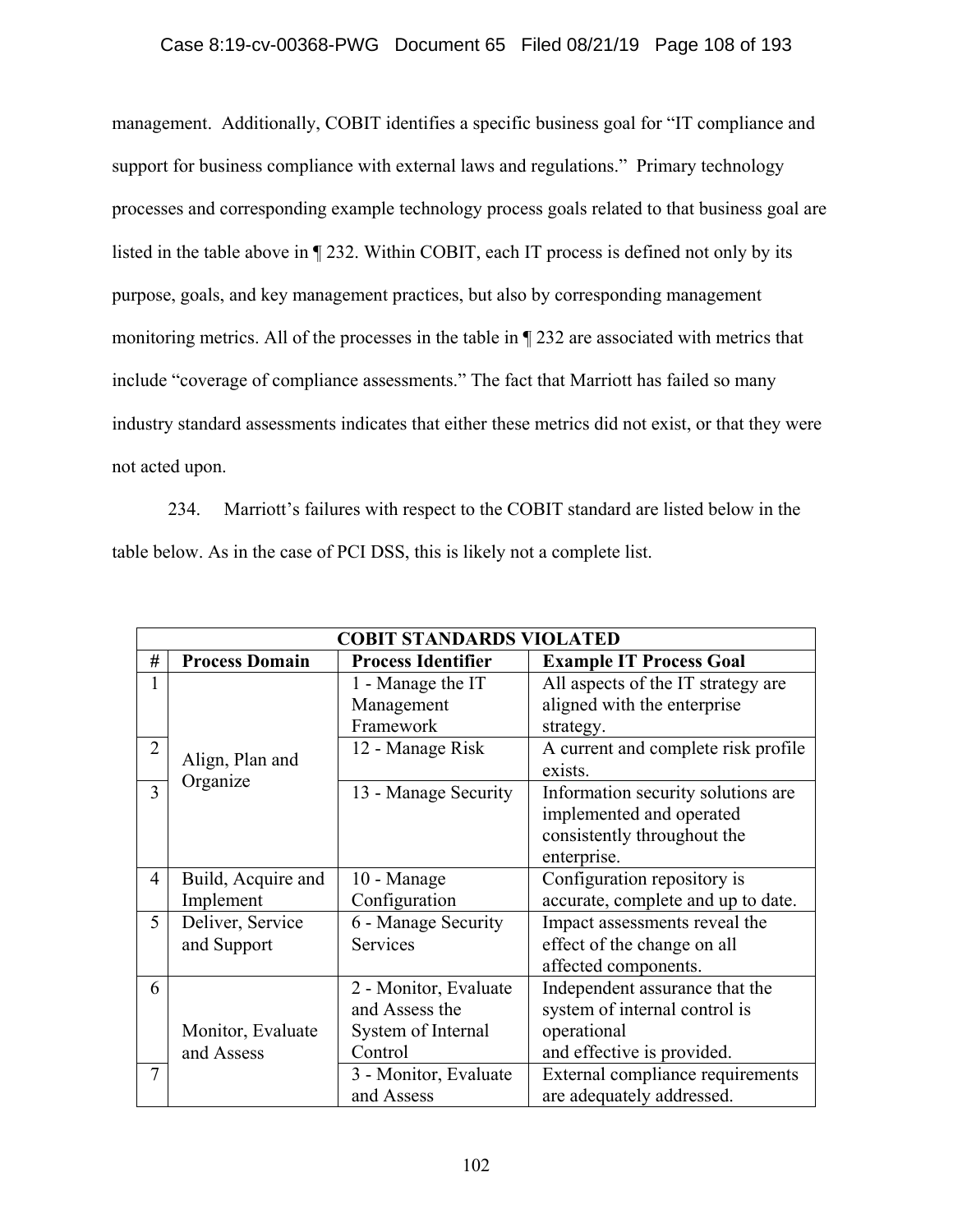management. Additionally, COBIT identifies a specific business goal for "IT compliance and support for business compliance with external laws and regulations." Primary technology processes and corresponding example technology process goals related to that business goal are listed in the table above in ¶ 232. Within COBIT, each IT process is defined not only by its purpose, goals, and key management practices, but also by corresponding management monitoring metrics. All of the processes in the table in ¶ 232 are associated with metrics that include "coverage of compliance assessments." The fact that Marriott has failed so many industry standard assessments indicates that either these metrics did not exist, or that they were not acted upon.

234. Marriott's failures with respect to the COBIT standard are listed below in the table below. As in the case of PCI DSS, this is likely not a complete list.

| **COBIT STANDARDS VIOLATED** | | | |
|---|---|---|---|
| **#** | **Process Domain** | **Process Identifier** | **Example IT Process Goal** |
| 1 | Align, Plan and Organize | 1 - Manage the IT Management Framework | All aspects of the IT strategy are aligned with the enterprise strategy. |
| 2 | | 12 - Manage Risk | A current and complete risk profile exists. |
| 3 | | 13 - Manage Security | Information security solutions are implemented and operated consistently throughout the enterprise. |
| 4 | Build, Acquire and Implement | 10 - Manage Configuration | Configuration repository is accurate, complete and up to date. |
| 5 | Deliver, Service and Support | 6 - Manage Security Services | Impact assessments reveal the effect of the change on all affected components. |
| 6 | Monitor, Evaluate and Assess | 2 - Monitor, Evaluate and Assess the System of Internal Control | Independent assurance that the system of internal control is operational and effective is provided. |
| 7 | | 3 - Monitor, Evaluate and Assess | External compliance requirements are adequately addressed. |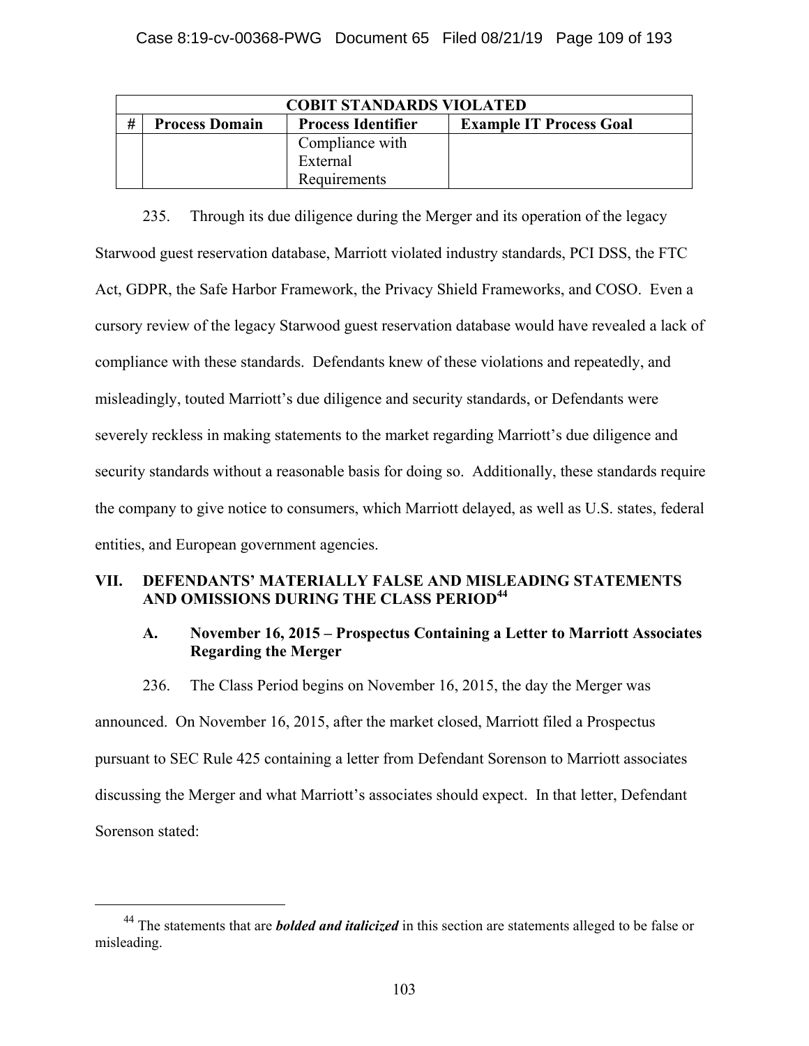| COBIT STANDARDS VIOLATED | | | |
|---|---|---|---|
| # | Process Domain | Process Identifier | Example IT Process Goal |
| | | Compliance with External Requirements | |

235. Through its due diligence during the Merger and its operation of the legacy Starwood guest reservation database, Marriott violated industry standards, PCI DSS, the FTC Act, GDPR, the Safe Harbor Framework, the Privacy Shield Frameworks, and COSO. Even a cursory review of the legacy Starwood guest reservation database would have revealed a lack of compliance with these standards. Defendants knew of these violations and repeatedly, and misleadingly, touted Marriott's due diligence and security standards, or Defendants were severely reckless in making statements to the market regarding Marriott's due diligence and security standards without a reasonable basis for doing so. Additionally, these standards require the company to give notice to consumers, which Marriott delayed, as well as U.S. states, federal entities, and European government agencies.

## VII. DEFENDANTS' MATERIALLY FALSE AND MISLEADING STATEMENTS AND OMISSIONS DURING THE CLASS PERIOD[44]

### A. November 16, 2015 – Prospectus Containing a Letter to Marriott Associates Regarding the Merger

236. The Class Period begins on November 16, 2015, the day the Merger was announced. On November 16, 2015, after the market closed, Marriott filed a Prospectus pursuant to SEC Rule 425 containing a letter from Defendant Sorenson to Marriott associates discussing the Merger and what Marriott's associates should expect. In that letter, Defendant Sorenson stated:

[44] The statements that are ***bolded and italicized*** in this section are statements alleged to be false or misleading.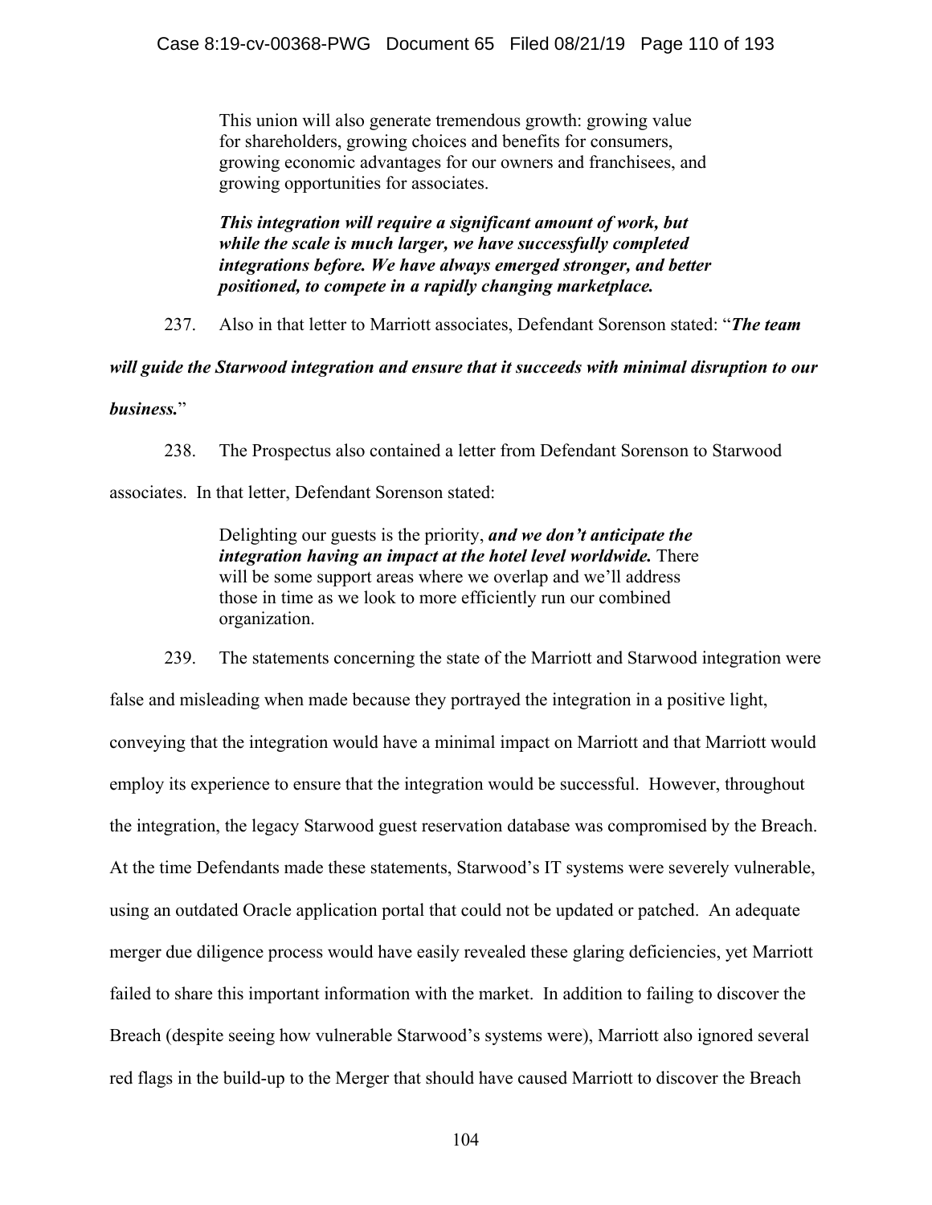> This union will also generate tremendous growth: growing value for shareholders, growing choices and benefits for consumers, growing economic advantages for our owners and franchisees, and growing opportunities for associates.
>
> ***This integration will require a significant amount of work, but while the scale is much larger, we have successfully completed integrations before. We have always emerged stronger, and better positioned, to compete in a rapidly changing marketplace.***

237. Also in that letter to Marriott associates, Defendant Sorenson stated: "***The team will guide the Starwood integration and ensure that it succeeds with minimal disruption to our business.***"

238. The Prospectus also contained a letter from Defendant Sorenson to Starwood associates. In that letter, Defendant Sorenson stated:

> Delighting our guests is the priority, ***and we don't anticipate the integration having an impact at the hotel level worldwide.*** There will be some support areas where we overlap and we'll address those in time as we look to more efficiently run our combined organization.

239. The statements concerning the state of the Marriott and Starwood integration were false and misleading when made because they portrayed the integration in a positive light, conveying that the integration would have a minimal impact on Marriott and that Marriott would employ its experience to ensure that the integration would be successful. However, throughout the integration, the legacy Starwood guest reservation database was compromised by the Breach. At the time Defendants made these statements, Starwood's IT systems were severely vulnerable, using an outdated Oracle application portal that could not be updated or patched. An adequate merger due diligence process would have easily revealed these glaring deficiencies, yet Marriott failed to share this important information with the market. In addition to failing to discover the Breach (despite seeing how vulnerable Starwood's systems were), Marriott also ignored several red flags in the build-up to the Merger that should have caused Marriott to discover the Breach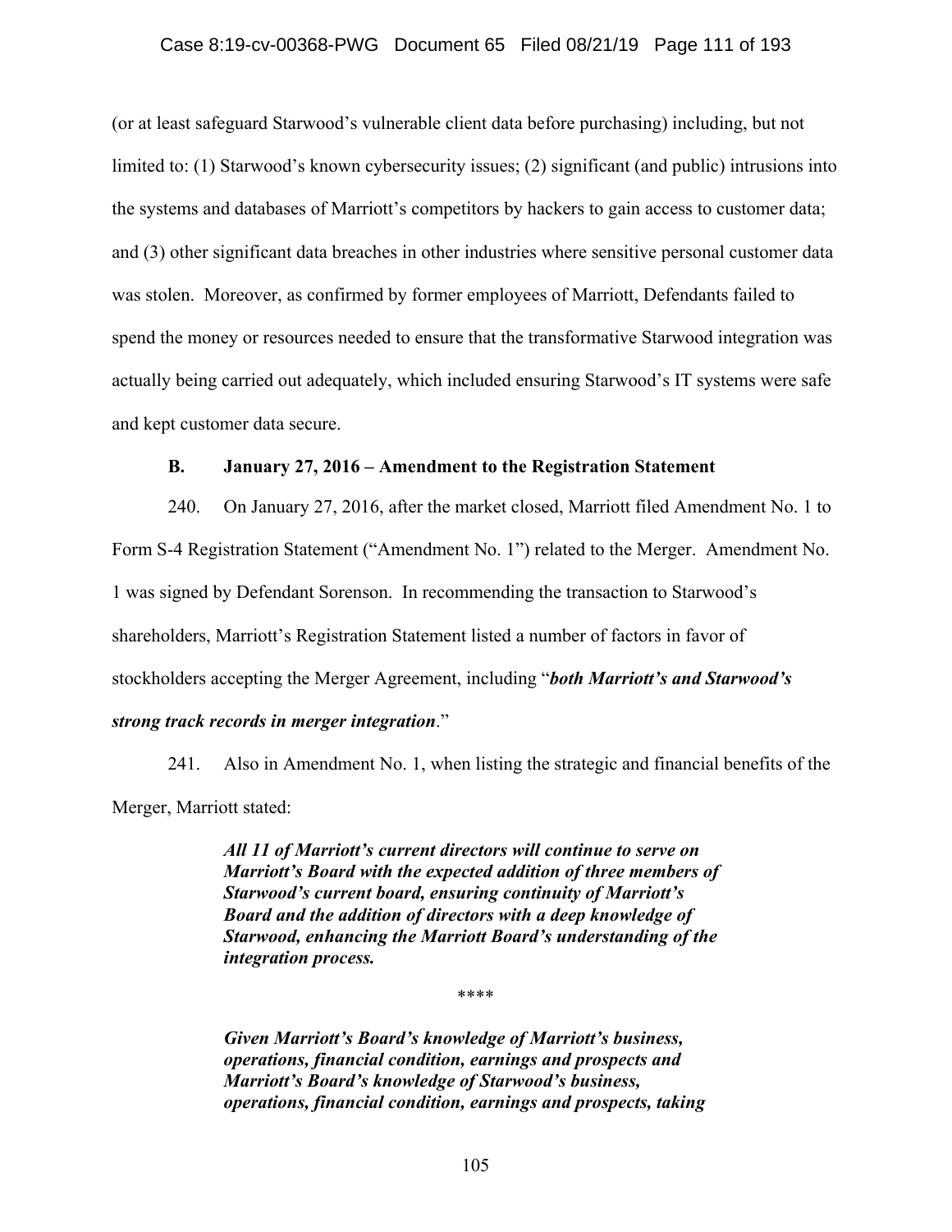(or at least safeguard Starwood's vulnerable client data before purchasing) including, but not limited to: (1) Starwood's known cybersecurity issues; (2) significant (and public) intrusions into the systems and databases of Marriott's competitors by hackers to gain access to customer data; and (3) other significant data breaches in other industries where sensitive personal customer data was stolen. Moreover, as confirmed by former employees of Marriott, Defendants failed to spend the money or resources needed to ensure that the transformative Starwood integration was actually being carried out adequately, which included ensuring Starwood's IT systems were safe and kept customer data secure.

### B. January 27, 2016 – Amendment to the Registration Statement

240. On January 27, 2016, after the market closed, Marriott filed Amendment No. 1 to Form S-4 Registration Statement ("Amendment No. 1") related to the Merger. Amendment No. 1 was signed by Defendant Sorenson. In recommending the transaction to Starwood's shareholders, Marriott's Registration Statement listed a number of factors in favor of stockholders accepting the Merger Agreement, including "***both Marriott's and Starwood's strong track records in merger integration***."

241. Also in Amendment No. 1, when listing the strategic and financial benefits of the Merger, Marriott stated:

> ***All 11 of Marriott's current directors will continue to serve on Marriott's Board with the expected addition of three members of Starwood's current board, ensuring continuity of Marriott's Board and the addition of directors with a deep knowledge of Starwood, enhancing the Marriott Board's understanding of the integration process.***
>
> \*\*\*\*
>
> ***Given Marriott's Board's knowledge of Marriott's business, operations, financial condition, earnings and prospects and Marriott's Board's knowledge of Starwood's business, operations, financial condition, earnings and prospects, taking***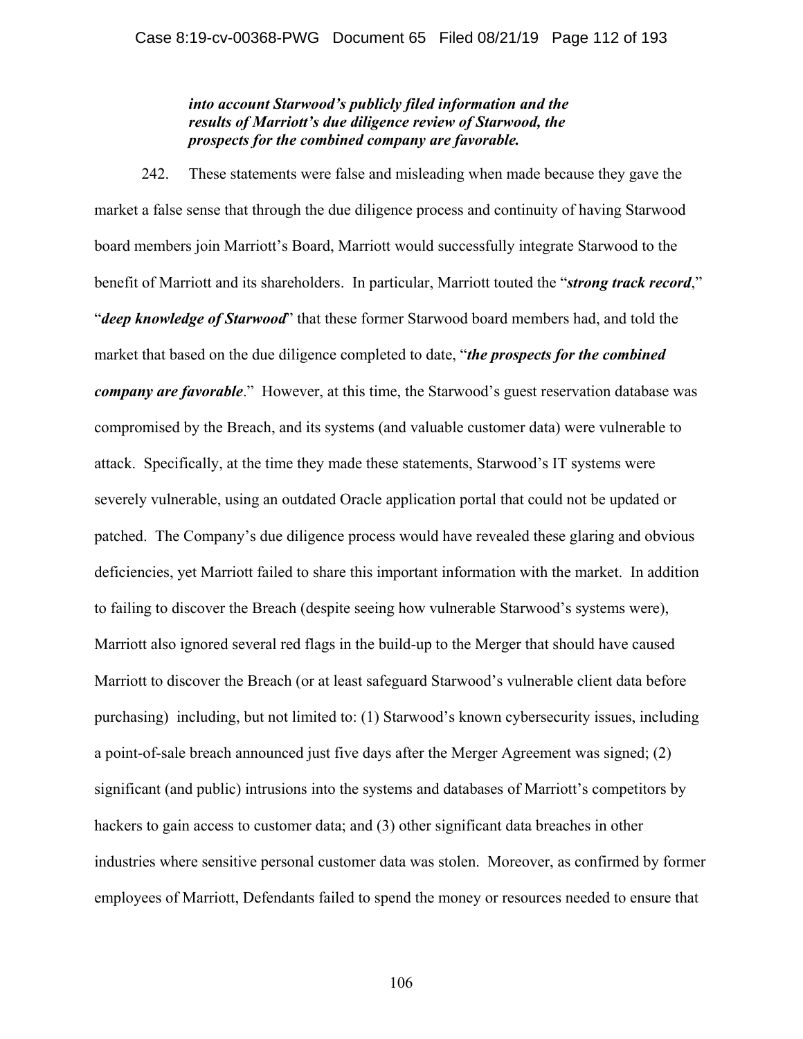> ***into account Starwood's publicly filed information and the results of Marriott's due diligence review of Starwood, the prospects for the combined company are favorable.***

242. These statements were false and misleading when made because they gave the market a false sense that through the due diligence process and continuity of having Starwood board members join Marriott's Board, Marriott would successfully integrate Starwood to the benefit of Marriott and its shareholders. In particular, Marriott touted the "***strong track record***," "***deep knowledge of Starwood***" that these former Starwood board members had, and told the market that based on the due diligence completed to date, "***the prospects for the combined company are favorable***." However, at this time, the Starwood's guest reservation database was compromised by the Breach, and its systems (and valuable customer data) were vulnerable to attack. Specifically, at the time they made these statements, Starwood's IT systems were severely vulnerable, using an outdated Oracle application portal that could not be updated or patched. The Company's due diligence process would have revealed these glaring and obvious deficiencies, yet Marriott failed to share this important information with the market. In addition to failing to discover the Breach (despite seeing how vulnerable Starwood's systems were), Marriott also ignored several red flags in the build-up to the Merger that should have caused Marriott to discover the Breach (or at least safeguard Starwood's vulnerable client data before purchasing) including, but not limited to: (1) Starwood's known cybersecurity issues, including a point-of-sale breach announced just five days after the Merger Agreement was signed; (2) significant (and public) intrusions into the systems and databases of Marriott's competitors by hackers to gain access to customer data; and (3) other significant data breaches in other industries where sensitive personal customer data was stolen. Moreover, as confirmed by former employees of Marriott, Defendants failed to spend the money or resources needed to ensure that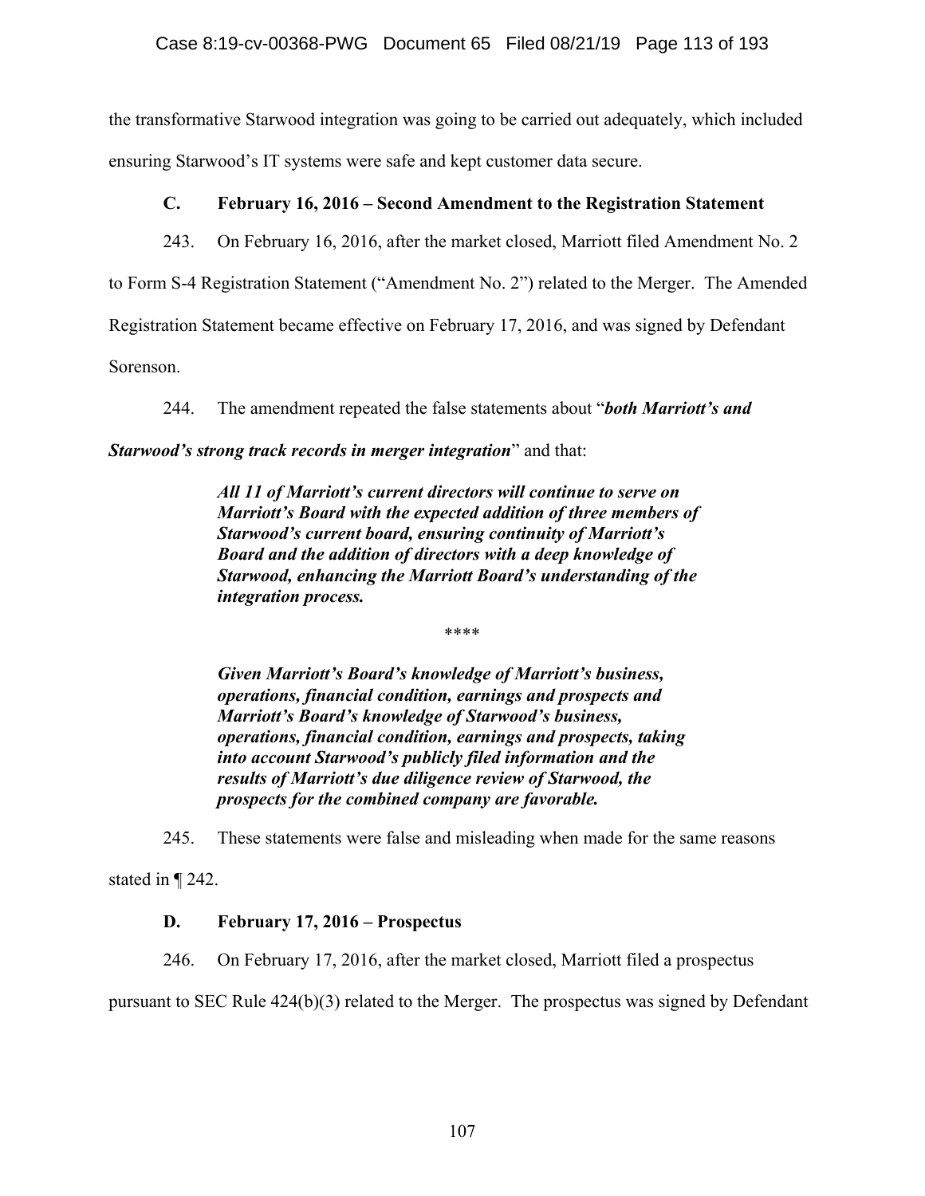the transformative Starwood integration was going to be carried out adequately, which included ensuring Starwood's IT systems were safe and kept customer data secure.

### C. February 16, 2016 – Second Amendment to the Registration Statement

243. On February 16, 2016, after the market closed, Marriott filed Amendment No. 2 to Form S-4 Registration Statement ("Amendment No. 2") related to the Merger. The Amended Registration Statement became effective on February 17, 2016, and was signed by Defendant Sorenson.

244. The amendment repeated the false statements about "***both Marriott's and Starwood's strong track records in merger integration***" and that:

> ***All 11 of Marriott's current directors will continue to serve on Marriott's Board with the expected addition of three members of Starwood's current board, ensuring continuity of Marriott's Board and the addition of directors with a deep knowledge of Starwood, enhancing the Marriott Board's understanding of the integration process.***
>
> \*\*\*\*
>
> ***Given Marriott's Board's knowledge of Marriott's business, operations, financial condition, earnings and prospects and Marriott's Board's knowledge of Starwood's business, operations, financial condition, earnings and prospects, taking into account Starwood's publicly filed information and the results of Marriott's due diligence review of Starwood, the prospects for the combined company are favorable.***

245. These statements were false and misleading when made for the same reasons stated in ¶ 242.

### D. February 17, 2016 – Prospectus

246. On February 17, 2016, after the market closed, Marriott filed a prospectus pursuant to SEC Rule 424(b)(3) related to the Merger. The prospectus was signed by Defendant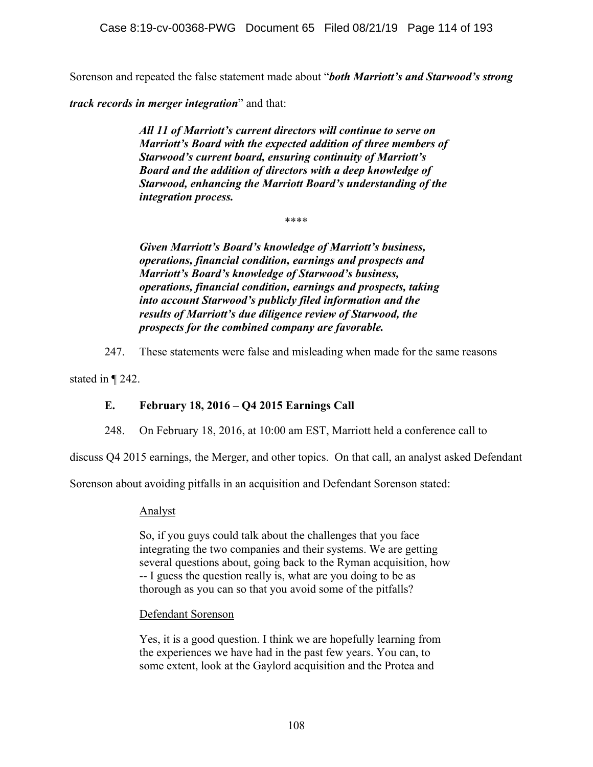Sorenson and repeated the false statement made about "***both Marriott's and Starwood's strong track records in merger integration***" and that:

> ***All 11 of Marriott's current directors will continue to serve on Marriott's Board with the expected addition of three members of Starwood's current board, ensuring continuity of Marriott's Board and the addition of directors with a deep knowledge of Starwood, enhancing the Marriott Board's understanding of the integration process.***
>
> \*\*\*\*
>
> ***Given Marriott's Board's knowledge of Marriott's business, operations, financial condition, earnings and prospects and Marriott's Board's knowledge of Starwood's business, operations, financial condition, earnings and prospects, taking into account Starwood's publicly filed information and the results of Marriott's due diligence review of Starwood, the prospects for the combined company are favorable.***

247. These statements were false and misleading when made for the same reasons stated in ¶ 242.

### E. February 18, 2016 – Q4 2015 Earnings Call

248. On February 18, 2016, at 10:00 am EST, Marriott held a conference call to discuss Q4 2015 earnings, the Merger, and other topics. On that call, an analyst asked Defendant Sorenson about avoiding pitfalls in an acquisition and Defendant Sorenson stated:

> <u>Analyst</u>
>
> So, if you guys could talk about the challenges that you face integrating the two companies and their systems. We are getting several questions about, going back to the Ryman acquisition, how -- I guess the question really is, what are you doing to be as thorough as you can so that you avoid some of the pitfalls?
>
> <u>Defendant Sorenson</u>
>
> Yes, it is a good question. I think we are hopefully learning from the experiences we have had in the past few years. You can, to some extent, look at the Gaylord acquisition and the Protea and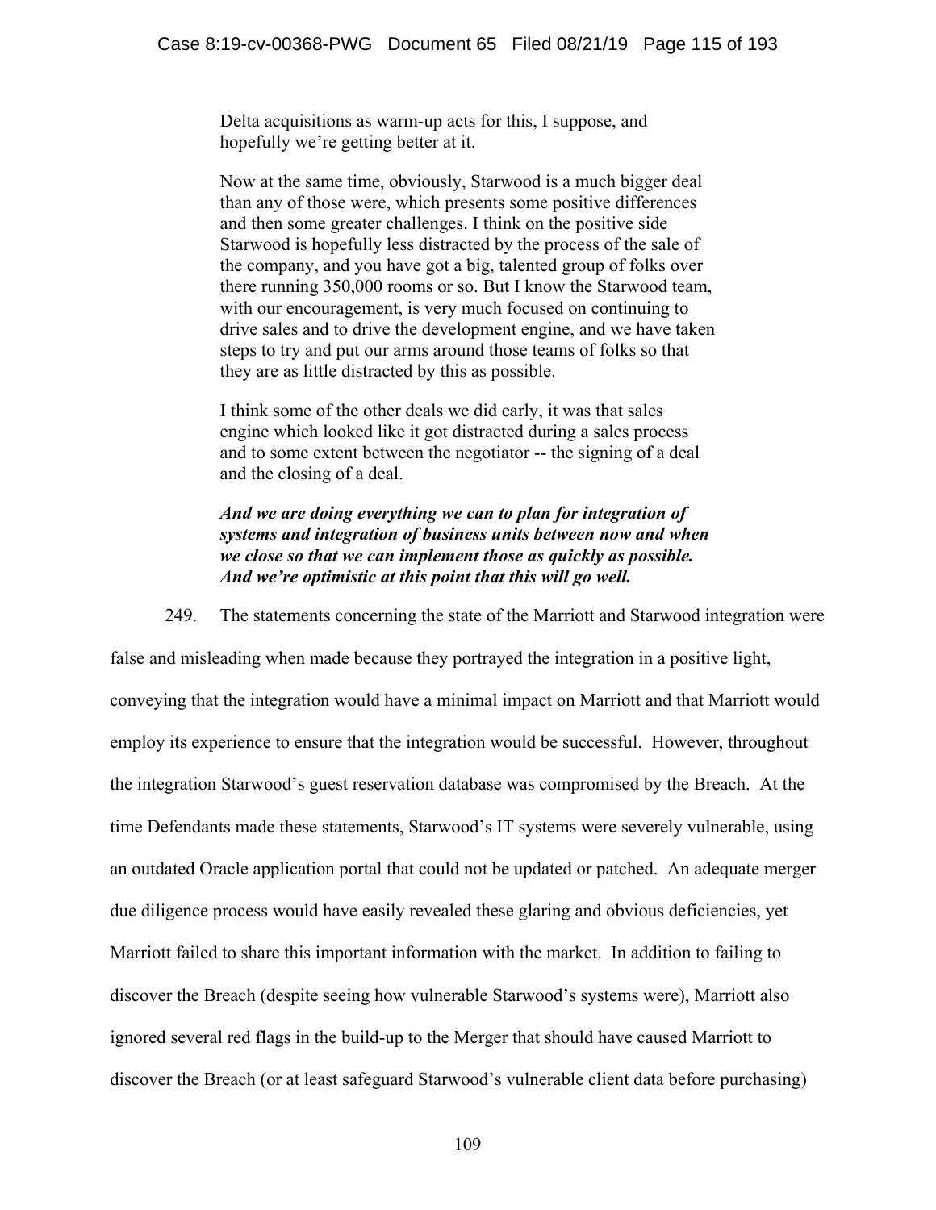> Delta acquisitions as warm-up acts for this, I suppose, and hopefully we're getting better at it.
>
> Now at the same time, obviously, Starwood is a much bigger deal than any of those were, which presents some positive differences and then some greater challenges. I think on the positive side Starwood is hopefully less distracted by the process of the sale of the company, and you have got a big, talented group of folks over there running 350,000 rooms or so. But I know the Starwood team, with our encouragement, is very much focused on continuing to drive sales and to drive the development engine, and we have taken steps to try and put our arms around those teams of folks so that they are as little distracted by this as possible.
>
> I think some of the other deals we did early, it was that sales engine which looked like it got distracted during a sales process and to some extent between the negotiator -- the signing of a deal and the closing of a deal.
>
> ***And we are doing everything we can to plan for integration of systems and integration of business units between now and when we close so that we can implement those as quickly as possible. And we're optimistic at this point that this will go well.***

249. The statements concerning the state of the Marriott and Starwood integration were false and misleading when made because they portrayed the integration in a positive light, conveying that the integration would have a minimal impact on Marriott and that Marriott would employ its experience to ensure that the integration would be successful. However, throughout the integration Starwood's guest reservation database was compromised by the Breach. At the time Defendants made these statements, Starwood's IT systems were severely vulnerable, using an outdated Oracle application portal that could not be updated or patched. An adequate merger due diligence process would have easily revealed these glaring and obvious deficiencies, yet Marriott failed to share this important information with the market. In addition to failing to discover the Breach (despite seeing how vulnerable Starwood's systems were), Marriott also ignored several red flags in the build-up to the Merger that should have caused Marriott to discover the Breach (or at least safeguard Starwood's vulnerable client data before purchasing)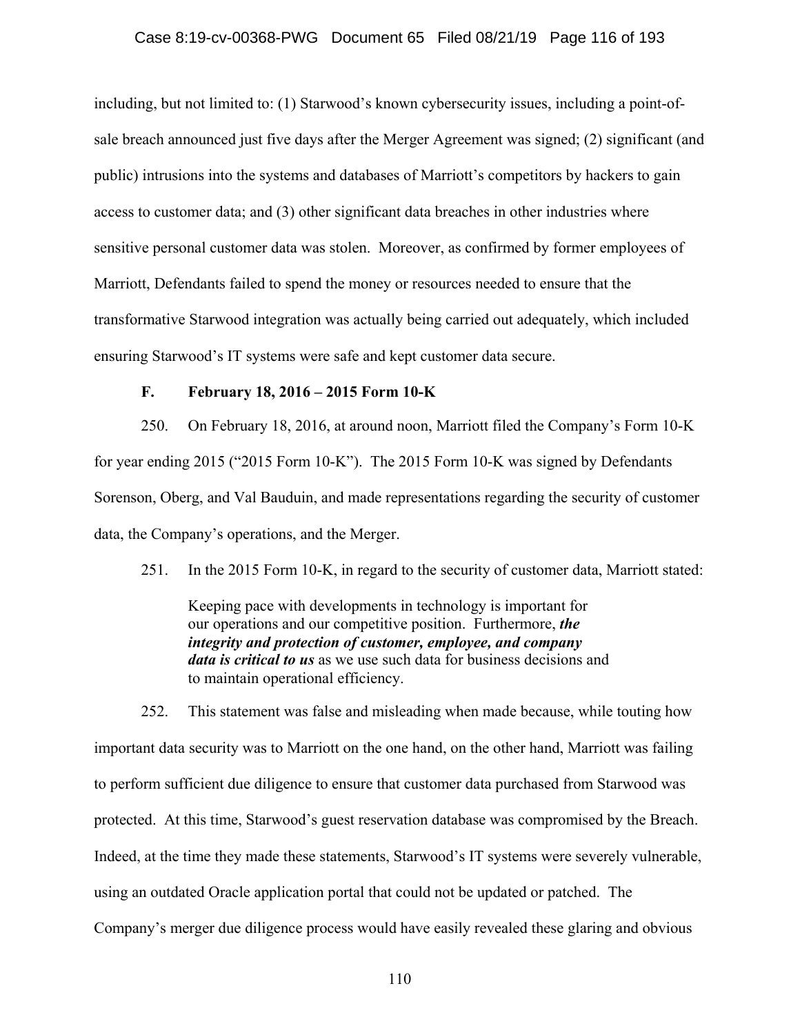including, but not limited to: (1) Starwood's known cybersecurity issues, including a point-of-sale breach announced just five days after the Merger Agreement was signed; (2) significant (and public) intrusions into the systems and databases of Marriott's competitors by hackers to gain access to customer data; and (3) other significant data breaches in other industries where sensitive personal customer data was stolen. Moreover, as confirmed by former employees of Marriott, Defendants failed to spend the money or resources needed to ensure that the transformative Starwood integration was actually being carried out adequately, which included ensuring Starwood's IT systems were safe and kept customer data secure.

### F. February 18, 2016 – 2015 Form 10-K

250. On February 18, 2016, at around noon, Marriott filed the Company's Form 10-K for year ending 2015 ("2015 Form 10-K"). The 2015 Form 10-K was signed by Defendants Sorenson, Oberg, and Val Bauduin, and made representations regarding the security of customer data, the Company's operations, and the Merger.

251. In the 2015 Form 10-K, in regard to the security of customer data, Marriott stated:

> Keeping pace with developments in technology is important for our operations and our competitive position. Furthermore, ***the integrity and protection of customer, employee, and company data is critical to us*** as we use such data for business decisions and to maintain operational efficiency.

252. This statement was false and misleading when made because, while touting how important data security was to Marriott on the one hand, on the other hand, Marriott was failing to perform sufficient due diligence to ensure that customer data purchased from Starwood was protected. At this time, Starwood's guest reservation database was compromised by the Breach. Indeed, at the time they made these statements, Starwood's IT systems were severely vulnerable, using an outdated Oracle application portal that could not be updated or patched. The Company's merger due diligence process would have easily revealed these glaring and obvious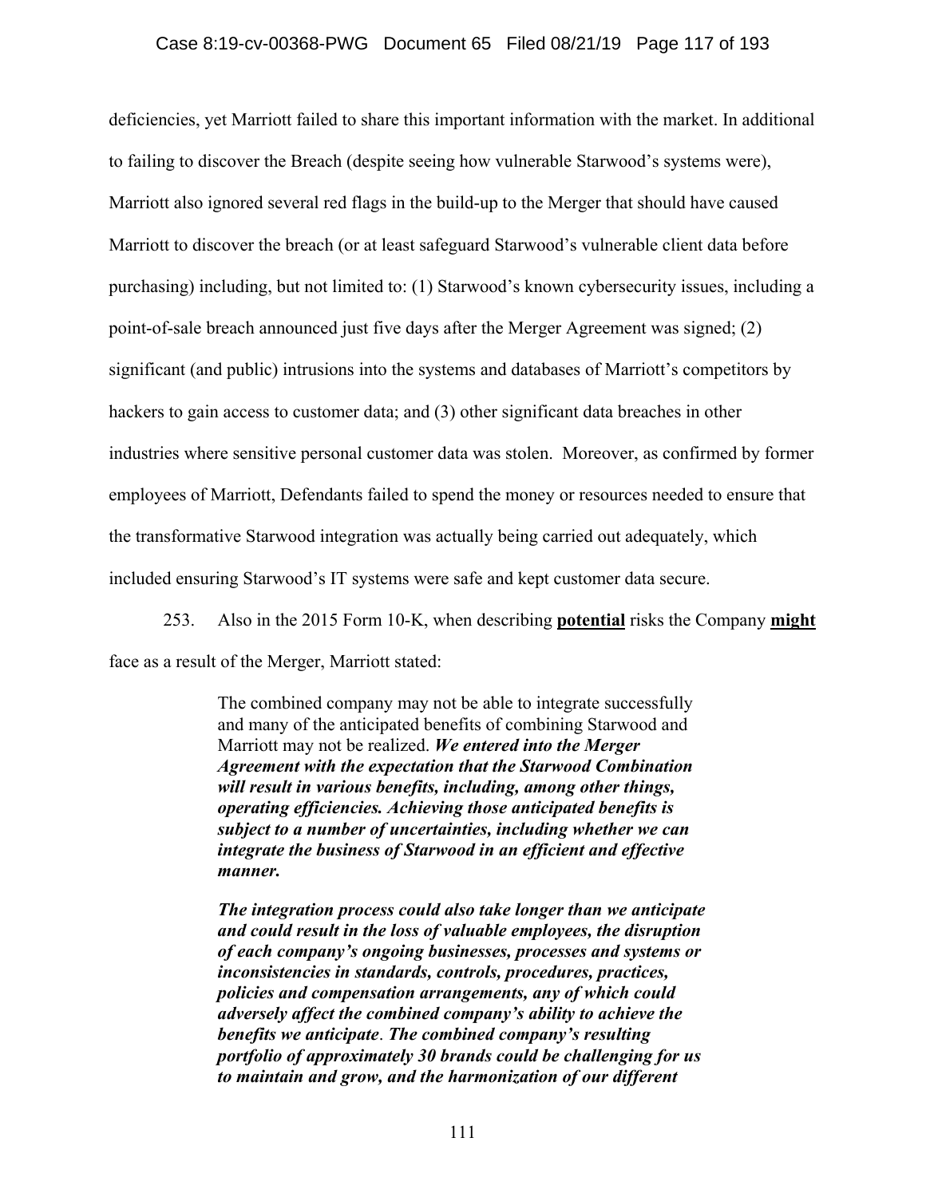deficiencies, yet Marriott failed to share this important information with the market. In additional to failing to discover the Breach (despite seeing how vulnerable Starwood's systems were), Marriott also ignored several red flags in the build-up to the Merger that should have caused Marriott to discover the breach (or at least safeguard Starwood's vulnerable client data before purchasing) including, but not limited to: (1) Starwood's known cybersecurity issues, including a point-of-sale breach announced just five days after the Merger Agreement was signed; (2) significant (and public) intrusions into the systems and databases of Marriott's competitors by hackers to gain access to customer data; and (3) other significant data breaches in other industries where sensitive personal customer data was stolen. Moreover, as confirmed by former employees of Marriott, Defendants failed to spend the money or resources needed to ensure that the transformative Starwood integration was actually being carried out adequately, which included ensuring Starwood's IT systems were safe and kept customer data secure.

253. Also in the 2015 Form 10-K, when describing **potential** risks the Company **might** face as a result of the Merger, Marriott stated:

> The combined company may not be able to integrate successfully and many of the anticipated benefits of combining Starwood and Marriott may not be realized. ***We entered into the Merger Agreement with the expectation that the Starwood Combination will result in various benefits, including, among other things, operating efficiencies. Achieving those anticipated benefits is subject to a number of uncertainties, including whether we can integrate the business of Starwood in an efficient and effective manner.***
>
> ***The integration process could also take longer than we anticipate and could result in the loss of valuable employees, the disruption of each company's ongoing businesses, processes and systems or inconsistencies in standards, controls, procedures, practices, policies and compensation arrangements, any of which could adversely affect the combined company's ability to achieve the benefits we anticipate. The combined company's resulting portfolio of approximately 30 brands could be challenging for us to maintain and grow, and the harmonization of our different***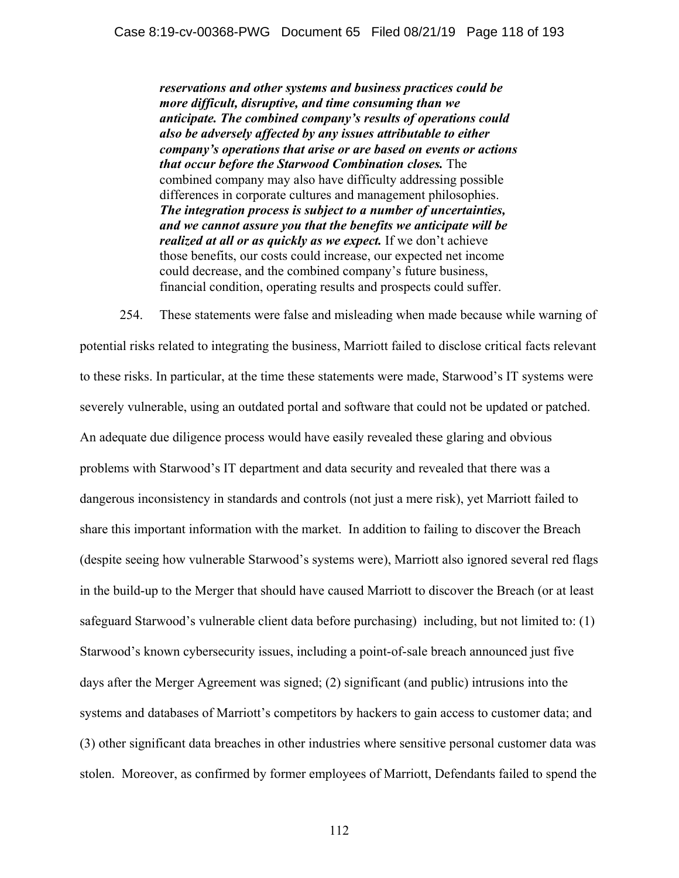> ***reservations and other systems and business practices could be more difficult, disruptive, and time consuming than we anticipate. The combined company's results of operations could also be adversely affected by any issues attributable to either company's operations that arise or are based on events or actions that occur before the Starwood Combination closes.*** The combined company may also have difficulty addressing possible differences in corporate cultures and management philosophies. ***The integration process is subject to a number of uncertainties, and we cannot assure you that the benefits we anticipate will be realized at all or as quickly as we expect.*** If we don't achieve those benefits, our costs could increase, our expected net income could decrease, and the combined company's future business, financial condition, operating results and prospects could suffer.

254. These statements were false and misleading when made because while warning of potential risks related to integrating the business, Marriott failed to disclose critical facts relevant to these risks. In particular, at the time these statements were made, Starwood's IT systems were severely vulnerable, using an outdated portal and software that could not be updated or patched. An adequate due diligence process would have easily revealed these glaring and obvious problems with Starwood's IT department and data security and revealed that there was a dangerous inconsistency in standards and controls (not just a mere risk), yet Marriott failed to share this important information with the market. In addition to failing to discover the Breach (despite seeing how vulnerable Starwood's systems were), Marriott also ignored several red flags in the build-up to the Merger that should have caused Marriott to discover the Breach (or at least safeguard Starwood's vulnerable client data before purchasing) including, but not limited to: (1) Starwood's known cybersecurity issues, including a point-of-sale breach announced just five days after the Merger Agreement was signed; (2) significant (and public) intrusions into the systems and databases of Marriott's competitors by hackers to gain access to customer data; and (3) other significant data breaches in other industries where sensitive personal customer data was stolen. Moreover, as confirmed by former employees of Marriott, Defendants failed to spend the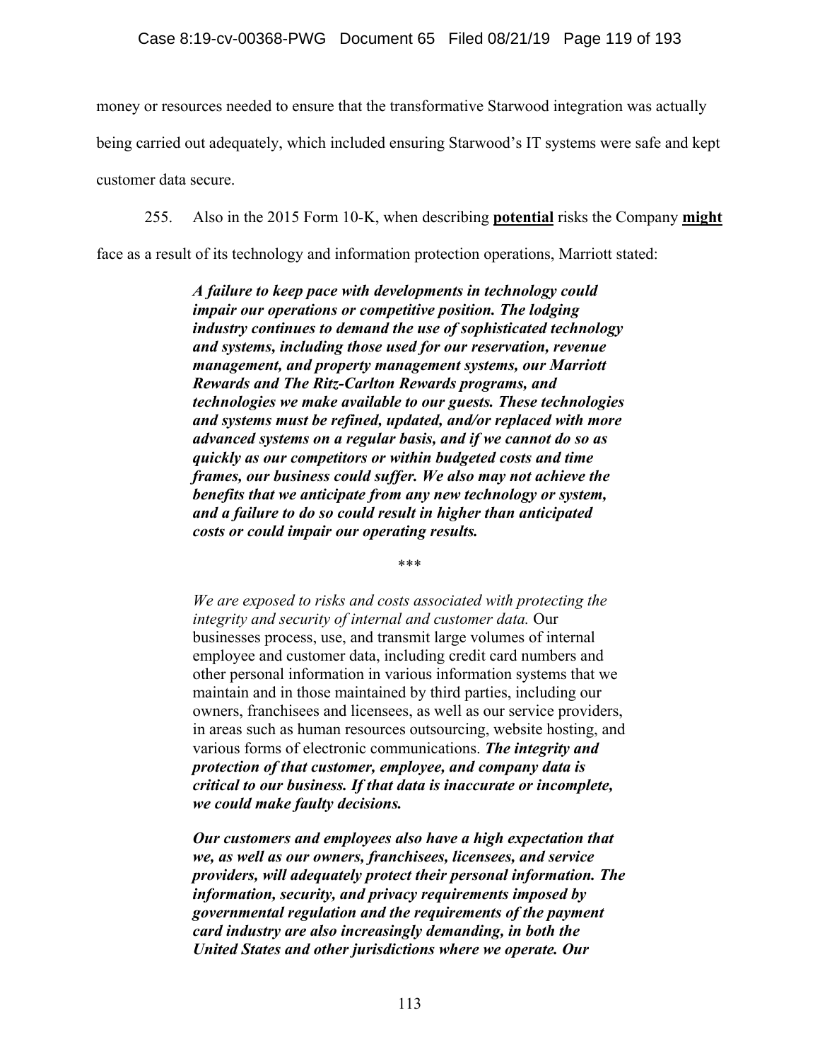money or resources needed to ensure that the transformative Starwood integration was actually being carried out adequately, which included ensuring Starwood's IT systems were safe and kept customer data secure.

255. Also in the 2015 Form 10-K, when describing **potential** risks the Company **might** face as a result of its technology and information protection operations, Marriott stated:

> ***A failure to keep pace with developments in technology could impair our operations or competitive position. The lodging industry continues to demand the use of sophisticated technology and systems, including those used for our reservation, revenue management, and property management systems, our Marriott Rewards and The Ritz-Carlton Rewards programs, and technologies we make available to our guests. These technologies and systems must be refined, updated, and/or replaced with more advanced systems on a regular basis, and if we cannot do so as quickly as our competitors or within budgeted costs and time frames, our business could suffer. We also may not achieve the benefits that we anticipate from any new technology or system, and a failure to do so could result in higher than anticipated costs or could impair our operating results.***
>
> \*\*\*
>
> *We are exposed to risks and costs associated with protecting the integrity and security of internal and customer data.* Our businesses process, use, and transmit large volumes of internal employee and customer data, including credit card numbers and other personal information in various information systems that we maintain and in those maintained by third parties, including our owners, franchisees and licensees, as well as our service providers, in areas such as human resources outsourcing, website hosting, and various forms of electronic communications. ***The integrity and protection of that customer, employee, and company data is critical to our business. If that data is inaccurate or incomplete, we could make faulty decisions.***
>
> ***Our customers and employees also have a high expectation that we, as well as our owners, franchisees, licensees, and service providers, will adequately protect their personal information. The information, security, and privacy requirements imposed by governmental regulation and the requirements of the payment card industry are also increasingly demanding, in both the United States and other jurisdictions where we operate. Our***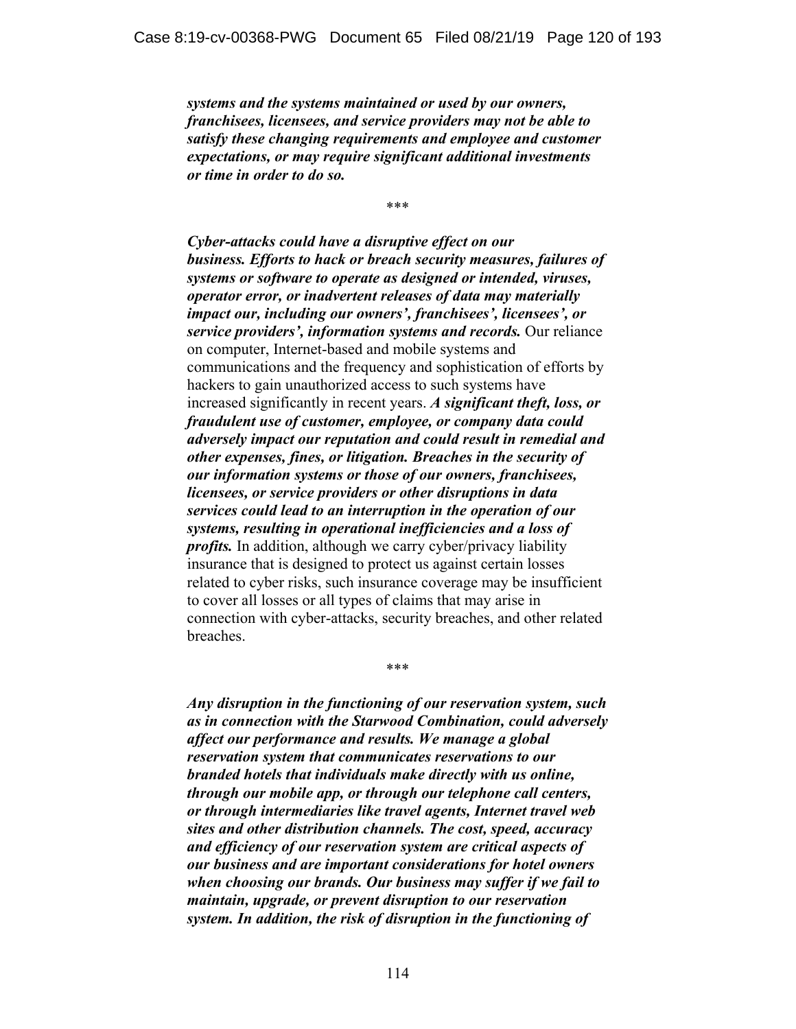***systems and the systems maintained or used by our owners, franchisees, licensees, and service providers may not be able to satisfy these changing requirements and employee and customer expectations, or may require significant additional investments or time in order to do so.***

\*\*\*

***Cyber-attacks could have a disruptive effect on our business. Efforts to hack or breach security measures, failures of systems or software to operate as designed or intended, viruses, operator error, or inadvertent releases of data may materially impact our, including our owners', franchisees', licensees', or service providers', information systems and records.*** Our reliance on computer, Internet-based and mobile systems and communications and the frequency and sophistication of efforts by hackers to gain unauthorized access to such systems have increased significantly in recent years. ***A significant theft, loss, or fraudulent use of customer, employee, or company data could adversely impact our reputation and could result in remedial and other expenses, fines, or litigation. Breaches in the security of our information systems or those of our owners, franchisees, licensees, or service providers or other disruptions in data services could lead to an interruption in the operation of our systems, resulting in operational inefficiencies and a loss of profits.*** In addition, although we carry cyber/privacy liability insurance that is designed to protect us against certain losses related to cyber risks, such insurance coverage may be insufficient to cover all losses or all types of claims that may arise in connection with cyber-attacks, security breaches, and other related breaches.

\*\*\*

***Any disruption in the functioning of our reservation system, such as in connection with the Starwood Combination, could adversely affect our performance and results. We manage a global reservation system that communicates reservations to our branded hotels that individuals make directly with us online, through our mobile app, or through our telephone call centers, or through intermediaries like travel agents, Internet travel web sites and other distribution channels. The cost, speed, accuracy and efficiency of our reservation system are critical aspects of our business and are important considerations for hotel owners when choosing our brands. Our business may suffer if we fail to maintain, upgrade, or prevent disruption to our reservation system. In addition, the risk of disruption in the functioning of***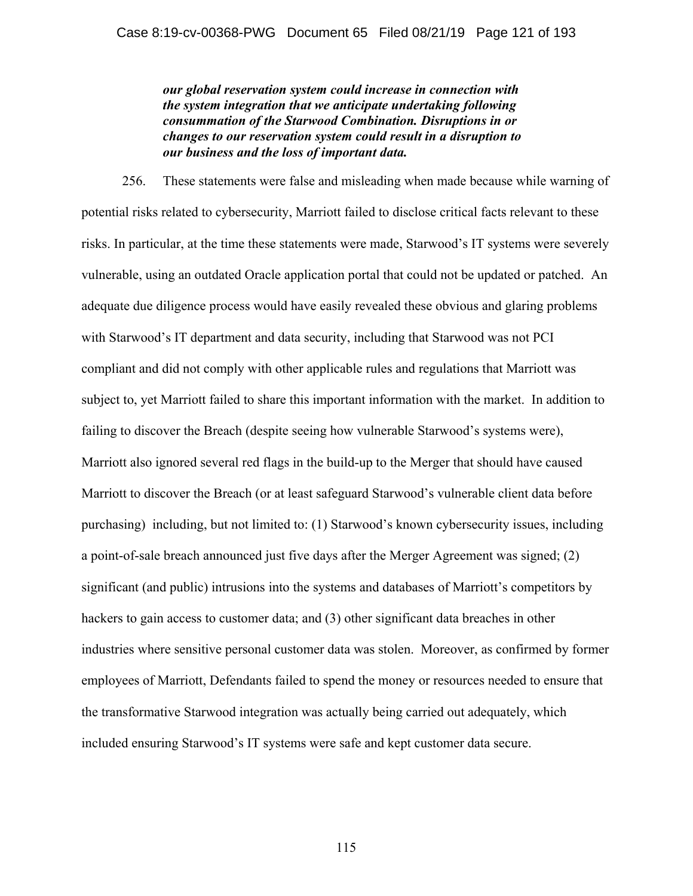> ***our global reservation system could increase in connection with the system integration that we anticipate undertaking following consummation of the Starwood Combination. Disruptions in or changes to our reservation system could result in a disruption to our business and the loss of important data.***

256. These statements were false and misleading when made because while warning of potential risks related to cybersecurity, Marriott failed to disclose critical facts relevant to these risks. In particular, at the time these statements were made, Starwood's IT systems were severely vulnerable, using an outdated Oracle application portal that could not be updated or patched. An adequate due diligence process would have easily revealed these obvious and glaring problems with Starwood's IT department and data security, including that Starwood was not PCI compliant and did not comply with other applicable rules and regulations that Marriott was subject to, yet Marriott failed to share this important information with the market. In addition to failing to discover the Breach (despite seeing how vulnerable Starwood's systems were), Marriott also ignored several red flags in the build-up to the Merger that should have caused Marriott to discover the Breach (or at least safeguard Starwood's vulnerable client data before purchasing) including, but not limited to: (1) Starwood's known cybersecurity issues, including a point-of-sale breach announced just five days after the Merger Agreement was signed; (2) significant (and public) intrusions into the systems and databases of Marriott's competitors by hackers to gain access to customer data; and (3) other significant data breaches in other industries where sensitive personal customer data was stolen. Moreover, as confirmed by former employees of Marriott, Defendants failed to spend the money or resources needed to ensure that the transformative Starwood integration was actually being carried out adequately, which included ensuring Starwood's IT systems were safe and kept customer data secure.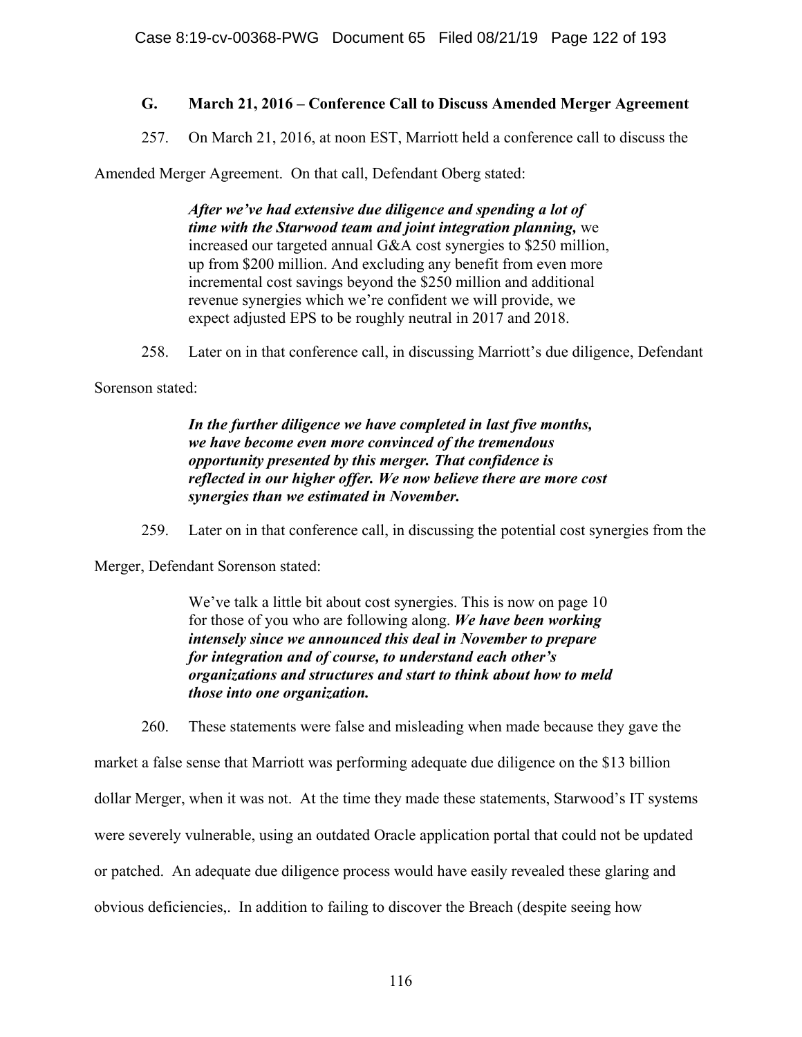### G. March 21, 2016 – Conference Call to Discuss Amended Merger Agreement

257. On March 21, 2016, at noon EST, Marriott held a conference call to discuss the Amended Merger Agreement. On that call, Defendant Oberg stated:

> ***After we've had extensive due diligence and spending a lot of time with the Starwood team and joint integration planning,*** we increased our targeted annual G&A cost synergies to $250 million, up from $200 million. And excluding any benefit from even more incremental cost savings beyond the $250 million and additional revenue synergies which we're confident we will provide, we expect adjusted EPS to be roughly neutral in 2017 and 2018.

258. Later on in that conference call, in discussing Marriott's due diligence, Defendant Sorenson stated:

> ***In the further diligence we have completed in last five months, we have become even more convinced of the tremendous opportunity presented by this merger. That confidence is reflected in our higher offer. We now believe there are more cost synergies than we estimated in November.***

259. Later on in that conference call, in discussing the potential cost synergies from the Merger, Defendant Sorenson stated:

> We've talk a little bit about cost synergies. This is now on page 10 for those of you who are following along. ***We have been working intensely since we announced this deal in November to prepare for integration and of course, to understand each other's organizations and structures and start to think about how to meld those into one organization.***

260. These statements were false and misleading when made because they gave the market a false sense that Marriott was performing adequate due diligence on the $13 billion dollar Merger, when it was not. At the time they made these statements, Starwood's IT systems were severely vulnerable, using an outdated Oracle application portal that could not be updated or patched. An adequate due diligence process would have easily revealed these glaring and obvious deficiencies,. In addition to failing to discover the Breach (despite seeing how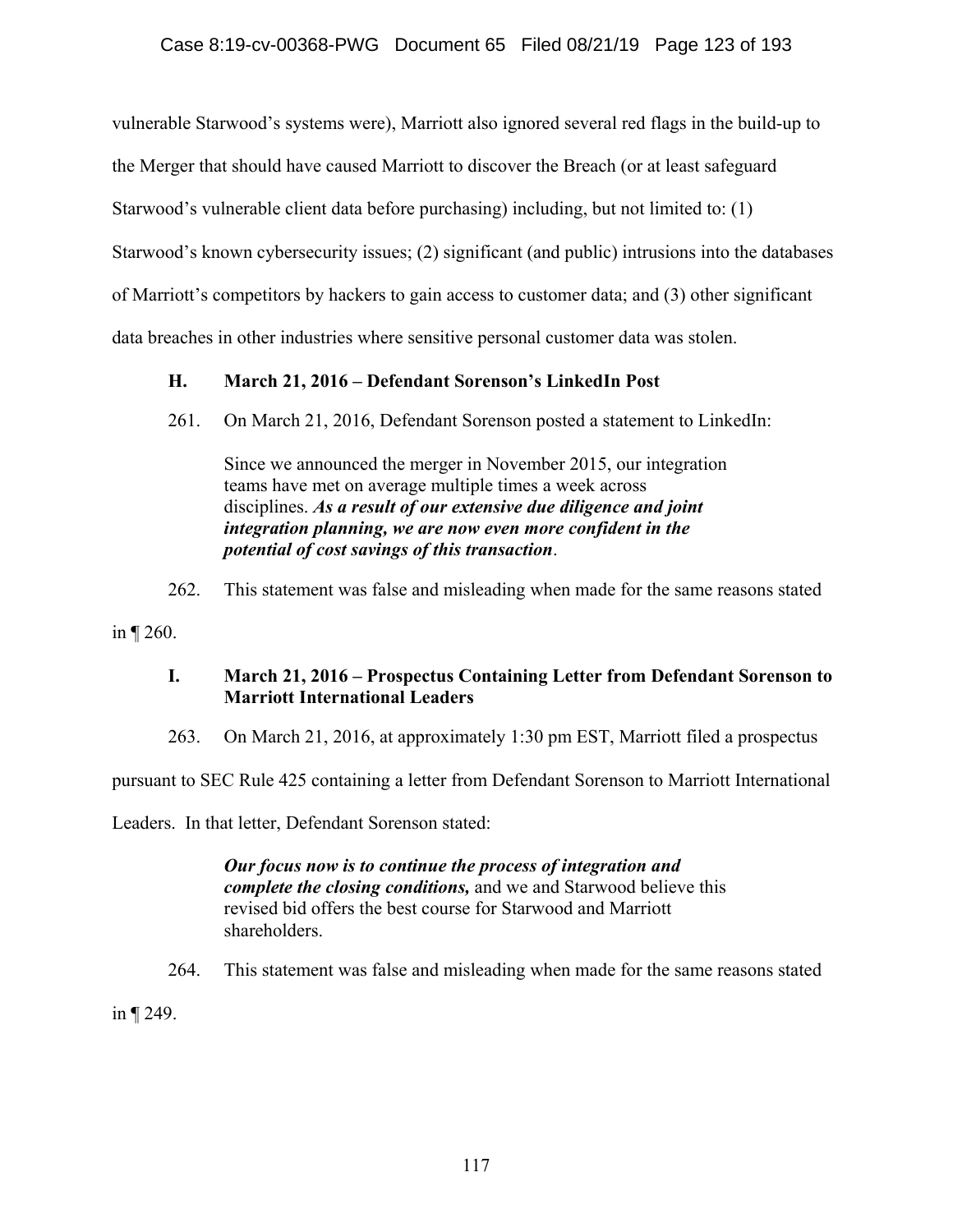vulnerable Starwood's systems were), Marriott also ignored several red flags in the build-up to the Merger that should have caused Marriott to discover the Breach (or at least safeguard Starwood's vulnerable client data before purchasing) including, but not limited to: (1) Starwood's known cybersecurity issues; (2) significant (and public) intrusions into the databases of Marriott's competitors by hackers to gain access to customer data; and (3) other significant data breaches in other industries where sensitive personal customer data was stolen.

### H. March 21, 2016 – Defendant Sorenson's LinkedIn Post

261. On March 21, 2016, Defendant Sorenson posted a statement to LinkedIn:

> Since we announced the merger in November 2015, our integration teams have met on average multiple times a week across disciplines. ***As a result of our extensive due diligence and joint integration planning, we are now even more confident in the potential of cost savings of this transaction***.

262. This statement was false and misleading when made for the same reasons stated in ¶ 260.

### I. March 21, 2016 – Prospectus Containing Letter from Defendant Sorenson to Marriott International Leaders

263. On March 21, 2016, at approximately 1:30 pm EST, Marriott filed a prospectus pursuant to SEC Rule 425 containing a letter from Defendant Sorenson to Marriott International Leaders. In that letter, Defendant Sorenson stated:

> ***Our focus now is to continue the process of integration and complete the closing conditions,*** and we and Starwood believe this revised bid offers the best course for Starwood and Marriott shareholders.

264. This statement was false and misleading when made for the same reasons stated in ¶ 249.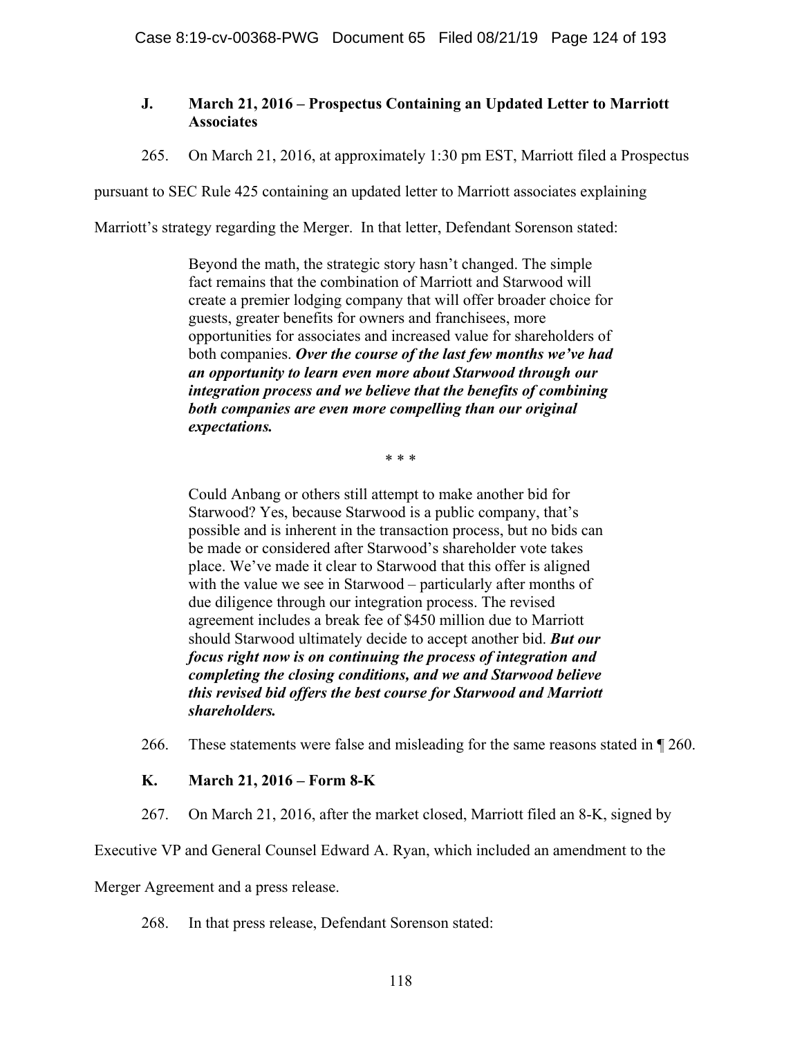### J. March 21, 2016 – Prospectus Containing an Updated Letter to Marriott Associates

265. On March 21, 2016, at approximately 1:30 pm EST, Marriott filed a Prospectus pursuant to SEC Rule 425 containing an updated letter to Marriott associates explaining Marriott's strategy regarding the Merger. In that letter, Defendant Sorenson stated:

> Beyond the math, the strategic story hasn't changed. The simple fact remains that the combination of Marriott and Starwood will create a premier lodging company that will offer broader choice for guests, greater benefits for owners and franchisees, more opportunities for associates and increased value for shareholders of both companies. ***Over the course of the last few months we've had an opportunity to learn even more about Starwood through our integration process and we believe that the benefits of combining both companies are even more compelling than our original expectations.***
>
> \* \* \*
>
> Could Anbang or others still attempt to make another bid for Starwood? Yes, because Starwood is a public company, that's possible and is inherent in the transaction process, but no bids can be made or considered after Starwood's shareholder vote takes place. We've made it clear to Starwood that this offer is aligned with the value we see in Starwood – particularly after months of due diligence through our integration process. The revised agreement includes a break fee of $450 million due to Marriott should Starwood ultimately decide to accept another bid. ***But our focus right now is on continuing the process of integration and completing the closing conditions, and we and Starwood believe this revised bid offers the best course for Starwood and Marriott shareholders.***

266. These statements were false and misleading for the same reasons stated in ¶ 260.

### K. March 21, 2016 – Form 8-K

267. On March 21, 2016, after the market closed, Marriott filed an 8-K, signed by Executive VP and General Counsel Edward A. Ryan, which included an amendment to the Merger Agreement and a press release.

268. In that press release, Defendant Sorenson stated: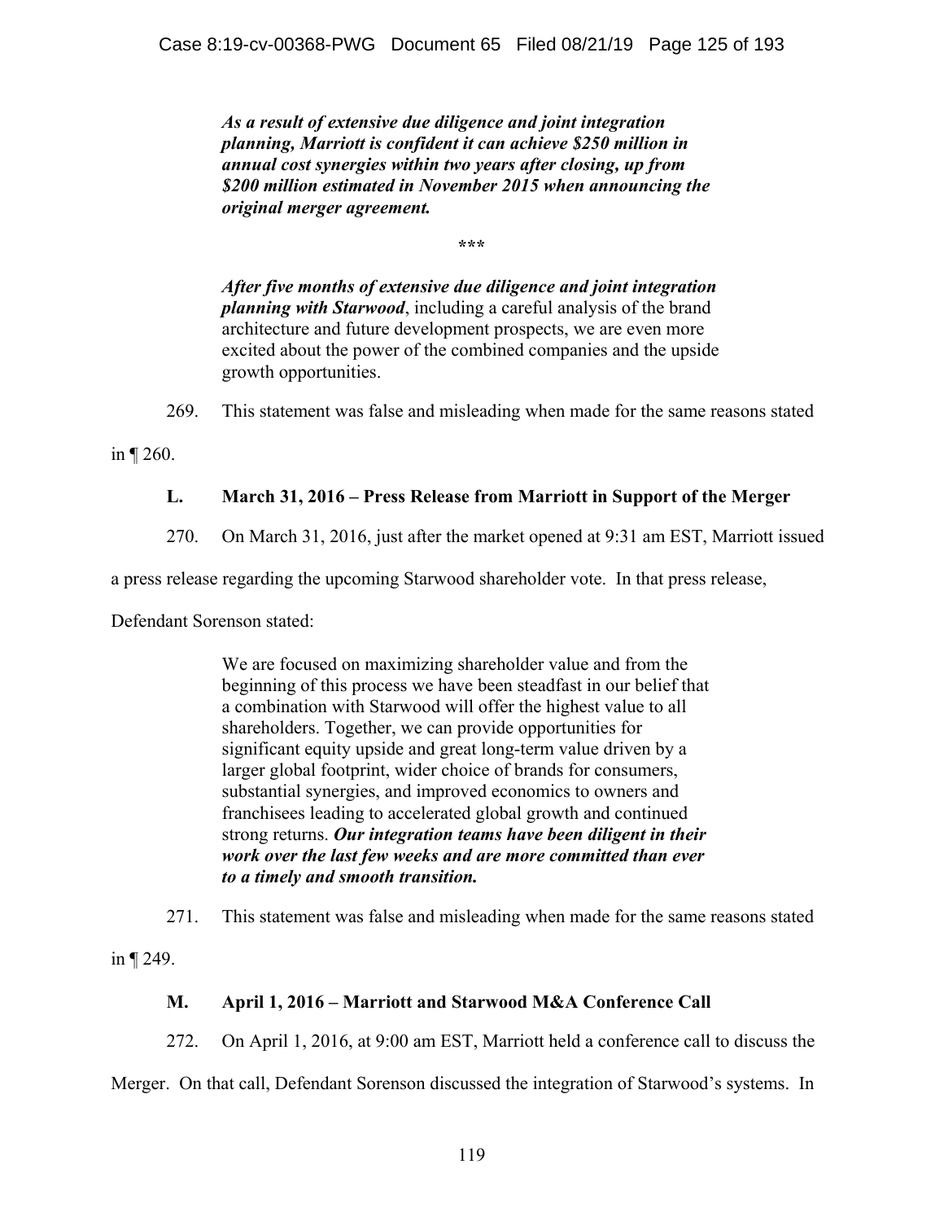> ***As a result of extensive due diligence and joint integration planning, Marriott is confident it can achieve $250 million in annual cost synergies within two years after closing, up from $200 million estimated in November 2015 when announcing the original merger agreement.***
>
> \*\*\*
>
> ***After five months of extensive due diligence and joint integration planning with Starwood***, including a careful analysis of the brand architecture and future development prospects, we are even more excited about the power of the combined companies and the upside growth opportunities.

269. This statement was false and misleading when made for the same reasons stated in ¶ 260.

### L. March 31, 2016 – Press Release from Marriott in Support of the Merger

270. On March 31, 2016, just after the market opened at 9:31 am EST, Marriott issued a press release regarding the upcoming Starwood shareholder vote. In that press release, Defendant Sorenson stated:

> We are focused on maximizing shareholder value and from the beginning of this process we have been steadfast in our belief that a combination with Starwood will offer the highest value to all shareholders. Together, we can provide opportunities for significant equity upside and great long-term value driven by a larger global footprint, wider choice of brands for consumers, substantial synergies, and improved economics to owners and franchisees leading to accelerated global growth and continued strong returns. ***Our integration teams have been diligent in their work over the last few weeks and are more committed than ever to a timely and smooth transition.***

271. This statement was false and misleading when made for the same reasons stated in ¶ 249.

### M. April 1, 2016 – Marriott and Starwood M&A Conference Call

272. On April 1, 2016, at 9:00 am EST, Marriott held a conference call to discuss the Merger. On that call, Defendant Sorenson discussed the integration of Starwood's systems. In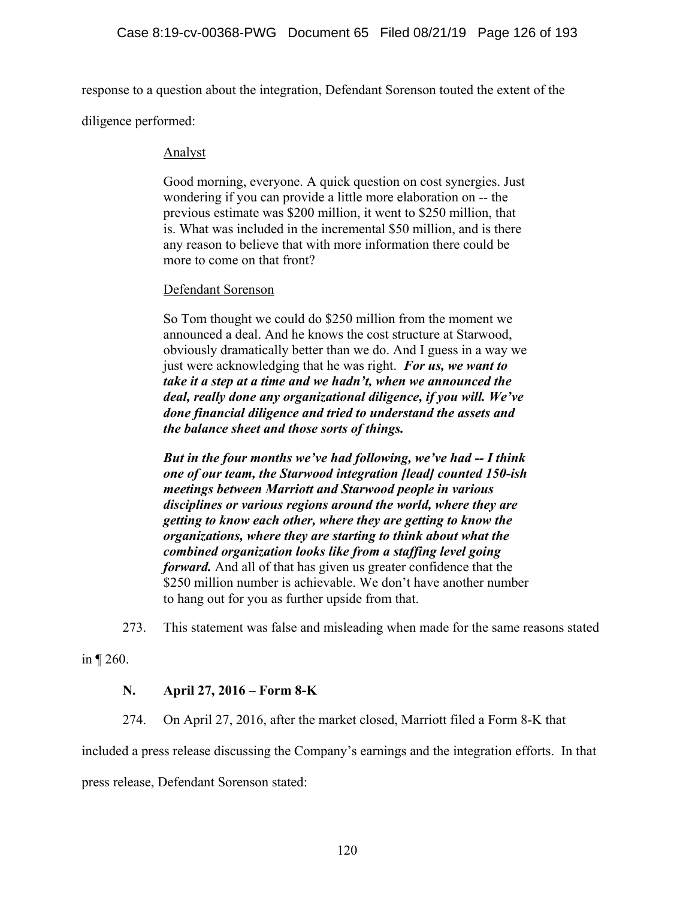response to a question about the integration, Defendant Sorenson touted the extent of the diligence performed:

> Analyst
>
> Good morning, everyone. A quick question on cost synergies. Just wondering if you can provide a little more elaboration on -- the previous estimate was $200 million, it went to $250 million, that is. What was included in the incremental $50 million, and is there any reason to believe that with more information there could be more to come on that front?
>
> Defendant Sorenson
>
> So Tom thought we could do $250 million from the moment we announced a deal. And he knows the cost structure at Starwood, obviously dramatically better than we do. And I guess in a way we just were acknowledging that he was right. ***For us, we want to take it a step at a time and we hadn't, when we announced the deal, really done any organizational diligence, if you will. We've done financial diligence and tried to understand the assets and the balance sheet and those sorts of things.***
>
> ***But in the four months we've had following, we've had -- I think one of our team, the Starwood integration [lead] counted 150-ish meetings between Marriott and Starwood people in various disciplines or various regions around the world, where they are getting to know each other, where they are getting to know the organizations, where they are starting to think about what the combined organization looks like from a staffing level going forward.*** And all of that has given us greater confidence that the $250 million number is achievable. We don't have another number to hang out for you as further upside from that.

273. This statement was false and misleading when made for the same reasons stated in ¶ 260.

## N. April 27, 2016 – Form 8-K

274. On April 27, 2016, after the market closed, Marriott filed a Form 8-K that included a press release discussing the Company's earnings and the integration efforts. In that press release, Defendant Sorenson stated: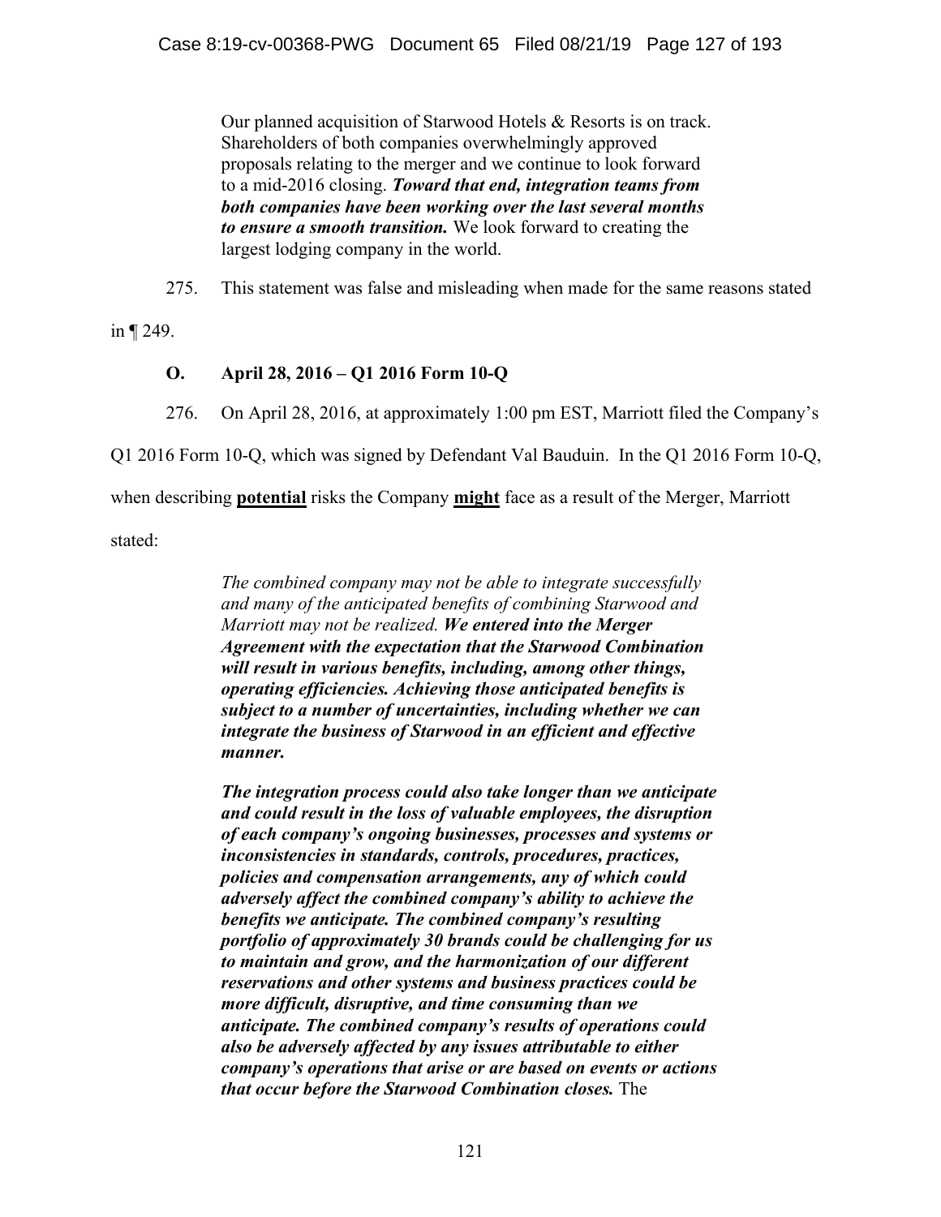> Our planned acquisition of Starwood Hotels & Resorts is on track. Shareholders of both companies overwhelmingly approved proposals relating to the merger and we continue to look forward to a mid-2016 closing. ***Toward that end, integration teams from both companies have been working over the last several months to ensure a smooth transition.*** We look forward to creating the largest lodging company in the world.

275. This statement was false and misleading when made for the same reasons stated in ¶ 249.

### O. April 28, 2016 – Q1 2016 Form 10-Q

276. On April 28, 2016, at approximately 1:00 pm EST, Marriott filed the Company's Q1 2016 Form 10-Q, which was signed by Defendant Val Bauduin. In the Q1 2016 Form 10-Q, when describing **potential** risks the Company **might** face as a result of the Merger, Marriott stated:

> *The combined company may not be able to integrate successfully and many of the anticipated benefits of combining Starwood and Marriott may not be realized.* ***We entered into the Merger Agreement with the expectation that the Starwood Combination will result in various benefits, including, among other things, operating efficiencies. Achieving those anticipated benefits is subject to a number of uncertainties, including whether we can integrate the business of Starwood in an efficient and effective manner.***
>
> ***The integration process could also take longer than we anticipate and could result in the loss of valuable employees, the disruption of each company's ongoing businesses, processes and systems or inconsistencies in standards, controls, procedures, practices, policies and compensation arrangements, any of which could adversely affect the combined company's ability to achieve the benefits we anticipate. The combined company's resulting portfolio of approximately 30 brands could be challenging for us to maintain and grow, and the harmonization of our different reservations and other systems and business practices could be more difficult, disruptive, and time consuming than we anticipate. The combined company's results of operations could also be adversely affected by any issues attributable to either company's operations that arise or are based on events or actions that occur before the Starwood Combination closes.*** The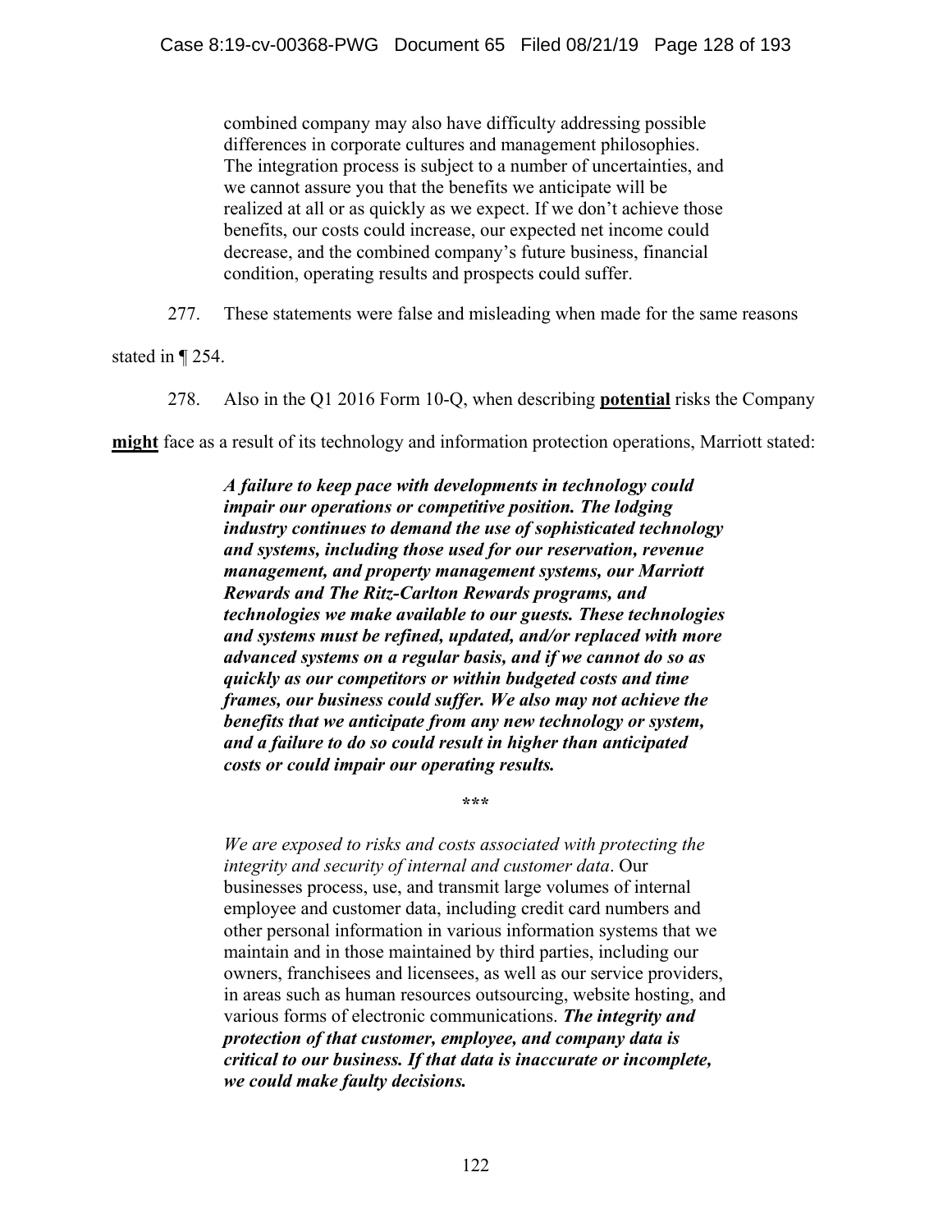> combined company may also have difficulty addressing possible differences in corporate cultures and management philosophies. The integration process is subject to a number of uncertainties, and we cannot assure you that the benefits we anticipate will be realized at all or as quickly as we expect. If we don't achieve those benefits, our costs could increase, our expected net income could decrease, and the combined company's future business, financial condition, operating results and prospects could suffer.

277. These statements were false and misleading when made for the same reasons stated in ¶ 254.

278. Also in the Q1 2016 Form 10-Q, when describing **potential** risks the Company **might** face as a result of its technology and information protection operations, Marriott stated:

> ***A failure to keep pace with developments in technology could impair our operations or competitive position. The lodging industry continues to demand the use of sophisticated technology and systems, including those used for our reservation, revenue management, and property management systems, our Marriott Rewards and The Ritz-Carlton Rewards programs, and technologies we make available to our guests. These technologies and systems must be refined, updated, and/or replaced with more advanced systems on a regular basis, and if we cannot do so as quickly as our competitors or within budgeted costs and time frames, our business could suffer. We also may not achieve the benefits that we anticipate from any new technology or system, and a failure to do so could result in higher than anticipated costs or could impair our operating results.***
>
> \*\*\*
>
> *We are exposed to risks and costs associated with protecting the integrity and security of internal and customer data*. Our businesses process, use, and transmit large volumes of internal employee and customer data, including credit card numbers and other personal information in various information systems that we maintain and in those maintained by third parties, including our owners, franchisees and licensees, as well as our service providers, in areas such as human resources outsourcing, website hosting, and various forms of electronic communications. ***The integrity and protection of that customer, employee, and company data is critical to our business. If that data is inaccurate or incomplete, we could make faulty decisions.***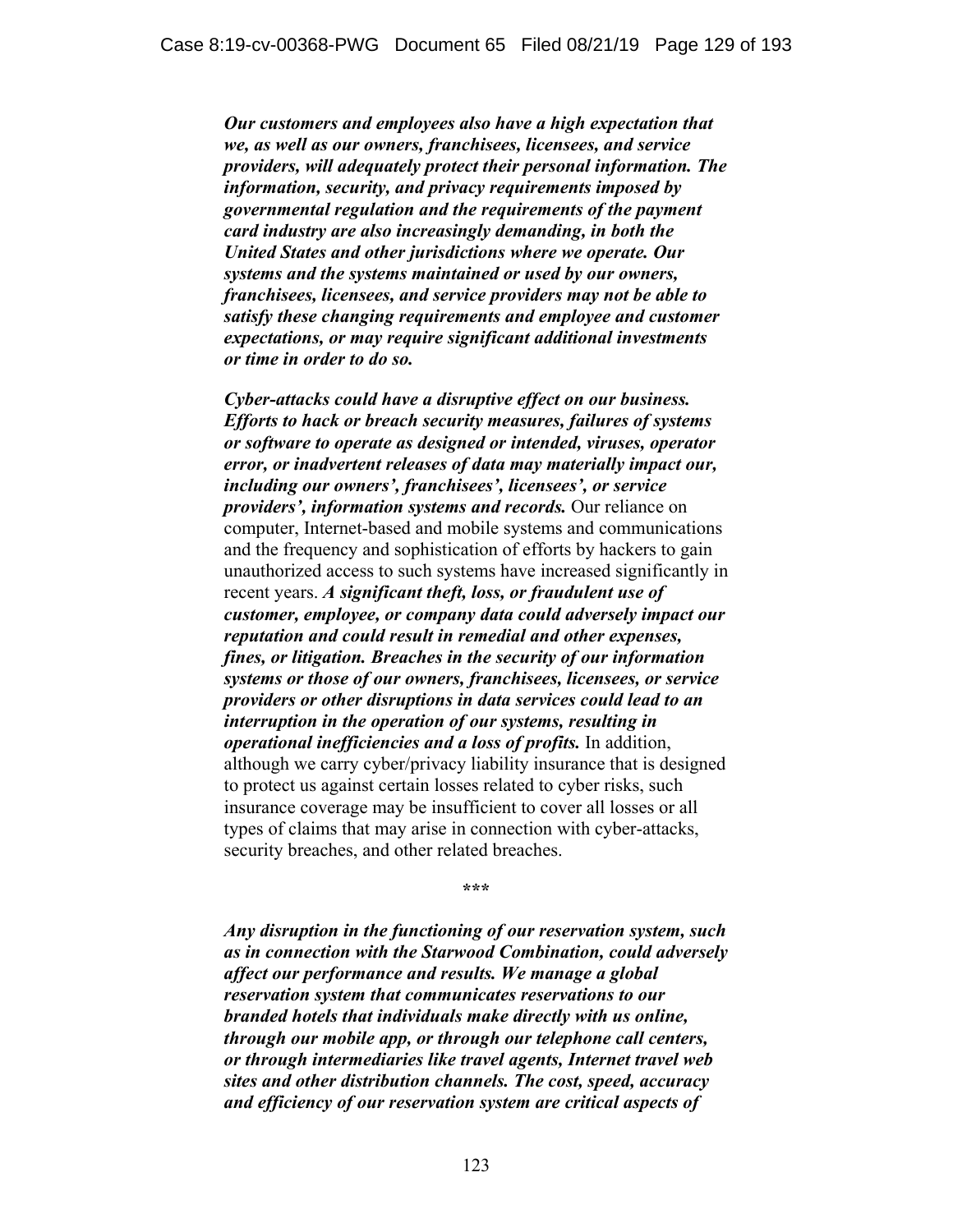***Our customers and employees also have a high expectation that we, as well as our owners, franchisees, licensees, and service providers, will adequately protect their personal information. The information, security, and privacy requirements imposed by governmental regulation and the requirements of the payment card industry are also increasingly demanding, in both the United States and other jurisdictions where we operate. Our systems and the systems maintained or used by our owners, franchisees, licensees, and service providers may not be able to satisfy these changing requirements and employee and customer expectations, or may require significant additional investments or time in order to do so.***

***Cyber-attacks could have a disruptive effect on our business. Efforts to hack or breach security measures, failures of systems or software to operate as designed or intended, viruses, operator error, or inadvertent releases of data may materially impact our, including our owners', franchisees', licensees', or service providers', information systems and records.*** Our reliance on computer, Internet-based and mobile systems and communications and the frequency and sophistication of efforts by hackers to gain unauthorized access to such systems have increased significantly in recent years. ***A significant theft, loss, or fraudulent use of customer, employee, or company data could adversely impact our reputation and could result in remedial and other expenses, fines, or litigation. Breaches in the security of our information systems or those of our owners, franchisees, licensees, or service providers or other disruptions in data services could lead to an interruption in the operation of our systems, resulting in operational inefficiencies and a loss of profits.*** In addition, although we carry cyber/privacy liability insurance that is designed to protect us against certain losses related to cyber risks, such insurance coverage may be insufficient to cover all losses or all types of claims that may arise in connection with cyber-attacks, security breaches, and other related breaches.

\*\*\*

***Any disruption in the functioning of our reservation system, such as in connection with the Starwood Combination, could adversely affect our performance and results. We manage a global reservation system that communicates reservations to our branded hotels that individuals make directly with us online, through our mobile app, or through our telephone call centers, or through intermediaries like travel agents, Internet travel web sites and other distribution channels. The cost, speed, accuracy and efficiency of our reservation system are critical aspects of***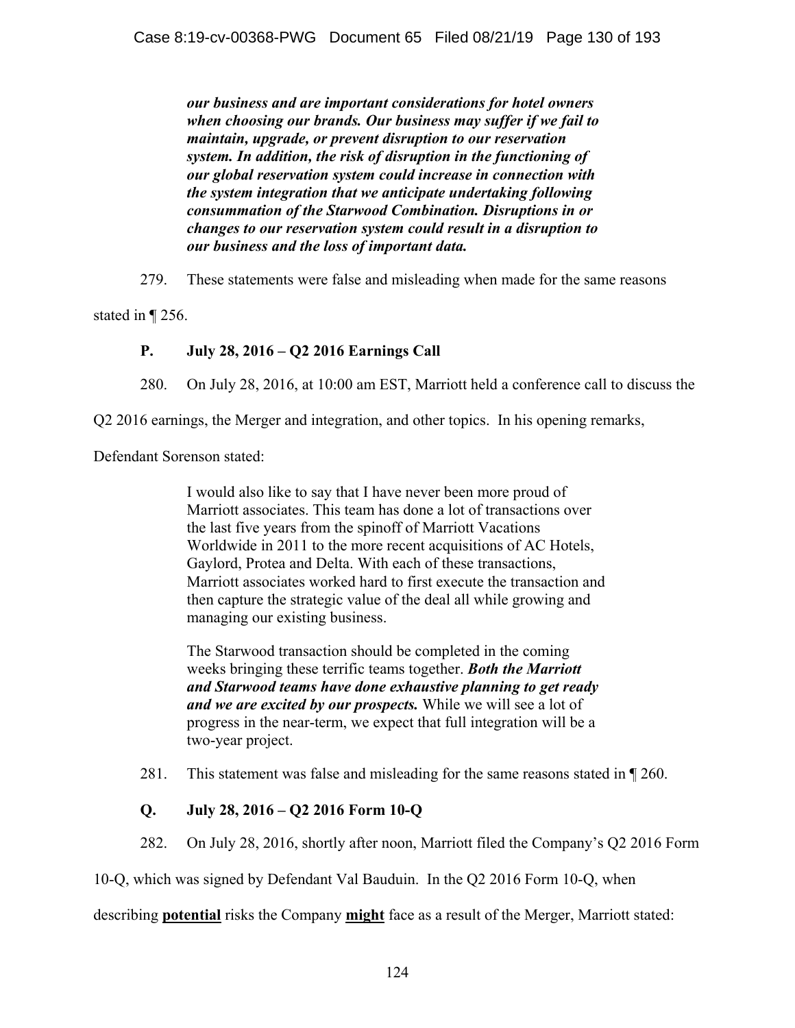> ***our business and are important considerations for hotel owners when choosing our brands. Our business may suffer if we fail to maintain, upgrade, or prevent disruption to our reservation system. In addition, the risk of disruption in the functioning of our global reservation system could increase in connection with the system integration that we anticipate undertaking following consummation of the Starwood Combination. Disruptions in or changes to our reservation system could result in a disruption to our business and the loss of important data.***

279. These statements were false and misleading when made for the same reasons stated in ¶ 256.

### P. July 28, 2016 – Q2 2016 Earnings Call

280. On July 28, 2016, at 10:00 am EST, Marriott held a conference call to discuss the Q2 2016 earnings, the Merger and integration, and other topics. In his opening remarks, Defendant Sorenson stated:

> I would also like to say that I have never been more proud of Marriott associates. This team has done a lot of transactions over the last five years from the spinoff of Marriott Vacations Worldwide in 2011 to the more recent acquisitions of AC Hotels, Gaylord, Protea and Delta. With each of these transactions, Marriott associates worked hard to first execute the transaction and then capture the strategic value of the deal all while growing and managing our existing business.
>
> The Starwood transaction should be completed in the coming weeks bringing these terrific teams together. ***Both the Marriott and Starwood teams have done exhaustive planning to get ready and we are excited by our prospects.*** While we will see a lot of progress in the near-term, we expect that full integration will be a two-year project.

281. This statement was false and misleading for the same reasons stated in ¶ 260.

### Q. July 28, 2016 – Q2 2016 Form 10-Q

282. On July 28, 2016, shortly after noon, Marriott filed the Company's Q2 2016 Form 10-Q, which was signed by Defendant Val Bauduin. In the Q2 2016 Form 10-Q, when describing **potential** risks the Company **might** face as a result of the Merger, Marriott stated: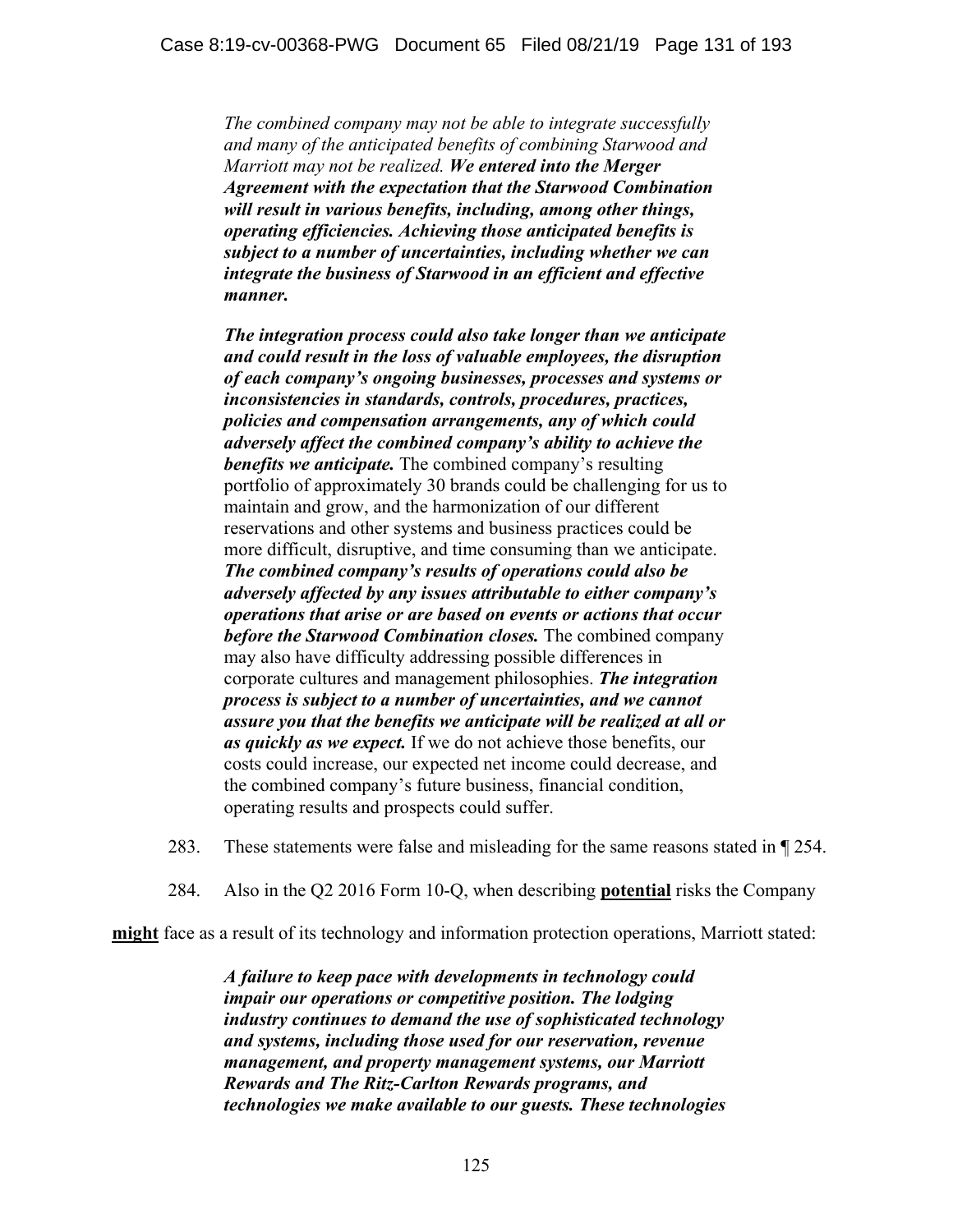> *The combined company may not be able to integrate successfully and many of the anticipated benefits of combining Starwood and Marriott may not be realized.* ***We entered into the Merger Agreement with the expectation that the Starwood Combination will result in various benefits, including, among other things, operating efficiencies. Achieving those anticipated benefits is subject to a number of uncertainties, including whether we can integrate the business of Starwood in an efficient and effective manner.***
>
> ***The integration process could also take longer than we anticipate and could result in the loss of valuable employees, the disruption of each company's ongoing businesses, processes and systems or inconsistencies in standards, controls, procedures, practices, policies and compensation arrangements, any of which could adversely affect the combined company's ability to achieve the benefits we anticipate.*** The combined company's resulting portfolio of approximately 30 brands could be challenging for us to maintain and grow, and the harmonization of our different reservations and other systems and business practices could be more difficult, disruptive, and time consuming than we anticipate. ***The combined company's results of operations could also be adversely affected by any issues attributable to either company's operations that arise or are based on events or actions that occur before the Starwood Combination closes.*** The combined company may also have difficulty addressing possible differences in corporate cultures and management philosophies. ***The integration process is subject to a number of uncertainties, and we cannot assure you that the benefits we anticipate will be realized at all or as quickly as we expect.*** If we do not achieve those benefits, our costs could increase, our expected net income could decrease, and the combined company's future business, financial condition, operating results and prospects could suffer.

283. These statements were false and misleading for the same reasons stated in ¶ 254.

284. Also in the Q2 2016 Form 10-Q, when describing <u>**potential**</u> risks the Company **might** face as a result of its technology and information protection operations, Marriott stated:

> ***A failure to keep pace with developments in technology could impair our operations or competitive position. The lodging industry continues to demand the use of sophisticated technology and systems, including those used for our reservation, revenue management, and property management systems, our Marriott Rewards and The Ritz-Carlton Rewards programs, and technologies we make available to our guests. These technologies***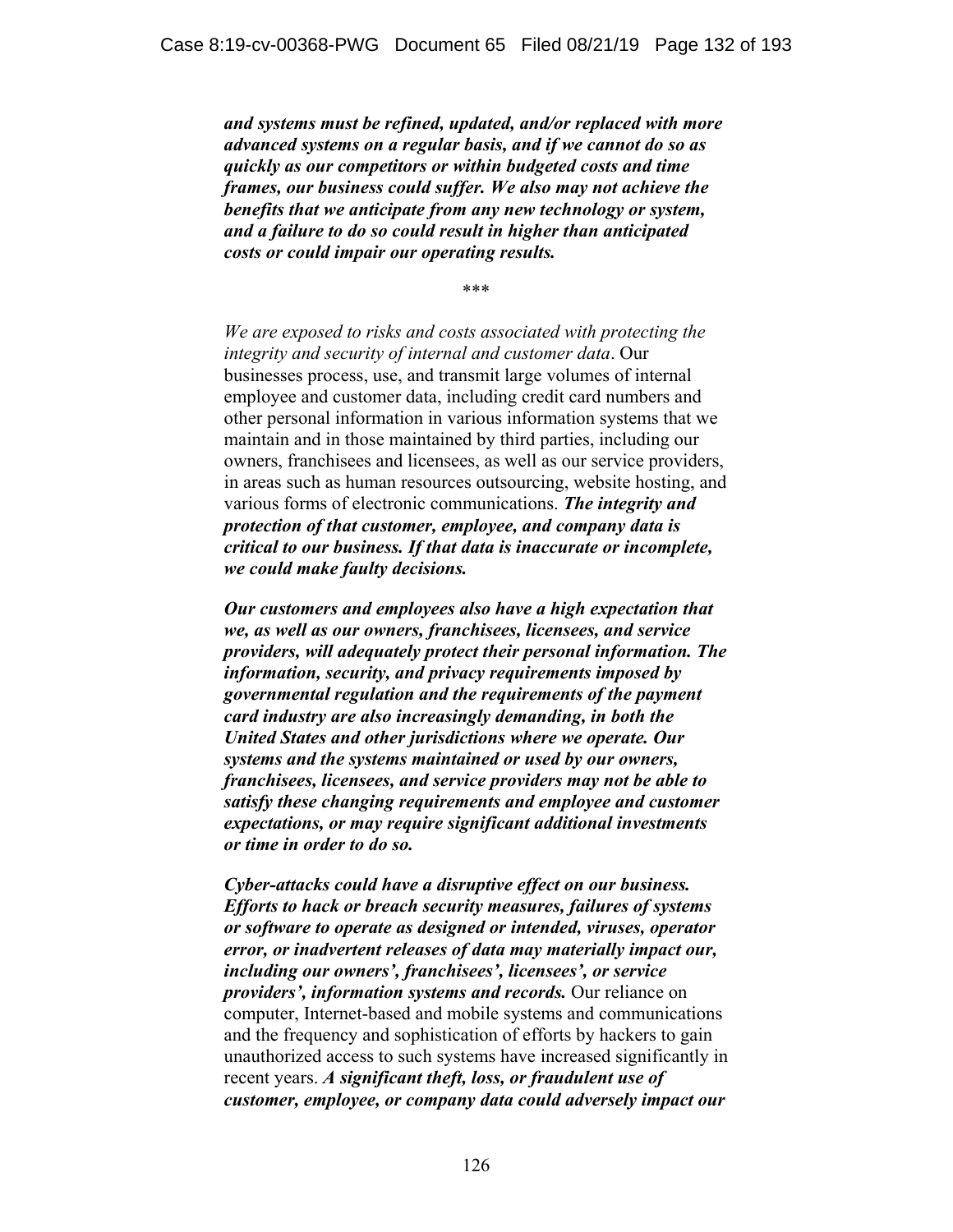***and systems must be refined, updated, and/or replaced with more advanced systems on a regular basis, and if we cannot do so as quickly as our competitors or within budgeted costs and time frames, our business could suffer. We also may not achieve the benefits that we anticipate from any new technology or system, and a failure to do so could result in higher than anticipated costs or could impair our operating results.***

\*\*\*

*We are exposed to risks and costs associated with protecting the integrity and security of internal and customer data*. Our businesses process, use, and transmit large volumes of internal employee and customer data, including credit card numbers and other personal information in various information systems that we maintain and in those maintained by third parties, including our owners, franchisees and licensees, as well as our service providers, in areas such as human resources outsourcing, website hosting, and various forms of electronic communications. ***The integrity and protection of that customer, employee, and company data is critical to our business. If that data is inaccurate or incomplete, we could make faulty decisions.***

***Our customers and employees also have a high expectation that we, as well as our owners, franchisees, licensees, and service providers, will adequately protect their personal information. The information, security, and privacy requirements imposed by governmental regulation and the requirements of the payment card industry are also increasingly demanding, in both the United States and other jurisdictions where we operate. Our systems and the systems maintained or used by our owners, franchisees, licensees, and service providers may not be able to satisfy these changing requirements and employee and customer expectations, or may require significant additional investments or time in order to do so.***

***Cyber-attacks could have a disruptive effect on our business. Efforts to hack or breach security measures, failures of systems or software to operate as designed or intended, viruses, operator error, or inadvertent releases of data may materially impact our, including our owners', franchisees', licensees', or service providers', information systems and records.*** Our reliance on computer, Internet-based and mobile systems and communications and the frequency and sophistication of efforts by hackers to gain unauthorized access to such systems have increased significantly in recent years. ***A significant theft, loss, or fraudulent use of customer, employee, or company data could adversely impact our***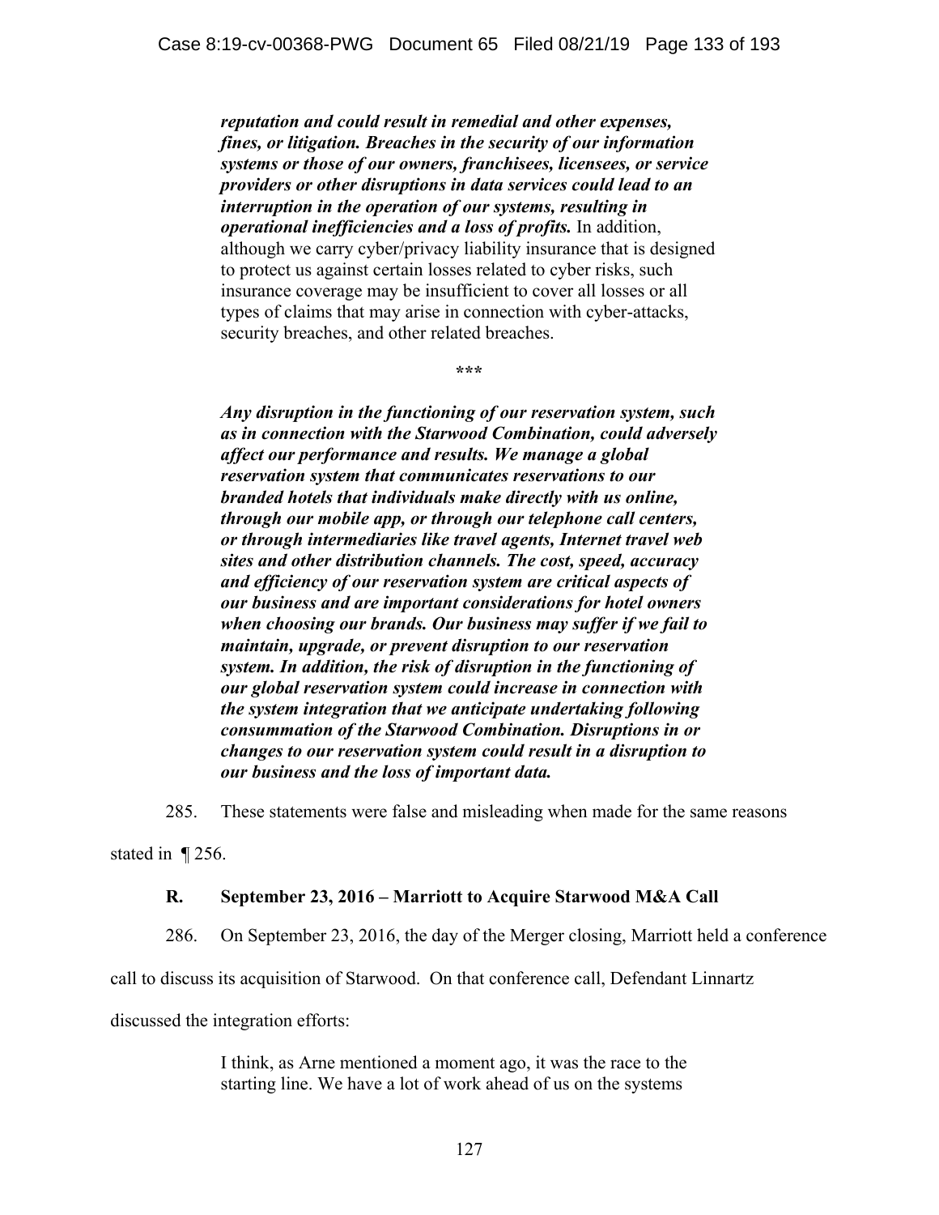> ***reputation and could result in remedial and other expenses, fines, or litigation. Breaches in the security of our information systems or those of our owners, franchisees, licensees, or service providers or other disruptions in data services could lead to an interruption in the operation of our systems, resulting in operational inefficiencies and a loss of profits.*** In addition, although we carry cyber/privacy liability insurance that is designed to protect us against certain losses related to cyber risks, such insurance coverage may be insufficient to cover all losses or all types of claims that may arise in connection with cyber-attacks, security breaches, and other related breaches.
>
> \*\*\*
>
> ***Any disruption in the functioning of our reservation system, such as in connection with the Starwood Combination, could adversely affect our performance and results. We manage a global reservation system that communicates reservations to our branded hotels that individuals make directly with us online, through our mobile app, or through our telephone call centers, or through intermediaries like travel agents, Internet travel web sites and other distribution channels. The cost, speed, accuracy and efficiency of our reservation system are critical aspects of our business and are important considerations for hotel owners when choosing our brands. Our business may suffer if we fail to maintain, upgrade, or prevent disruption to our reservation system. In addition, the risk of disruption in the functioning of our global reservation system could increase in connection with the system integration that we anticipate undertaking following consummation of the Starwood Combination. Disruptions in or changes to our reservation system could result in a disruption to our business and the loss of important data.***

285. These statements were false and misleading when made for the same reasons stated in ¶ 256.

### R. September 23, 2016 – Marriott to Acquire Starwood M&A Call

286. On September 23, 2016, the day of the Merger closing, Marriott held a conference call to discuss its acquisition of Starwood. On that conference call, Defendant Linnartz discussed the integration efforts:

> I think, as Arne mentioned a moment ago, it was the race to the starting line. We have a lot of work ahead of us on the systems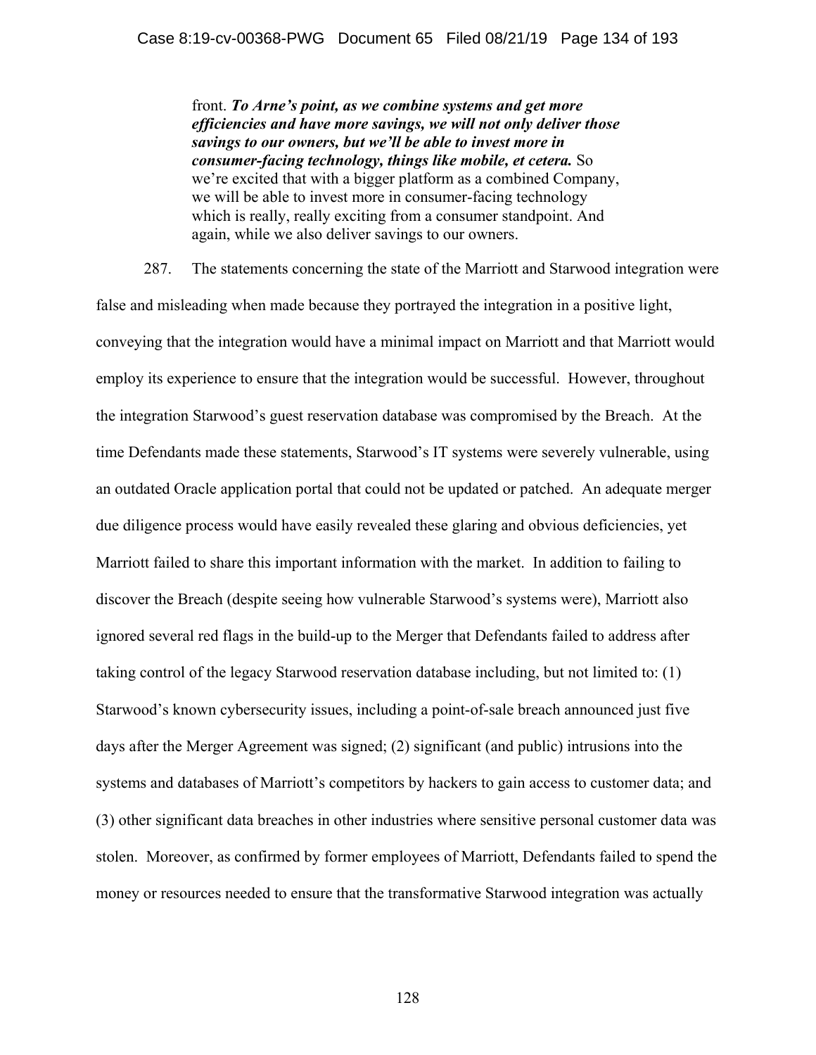> front. ***To Arne's point, as we combine systems and get more efficiencies and have more savings, we will not only deliver those savings to our owners, but we'll be able to invest more in consumer-facing technology, things like mobile, et cetera.*** So we're excited that with a bigger platform as a combined Company, we will be able to invest more in consumer-facing technology which is really, really exciting from a consumer standpoint. And again, while we also deliver savings to our owners.

287. The statements concerning the state of the Marriott and Starwood integration were false and misleading when made because they portrayed the integration in a positive light, conveying that the integration would have a minimal impact on Marriott and that Marriott would employ its experience to ensure that the integration would be successful. However, throughout the integration Starwood's guest reservation database was compromised by the Breach. At the time Defendants made these statements, Starwood's IT systems were severely vulnerable, using an outdated Oracle application portal that could not be updated or patched. An adequate merger due diligence process would have easily revealed these glaring and obvious deficiencies, yet Marriott failed to share this important information with the market. In addition to failing to discover the Breach (despite seeing how vulnerable Starwood's systems were), Marriott also ignored several red flags in the build-up to the Merger that Defendants failed to address after taking control of the legacy Starwood reservation database including, but not limited to: (1) Starwood's known cybersecurity issues, including a point-of-sale breach announced just five days after the Merger Agreement was signed; (2) significant (and public) intrusions into the systems and databases of Marriott's competitors by hackers to gain access to customer data; and (3) other significant data breaches in other industries where sensitive personal customer data was stolen. Moreover, as confirmed by former employees of Marriott, Defendants failed to spend the money or resources needed to ensure that the transformative Starwood integration was actually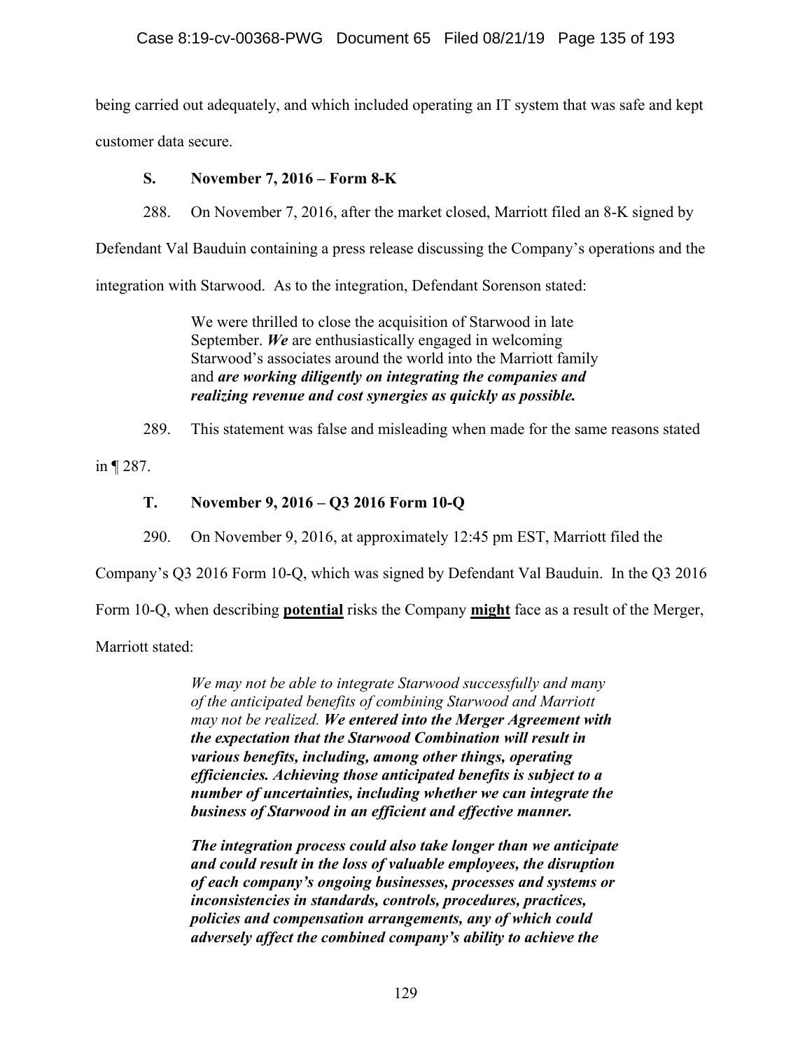being carried out adequately, and which included operating an IT system that was safe and kept customer data secure.

### S. November 7, 2016 – Form 8-K

288. On November 7, 2016, after the market closed, Marriott filed an 8-K signed by Defendant Val Bauduin containing a press release discussing the Company's operations and the integration with Starwood. As to the integration, Defendant Sorenson stated:

> We were thrilled to close the acquisition of Starwood in late September. ***We*** are enthusiastically engaged in welcoming Starwood's associates around the world into the Marriott family and ***are working diligently on integrating the companies and realizing revenue and cost synergies as quickly as possible.***

289. This statement was false and misleading when made for the same reasons stated in ¶ 287.

### T. November 9, 2016 – Q3 2016 Form 10-Q

290. On November 9, 2016, at approximately 12:45 pm EST, Marriott filed the Company's Q3 2016 Form 10-Q, which was signed by Defendant Val Bauduin. In the Q3 2016 Form 10-Q, when describing **potential** risks the Company **might** face as a result of the Merger, Marriott stated:

> *We may not be able to integrate Starwood successfully and many of the anticipated benefits of combining Starwood and Marriott may not be realized.* ***We entered into the Merger Agreement with the expectation that the Starwood Combination will result in various benefits, including, among other things, operating efficiencies. Achieving those anticipated benefits is subject to a number of uncertainties, including whether we can integrate the business of Starwood in an efficient and effective manner.***
>
> ***The integration process could also take longer than we anticipate and could result in the loss of valuable employees, the disruption of each company's ongoing businesses, processes and systems or inconsistencies in standards, controls, procedures, practices, policies and compensation arrangements, any of which could adversely affect the combined company's ability to achieve the***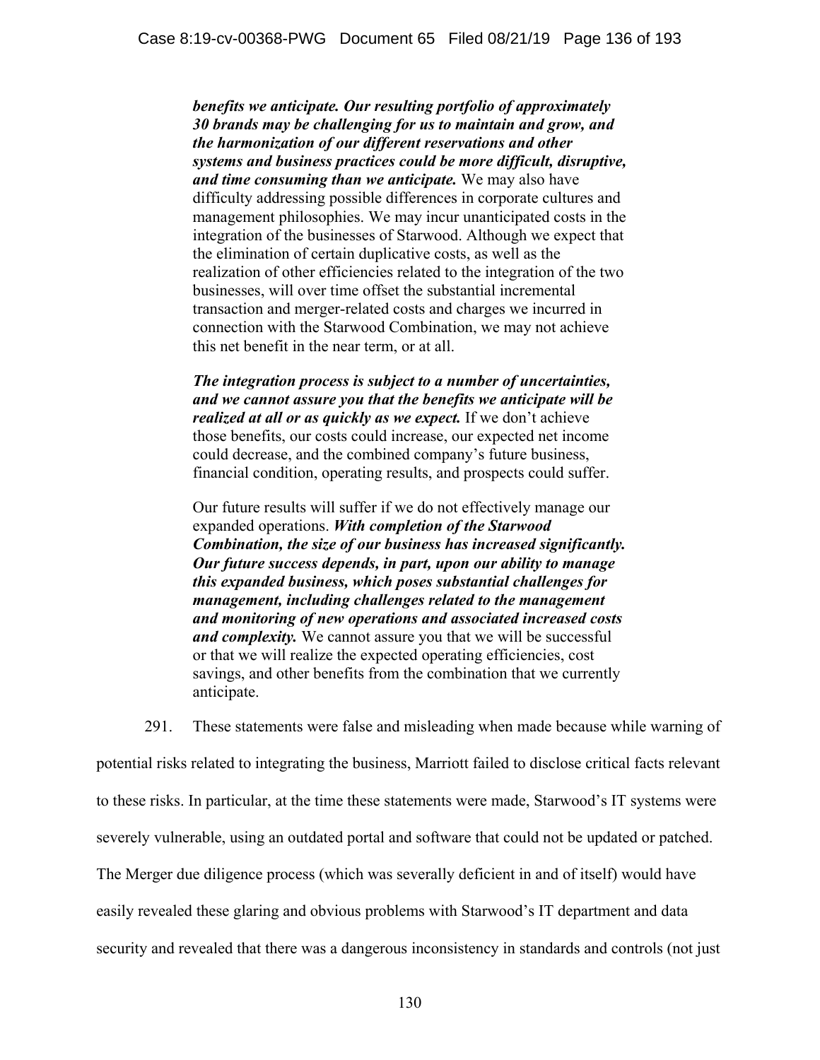> ***benefits we anticipate. Our resulting portfolio of approximately 30 brands may be challenging for us to maintain and grow, and the harmonization of our different reservations and other systems and business practices could be more difficult, disruptive, and time consuming than we anticipate.*** We may also have difficulty addressing possible differences in corporate cultures and management philosophies. We may incur unanticipated costs in the integration of the businesses of Starwood. Although we expect that the elimination of certain duplicative costs, as well as the realization of other efficiencies related to the integration of the two businesses, will over time offset the substantial incremental transaction and merger-related costs and charges we incurred in connection with the Starwood Combination, we may not achieve this net benefit in the near term, or at all.
>
> ***The integration process is subject to a number of uncertainties, and we cannot assure you that the benefits we anticipate will be realized at all or as quickly as we expect.*** If we don't achieve those benefits, our costs could increase, our expected net income could decrease, and the combined company's future business, financial condition, operating results, and prospects could suffer.
>
> Our future results will suffer if we do not effectively manage our expanded operations. ***With completion of the Starwood Combination, the size of our business has increased significantly. Our future success depends, in part, upon our ability to manage this expanded business, which poses substantial challenges for management, including challenges related to the management and monitoring of new operations and associated increased costs and complexity.*** We cannot assure you that we will be successful or that we will realize the expected operating efficiencies, cost savings, and other benefits from the combination that we currently anticipate.

291. These statements were false and misleading when made because while warning of potential risks related to integrating the business, Marriott failed to disclose critical facts relevant to these risks. In particular, at the time these statements were made, Starwood's IT systems were severely vulnerable, using an outdated portal and software that could not be updated or patched. The Merger due diligence process (which was severally deficient in and of itself) would have easily revealed these glaring and obvious problems with Starwood's IT department and data security and revealed that there was a dangerous inconsistency in standards and controls (not just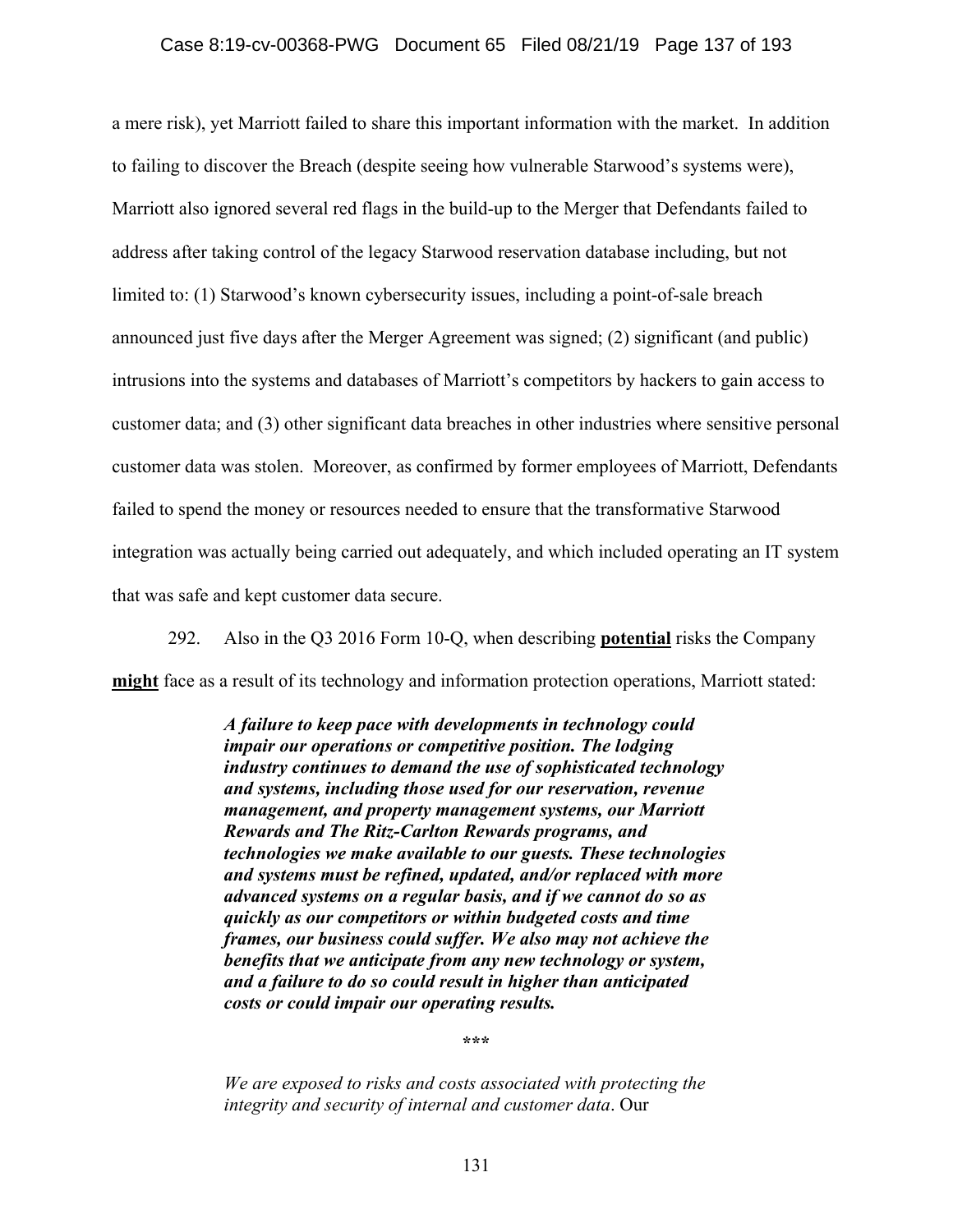a mere risk), yet Marriott failed to share this important information with the market. In addition to failing to discover the Breach (despite seeing how vulnerable Starwood's systems were), Marriott also ignored several red flags in the build-up to the Merger that Defendants failed to address after taking control of the legacy Starwood reservation database including, but not limited to: (1) Starwood's known cybersecurity issues, including a point-of-sale breach announced just five days after the Merger Agreement was signed; (2) significant (and public) intrusions into the systems and databases of Marriott's competitors by hackers to gain access to customer data; and (3) other significant data breaches in other industries where sensitive personal customer data was stolen. Moreover, as confirmed by former employees of Marriott, Defendants failed to spend the money or resources needed to ensure that the transformative Starwood integration was actually being carried out adequately, and which included operating an IT system that was safe and kept customer data secure.

292. Also in the Q3 2016 Form 10-Q, when describing **<u>potential</u>** risks the Company **<u>might</u>** face as a result of its technology and information protection operations, Marriott stated:

> ***A failure to keep pace with developments in technology could impair our operations or competitive position. The lodging industry continues to demand the use of sophisticated technology and systems, including those used for our reservation, revenue management, and property management systems, our Marriott Rewards and The Ritz-Carlton Rewards programs, and technologies we make available to our guests. These technologies and systems must be refined, updated, and/or replaced with more advanced systems on a regular basis, and if we cannot do so as quickly as our competitors or within budgeted costs and time frames, our business could suffer. We also may not achieve the benefits that we anticipate from any new technology or system, and a failure to do so could result in higher than anticipated costs or could impair our operating results.***
>
> \*\*\*
>
> *We are exposed to risks and costs associated with protecting the integrity and security of internal and customer data*. Our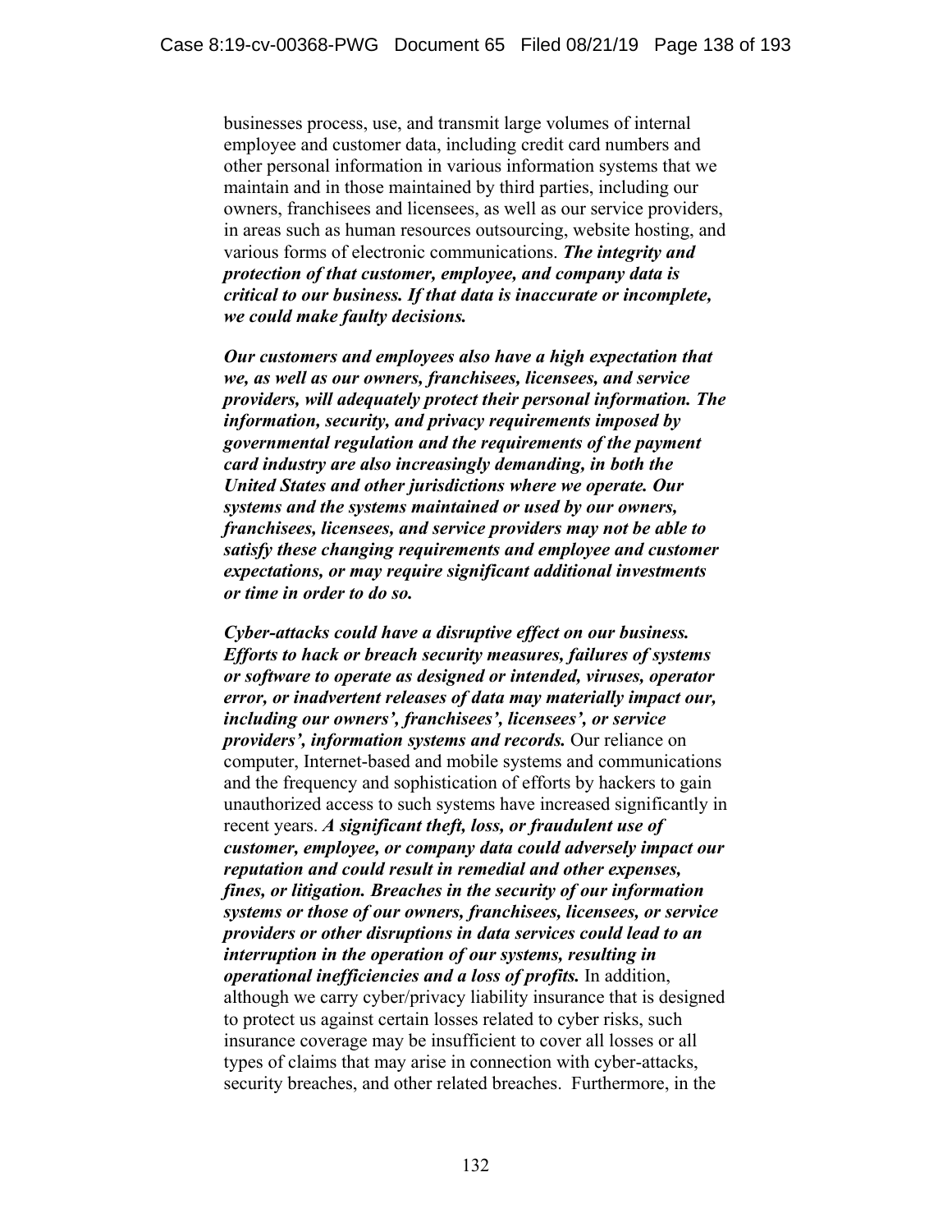businesses process, use, and transmit large volumes of internal employee and customer data, including credit card numbers and other personal information in various information systems that we maintain and in those maintained by third parties, including our owners, franchisees and licensees, as well as our service providers, in areas such as human resources outsourcing, website hosting, and various forms of electronic communications. ***The integrity and protection of that customer, employee, and company data is critical to our business. If that data is inaccurate or incomplete, we could make faulty decisions.***

***Our customers and employees also have a high expectation that we, as well as our owners, franchisees, licensees, and service providers, will adequately protect their personal information. The information, security, and privacy requirements imposed by governmental regulation and the requirements of the payment card industry are also increasingly demanding, in both the United States and other jurisdictions where we operate. Our systems and the systems maintained or used by our owners, franchisees, licensees, and service providers may not be able to satisfy these changing requirements and employee and customer expectations, or may require significant additional investments or time in order to do so.***

***Cyber-attacks could have a disruptive effect on our business. Efforts to hack or breach security measures, failures of systems or software to operate as designed or intended, viruses, operator error, or inadvertent releases of data may materially impact our, including our owners', franchisees', licensees', or service providers', information systems and records.*** Our reliance on computer, Internet-based and mobile systems and communications and the frequency and sophistication of efforts by hackers to gain unauthorized access to such systems have increased significantly in recent years. ***A significant theft, loss, or fraudulent use of customer, employee, or company data could adversely impact our reputation and could result in remedial and other expenses, fines, or litigation. Breaches in the security of our information systems or those of our owners, franchisees, licensees, or service providers or other disruptions in data services could lead to an interruption in the operation of our systems, resulting in operational inefficiencies and a loss of profits.*** In addition, although we carry cyber/privacy liability insurance that is designed to protect us against certain losses related to cyber risks, such insurance coverage may be insufficient to cover all losses or all types of claims that may arise in connection with cyber-attacks, security breaches, and other related breaches. Furthermore, in the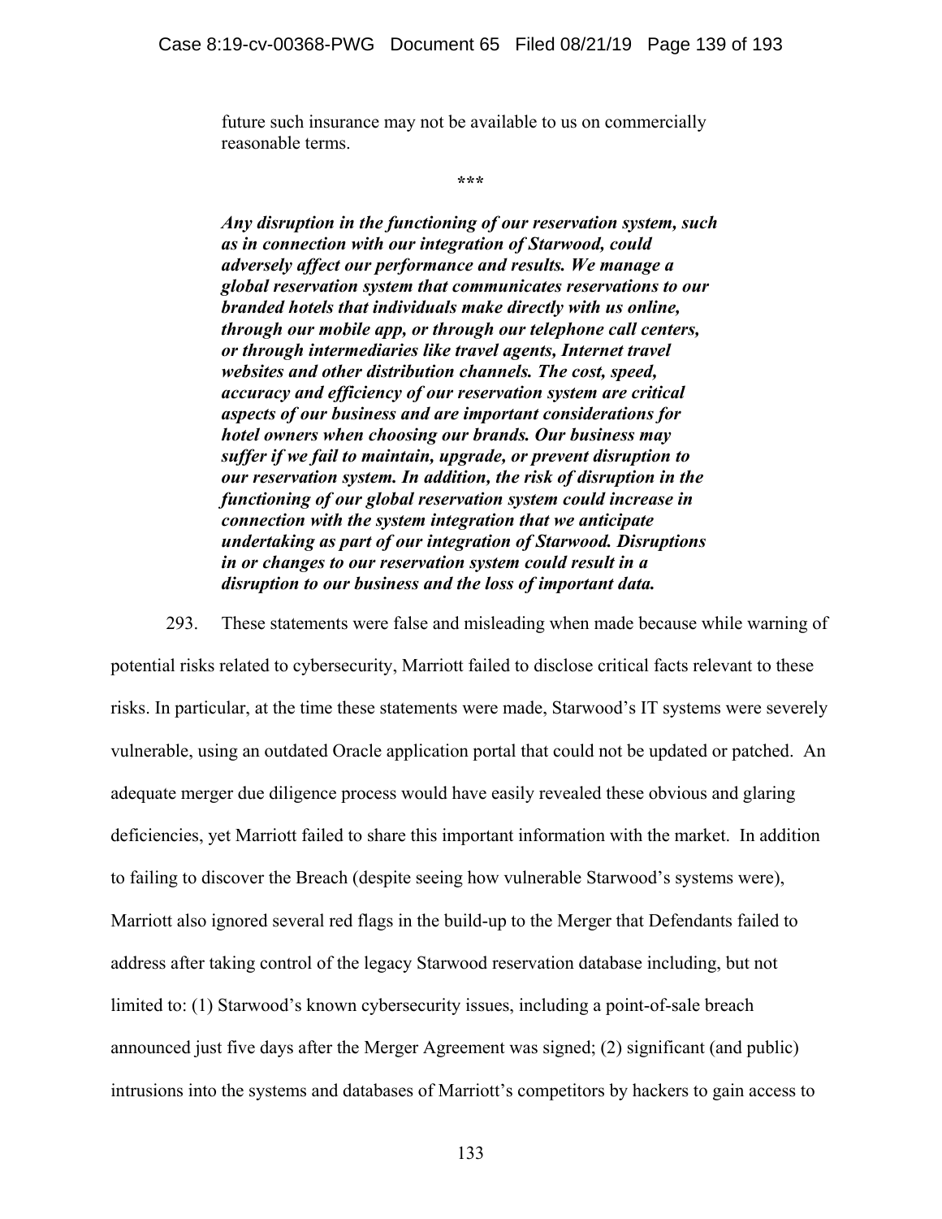future such insurance may not be available to us on commercially reasonable terms.

\*\*\*

***Any disruption in the functioning of our reservation system, such as in connection with our integration of Starwood, could adversely affect our performance and results. We manage a global reservation system that communicates reservations to our branded hotels that individuals make directly with us online, through our mobile app, or through our telephone call centers, or through intermediaries like travel agents, Internet travel websites and other distribution channels. The cost, speed, accuracy and efficiency of our reservation system are critical aspects of our business and are important considerations for hotel owners when choosing our brands. Our business may suffer if we fail to maintain, upgrade, or prevent disruption to our reservation system. In addition, the risk of disruption in the functioning of our global reservation system could increase in connection with the system integration that we anticipate undertaking as part of our integration of Starwood. Disruptions in or changes to our reservation system could result in a disruption to our business and the loss of important data.***

293. These statements were false and misleading when made because while warning of potential risks related to cybersecurity, Marriott failed to disclose critical facts relevant to these risks. In particular, at the time these statements were made, Starwood's IT systems were severely vulnerable, using an outdated Oracle application portal that could not be updated or patched. An adequate merger due diligence process would have easily revealed these obvious and glaring deficiencies, yet Marriott failed to share this important information with the market. In addition to failing to discover the Breach (despite seeing how vulnerable Starwood's systems were), Marriott also ignored several red flags in the build-up to the Merger that Defendants failed to address after taking control of the legacy Starwood reservation database including, but not limited to: (1) Starwood's known cybersecurity issues, including a point-of-sale breach announced just five days after the Merger Agreement was signed; (2) significant (and public) intrusions into the systems and databases of Marriott's competitors by hackers to gain access to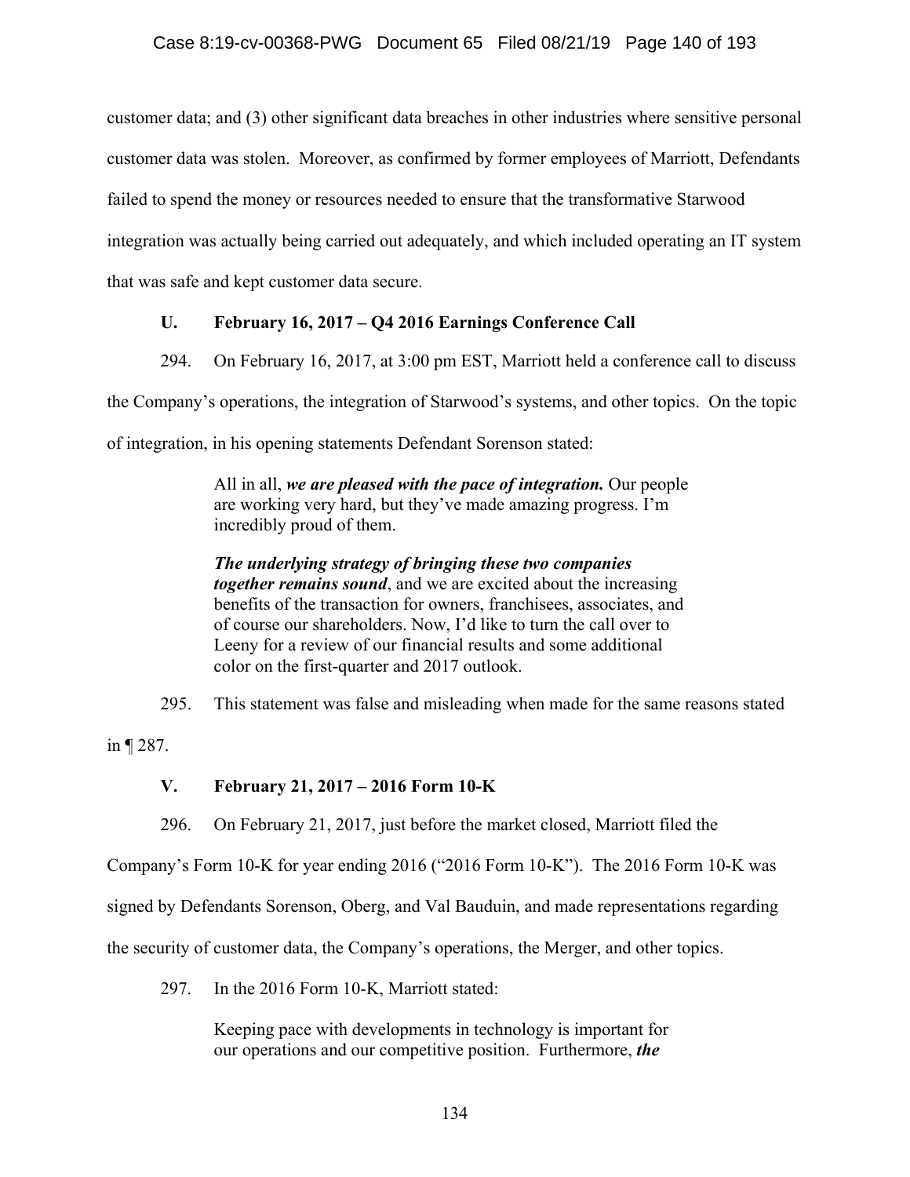customer data; and (3) other significant data breaches in other industries where sensitive personal customer data was stolen. Moreover, as confirmed by former employees of Marriott, Defendants failed to spend the money or resources needed to ensure that the transformative Starwood integration was actually being carried out adequately, and which included operating an IT system that was safe and kept customer data secure.

### U. February 16, 2017 – Q4 2016 Earnings Conference Call

294. On February 16, 2017, at 3:00 pm EST, Marriott held a conference call to discuss the Company's operations, the integration of Starwood's systems, and other topics. On the topic of integration, in his opening statements Defendant Sorenson stated:

> All in all, ***we are pleased with the pace of integration.*** Our people are working very hard, but they've made amazing progress. I'm incredibly proud of them.
>
> ***The underlying strategy of bringing these two companies together remains sound***, and we are excited about the increasing benefits of the transaction for owners, franchisees, associates, and of course our shareholders. Now, I'd like to turn the call over to Leeny for a review of our financial results and some additional color on the first-quarter and 2017 outlook.

295. This statement was false and misleading when made for the same reasons stated in ¶ 287.

### V. February 21, 2017 – 2016 Form 10-K

296. On February 21, 2017, just before the market closed, Marriott filed the Company's Form 10-K for year ending 2016 ("2016 Form 10-K"). The 2016 Form 10-K was signed by Defendants Sorenson, Oberg, and Val Bauduin, and made representations regarding the security of customer data, the Company's operations, the Merger, and other topics.

297. In the 2016 Form 10-K, Marriott stated:

> Keeping pace with developments in technology is important for our operations and our competitive position. Furthermore, ***the***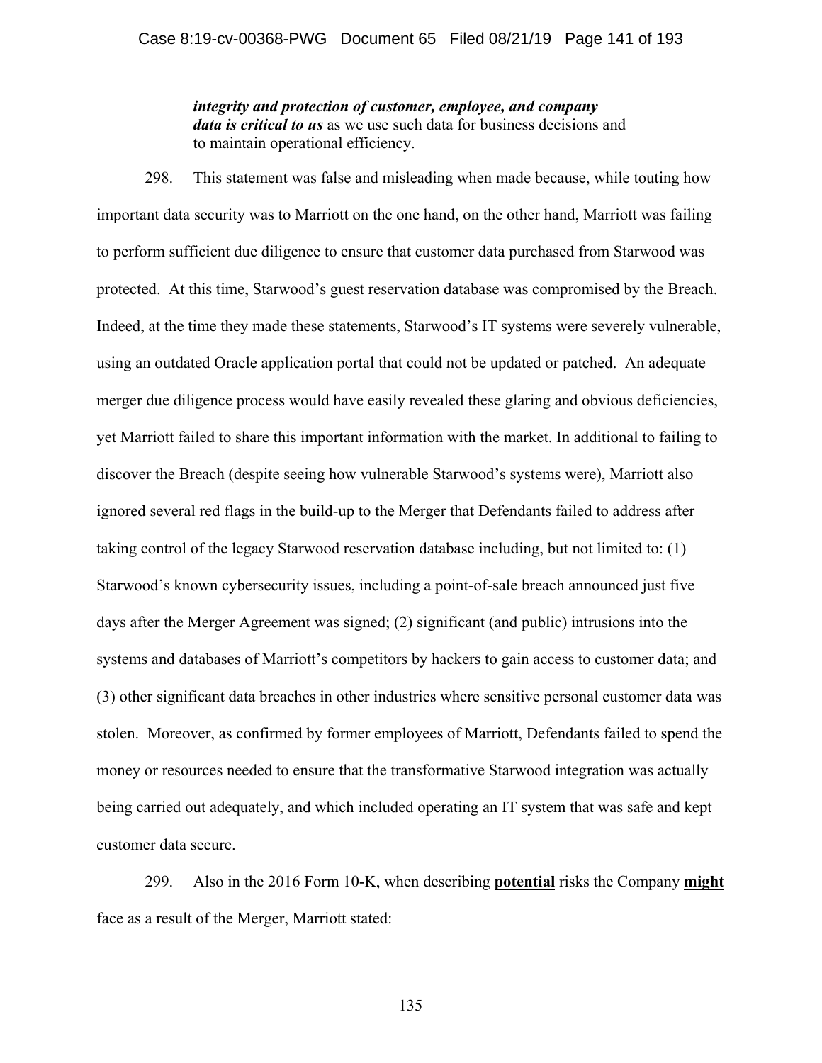> ***integrity and protection of customer, employee, and company data is critical to us*** as we use such data for business decisions and to maintain operational efficiency.

298. This statement was false and misleading when made because, while touting how important data security was to Marriott on the one hand, on the other hand, Marriott was failing to perform sufficient due diligence to ensure that customer data purchased from Starwood was protected. At this time, Starwood's guest reservation database was compromised by the Breach. Indeed, at the time they made these statements, Starwood's IT systems were severely vulnerable, using an outdated Oracle application portal that could not be updated or patched. An adequate merger due diligence process would have easily revealed these glaring and obvious deficiencies, yet Marriott failed to share this important information with the market. In additional to failing to discover the Breach (despite seeing how vulnerable Starwood's systems were), Marriott also ignored several red flags in the build-up to the Merger that Defendants failed to address after taking control of the legacy Starwood reservation database including, but not limited to: (1) Starwood's known cybersecurity issues, including a point-of-sale breach announced just five days after the Merger Agreement was signed; (2) significant (and public) intrusions into the systems and databases of Marriott's competitors by hackers to gain access to customer data; and (3) other significant data breaches in other industries where sensitive personal customer data was stolen. Moreover, as confirmed by former employees of Marriott, Defendants failed to spend the money or resources needed to ensure that the transformative Starwood integration was actually being carried out adequately, and which included operating an IT system that was safe and kept customer data secure.

299. Also in the 2016 Form 10-K, when describing **<u>potential</u>** risks the Company **<u>might</u>** face as a result of the Merger, Marriott stated: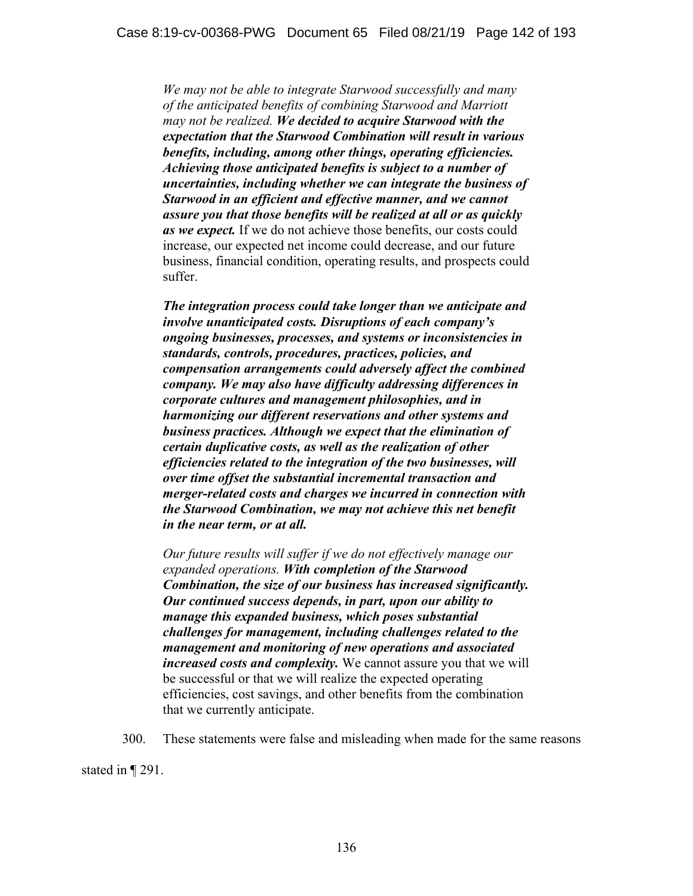> *We may not be able to integrate Starwood successfully and many of the anticipated benefits of combining Starwood and Marriott may not be realized.* ***We decided to acquire Starwood with the expectation that the Starwood Combination will result in various benefits, including, among other things, operating efficiencies. Achieving those anticipated benefits is subject to a number of uncertainties, including whether we can integrate the business of Starwood in an efficient and effective manner, and we cannot assure you that those benefits will be realized at all or as quickly as we expect.*** If we do not achieve those benefits, our costs could increase, our expected net income could decrease, and our future business, financial condition, operating results, and prospects could suffer.
>
> ***The integration process could take longer than we anticipate and involve unanticipated costs. Disruptions of each company's ongoing businesses, processes, and systems or inconsistencies in standards, controls, procedures, practices, policies, and compensation arrangements could adversely affect the combined company. We may also have difficulty addressing differences in corporate cultures and management philosophies, and in harmonizing our different reservations and other systems and business practices. Although we expect that the elimination of certain duplicative costs, as well as the realization of other efficiencies related to the integration of the two businesses, will over time offset the substantial incremental transaction and merger-related costs and charges we incurred in connection with the Starwood Combination, we may not achieve this net benefit in the near term, or at all.***
>
> *Our future results will suffer if we do not effectively manage our expanded operations.* ***With completion of the Starwood Combination, the size of our business has increased significantly. Our continued success depends, in part, upon our ability to manage this expanded business, which poses substantial challenges for management, including challenges related to the management and monitoring of new operations and associated increased costs and complexity.*** We cannot assure you that we will be successful or that we will realize the expected operating efficiencies, cost savings, and other benefits from the combination that we currently anticipate.

300. These statements were false and misleading when made for the same reasons stated in ¶ 291.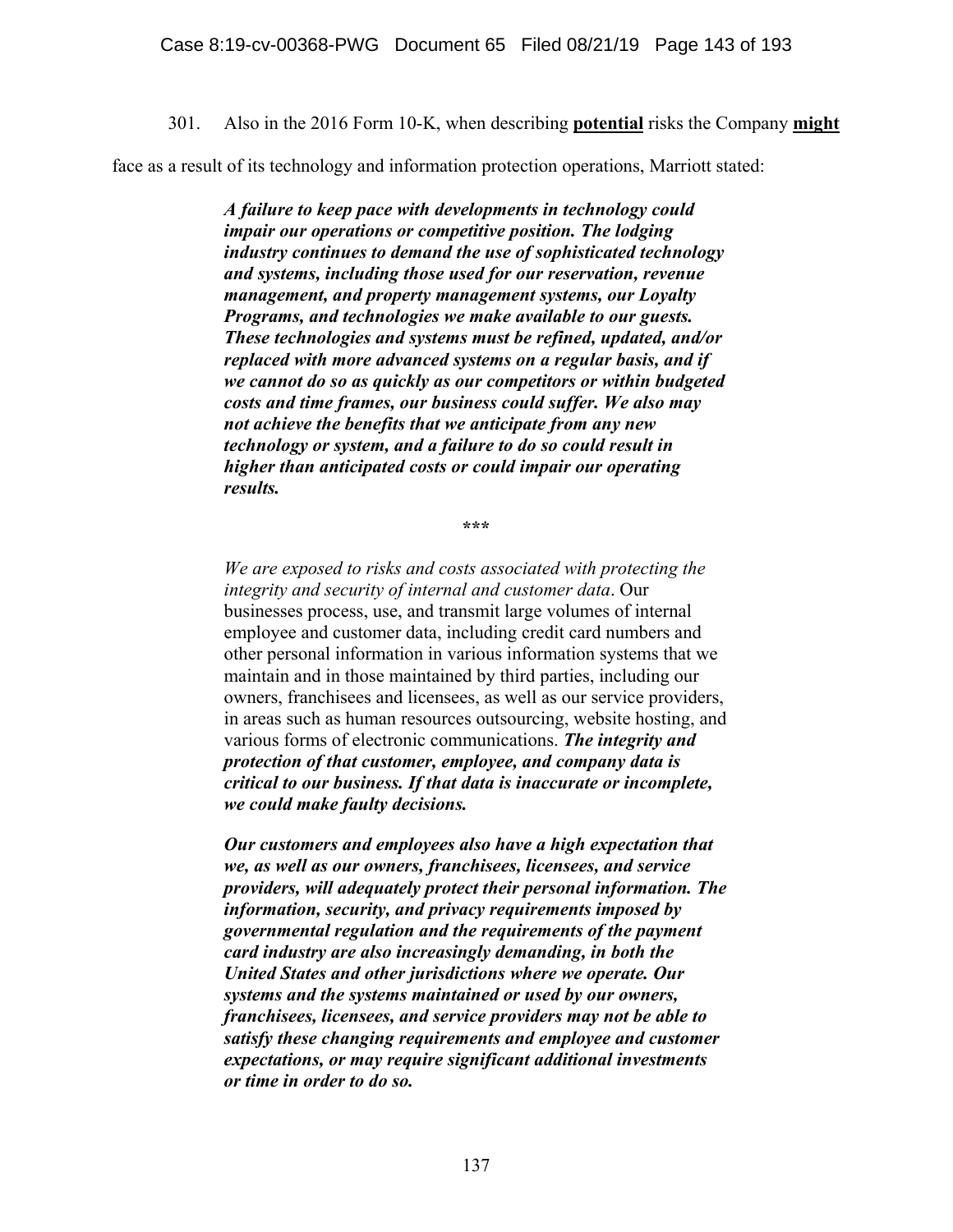301. Also in the 2016 Form 10-K, when describing **<u>potential</u>** risks the Company **<u>might</u>** face as a result of its technology and information protection operations, Marriott stated:

> ***A failure to keep pace with developments in technology could impair our operations or competitive position. The lodging industry continues to demand the use of sophisticated technology and systems, including those used for our reservation, revenue management, and property management systems, our Loyalty Programs, and technologies we make available to our guests. These technologies and systems must be refined, updated, and/or replaced with more advanced systems on a regular basis, and if we cannot do so as quickly as our competitors or within budgeted costs and time frames, our business could suffer. We also may not achieve the benefits that we anticipate from any new technology or system, and a failure to do so could result in higher than anticipated costs or could impair our operating results.***
>
> ***
>
> *We are exposed to risks and costs associated with protecting the integrity and security of internal and customer data*. Our businesses process, use, and transmit large volumes of internal employee and customer data, including credit card numbers and other personal information in various information systems that we maintain and in those maintained by third parties, including our owners, franchisees and licensees, as well as our service providers, in areas such as human resources outsourcing, website hosting, and various forms of electronic communications. ***The integrity and protection of that customer, employee, and company data is critical to our business. If that data is inaccurate or incomplete, we could make faulty decisions.***
>
> ***Our customers and employees also have a high expectation that we, as well as our owners, franchisees, licensees, and service providers, will adequately protect their personal information. The information, security, and privacy requirements imposed by governmental regulation and the requirements of the payment card industry are also increasingly demanding, in both the United States and other jurisdictions where we operate. Our systems and the systems maintained or used by our owners, franchisees, licensees, and service providers may not be able to satisfy these changing requirements and employee and customer expectations, or may require significant additional investments or time in order to do so.***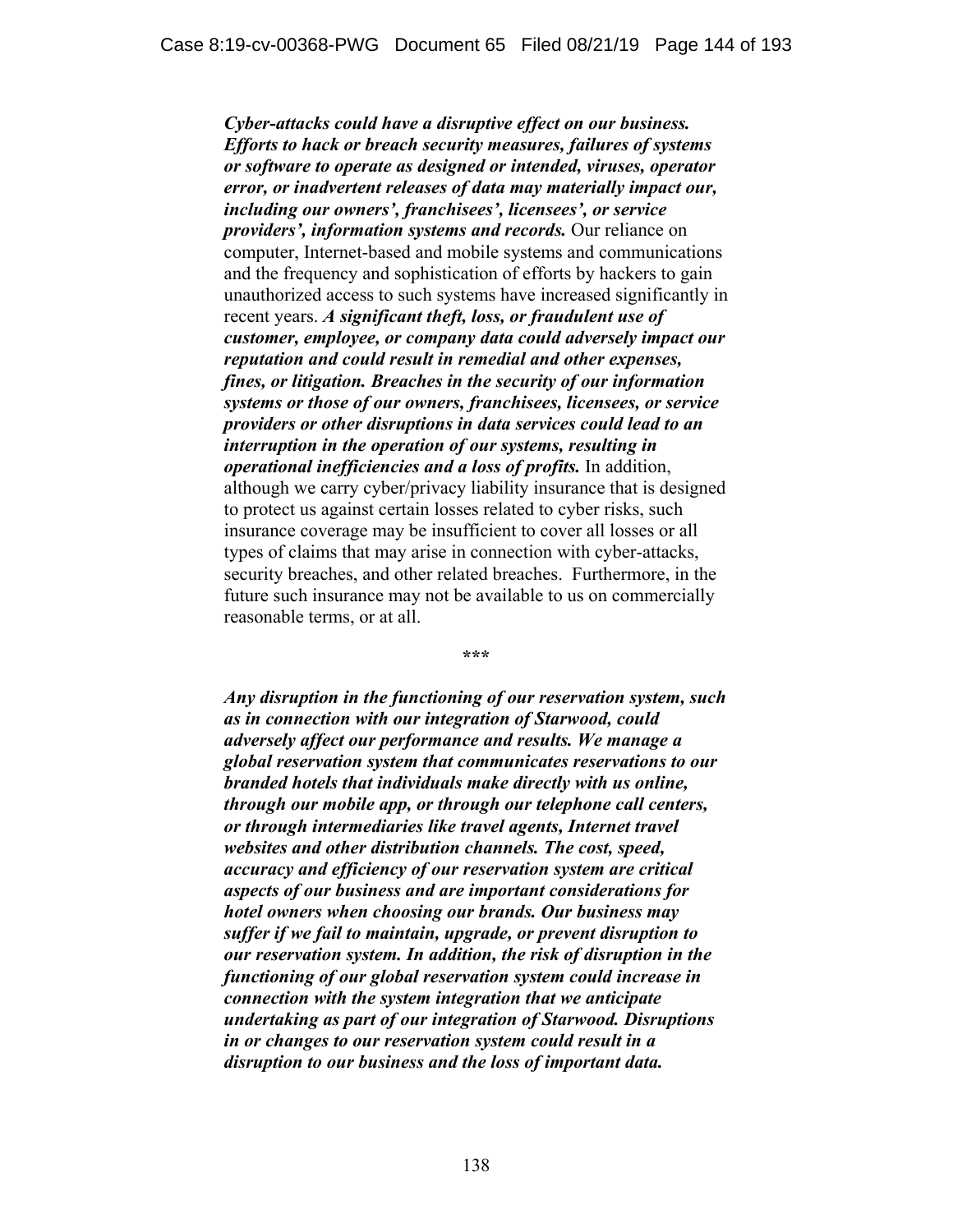***Cyber-attacks could have a disruptive effect on our business. Efforts to hack or breach security measures, failures of systems or software to operate as designed or intended, viruses, operator error, or inadvertent releases of data may materially impact our, including our owners', franchisees', licensees', or service providers', information systems and records.*** Our reliance on computer, Internet-based and mobile systems and communications and the frequency and sophistication of efforts by hackers to gain unauthorized access to such systems have increased significantly in recent years. ***A significant theft, loss, or fraudulent use of customer, employee, or company data could adversely impact our reputation and could result in remedial and other expenses, fines, or litigation. Breaches in the security of our information systems or those of our owners, franchisees, licensees, or service providers or other disruptions in data services could lead to an interruption in the operation of our systems, resulting in operational inefficiencies and a loss of profits.*** In addition, although we carry cyber/privacy liability insurance that is designed to protect us against certain losses related to cyber risks, such insurance coverage may be insufficient to cover all losses or all types of claims that may arise in connection with cyber-attacks, security breaches, and other related breaches. Furthermore, in the future such insurance may not be available to us on commercially reasonable terms, or at all.

\*\*\*

***Any disruption in the functioning of our reservation system, such as in connection with our integration of Starwood, could adversely affect our performance and results. We manage a global reservation system that communicates reservations to our branded hotels that individuals make directly with us online, through our mobile app, or through our telephone call centers, or through intermediaries like travel agents, Internet travel websites and other distribution channels. The cost, speed, accuracy and efficiency of our reservation system are critical aspects of our business and are important considerations for hotel owners when choosing our brands. Our business may suffer if we fail to maintain, upgrade, or prevent disruption to our reservation system. In addition, the risk of disruption in the functioning of our global reservation system could increase in connection with the system integration that we anticipate undertaking as part of our integration of Starwood. Disruptions in or changes to our reservation system could result in a disruption to our business and the loss of important data.***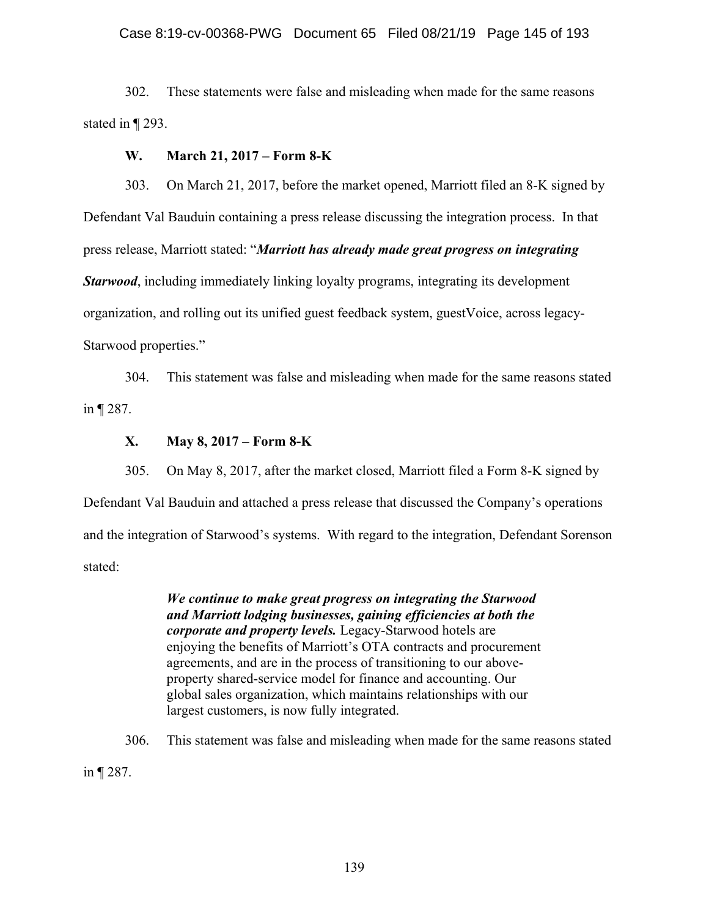302. These statements were false and misleading when made for the same reasons stated in ¶ 293.

### W. March 21, 2017 – Form 8-K

303. On March 21, 2017, before the market opened, Marriott filed an 8-K signed by Defendant Val Bauduin containing a press release discussing the integration process. In that press release, Marriott stated: "***Marriott has already made great progress on integrating Starwood***, including immediately linking loyalty programs, integrating its development organization, and rolling out its unified guest feedback system, guestVoice, across legacy-Starwood properties."

304. This statement was false and misleading when made for the same reasons stated in ¶ 287.

### X. May 8, 2017 – Form 8-K

305. On May 8, 2017, after the market closed, Marriott filed a Form 8-K signed by Defendant Val Bauduin and attached a press release that discussed the Company's operations and the integration of Starwood's systems. With regard to the integration, Defendant Sorenson stated:

> ***We continue to make great progress on integrating the Starwood and Marriott lodging businesses, gaining efficiencies at both the corporate and property levels.*** Legacy-Starwood hotels are enjoying the benefits of Marriott's OTA contracts and procurement agreements, and are in the process of transitioning to our above-property shared-service model for finance and accounting. Our global sales organization, which maintains relationships with our largest customers, is now fully integrated.

306. This statement was false and misleading when made for the same reasons stated in ¶ 287.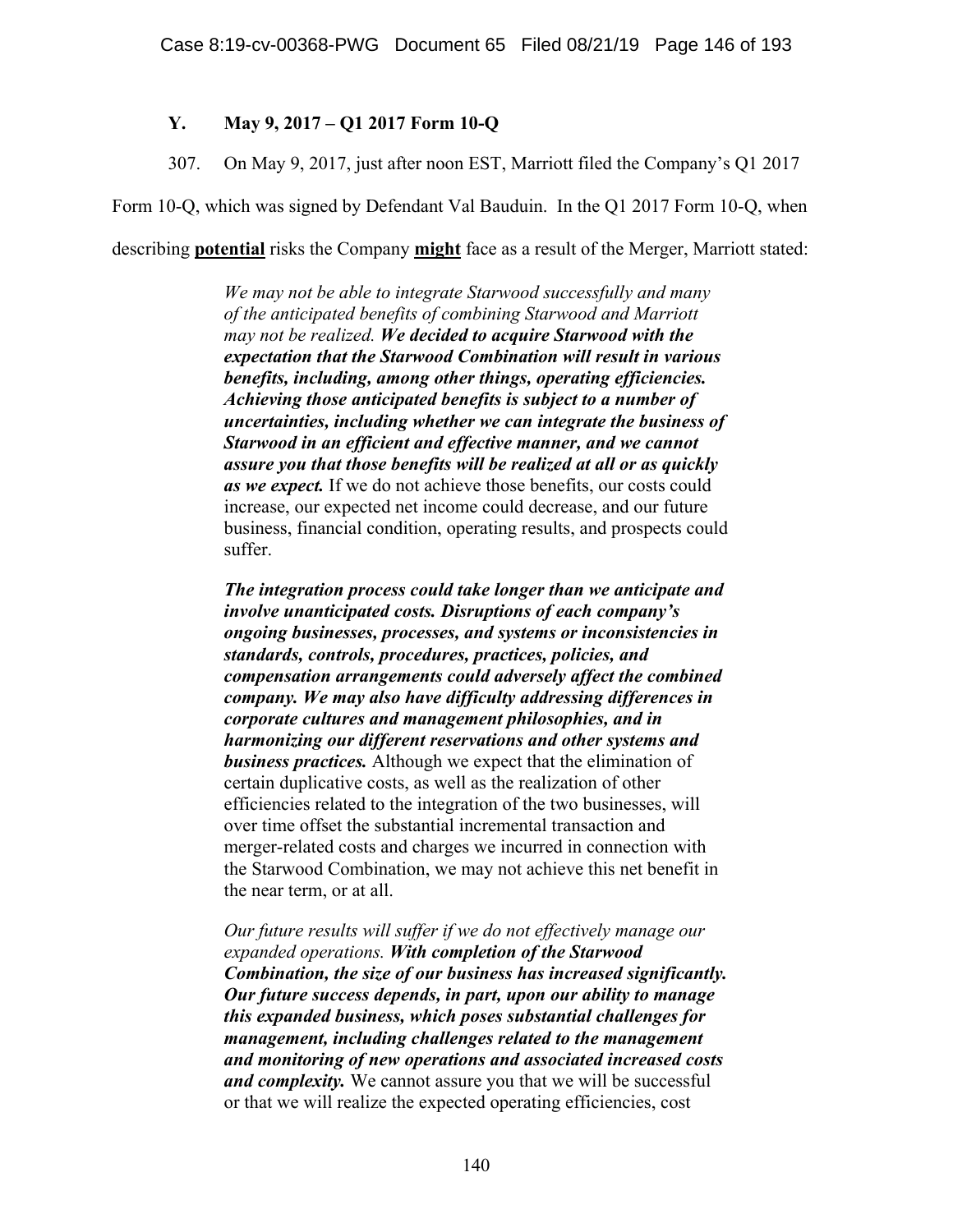### Y. May 9, 2017 – Q1 2017 Form 10-Q

307. On May 9, 2017, just after noon EST, Marriott filed the Company's Q1 2017 Form 10-Q, which was signed by Defendant Val Bauduin. In the Q1 2017 Form 10-Q, when describing **potential** risks the Company **might** face as a result of the Merger, Marriott stated:

> *We may not be able to integrate Starwood successfully and many of the anticipated benefits of combining Starwood and Marriott may not be realized.* ***We decided to acquire Starwood with the expectation that the Starwood Combination will result in various benefits, including, among other things, operating efficiencies. Achieving those anticipated benefits is subject to a number of uncertainties, including whether we can integrate the business of Starwood in an efficient and effective manner, and we cannot assure you that those benefits will be realized at all or as quickly as we expect.*** If we do not achieve those benefits, our costs could increase, our expected net income could decrease, and our future business, financial condition, operating results, and prospects could suffer.
>
> ***The integration process could take longer than we anticipate and involve unanticipated costs. Disruptions of each company's ongoing businesses, processes, and systems or inconsistencies in standards, controls, procedures, practices, policies, and compensation arrangements could adversely affect the combined company. We may also have difficulty addressing differences in corporate cultures and management philosophies, and in harmonizing our different reservations and other systems and business practices.*** Although we expect that the elimination of certain duplicative costs, as well as the realization of other efficiencies related to the integration of the two businesses, will over time offset the substantial incremental transaction and merger-related costs and charges we incurred in connection with the Starwood Combination, we may not achieve this net benefit in the near term, or at all.
>
> *Our future results will suffer if we do not effectively manage our expanded operations.* ***With completion of the Starwood Combination, the size of our business has increased significantly. Our future success depends, in part, upon our ability to manage this expanded business, which poses substantial challenges for management, including challenges related to the management and monitoring of new operations and associated increased costs and complexity.*** We cannot assure you that we will be successful or that we will realize the expected operating efficiencies, cost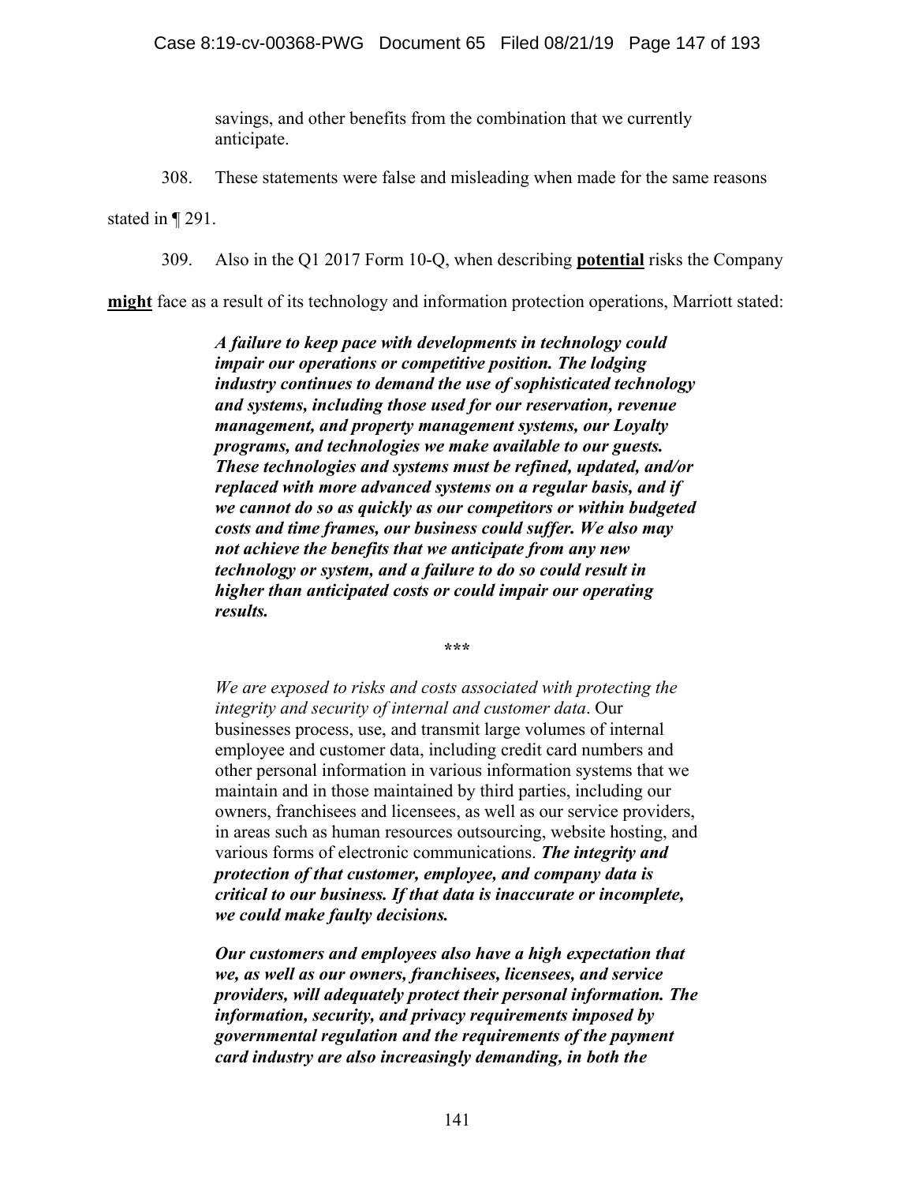> savings, and other benefits from the combination that we currently anticipate.

308. These statements were false and misleading when made for the same reasons stated in ¶ 291.

309. Also in the Q1 2017 Form 10-Q, when describing **potential** risks the Company **might** face as a result of its technology and information protection operations, Marriott stated:

> ***A failure to keep pace with developments in technology could impair our operations or competitive position. The lodging industry continues to demand the use of sophisticated technology and systems, including those used for our reservation, revenue management, and property management systems, our Loyalty programs, and technologies we make available to our guests. These technologies and systems must be refined, updated, and/or replaced with more advanced systems on a regular basis, and if we cannot do so as quickly as our competitors or within budgeted costs and time frames, our business could suffer. We also may not achieve the benefits that we anticipate from any new technology or system, and a failure to do so could result in higher than anticipated costs or could impair our operating results.***
>
> \*\*\*
>
> *We are exposed to risks and costs associated with protecting the integrity and security of internal and customer data*. Our businesses process, use, and transmit large volumes of internal employee and customer data, including credit card numbers and other personal information in various information systems that we maintain and in those maintained by third parties, including our owners, franchisees and licensees, as well as our service providers, in areas such as human resources outsourcing, website hosting, and various forms of electronic communications. ***The integrity and protection of that customer, employee, and company data is critical to our business. If that data is inaccurate or incomplete, we could make faulty decisions.***
>
> ***Our customers and employees also have a high expectation that we, as well as our owners, franchisees, licensees, and service providers, will adequately protect their personal information. The information, security, and privacy requirements imposed by governmental regulation and the requirements of the payment card industry are also increasingly demanding, in both the***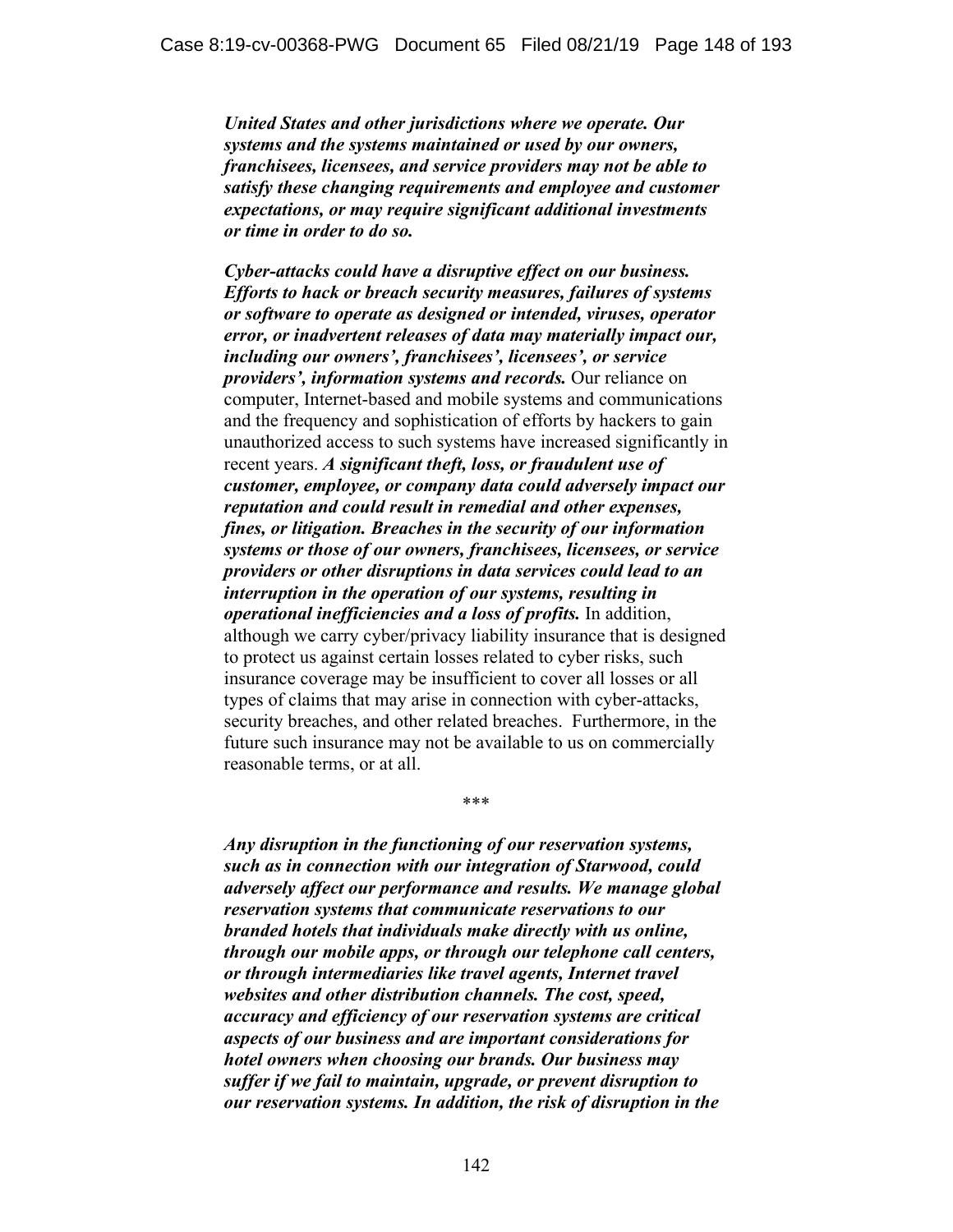***United States and other jurisdictions where we operate. Our systems and the systems maintained or used by our owners, franchisees, licensees, and service providers may not be able to satisfy these changing requirements and employee and customer expectations, or may require significant additional investments or time in order to do so.***

***Cyber-attacks could have a disruptive effect on our business. Efforts to hack or breach security measures, failures of systems or software to operate as designed or intended, viruses, operator error, or inadvertent releases of data may materially impact our, including our owners', franchisees', licensees', or service providers', information systems and records.*** Our reliance on computer, Internet-based and mobile systems and communications and the frequency and sophistication of efforts by hackers to gain unauthorized access to such systems have increased significantly in recent years. ***A significant theft, loss, or fraudulent use of customer, employee, or company data could adversely impact our reputation and could result in remedial and other expenses, fines, or litigation. Breaches in the security of our information systems or those of our owners, franchisees, licensees, or service providers or other disruptions in data services could lead to an interruption in the operation of our systems, resulting in operational inefficiencies and a loss of profits.*** In addition, although we carry cyber/privacy liability insurance that is designed to protect us against certain losses related to cyber risks, such insurance coverage may be insufficient to cover all losses or all types of claims that may arise in connection with cyber-attacks, security breaches, and other related breaches. Furthermore, in the future such insurance may not be available to us on commercially reasonable terms, or at all.

***

***Any disruption in the functioning of our reservation systems, such as in connection with our integration of Starwood, could adversely affect our performance and results. We manage global reservation systems that communicate reservations to our branded hotels that individuals make directly with us online, through our mobile apps, or through our telephone call centers, or through intermediaries like travel agents, Internet travel websites and other distribution channels. The cost, speed, accuracy and efficiency of our reservation systems are critical aspects of our business and are important considerations for hotel owners when choosing our brands. Our business may suffer if we fail to maintain, upgrade, or prevent disruption to our reservation systems. In addition, the risk of disruption in the***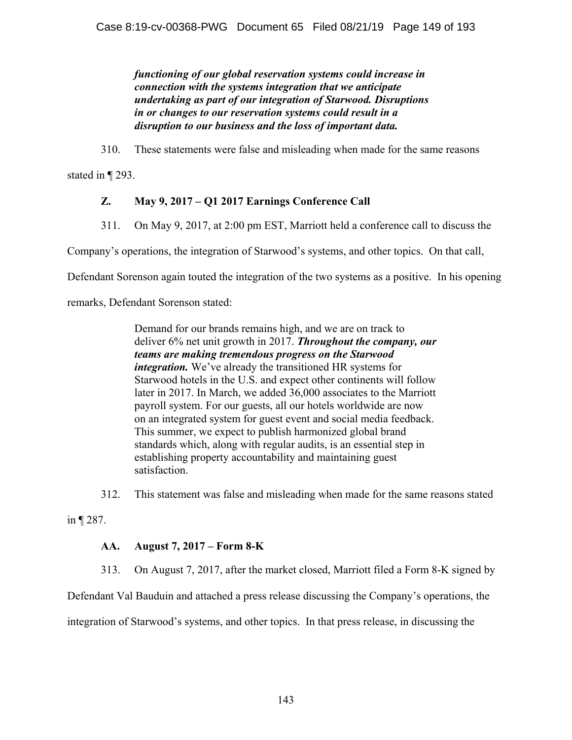> ***functioning of our global reservation systems could increase in connection with the systems integration that we anticipate undertaking as part of our integration of Starwood. Disruptions in or changes to our reservation systems could result in a disruption to our business and the loss of important data.***

310. These statements were false and misleading when made for the same reasons stated in ¶ 293.

### Z. May 9, 2017 – Q1 2017 Earnings Conference Call

311. On May 9, 2017, at 2:00 pm EST, Marriott held a conference call to discuss the Company's operations, the integration of Starwood's systems, and other topics. On that call, Defendant Sorenson again touted the integration of the two systems as a positive. In his opening remarks, Defendant Sorenson stated:

> Demand for our brands remains high, and we are on track to deliver 6% net unit growth in 2017. ***Throughout the company, our teams are making tremendous progress on the Starwood integration.*** We've already the transitioned HR systems for Starwood hotels in the U.S. and expect other continents will follow later in 2017. In March, we added 36,000 associates to the Marriott payroll system. For our guests, all our hotels worldwide are now on an integrated system for guest event and social media feedback. This summer, we expect to publish harmonized global brand standards which, along with regular audits, is an essential step in establishing property accountability and maintaining guest satisfaction.

312. This statement was false and misleading when made for the same reasons stated in ¶ 287.

### AA. August 7, 2017 – Form 8-K

313. On August 7, 2017, after the market closed, Marriott filed a Form 8-K signed by Defendant Val Bauduin and attached a press release discussing the Company's operations, the integration of Starwood's systems, and other topics. In that press release, in discussing the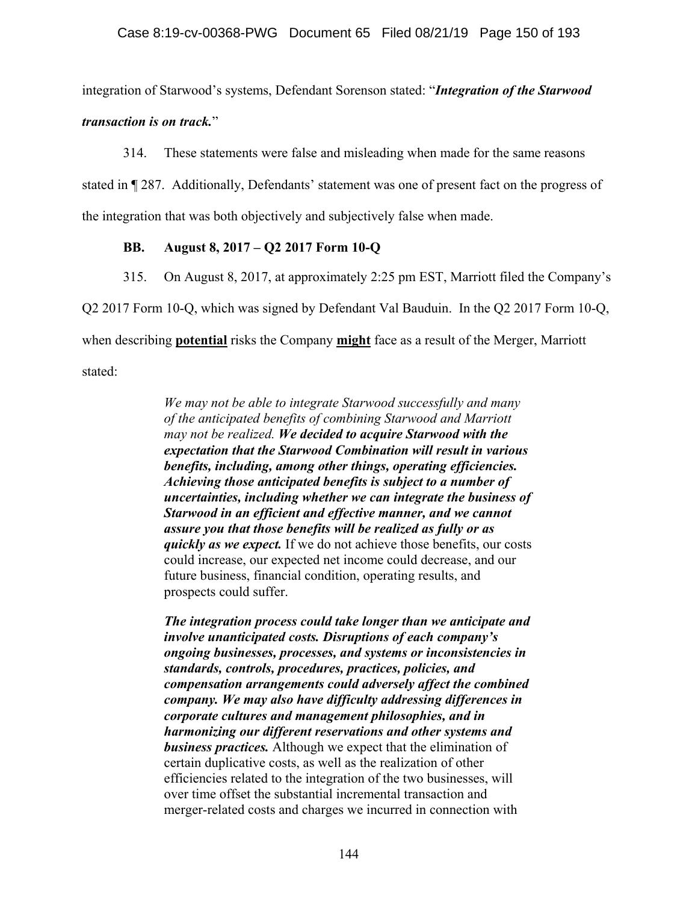integration of Starwood's systems, Defendant Sorenson stated: "***Integration of the Starwood transaction is on track.***"

314. These statements were false and misleading when made for the same reasons stated in ¶ 287. Additionally, Defendants' statement was one of present fact on the progress of the integration that was both objectively and subjectively false when made.

### BB. August 8, 2017 – Q2 2017 Form 10-Q

315. On August 8, 2017, at approximately 2:25 pm EST, Marriott filed the Company's Q2 2017 Form 10-Q, which was signed by Defendant Val Bauduin. In the Q2 2017 Form 10-Q, when describing **potential** risks the Company **might** face as a result of the Merger, Marriott stated:

> *We may not be able to integrate Starwood successfully and many of the anticipated benefits of combining Starwood and Marriott may not be realized.* ***We decided to acquire Starwood with the expectation that the Starwood Combination will result in various benefits, including, among other things, operating efficiencies. Achieving those anticipated benefits is subject to a number of uncertainties, including whether we can integrate the business of Starwood in an efficient and effective manner, and we cannot assure you that those benefits will be realized as fully or as quickly as we expect.*** If we do not achieve those benefits, our costs could increase, our expected net income could decrease, and our future business, financial condition, operating results, and prospects could suffer.
>
> ***The integration process could take longer than we anticipate and involve unanticipated costs. Disruptions of each company's ongoing businesses, processes, and systems or inconsistencies in standards, controls, procedures, practices, policies, and compensation arrangements could adversely affect the combined company. We may also have difficulty addressing differences in corporate cultures and management philosophies, and in harmonizing our different reservations and other systems and business practices.*** Although we expect that the elimination of certain duplicative costs, as well as the realization of other efficiencies related to the integration of the two businesses, will over time offset the substantial incremental transaction and merger-related costs and charges we incurred in connection with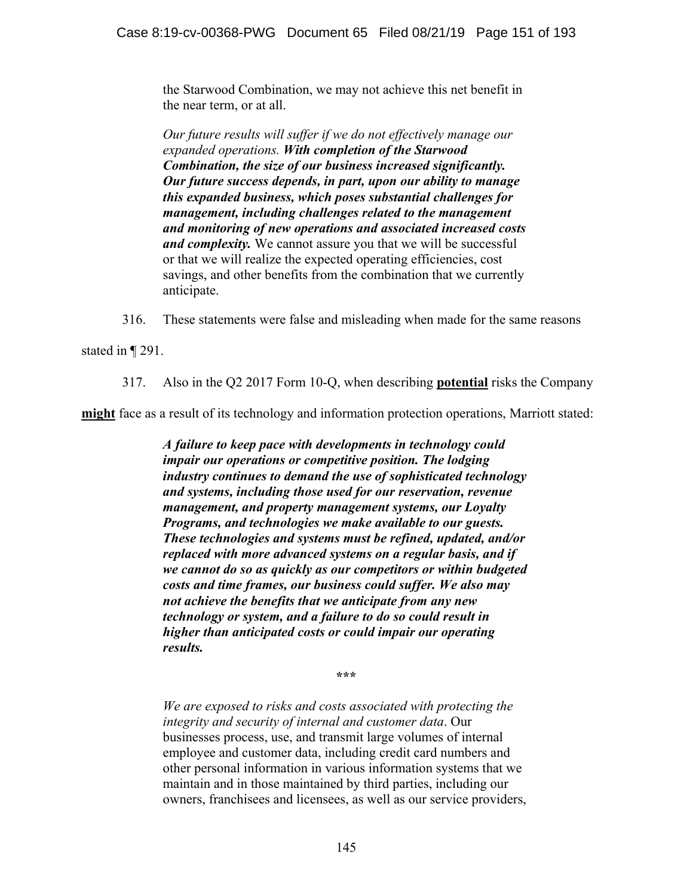> the Starwood Combination, we may not achieve this net benefit in the near term, or at all.
>
> *Our future results will suffer if we do not effectively manage our expanded operations.* ***With completion of the Starwood Combination, the size of our business increased significantly. Our future success depends, in part, upon our ability to manage this expanded business, which poses substantial challenges for management, including challenges related to the management and monitoring of new operations and associated increased costs and complexity.*** We cannot assure you that we will be successful or that we will realize the expected operating efficiencies, cost savings, and other benefits from the combination that we currently anticipate.

316. These statements were false and misleading when made for the same reasons stated in ¶ 291.

317. Also in the Q2 2017 Form 10-Q, when describing **potential** risks the Company **might** face as a result of its technology and information protection operations, Marriott stated:

> ***A failure to keep pace with developments in technology could impair our operations or competitive position. The lodging industry continues to demand the use of sophisticated technology and systems, including those used for our reservation, revenue management, and property management systems, our Loyalty Programs, and technologies we make available to our guests. These technologies and systems must be refined, updated, and/or replaced with more advanced systems on a regular basis, and if we cannot do so as quickly as our competitors or within budgeted costs and time frames, our business could suffer. We also may not achieve the benefits that we anticipate from any new technology or system, and a failure to do so could result in higher than anticipated costs or could impair our operating results.***
>
> \*\*\*
>
> *We are exposed to risks and costs associated with protecting the integrity and security of internal and customer data*. Our businesses process, use, and transmit large volumes of internal employee and customer data, including credit card numbers and other personal information in various information systems that we maintain and in those maintained by third parties, including our owners, franchisees and licensees, as well as our service providers,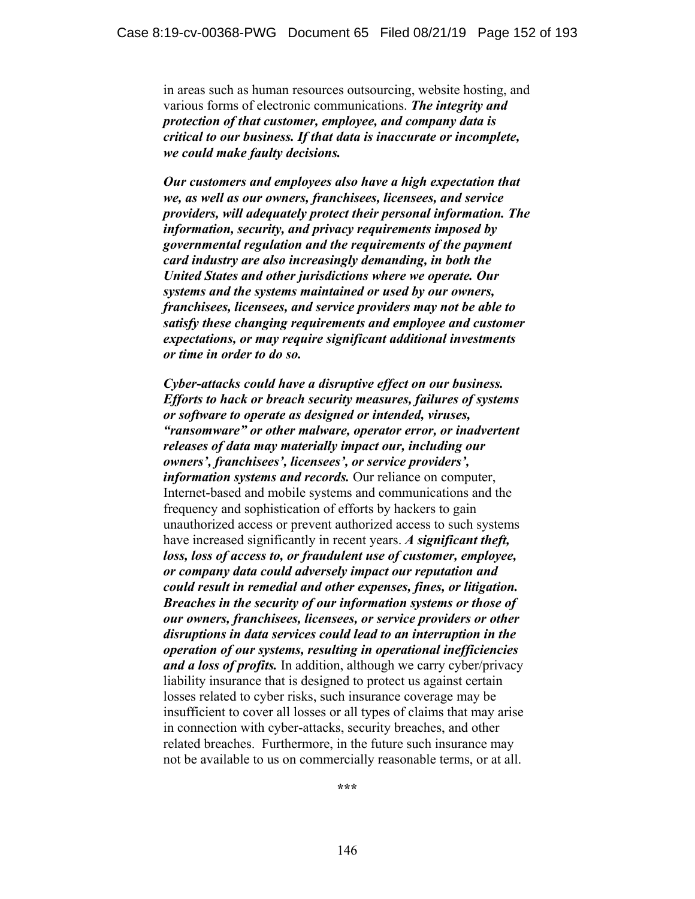in areas such as human resources outsourcing, website hosting, and various forms of electronic communications. ***The integrity and protection of that customer, employee, and company data is critical to our business. If that data is inaccurate or incomplete, we could make faulty decisions.***

***Our customers and employees also have a high expectation that we, as well as our owners, franchisees, licensees, and service providers, will adequately protect their personal information. The information, security, and privacy requirements imposed by governmental regulation and the requirements of the payment card industry are also increasingly demanding, in both the United States and other jurisdictions where we operate. Our systems and the systems maintained or used by our owners, franchisees, licensees, and service providers may not be able to satisfy these changing requirements and employee and customer expectations, or may require significant additional investments or time in order to do so.***

***Cyber-attacks could have a disruptive effect on our business. Efforts to hack or breach security measures, failures of systems or software to operate as designed or intended, viruses, "ransomware" or other malware, operator error, or inadvertent releases of data may materially impact our, including our owners', franchisees', licensees', or service providers', information systems and records.*** Our reliance on computer, Internet-based and mobile systems and communications and the frequency and sophistication of efforts by hackers to gain unauthorized access or prevent authorized access to such systems have increased significantly in recent years. ***A significant theft, loss, loss of access to, or fraudulent use of customer, employee, or company data could adversely impact our reputation and could result in remedial and other expenses, fines, or litigation. Breaches in the security of our information systems or those of our owners, franchisees, licensees, or service providers or other disruptions in data services could lead to an interruption in the operation of our systems, resulting in operational inefficiencies and a loss of profits.*** In addition, although we carry cyber/privacy liability insurance that is designed to protect us against certain losses related to cyber risks, such insurance coverage may be insufficient to cover all losses or all types of claims that may arise in connection with cyber-attacks, security breaches, and other related breaches. Furthermore, in the future such insurance may not be available to us on commercially reasonable terms, or at all.

\*\*\*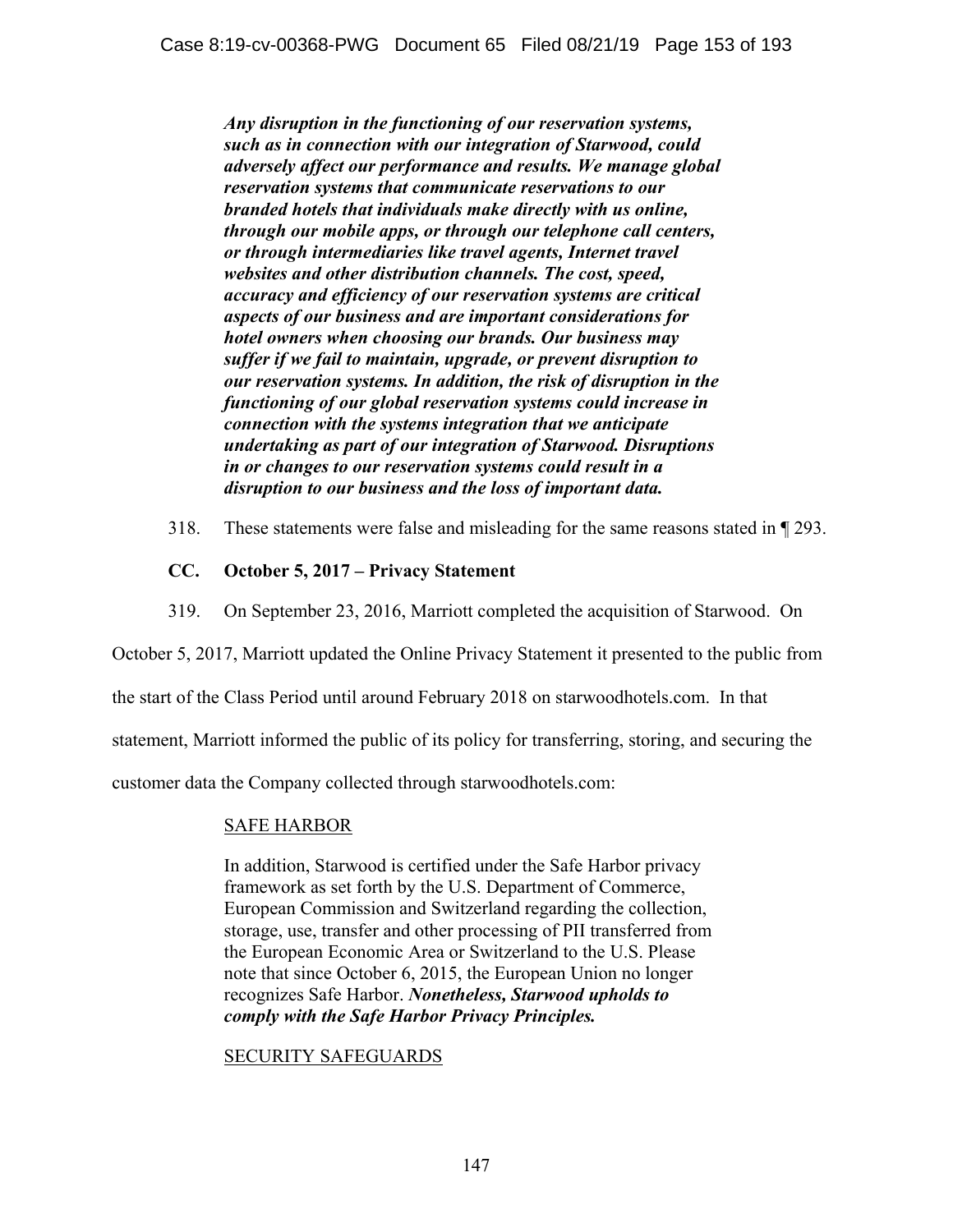> ***Any disruption in the functioning of our reservation systems, such as in connection with our integration of Starwood, could adversely affect our performance and results. We manage global reservation systems that communicate reservations to our branded hotels that individuals make directly with us online, through our mobile apps, or through our telephone call centers, or through intermediaries like travel agents, Internet travel websites and other distribution channels. The cost, speed, accuracy and efficiency of our reservation systems are critical aspects of our business and are important considerations for hotel owners when choosing our brands. Our business may suffer if we fail to maintain, upgrade, or prevent disruption to our reservation systems. In addition, the risk of disruption in the functioning of our global reservation systems could increase in connection with the systems integration that we anticipate undertaking as part of our integration of Starwood. Disruptions in or changes to our reservation systems could result in a disruption to our business and the loss of important data.***

318. These statements were false and misleading for the same reasons stated in ¶ 293.

### CC. October 5, 2017 – Privacy Statement

319. On September 23, 2016, Marriott completed the acquisition of Starwood. On October 5, 2017, Marriott updated the Online Privacy Statement it presented to the public from the start of the Class Period until around February 2018 on starwoodhotels.com. In that statement, Marriott informed the public of its policy for transferring, storing, and securing the customer data the Company collected through starwoodhotels.com:

> <u>SAFE HARBOR</u>
>
> In addition, Starwood is certified under the Safe Harbor privacy framework as set forth by the U.S. Department of Commerce, European Commission and Switzerland regarding the collection, storage, use, transfer and other processing of PII transferred from the European Economic Area or Switzerland to the U.S. Please note that since October 6, 2015, the European Union no longer recognizes Safe Harbor. ***Nonetheless, Starwood upholds to comply with the Safe Harbor Privacy Principles.***
>
> <u>SECURITY SAFEGUARDS</u>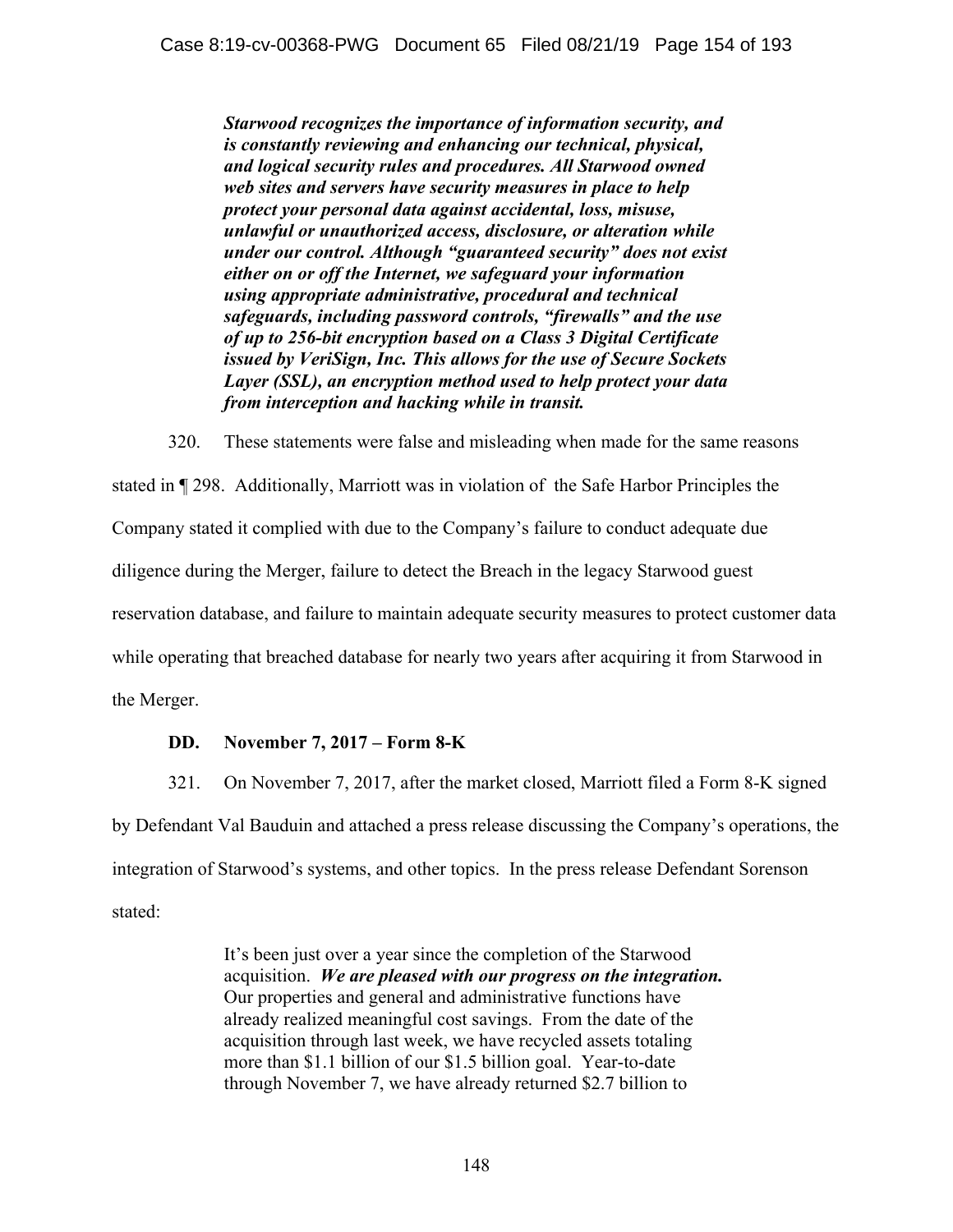> ***Starwood recognizes the importance of information security, and is constantly reviewing and enhancing our technical, physical, and logical security rules and procedures. All Starwood owned web sites and servers have security measures in place to help protect your personal data against accidental, loss, misuse, unlawful or unauthorized access, disclosure, or alteration while under our control. Although "guaranteed security" does not exist either on or off the Internet, we safeguard your information using appropriate administrative, procedural and technical safeguards, including password controls, "firewalls" and the use of up to 256-bit encryption based on a Class 3 Digital Certificate issued by VeriSign, Inc. This allows for the use of Secure Sockets Layer (SSL), an encryption method used to help protect your data from interception and hacking while in transit.***

320. These statements were false and misleading when made for the same reasons stated in ¶ 298. Additionally, Marriott was in violation of the Safe Harbor Principles the Company stated it complied with due to the Company's failure to conduct adequate due diligence during the Merger, failure to detect the Breach in the legacy Starwood guest reservation database, and failure to maintain adequate security measures to protect customer data while operating that breached database for nearly two years after acquiring it from Starwood in the Merger.

### DD. November 7, 2017 – Form 8-K

321. On November 7, 2017, after the market closed, Marriott filed a Form 8-K signed by Defendant Val Bauduin and attached a press release discussing the Company's operations, the integration of Starwood's systems, and other topics. In the press release Defendant Sorenson stated:

> It's been just over a year since the completion of the Starwood acquisition. ***We are pleased with our progress on the integration.*** Our properties and general and administrative functions have already realized meaningful cost savings. From the date of the acquisition through last week, we have recycled assets totaling more than \$1.1 billion of our \$1.5 billion goal. Year-to-date through November 7, we have already returned \$2.7 billion to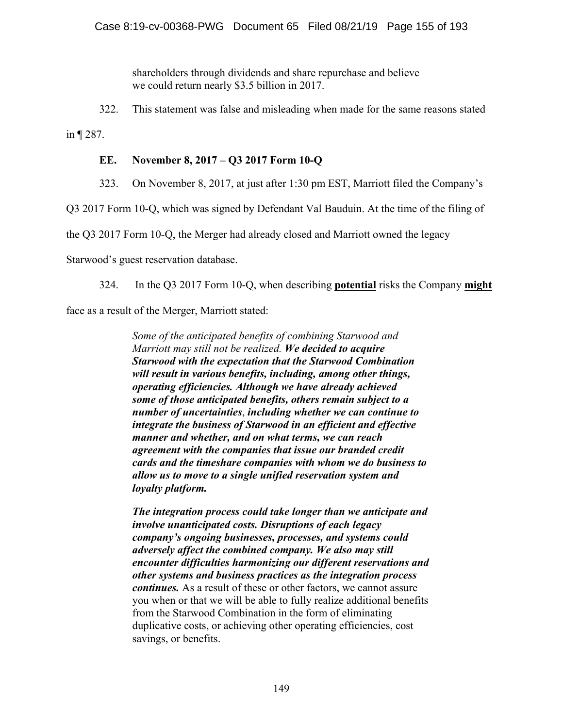> shareholders through dividends and share repurchase and believe we could return nearly $3.5 billion in 2017.

322. This statement was false and misleading when made for the same reasons stated in ¶ 287.

### EE. November 8, 2017 – Q3 2017 Form 10-Q

323. On November 8, 2017, at just after 1:30 pm EST, Marriott filed the Company's Q3 2017 Form 10-Q, which was signed by Defendant Val Bauduin. At the time of the filing of the Q3 2017 Form 10-Q, the Merger had already closed and Marriott owned the legacy Starwood's guest reservation database.

324. In the Q3 2017 Form 10-Q, when describing <u>**potential**</u> risks the Company <u>**might**</u> face as a result of the Merger, Marriott stated:

> *Some of the anticipated benefits of combining Starwood and Marriott may still not be realized.* ***We decided to acquire Starwood with the expectation that the Starwood Combination will result in various benefits, including, among other things, operating efficiencies. Although we have already achieved some of those anticipated benefits, others remain subject to a number of uncertainties, including whether we can continue to integrate the business of Starwood in an efficient and effective manner and whether, and on what terms, we can reach agreement with the companies that issue our branded credit cards and the timeshare companies with whom we do business to allow us to move to a single unified reservation system and loyalty platform.***
>
> ***The integration process could take longer than we anticipate and involve unanticipated costs. Disruptions of each legacy company's ongoing businesses, processes, and systems could adversely affect the combined company. We also may still encounter difficulties harmonizing our different reservations and other systems and business practices as the integration process continues.*** As a result of these or other factors, we cannot assure you when or that we will be able to fully realize additional benefits from the Starwood Combination in the form of eliminating duplicative costs, or achieving other operating efficiencies, cost savings, or benefits.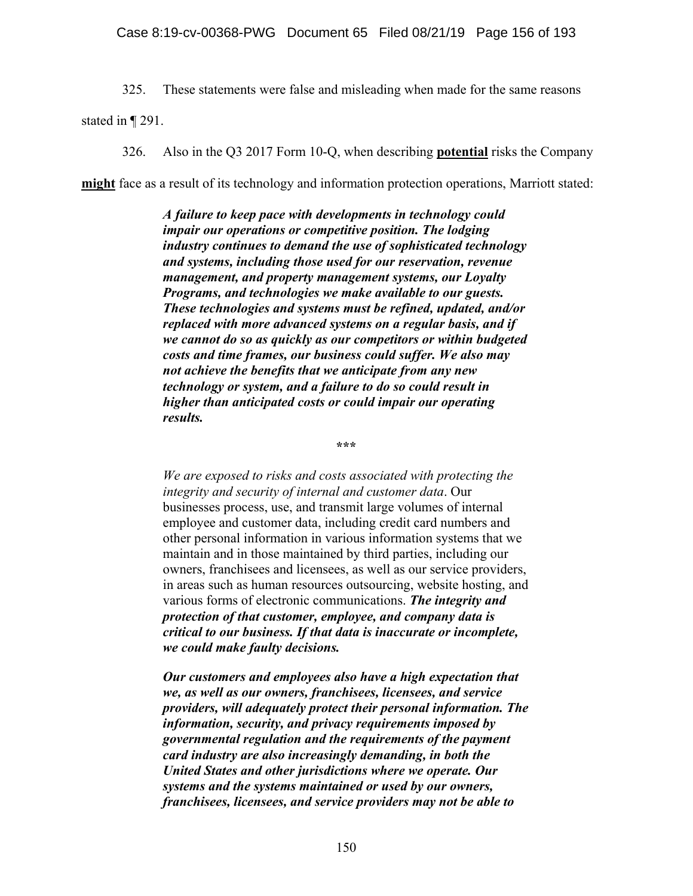325. These statements were false and misleading when made for the same reasons stated in ¶ 291.

326. Also in the Q3 2017 Form 10-Q, when describing **potential** risks the Company **might** face as a result of its technology and information protection operations, Marriott stated:

> ***A failure to keep pace with developments in technology could impair our operations or competitive position. The lodging industry continues to demand the use of sophisticated technology and systems, including those used for our reservation, revenue management, and property management systems, our Loyalty Programs, and technologies we make available to our guests. These technologies and systems must be refined, updated, and/or replaced with more advanced systems on a regular basis, and if we cannot do so as quickly as our competitors or within budgeted costs and time frames, our business could suffer. We also may not achieve the benefits that we anticipate from any new technology or system, and a failure to do so could result in higher than anticipated costs or could impair our operating results.***
>
> \*\*\*
>
> *We are exposed to risks and costs associated with protecting the integrity and security of internal and customer data*. Our businesses process, use, and transmit large volumes of internal employee and customer data, including credit card numbers and other personal information in various information systems that we maintain and in those maintained by third parties, including our owners, franchisees and licensees, as well as our service providers, in areas such as human resources outsourcing, website hosting, and various forms of electronic communications. ***The integrity and protection of that customer, employee, and company data is critical to our business. If that data is inaccurate or incomplete, we could make faulty decisions.***
>
> ***Our customers and employees also have a high expectation that we, as well as our owners, franchisees, licensees, and service providers, will adequately protect their personal information. The information, security, and privacy requirements imposed by governmental regulation and the requirements of the payment card industry are also increasingly demanding, in both the United States and other jurisdictions where we operate. Our systems and the systems maintained or used by our owners, franchisees, licensees, and service providers may not be able to***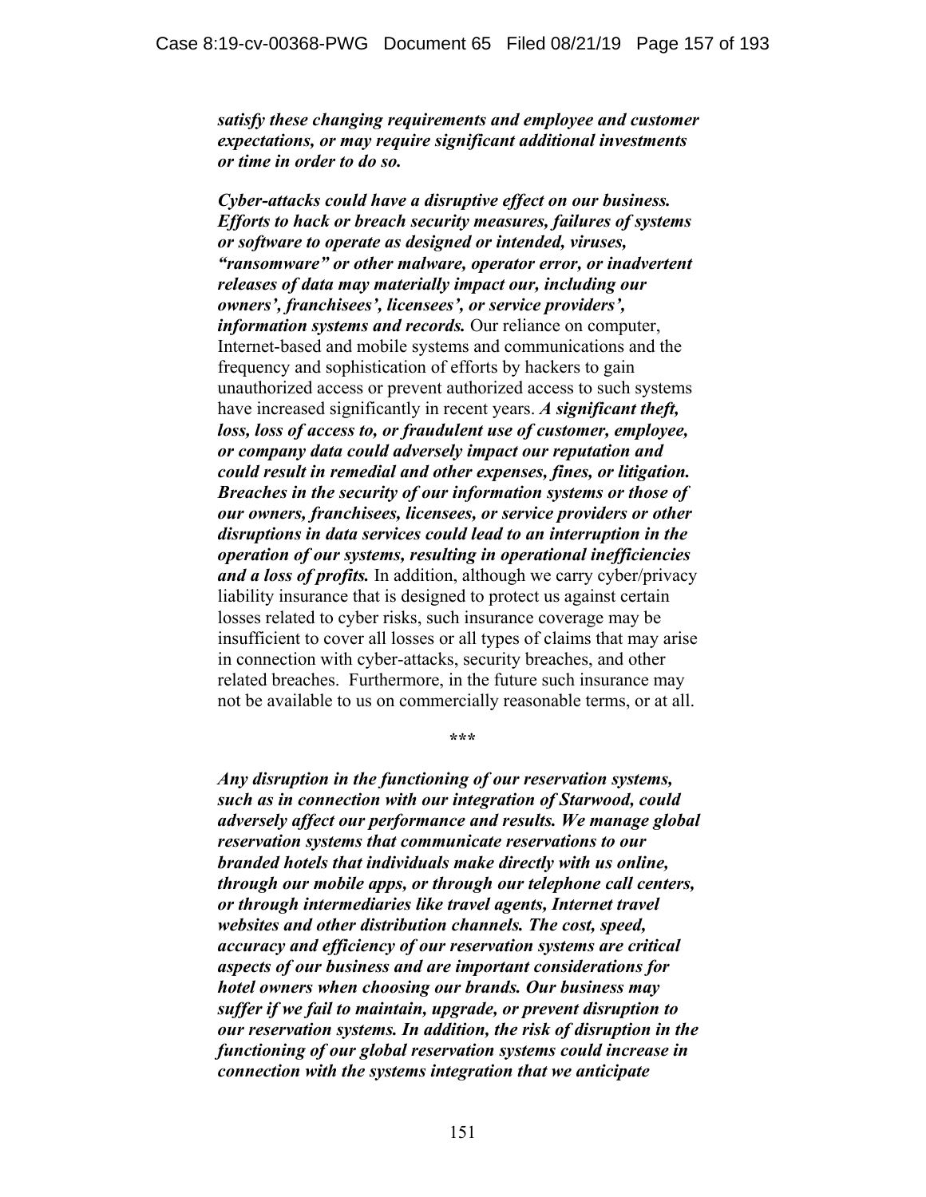***satisfy these changing requirements and employee and customer expectations, or may require significant additional investments or time in order to do so.***

***Cyber-attacks could have a disruptive effect on our business. Efforts to hack or breach security measures, failures of systems or software to operate as designed or intended, viruses, "ransomware" or other malware, operator error, or inadvertent releases of data may materially impact our, including our owners', franchisees', licensees', or service providers', information systems and records.*** Our reliance on computer, Internet-based and mobile systems and communications and the frequency and sophistication of efforts by hackers to gain unauthorized access or prevent authorized access to such systems have increased significantly in recent years. ***A significant theft, loss, loss of access to, or fraudulent use of customer, employee, or company data could adversely impact our reputation and could result in remedial and other expenses, fines, or litigation. Breaches in the security of our information systems or those of our owners, franchisees, licensees, or service providers or other disruptions in data services could lead to an interruption in the operation of our systems, resulting in operational inefficiencies and a loss of profits.*** In addition, although we carry cyber/privacy liability insurance that is designed to protect us against certain losses related to cyber risks, such insurance coverage may be insufficient to cover all losses or all types of claims that may arise in connection with cyber-attacks, security breaches, and other related breaches. Furthermore, in the future such insurance may not be available to us on commercially reasonable terms, or at all.

***

***Any disruption in the functioning of our reservation systems, such as in connection with our integration of Starwood, could adversely affect our performance and results. We manage global reservation systems that communicate reservations to our branded hotels that individuals make directly with us online, through our mobile apps, or through our telephone call centers, or through intermediaries like travel agents, Internet travel websites and other distribution channels. The cost, speed, accuracy and efficiency of our reservation systems are critical aspects of our business and are important considerations for hotel owners when choosing our brands. Our business may suffer if we fail to maintain, upgrade, or prevent disruption to our reservation systems. In addition, the risk of disruption in the functioning of our global reservation systems could increase in connection with the systems integration that we anticipate***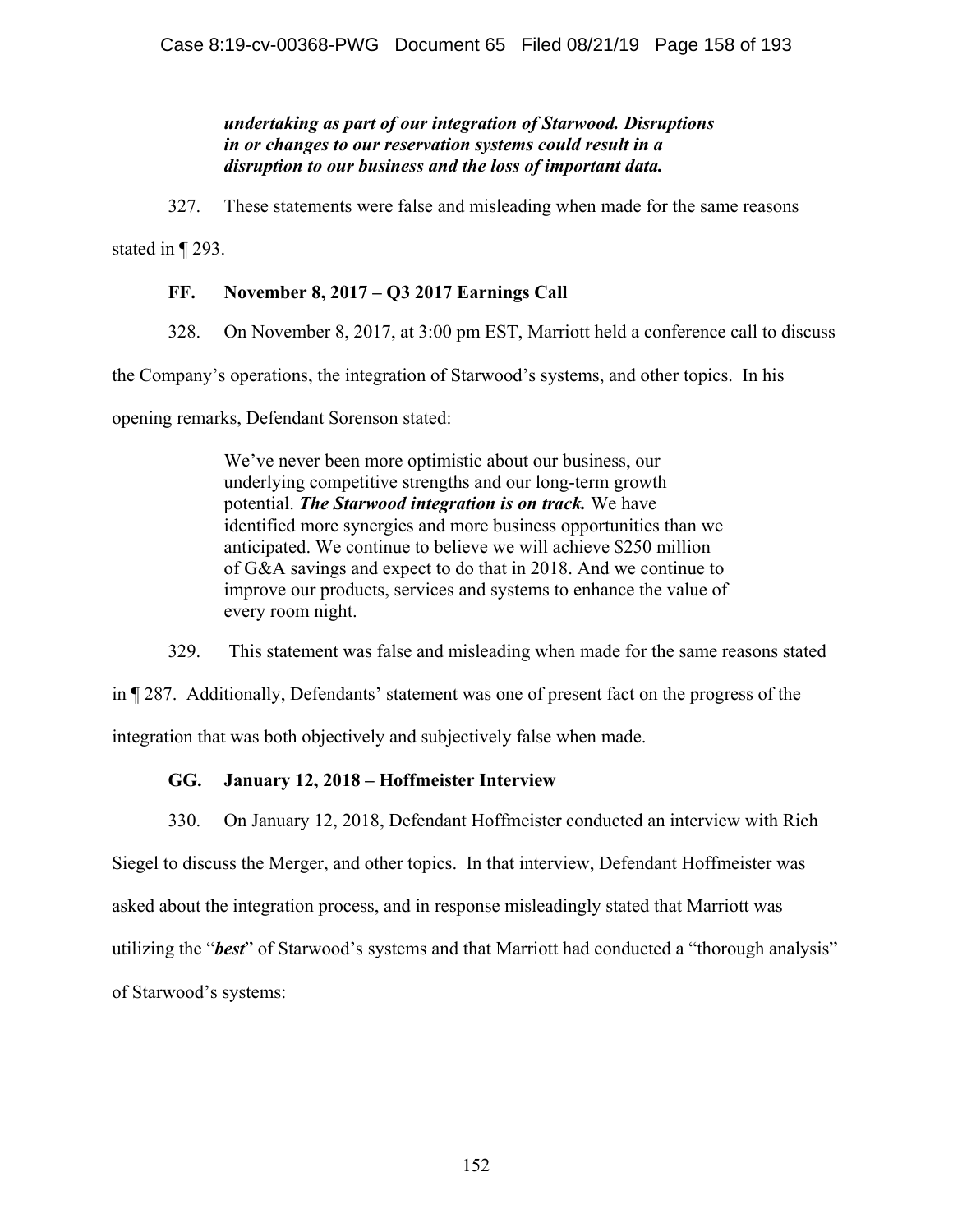***undertaking as part of our integration of Starwood. Disruptions in or changes to our reservation systems could result in a disruption to our business and the loss of important data.***

327. These statements were false and misleading when made for the same reasons stated in ¶ 293.

### FF. November 8, 2017 – Q3 2017 Earnings Call

328. On November 8, 2017, at 3:00 pm EST, Marriott held a conference call to discuss the Company's operations, the integration of Starwood's systems, and other topics. In his opening remarks, Defendant Sorenson stated:

> We've never been more optimistic about our business, our underlying competitive strengths and our long-term growth potential. ***The Starwood integration is on track.*** We have identified more synergies and more business opportunities than we anticipated. We continue to believe we will achieve $250 million of G&A savings and expect to do that in 2018. And we continue to improve our products, services and systems to enhance the value of every room night.

329. This statement was false and misleading when made for the same reasons stated in ¶ 287. Additionally, Defendants' statement was one of present fact on the progress of the integration that was both objectively and subjectively false when made.

### GG. January 12, 2018 – Hoffmeister Interview

330. On January 12, 2018, Defendant Hoffmeister conducted an interview with Rich Siegel to discuss the Merger, and other topics. In that interview, Defendant Hoffmeister was asked about the integration process, and in response misleadingly stated that Marriott was utilizing the "***best***" of Starwood's systems and that Marriott had conducted a "thorough analysis" of Starwood's systems: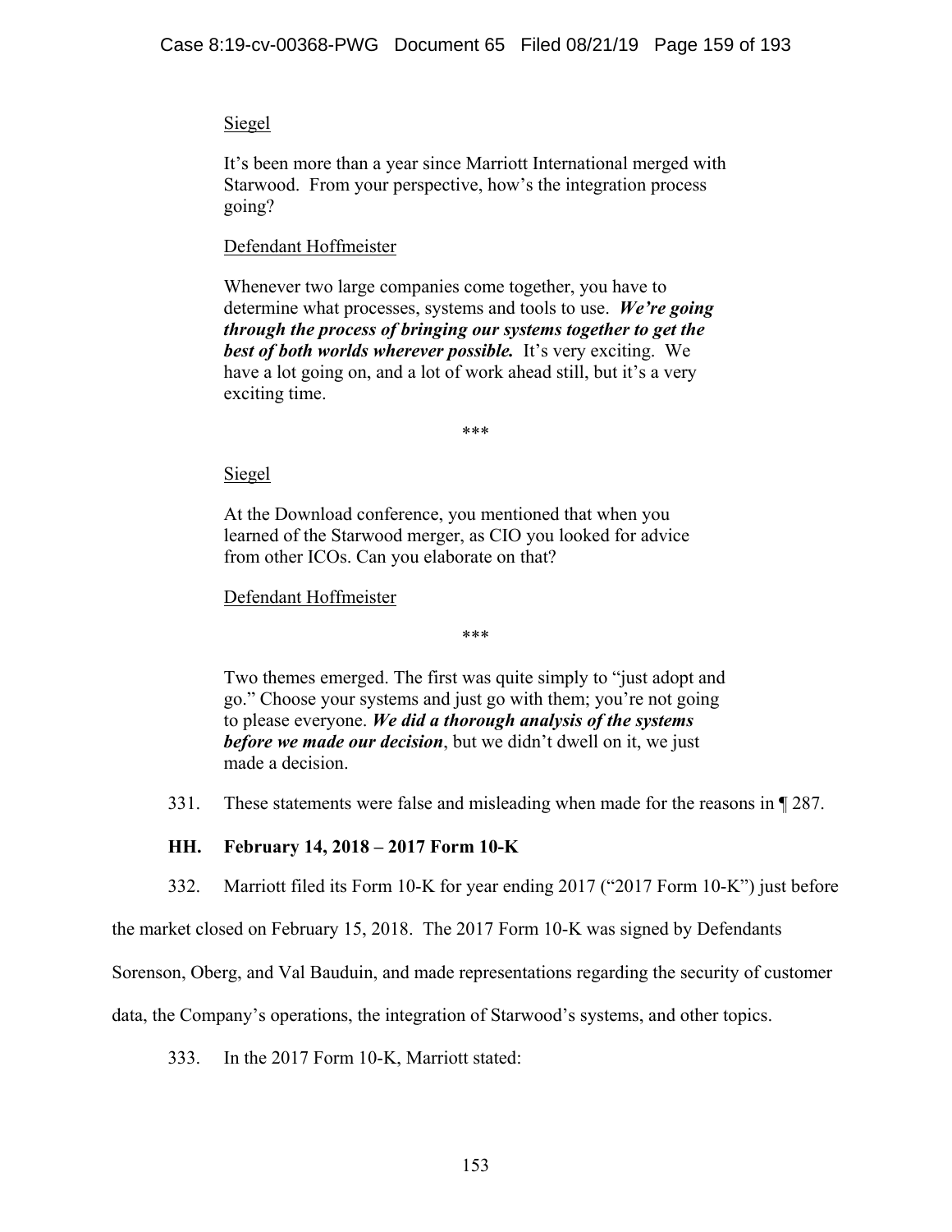Siegel

It's been more than a year since Marriott International merged with Starwood. From your perspective, how's the integration process going?

Defendant Hoffmeister

Whenever two large companies come together, you have to determine what processes, systems and tools to use. ***We're going through the process of bringing our systems together to get the best of both worlds wherever possible.*** It's very exciting. We have a lot going on, and a lot of work ahead still, but it's a very exciting time.

\*\*\*

Siegel

At the Download conference, you mentioned that when you learned of the Starwood merger, as CIO you looked for advice from other ICOs. Can you elaborate on that?

Defendant Hoffmeister

\*\*\*

Two themes emerged. The first was quite simply to "just adopt and go." Choose your systems and just go with them; you're not going to please everyone. ***We did a thorough analysis of the systems before we made our decision***, but we didn't dwell on it, we just made a decision.

331. These statements were false and misleading when made for the reasons in ¶ 287.

## HH. February 14, 2018 – 2017 Form 10-K

332. Marriott filed its Form 10-K for year ending 2017 ("2017 Form 10-K") just before the market closed on February 15, 2018. The 2017 Form 10-K was signed by Defendants Sorenson, Oberg, and Val Bauduin, and made representations regarding the security of customer data, the Company's operations, the integration of Starwood's systems, and other topics.

333. In the 2017 Form 10-K, Marriott stated: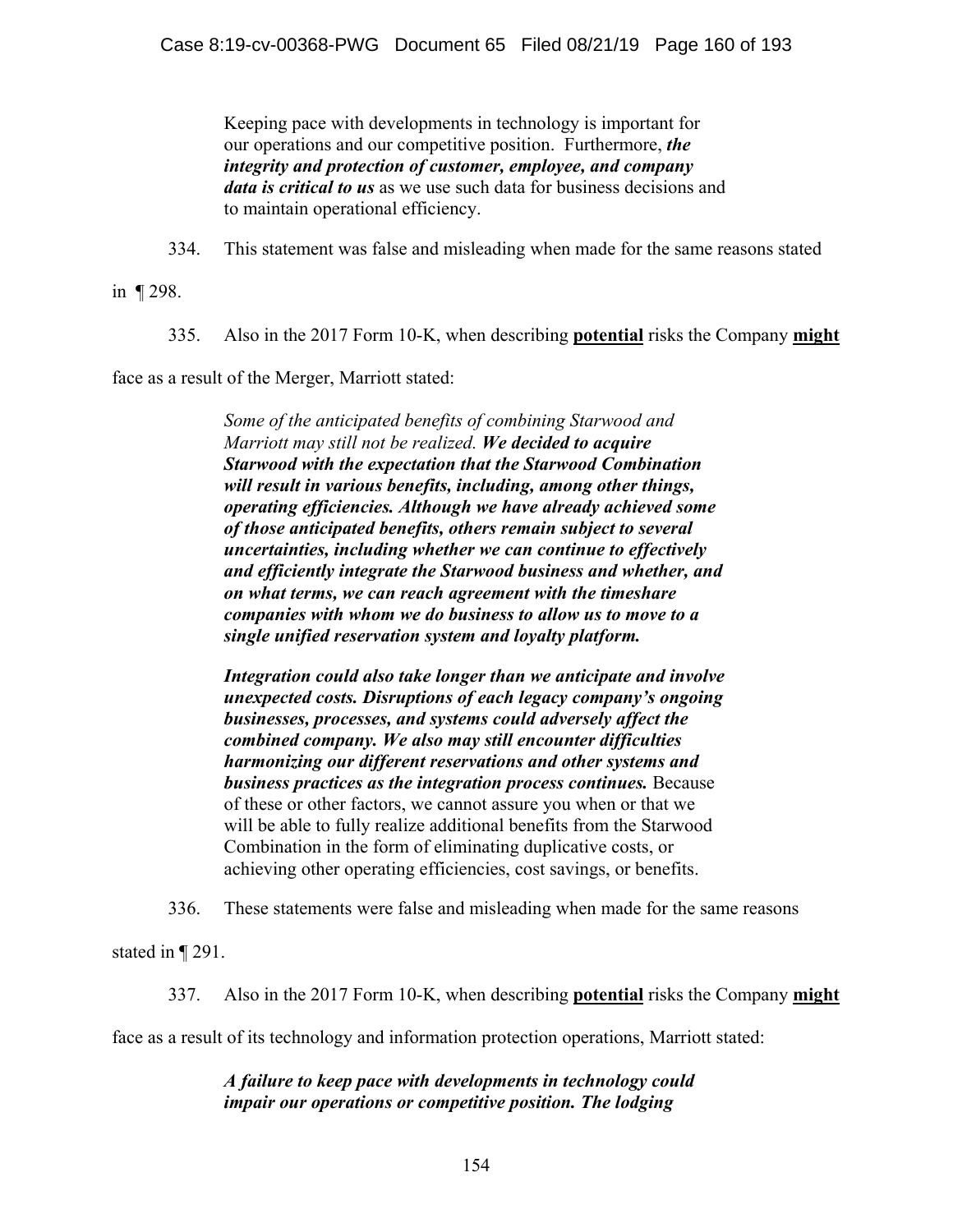> Keeping pace with developments in technology is important for our operations and our competitive position. Furthermore, ***the integrity and protection of customer, employee, and company data is critical to us*** as we use such data for business decisions and to maintain operational efficiency.

334. This statement was false and misleading when made for the same reasons stated in ¶ 298.

335. Also in the 2017 Form 10-K, when describing **potential** risks the Company **might** face as a result of the Merger, Marriott stated:

> *Some of the anticipated benefits of combining Starwood and Marriott may still not be realized.* ***We decided to acquire Starwood with the expectation that the Starwood Combination will result in various benefits, including, among other things, operating efficiencies. Although we have already achieved some of those anticipated benefits, others remain subject to several uncertainties, including whether we can continue to effectively and efficiently integrate the Starwood business and whether, and on what terms, we can reach agreement with the timeshare companies with whom we do business to allow us to move to a single unified reservation system and loyalty platform.***
>
> ***Integration could also take longer than we anticipate and involve unexpected costs. Disruptions of each legacy company's ongoing businesses, processes, and systems could adversely affect the combined company. We also may still encounter difficulties harmonizing our different reservations and other systems and business practices as the integration process continues.*** Because of these or other factors, we cannot assure you when or that we will be able to fully realize additional benefits from the Starwood Combination in the form of eliminating duplicative costs, or achieving other operating efficiencies, cost savings, or benefits.

336. These statements were false and misleading when made for the same reasons stated in ¶ 291.

337. Also in the 2017 Form 10-K, when describing **potential** risks the Company **might** face as a result of its technology and information protection operations, Marriott stated:

> ***A failure to keep pace with developments in technology could impair our operations or competitive position. The lodging***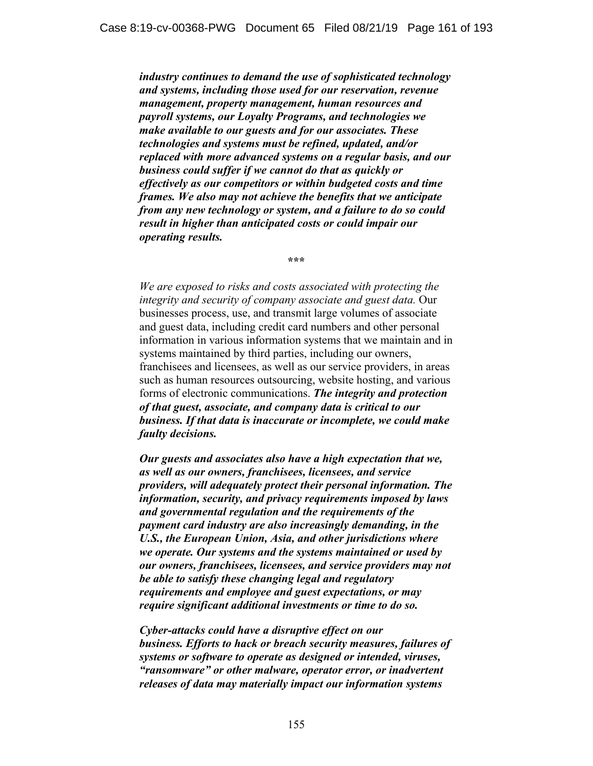***industry continues to demand the use of sophisticated technology and systems, including those used for our reservation, revenue management, property management, human resources and payroll systems, our Loyalty Programs, and technologies we make available to our guests and for our associates. These technologies and systems must be refined, updated, and/or replaced with more advanced systems on a regular basis, and our business could suffer if we cannot do that as quickly or effectively as our competitors or within budgeted costs and time frames. We also may not achieve the benefits that we anticipate from any new technology or system, and a failure to do so could result in higher than anticipated costs or could impair our operating results.***

\*\*\*

*We are exposed to risks and costs associated with protecting the integrity and security of company associate and guest data.* Our businesses process, use, and transmit large volumes of associate and guest data, including credit card numbers and other personal information in various information systems that we maintain and in systems maintained by third parties, including our owners, franchisees and licensees, as well as our service providers, in areas such as human resources outsourcing, website hosting, and various forms of electronic communications. ***The integrity and protection of that guest, associate, and company data is critical to our business. If that data is inaccurate or incomplete, we could make faulty decisions.***

***Our guests and associates also have a high expectation that we, as well as our owners, franchisees, licensees, and service providers, will adequately protect their personal information. The information, security, and privacy requirements imposed by laws and governmental regulation and the requirements of the payment card industry are also increasingly demanding, in the U.S., the European Union, Asia, and other jurisdictions where we operate. Our systems and the systems maintained or used by our owners, franchisees, licensees, and service providers may not be able to satisfy these changing legal and regulatory requirements and employee and guest expectations, or may require significant additional investments or time to do so.***

***Cyber-attacks could have a disruptive effect on our business. Efforts to hack or breach security measures, failures of systems or software to operate as designed or intended, viruses, "ransomware" or other malware, operator error, or inadvertent releases of data may materially impact our information systems***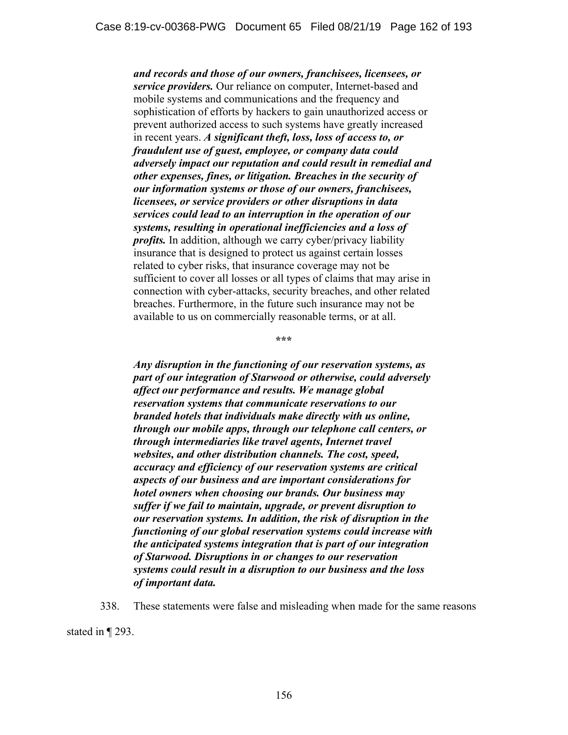> ***and records and those of our owners, franchisees, licensees, or service providers.*** Our reliance on computer, Internet-based and mobile systems and communications and the frequency and sophistication of efforts by hackers to gain unauthorized access or prevent authorized access to such systems have greatly increased in recent years. ***A significant theft, loss, loss of access to, or fraudulent use of guest, employee, or company data could adversely impact our reputation and could result in remedial and other expenses, fines, or litigation. Breaches in the security of our information systems or those of our owners, franchisees, licensees, or service providers or other disruptions in data services could lead to an interruption in the operation of our systems, resulting in operational inefficiencies and a loss of profits.*** In addition, although we carry cyber/privacy liability insurance that is designed to protect us against certain losses related to cyber risks, that insurance coverage may not be sufficient to cover all losses or all types of claims that may arise in connection with cyber-attacks, security breaches, and other related breaches. Furthermore, in the future such insurance may not be available to us on commercially reasonable terms, or at all.
>
> \*\*\*
>
> ***Any disruption in the functioning of our reservation systems, as part of our integration of Starwood or otherwise, could adversely affect our performance and results. We manage global reservation systems that communicate reservations to our branded hotels that individuals make directly with us online, through our mobile apps, through our telephone call centers, or through intermediaries like travel agents, Internet travel websites, and other distribution channels. The cost, speed, accuracy and efficiency of our reservation systems are critical aspects of our business and are important considerations for hotel owners when choosing our brands. Our business may suffer if we fail to maintain, upgrade, or prevent disruption to our reservation systems. In addition, the risk of disruption in the functioning of our global reservation systems could increase with the anticipated systems integration that is part of our integration of Starwood. Disruptions in or changes to our reservation systems could result in a disruption to our business and the loss of important data.***

338. These statements were false and misleading when made for the same reasons stated in ¶ 293.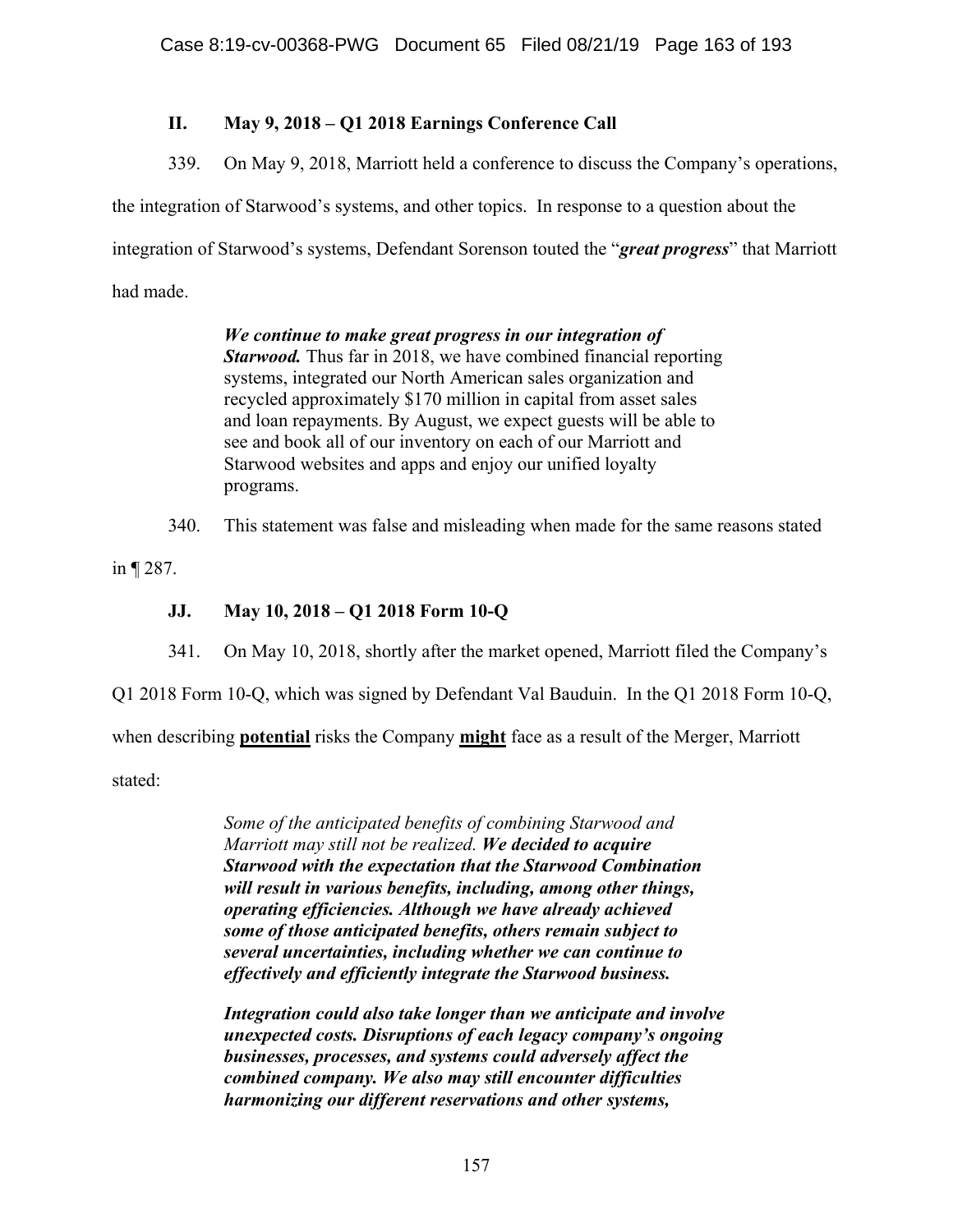### II. May 9, 2018 – Q1 2018 Earnings Conference Call

339. On May 9, 2018, Marriott held a conference to discuss the Company's operations, the integration of Starwood's systems, and other topics. In response to a question about the integration of Starwood's systems, Defendant Sorenson touted the "***great progress***" that Marriott had made.

> ***We continue to make great progress in our integration of Starwood.*** Thus far in 2018, we have combined financial reporting systems, integrated our North American sales organization and recycled approximately $170 million in capital from asset sales and loan repayments. By August, we expect guests will be able to see and book all of our inventory on each of our Marriott and Starwood websites and apps and enjoy our unified loyalty programs.

340. This statement was false and misleading when made for the same reasons stated in ¶ 287.

### JJ. May 10, 2018 – Q1 2018 Form 10-Q

341. On May 10, 2018, shortly after the market opened, Marriott filed the Company's Q1 2018 Form 10-Q, which was signed by Defendant Val Bauduin. In the Q1 2018 Form 10-Q, when describing **potential** risks the Company **might** face as a result of the Merger, Marriott stated:

> *Some of the anticipated benefits of combining Starwood and Marriott may still not be realized.* ***We decided to acquire Starwood with the expectation that the Starwood Combination will result in various benefits, including, among other things, operating efficiencies. Although we have already achieved some of those anticipated benefits, others remain subject to several uncertainties, including whether we can continue to effectively and efficiently integrate the Starwood business.***
>
> ***Integration could also take longer than we anticipate and involve unexpected costs. Disruptions of each legacy company's ongoing businesses, processes, and systems could adversely affect the combined company. We also may still encounter difficulties harmonizing our different reservations and other systems,***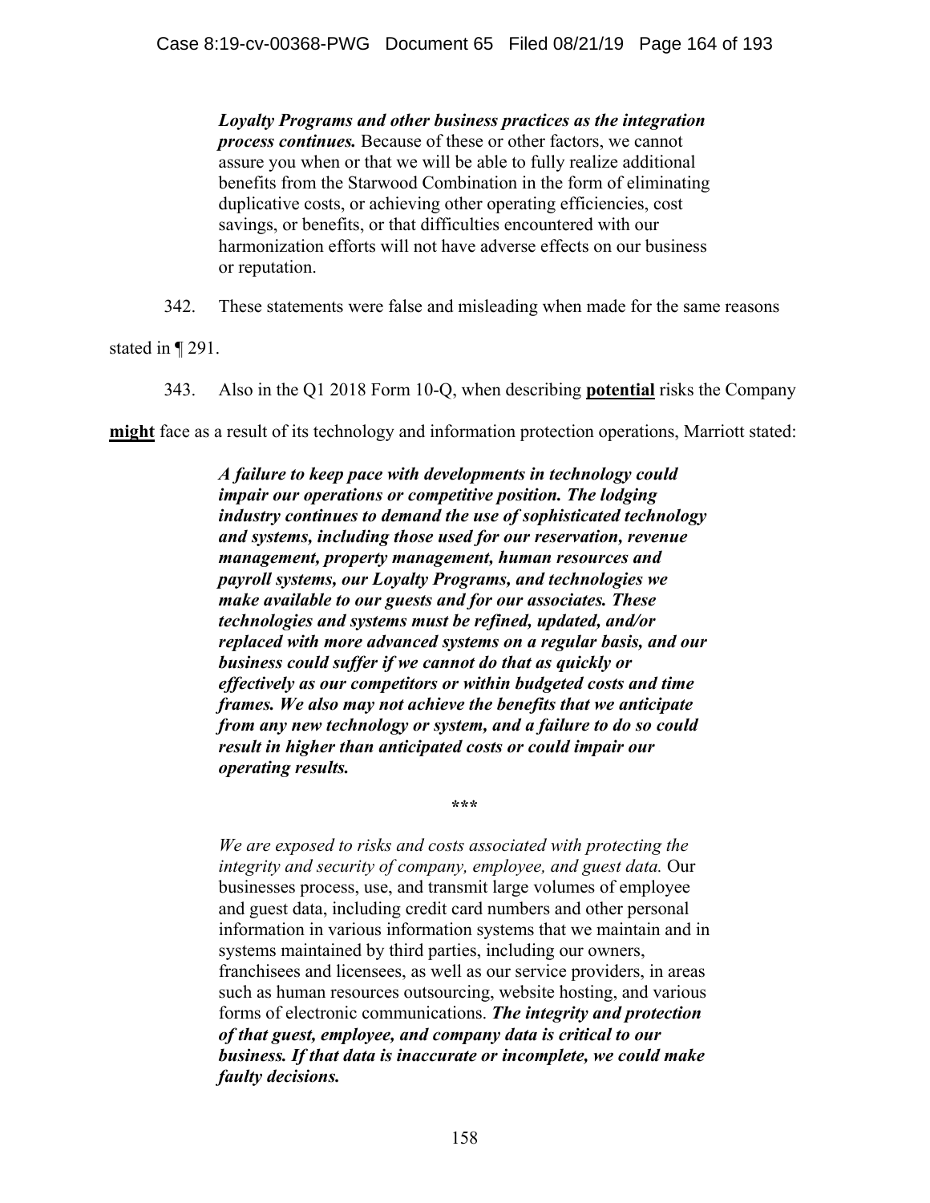> ***Loyalty Programs and other business practices as the integration process continues.*** Because of these or other factors, we cannot assure you when or that we will be able to fully realize additional benefits from the Starwood Combination in the form of eliminating duplicative costs, or achieving other operating efficiencies, cost savings, or benefits, or that difficulties encountered with our harmonization efforts will not have adverse effects on our business or reputation.

342. These statements were false and misleading when made for the same reasons stated in ¶ 291.

343. Also in the Q1 2018 Form 10-Q, when describing **potential** risks the Company **might** face as a result of its technology and information protection operations, Marriott stated:

> ***A failure to keep pace with developments in technology could impair our operations or competitive position. The lodging industry continues to demand the use of sophisticated technology and systems, including those used for our reservation, revenue management, property management, human resources and payroll systems, our Loyalty Programs, and technologies we make available to our guests and for our associates. These technologies and systems must be refined, updated, and/or replaced with more advanced systems on a regular basis, and our business could suffer if we cannot do that as quickly or effectively as our competitors or within budgeted costs and time frames. We also may not achieve the benefits that we anticipate from any new technology or system, and a failure to do so could result in higher than anticipated costs or could impair our operating results.***
>
> \*\*\*
>
> *We are exposed to risks and costs associated with protecting the integrity and security of company, employee, and guest data.* Our businesses process, use, and transmit large volumes of employee and guest data, including credit card numbers and other personal information in various information systems that we maintain and in systems maintained by third parties, including our owners, franchisees and licensees, as well as our service providers, in areas such as human resources outsourcing, website hosting, and various forms of electronic communications. ***The integrity and protection of that guest, employee, and company data is critical to our business. If that data is inaccurate or incomplete, we could make faulty decisions.***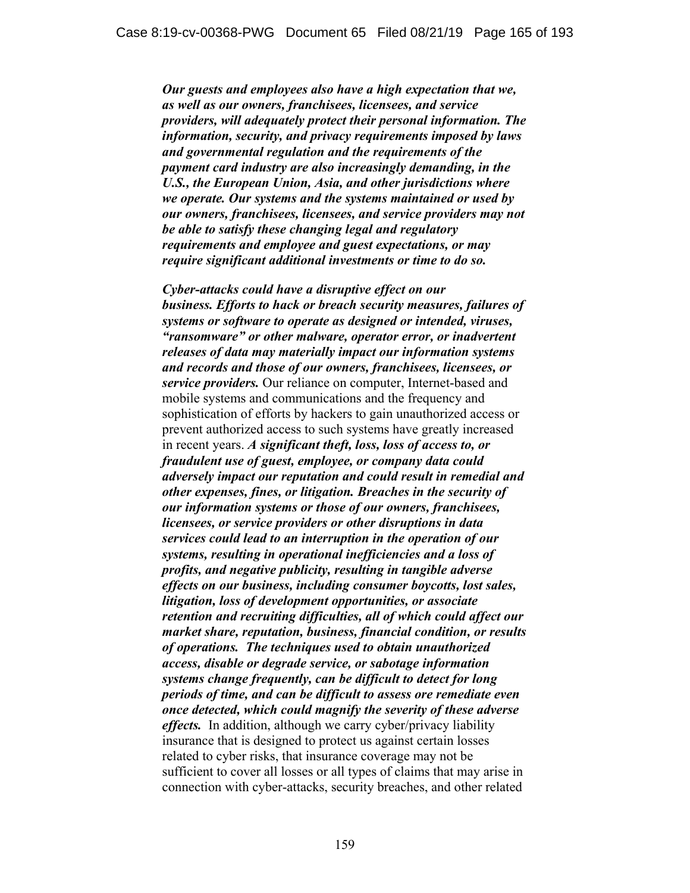***Our guests and employees also have a high expectation that we, as well as our owners, franchisees, licensees, and service providers, will adequately protect their personal information. The information, security, and privacy requirements imposed by laws and governmental regulation and the requirements of the payment card industry are also increasingly demanding, in the U.S., the European Union, Asia, and other jurisdictions where we operate. Our systems and the systems maintained or used by our owners, franchisees, licensees, and service providers may not be able to satisfy these changing legal and regulatory requirements and employee and guest expectations, or may require significant additional investments or time to do so.***

***Cyber-attacks could have a disruptive effect on our business. Efforts to hack or breach security measures, failures of systems or software to operate as designed or intended, viruses, "ransomware" or other malware, operator error, or inadvertent releases of data may materially impact our information systems and records and those of our owners, franchisees, licensees, or service providers.*** Our reliance on computer, Internet-based and mobile systems and communications and the frequency and sophistication of efforts by hackers to gain unauthorized access or prevent authorized access to such systems have greatly increased in recent years. ***A significant theft, loss, loss of access to, or fraudulent use of guest, employee, or company data could adversely impact our reputation and could result in remedial and other expenses, fines, or litigation. Breaches in the security of our information systems or those of our owners, franchisees, licensees, or service providers or other disruptions in data services could lead to an interruption in the operation of our systems, resulting in operational inefficiencies and a loss of profits, and negative publicity, resulting in tangible adverse effects on our business, including consumer boycotts, lost sales, litigation, loss of development opportunities, or associate retention and recruiting difficulties, all of which could affect our market share, reputation, business, financial condition, or results of operations. The techniques used to obtain unauthorized access, disable or degrade service, or sabotage information systems change frequently, can be difficult to detect for long periods of time, and can be difficult to assess ore remediate even once detected, which could magnify the severity of these adverse effects.*** In addition, although we carry cyber/privacy liability insurance that is designed to protect us against certain losses related to cyber risks, that insurance coverage may not be sufficient to cover all losses or all types of claims that may arise in connection with cyber-attacks, security breaches, and other related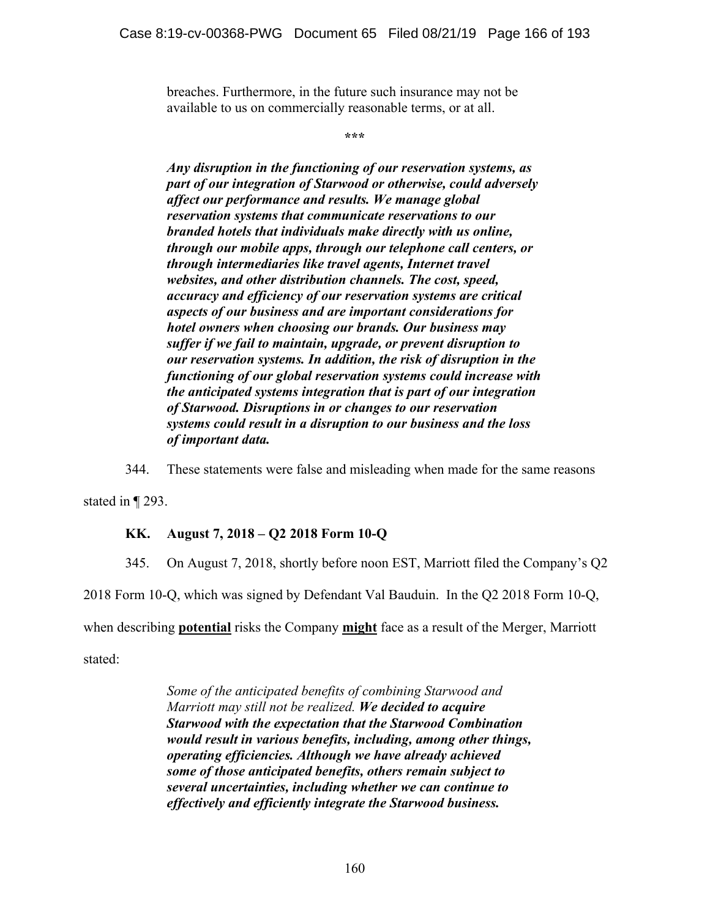> breaches. Furthermore, in the future such insurance may not be available to us on commercially reasonable terms, or at all.
>
> \*\*\*
>
> ***Any disruption in the functioning of our reservation systems, as part of our integration of Starwood or otherwise, could adversely affect our performance and results. We manage global reservation systems that communicate reservations to our branded hotels that individuals make directly with us online, through our mobile apps, through our telephone call centers, or through intermediaries like travel agents, Internet travel websites, and other distribution channels. The cost, speed, accuracy and efficiency of our reservation systems are critical aspects of our business and are important considerations for hotel owners when choosing our brands. Our business may suffer if we fail to maintain, upgrade, or prevent disruption to our reservation systems. In addition, the risk of disruption in the functioning of our global reservation systems could increase with the anticipated systems integration that is part of our integration of Starwood. Disruptions in or changes to our reservation systems could result in a disruption to our business and the loss of important data.***

344. These statements were false and misleading when made for the same reasons stated in ¶ 293.

### KK. August 7, 2018 – Q2 2018 Form 10-Q

345. On August 7, 2018, shortly before noon EST, Marriott filed the Company's Q2 2018 Form 10-Q, which was signed by Defendant Val Bauduin. In the Q2 2018 Form 10-Q, when describing **potential** risks the Company **might** face as a result of the Merger, Marriott stated:

> *Some of the anticipated benefits of combining Starwood and Marriott may still not be realized.* ***We decided to acquire Starwood with the expectation that the Starwood Combination would result in various benefits, including, among other things, operating efficiencies. Although we have already achieved some of those anticipated benefits, others remain subject to several uncertainties, including whether we can continue to effectively and efficiently integrate the Starwood business.***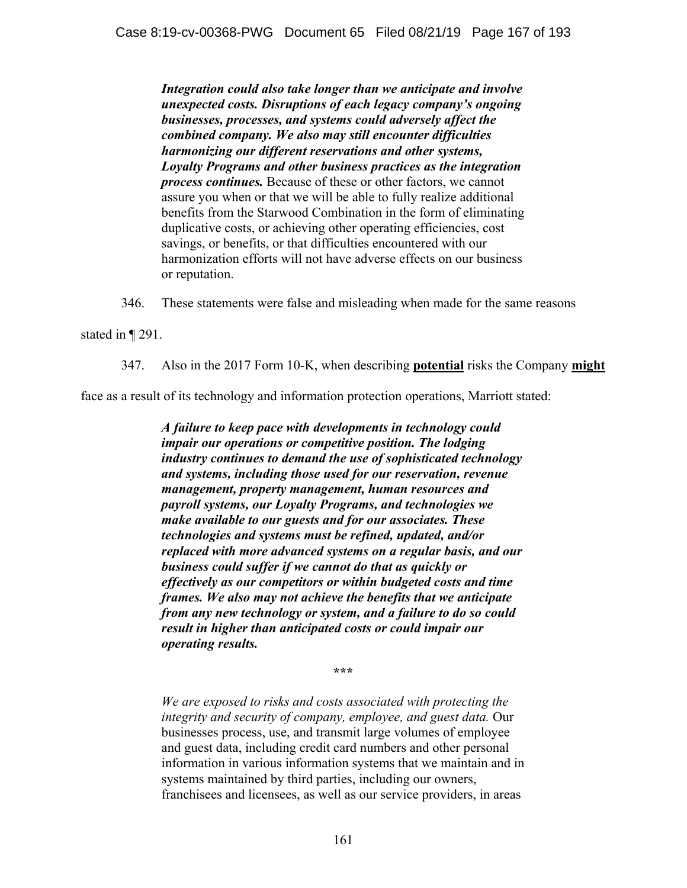> ***Integration could also take longer than we anticipate and involve unexpected costs. Disruptions of each legacy company's ongoing businesses, processes, and systems could adversely affect the combined company. We also may still encounter difficulties harmonizing our different reservations and other systems, Loyalty Programs and other business practices as the integration process continues.*** Because of these or other factors, we cannot assure you when or that we will be able to fully realize additional benefits from the Starwood Combination in the form of eliminating duplicative costs, or achieving other operating efficiencies, cost savings, or benefits, or that difficulties encountered with our harmonization efforts will not have adverse effects on our business or reputation.

346. These statements were false and misleading when made for the same reasons stated in ¶ 291.

347. Also in the 2017 Form 10-K, when describing **potential** risks the Company **might** face as a result of its technology and information protection operations, Marriott stated:

> ***A failure to keep pace with developments in technology could impair our operations or competitive position. The lodging industry continues to demand the use of sophisticated technology and systems, including those used for our reservation, revenue management, property management, human resources and payroll systems, our Loyalty Programs, and technologies we make available to our guests and for our associates. These technologies and systems must be refined, updated, and/or replaced with more advanced systems on a regular basis, and our business could suffer if we cannot do that as quickly or effectively as our competitors or within budgeted costs and time frames. We also may not achieve the benefits that we anticipate from any new technology or system, and a failure to do so could result in higher than anticipated costs or could impair our operating results.***
>
> \*\*\*
>
> *We are exposed to risks and costs associated with protecting the integrity and security of company, employee, and guest data.* Our businesses process, use, and transmit large volumes of employee and guest data, including credit card numbers and other personal information in various information systems that we maintain and in systems maintained by third parties, including our owners, franchisees and licensees, as well as our service providers, in areas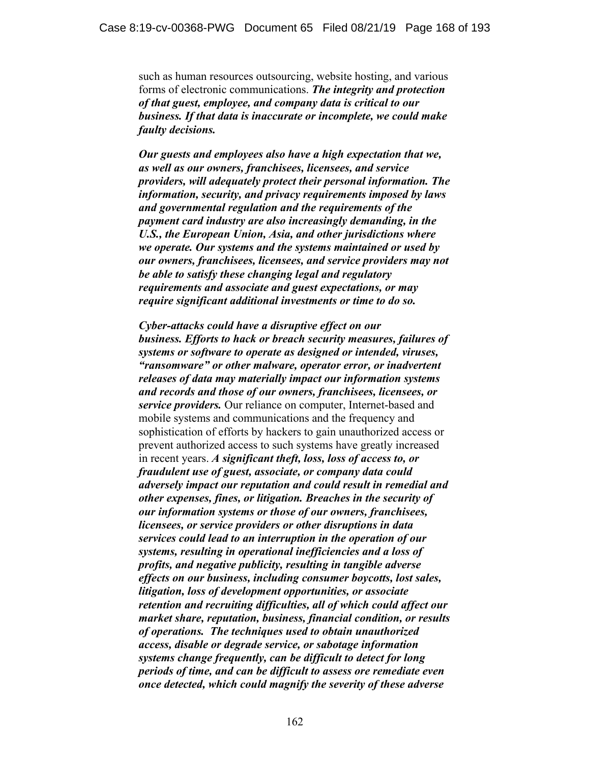such as human resources outsourcing, website hosting, and various forms of electronic communications. ***The integrity and protection of that guest, employee, and company data is critical to our business. If that data is inaccurate or incomplete, we could make faulty decisions.***

***Our guests and employees also have a high expectation that we, as well as our owners, franchisees, licensees, and service providers, will adequately protect their personal information. The information, security, and privacy requirements imposed by laws and governmental regulation and the requirements of the payment card industry are also increasingly demanding, in the U.S., the European Union, Asia, and other jurisdictions where we operate. Our systems and the systems maintained or used by our owners, franchisees, licensees, and service providers may not be able to satisfy these changing legal and regulatory requirements and associate and guest expectations, or may require significant additional investments or time to do so.***

***Cyber-attacks could have a disruptive effect on our business. Efforts to hack or breach security measures, failures of systems or software to operate as designed or intended, viruses, "ransomware" or other malware, operator error, or inadvertent releases of data may materially impact our information systems and records and those of our owners, franchisees, licensees, or service providers.*** Our reliance on computer, Internet-based and mobile systems and communications and the frequency and sophistication of efforts by hackers to gain unauthorized access or prevent authorized access to such systems have greatly increased in recent years. ***A significant theft, loss, loss of access to, or fraudulent use of guest, associate, or company data could adversely impact our reputation and could result in remedial and other expenses, fines, or litigation. Breaches in the security of our information systems or those of our owners, franchisees, licensees, or service providers or other disruptions in data services could lead to an interruption in the operation of our systems, resulting in operational inefficiencies and a loss of profits, and negative publicity, resulting in tangible adverse effects on our business, including consumer boycotts, lost sales, litigation, loss of development opportunities, or associate retention and recruiting difficulties, all of which could affect our market share, reputation, business, financial condition, or results of operations. The techniques used to obtain unauthorized access, disable or degrade service, or sabotage information systems change frequently, can be difficult to detect for long periods of time, and can be difficult to assess ore remediate even once detected, which could magnify the severity of these adverse***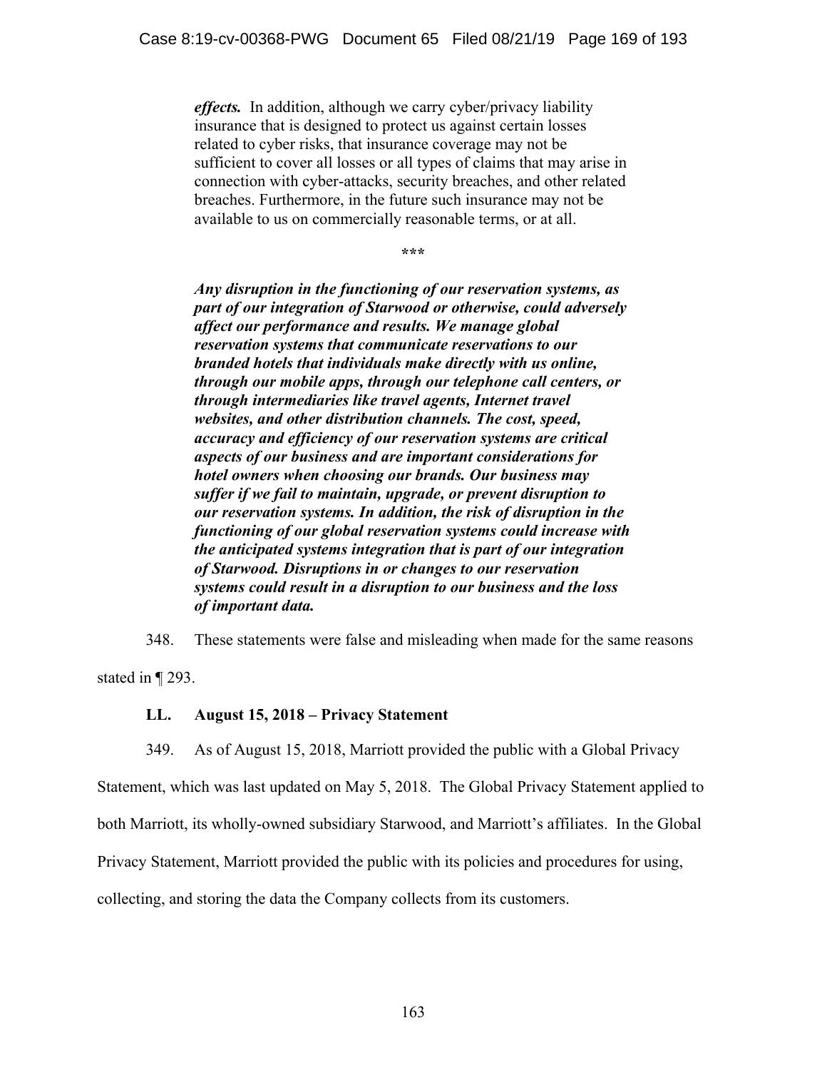> ***effects.*** In addition, although we carry cyber/privacy liability insurance that is designed to protect us against certain losses related to cyber risks, that insurance coverage may not be sufficient to cover all losses or all types of claims that may arise in connection with cyber-attacks, security breaches, and other related breaches. Furthermore, in the future such insurance may not be available to us on commercially reasonable terms, or at all.
>
> \*\*\*
>
> ***Any disruption in the functioning of our reservation systems, as part of our integration of Starwood or otherwise, could adversely affect our performance and results. We manage global reservation systems that communicate reservations to our branded hotels that individuals make directly with us online, through our mobile apps, through our telephone call centers, or through intermediaries like travel agents, Internet travel websites, and other distribution channels. The cost, speed, accuracy and efficiency of our reservation systems are critical aspects of our business and are important considerations for hotel owners when choosing our brands. Our business may suffer if we fail to maintain, upgrade, or prevent disruption to our reservation systems. In addition, the risk of disruption in the functioning of our global reservation systems could increase with the anticipated systems integration that is part of our integration of Starwood. Disruptions in or changes to our reservation systems could result in a disruption to our business and the loss of important data.***

348. These statements were false and misleading when made for the same reasons stated in ¶ 293.

### LL. August 15, 2018 – Privacy Statement

349. As of August 15, 2018, Marriott provided the public with a Global Privacy Statement, which was last updated on May 5, 2018. The Global Privacy Statement applied to both Marriott, its wholly-owned subsidiary Starwood, and Marriott's affiliates. In the Global Privacy Statement, Marriott provided the public with its policies and procedures for using, collecting, and storing the data the Company collects from its customers.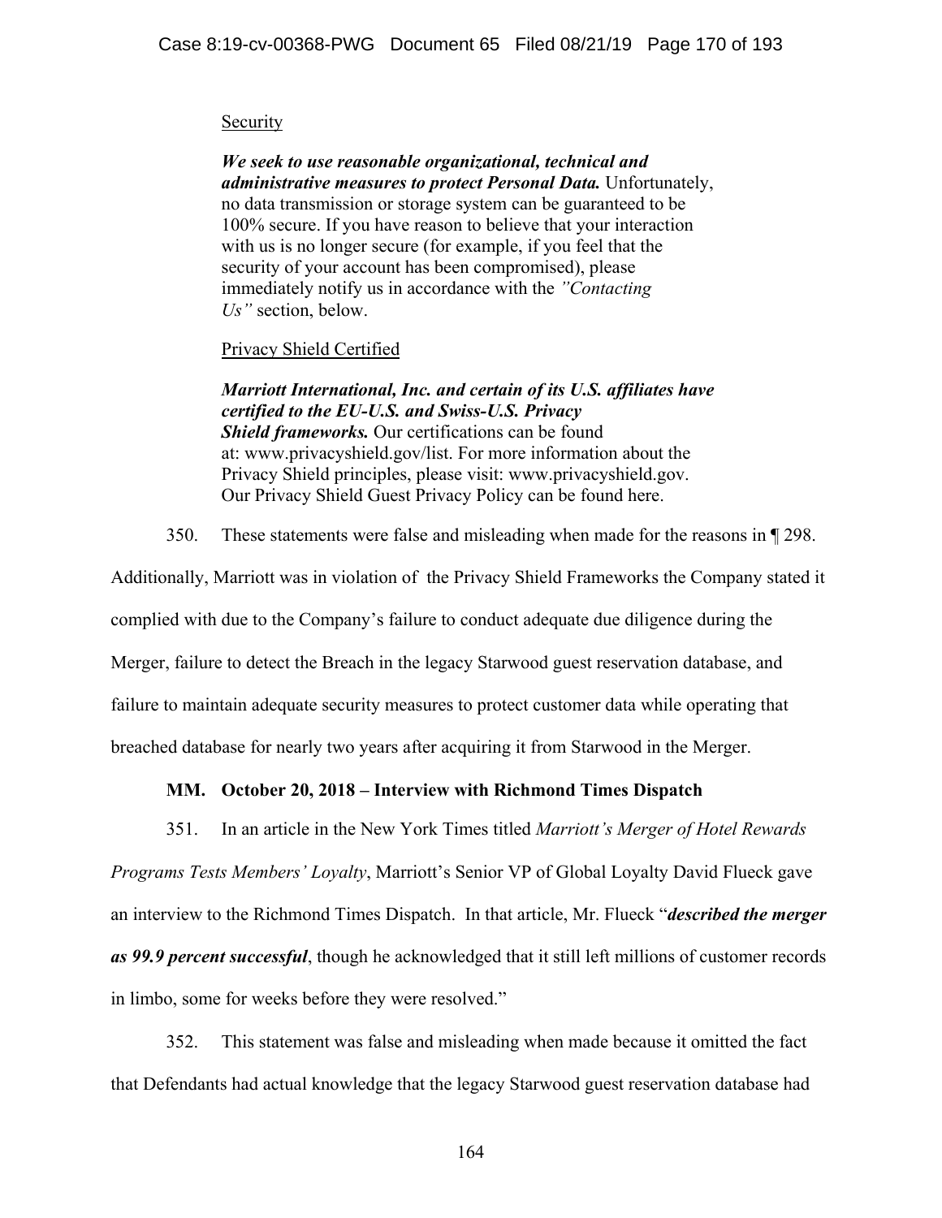Security

***We seek to use reasonable organizational, technical and administrative measures to protect Personal Data.*** Unfortunately, no data transmission or storage system can be guaranteed to be 100% secure. If you have reason to believe that your interaction with us is no longer secure (for example, if you feel that the security of your account has been compromised), please immediately notify us in accordance with the *"Contacting Us"* section, below.

Privacy Shield Certified

***Marriott International, Inc. and certain of its U.S. affiliates have certified to the EU-U.S. and Swiss-U.S. Privacy Shield frameworks.*** Our certifications can be found at: www.privacyshield.gov/list. For more information about the Privacy Shield principles, please visit: www.privacyshield.gov. Our Privacy Shield Guest Privacy Policy can be found here.

350. These statements were false and misleading when made for the reasons in ¶ 298. Additionally, Marriott was in violation of the Privacy Shield Frameworks the Company stated it complied with due to the Company's failure to conduct adequate due diligence during the Merger, failure to detect the Breach in the legacy Starwood guest reservation database, and failure to maintain adequate security measures to protect customer data while operating that breached database for nearly two years after acquiring it from Starwood in the Merger.

### MM. October 20, 2018 – Interview with Richmond Times Dispatch

351. In an article in the New York Times titled *Marriott's Merger of Hotel Rewards Programs Tests Members' Loyalty*, Marriott's Senior VP of Global Loyalty David Flueck gave an interview to the Richmond Times Dispatch. In that article, Mr. Flueck "***described the merger as 99.9 percent successful***, though he acknowledged that it still left millions of customer records in limbo, some for weeks before they were resolved."

352. This statement was false and misleading when made because it omitted the fact that Defendants had actual knowledge that the legacy Starwood guest reservation database had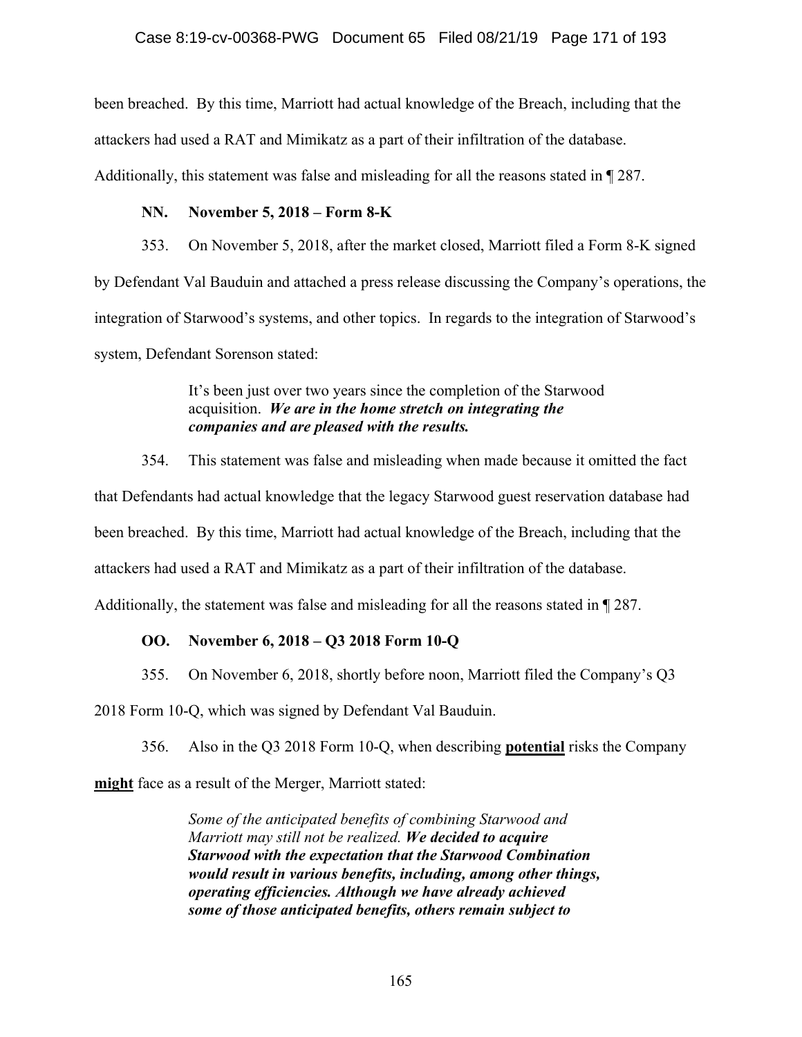been breached. By this time, Marriott had actual knowledge of the Breach, including that the attackers had used a RAT and Mimikatz as a part of their infiltration of the database. Additionally, this statement was false and misleading for all the reasons stated in ¶ 287.

### NN. November 5, 2018 – Form 8-K

353. On November 5, 2018, after the market closed, Marriott filed a Form 8-K signed by Defendant Val Bauduin and attached a press release discussing the Company's operations, the integration of Starwood's systems, and other topics. In regards to the integration of Starwood's system, Defendant Sorenson stated:

> It's been just over two years since the completion of the Starwood acquisition. ***We are in the home stretch on integrating the companies and are pleased with the results.***

354. This statement was false and misleading when made because it omitted the fact that Defendants had actual knowledge that the legacy Starwood guest reservation database had been breached. By this time, Marriott had actual knowledge of the Breach, including that the attackers had used a RAT and Mimikatz as a part of their infiltration of the database. Additionally, the statement was false and misleading for all the reasons stated in ¶ 287.

### OO. November 6, 2018 – Q3 2018 Form 10-Q

355. On November 6, 2018, shortly before noon, Marriott filed the Company's Q3 2018 Form 10-Q, which was signed by Defendant Val Bauduin.

356. Also in the Q3 2018 Form 10-Q, when describing **potential** risks the Company **might** face as a result of the Merger, Marriott stated:

> *Some of the anticipated benefits of combining Starwood and Marriott may still not be realized.* ***We decided to acquire Starwood with the expectation that the Starwood Combination would result in various benefits, including, among other things, operating efficiencies. Although we have already achieved some of those anticipated benefits, others remain subject to***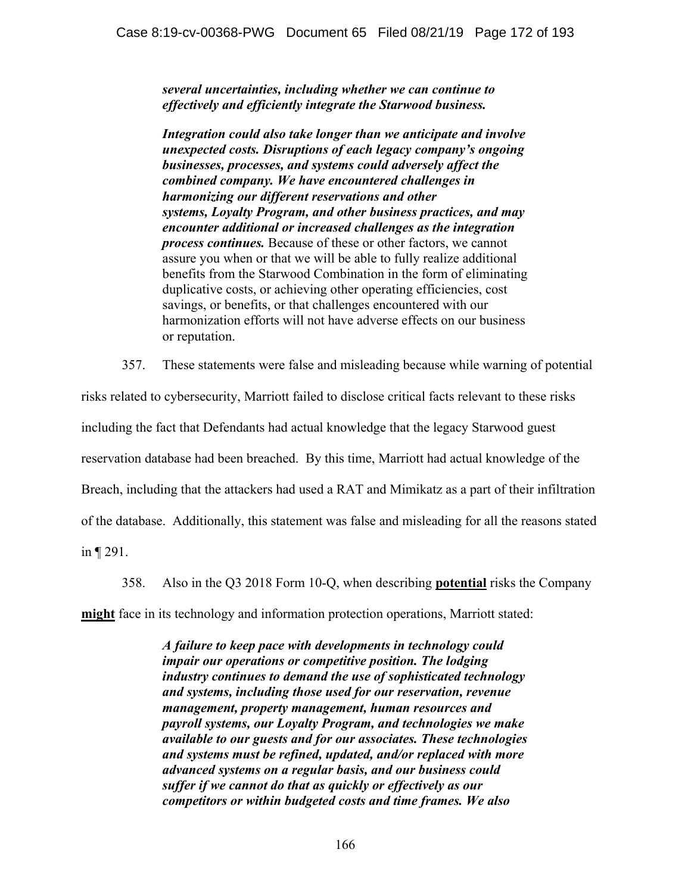> ***several uncertainties, including whether we can continue to effectively and efficiently integrate the Starwood business.***
>
> ***Integration could also take longer than we anticipate and involve unexpected costs. Disruptions of each legacy company's ongoing businesses, processes, and systems could adversely affect the combined company. We have encountered challenges in harmonizing our different reservations and other systems, Loyalty Program, and other business practices, and may encounter additional or increased challenges as the integration process continues.*** Because of these or other factors, we cannot assure you when or that we will be able to fully realize additional benefits from the Starwood Combination in the form of eliminating duplicative costs, or achieving other operating efficiencies, cost savings, or benefits, or that challenges encountered with our harmonization efforts will not have adverse effects on our business or reputation.

357. These statements were false and misleading because while warning of potential risks related to cybersecurity, Marriott failed to disclose critical facts relevant to these risks including the fact that Defendants had actual knowledge that the legacy Starwood guest reservation database had been breached. By this time, Marriott had actual knowledge of the Breach, including that the attackers had used a RAT and Mimikatz as a part of their infiltration of the database. Additionally, this statement was false and misleading for all the reasons stated in ¶ 291.

358. Also in the Q3 2018 Form 10-Q, when describing **<u>potential</u>** risks the Company **<u>might</u>** face in its technology and information protection operations, Marriott stated:

> ***A failure to keep pace with developments in technology could impair our operations or competitive position. The lodging industry continues to demand the use of sophisticated technology and systems, including those used for our reservation, revenue management, property management, human resources and payroll systems, our Loyalty Program, and technologies we make available to our guests and for our associates. These technologies and systems must be refined, updated, and/or replaced with more advanced systems on a regular basis, and our business could suffer if we cannot do that as quickly or effectively as our competitors or within budgeted costs and time frames. We also***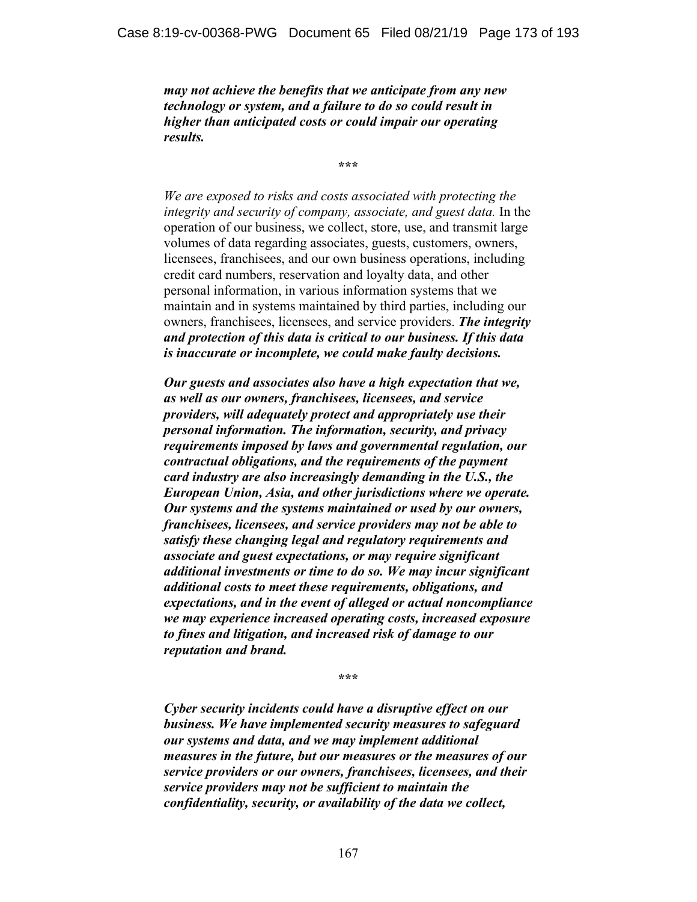*__may not achieve the benefits that we anticipate from any new technology or system, and a failure to do so could result in higher than anticipated costs or could impair our operating results.__*

\*\*\*

*We are exposed to risks and costs associated with protecting the integrity and security of company, associate, and guest data.* In the operation of our business, we collect, store, use, and transmit large volumes of data regarding associates, guests, customers, owners, licensees, franchisees, and our own business operations, including credit card numbers, reservation and loyalty data, and other personal information, in various information systems that we maintain and in systems maintained by third parties, including our owners, franchisees, licensees, and service providers. ***The integrity and protection of this data is critical to our business. If this data is inaccurate or incomplete, we could make faulty decisions.***

***Our guests and associates also have a high expectation that we, as well as our owners, franchisees, licensees, and service providers, will adequately protect and appropriately use their personal information. The information, security, and privacy requirements imposed by laws and governmental regulation, our contractual obligations, and the requirements of the payment card industry are also increasingly demanding in the U.S., the European Union, Asia, and other jurisdictions where we operate. Our systems and the systems maintained or used by our owners, franchisees, licensees, and service providers may not be able to satisfy these changing legal and regulatory requirements and associate and guest expectations, or may require significant additional investments or time to do so. We may incur significant additional costs to meet these requirements, obligations, and expectations, and in the event of alleged or actual noncompliance we may experience increased operating costs, increased exposure to fines and litigation, and increased risk of damage to our reputation and brand.***

\*\*\*

***Cyber security incidents could have a disruptive effect on our business. We have implemented security measures to safeguard our systems and data, and we may implement additional measures in the future, but our measures or the measures of our service providers or our owners, franchisees, licensees, and their service providers may not be sufficient to maintain the confidentiality, security, or availability of the data we collect,***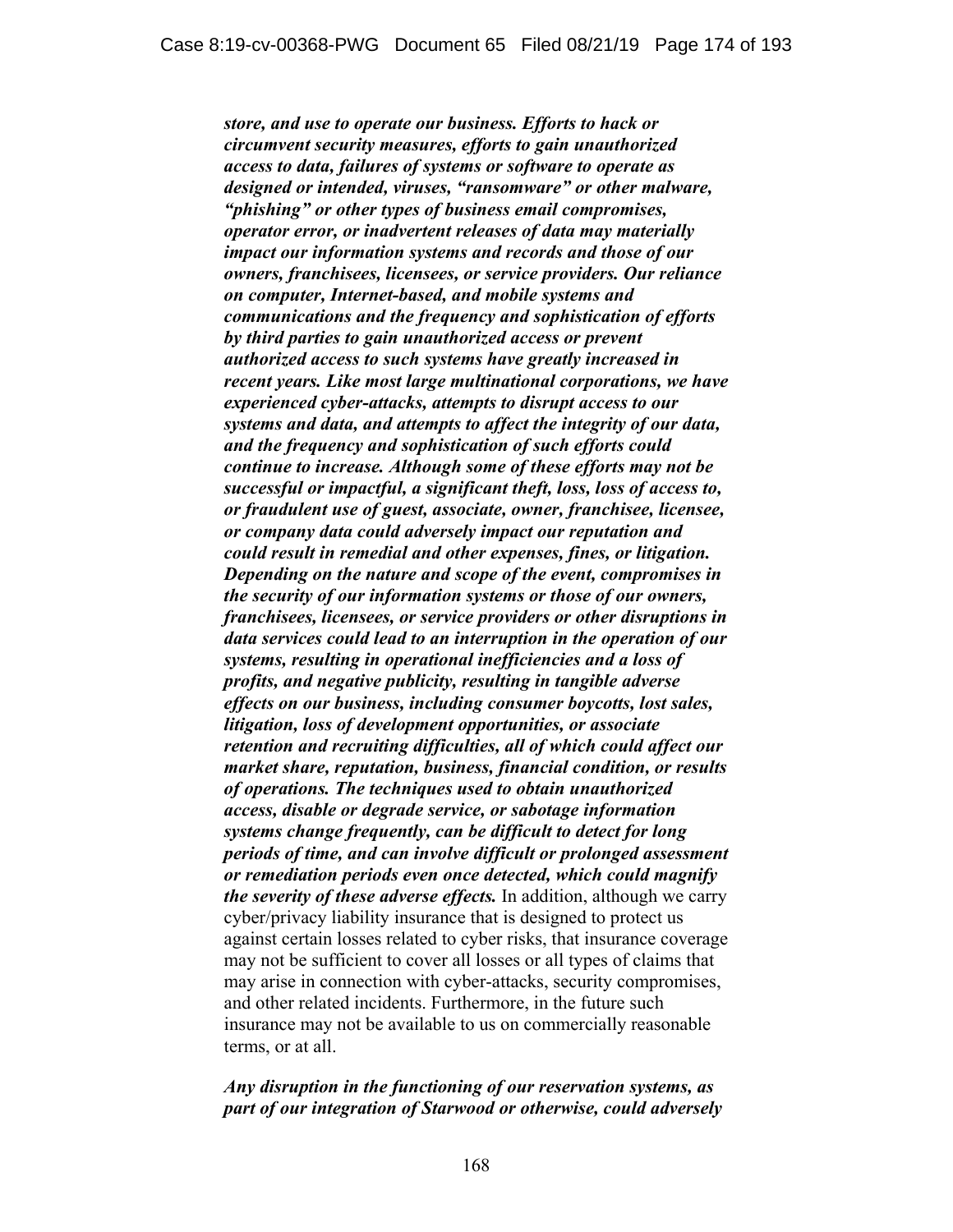*store, and use to operate our business. Efforts to hack or circumvent security measures, efforts to gain unauthorized access to data, failures of systems or software to operate as designed or intended, viruses, "ransomware" or other malware, "phishing" or other types of business email compromises, operator error, or inadvertent releases of data may materially impact our information systems and records and those of our owners, franchisees, licensees, or service providers. Our reliance on computer, Internet-based, and mobile systems and communications and the frequency and sophistication of efforts by third parties to gain unauthorized access or prevent authorized access to such systems have greatly increased in recent years. Like most large multinational corporations, we have experienced cyber-attacks, attempts to disrupt access to our systems and data, and attempts to affect the integrity of our data, and the frequency and sophistication of such efforts could continue to increase. Although some of these efforts may not be successful or impactful, a significant theft, loss, loss of access to, or fraudulent use of guest, associate, owner, franchisee, licensee, or company data could adversely impact our reputation and could result in remedial and other expenses, fines, or litigation. Depending on the nature and scope of the event, compromises in the security of our information systems or those of our owners, franchisees, licensees, or service providers or other disruptions in data services could lead to an interruption in the operation of our systems, resulting in operational inefficiencies and a loss of profits, and negative publicity, resulting in tangible adverse effects on our business, including consumer boycotts, lost sales, litigation, loss of development opportunities, or associate retention and recruiting difficulties, all of which could affect our market share, reputation, business, financial condition, or results of operations. The techniques used to obtain unauthorized access, disable or degrade service, or sabotage information systems change frequently, can be difficult to detect for long periods of time, and can involve difficult or prolonged assessment or remediation periods even once detected, which could magnify the severity of these adverse effects.* In addition, although we carry cyber/privacy liability insurance that is designed to protect us against certain losses related to cyber risks, that insurance coverage may not be sufficient to cover all losses or all types of claims that may arise in connection with cyber-attacks, security compromises, and other related incidents. Furthermore, in the future such insurance may not be available to us on commercially reasonable terms, or at all.

*Any disruption in the functioning of our reservation systems, as part of our integration of Starwood or otherwise, could adversely*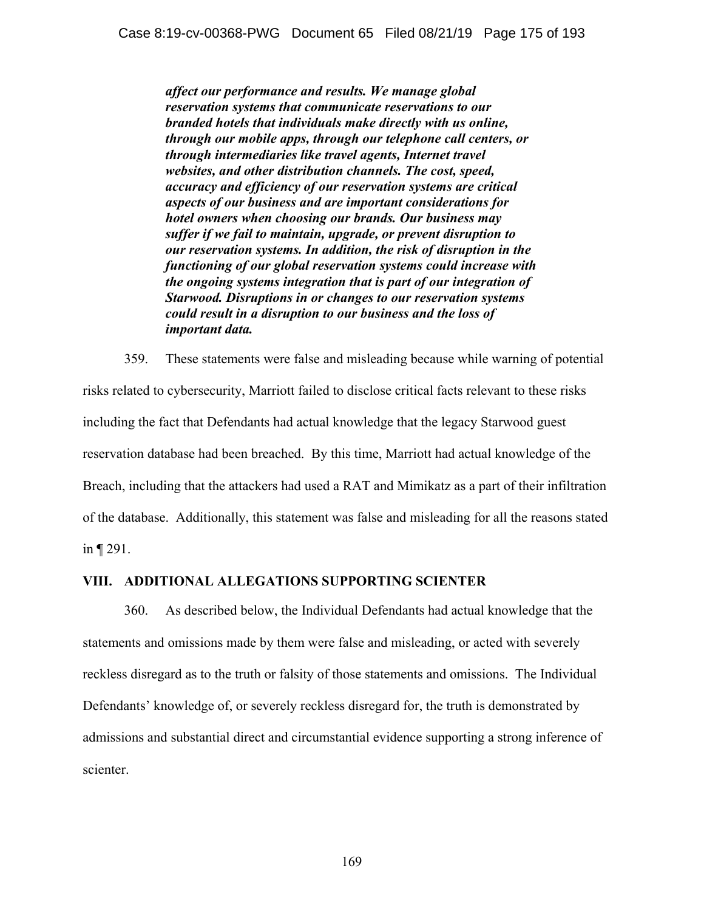> ***affect our performance and results. We manage global reservation systems that communicate reservations to our branded hotels that individuals make directly with us online, through our mobile apps, through our telephone call centers, or through intermediaries like travel agents, Internet travel websites, and other distribution channels. The cost, speed, accuracy and efficiency of our reservation systems are critical aspects of our business and are important considerations for hotel owners when choosing our brands. Our business may suffer if we fail to maintain, upgrade, or prevent disruption to our reservation systems. In addition, the risk of disruption in the functioning of our global reservation systems could increase with the ongoing systems integration that is part of our integration of Starwood. Disruptions in or changes to our reservation systems could result in a disruption to our business and the loss of important data.***

359. These statements were false and misleading because while warning of potential risks related to cybersecurity, Marriott failed to disclose critical facts relevant to these risks including the fact that Defendants had actual knowledge that the legacy Starwood guest reservation database had been breached. By this time, Marriott had actual knowledge of the Breach, including that the attackers had used a RAT and Mimikatz as a part of their infiltration of the database. Additionally, this statement was false and misleading for all the reasons stated in ¶ 291.

## VIII. ADDITIONAL ALLEGATIONS SUPPORTING SCIENTER

360. As described below, the Individual Defendants had actual knowledge that the statements and omissions made by them were false and misleading, or acted with severely reckless disregard as to the truth or falsity of those statements and omissions. The Individual Defendants' knowledge of, or severely reckless disregard for, the truth is demonstrated by admissions and substantial direct and circumstantial evidence supporting a strong inference of scienter.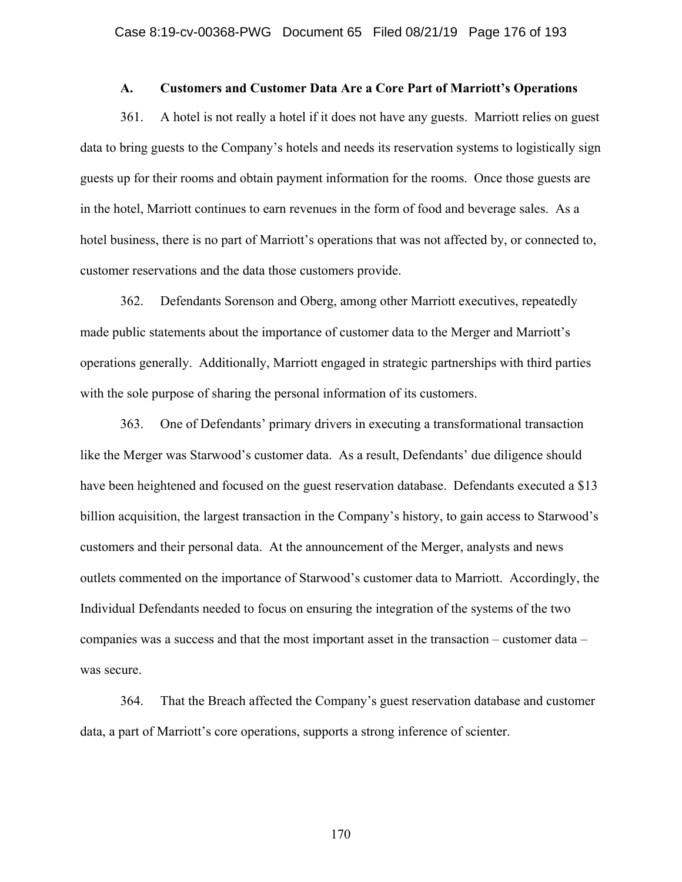### A. Customers and Customer Data Are a Core Part of Marriott's Operations

361. A hotel is not really a hotel if it does not have any guests. Marriott relies on guest data to bring guests to the Company's hotels and needs its reservation systems to logistically sign guests up for their rooms and obtain payment information for the rooms. Once those guests are in the hotel, Marriott continues to earn revenues in the form of food and beverage sales. As a hotel business, there is no part of Marriott's operations that was not affected by, or connected to, customer reservations and the data those customers provide.

362. Defendants Sorenson and Oberg, among other Marriott executives, repeatedly made public statements about the importance of customer data to the Merger and Marriott's operations generally. Additionally, Marriott engaged in strategic partnerships with third parties with the sole purpose of sharing the personal information of its customers.

363. One of Defendants' primary drivers in executing a transformational transaction like the Merger was Starwood's customer data. As a result, Defendants' due diligence should have been heightened and focused on the guest reservation database. Defendants executed a $13 billion acquisition, the largest transaction in the Company's history, to gain access to Starwood's customers and their personal data. At the announcement of the Merger, analysts and news outlets commented on the importance of Starwood's customer data to Marriott. Accordingly, the Individual Defendants needed to focus on ensuring the integration of the systems of the two companies was a success and that the most important asset in the transaction – customer data – was secure.

364. That the Breach affected the Company's guest reservation database and customer data, a part of Marriott's core operations, supports a strong inference of scienter.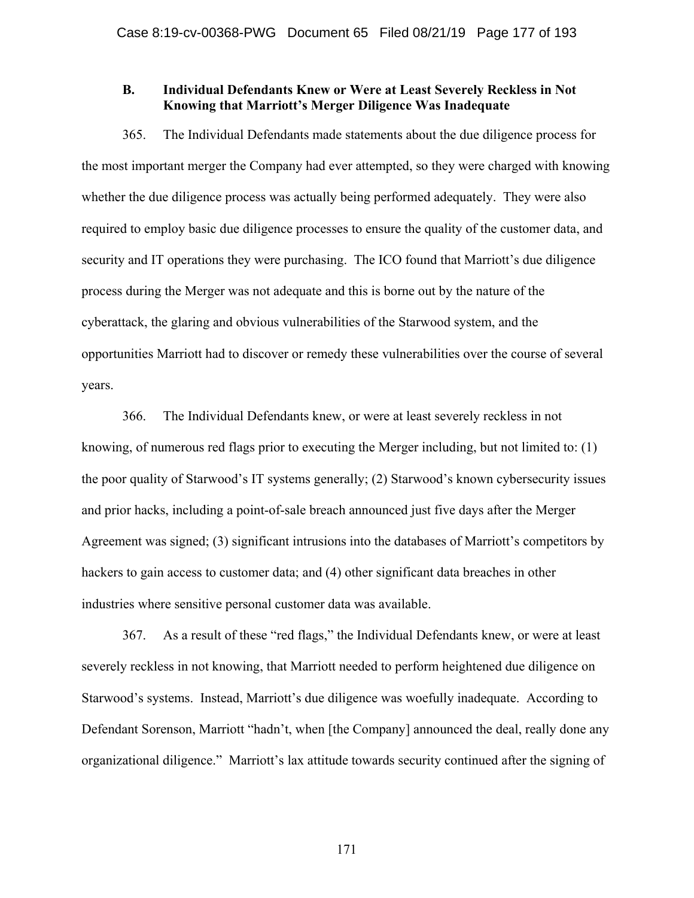### B. Individual Defendants Knew or Were at Least Severely Reckless in Not Knowing that Marriott's Merger Diligence Was Inadequate

365. The Individual Defendants made statements about the due diligence process for the most important merger the Company had ever attempted, so they were charged with knowing whether the due diligence process was actually being performed adequately. They were also required to employ basic due diligence processes to ensure the quality of the customer data, and security and IT operations they were purchasing. The ICO found that Marriott's due diligence process during the Merger was not adequate and this is borne out by the nature of the cyberattack, the glaring and obvious vulnerabilities of the Starwood system, and the opportunities Marriott had to discover or remedy these vulnerabilities over the course of several years.

366. The Individual Defendants knew, or were at least severely reckless in not knowing, of numerous red flags prior to executing the Merger including, but not limited to: (1) the poor quality of Starwood's IT systems generally; (2) Starwood's known cybersecurity issues and prior hacks, including a point-of-sale breach announced just five days after the Merger Agreement was signed; (3) significant intrusions into the databases of Marriott's competitors by hackers to gain access to customer data; and (4) other significant data breaches in other industries where sensitive personal customer data was available.

367. As a result of these "red flags," the Individual Defendants knew, or were at least severely reckless in not knowing, that Marriott needed to perform heightened due diligence on Starwood's systems. Instead, Marriott's due diligence was woefully inadequate. According to Defendant Sorenson, Marriott "hadn't, when [the Company] announced the deal, really done any organizational diligence." Marriott's lax attitude towards security continued after the signing of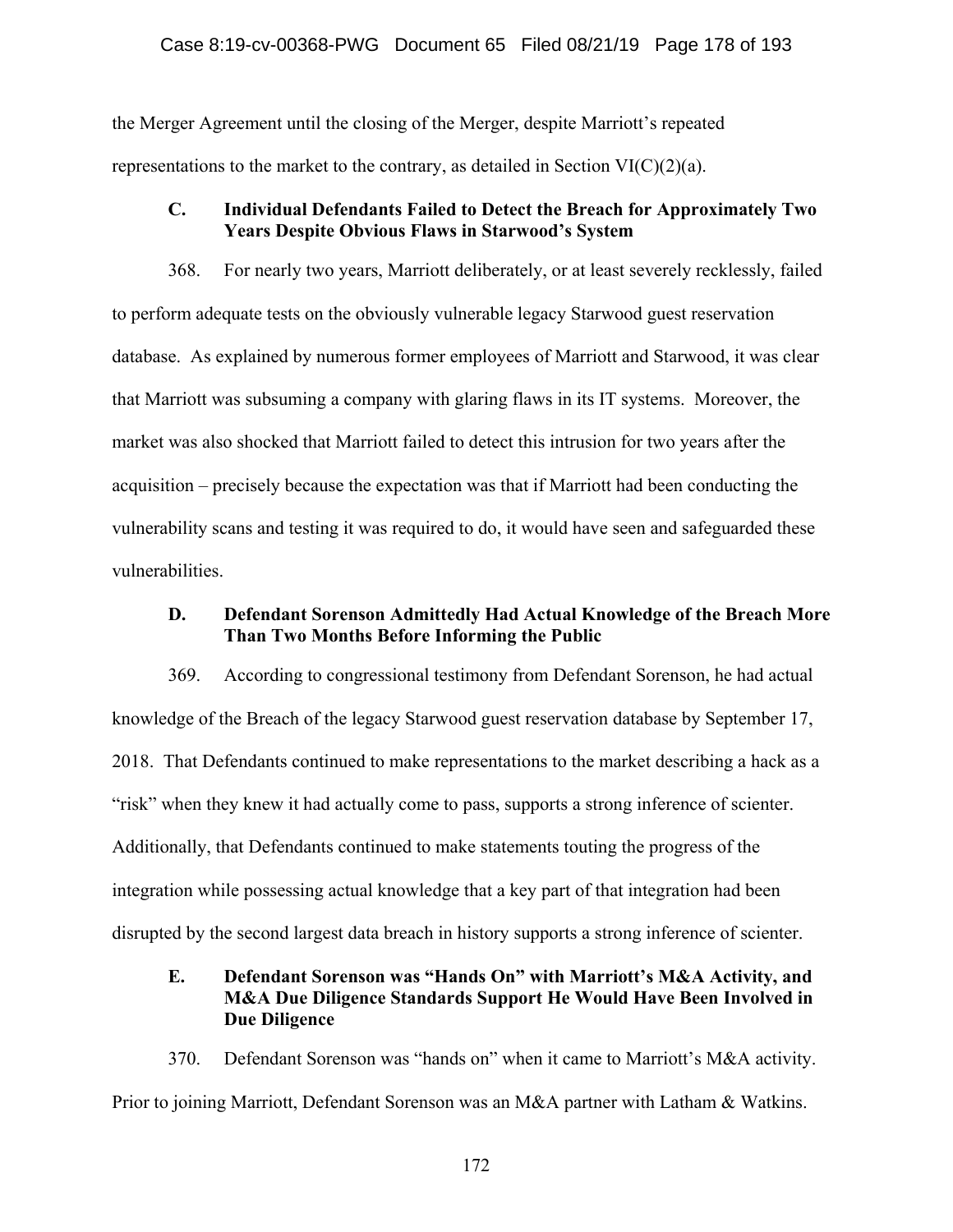the Merger Agreement until the closing of the Merger, despite Marriott's repeated representations to the market to the contrary, as detailed in Section VI(C)(2)(a).

### C. Individual Defendants Failed to Detect the Breach for Approximately Two Years Despite Obvious Flaws in Starwood's System

368. For nearly two years, Marriott deliberately, or at least severely recklessly, failed to perform adequate tests on the obviously vulnerable legacy Starwood guest reservation database. As explained by numerous former employees of Marriott and Starwood, it was clear that Marriott was subsuming a company with glaring flaws in its IT systems. Moreover, the market was also shocked that Marriott failed to detect this intrusion for two years after the acquisition – precisely because the expectation was that if Marriott had been conducting the vulnerability scans and testing it was required to do, it would have seen and safeguarded these vulnerabilities.

### D. Defendant Sorenson Admittedly Had Actual Knowledge of the Breach More Than Two Months Before Informing the Public

369. According to congressional testimony from Defendant Sorenson, he had actual knowledge of the Breach of the legacy Starwood guest reservation database by September 17, 2018. That Defendants continued to make representations to the market describing a hack as a "risk" when they knew it had actually come to pass, supports a strong inference of scienter. Additionally, that Defendants continued to make statements touting the progress of the integration while possessing actual knowledge that a key part of that integration had been disrupted by the second largest data breach in history supports a strong inference of scienter.

### E. Defendant Sorenson was "Hands On" with Marriott's M&A Activity, and M&A Due Diligence Standards Support He Would Have Been Involved in Due Diligence

370. Defendant Sorenson was "hands on" when it came to Marriott's M&A activity. Prior to joining Marriott, Defendant Sorenson was an M&A partner with Latham & Watkins.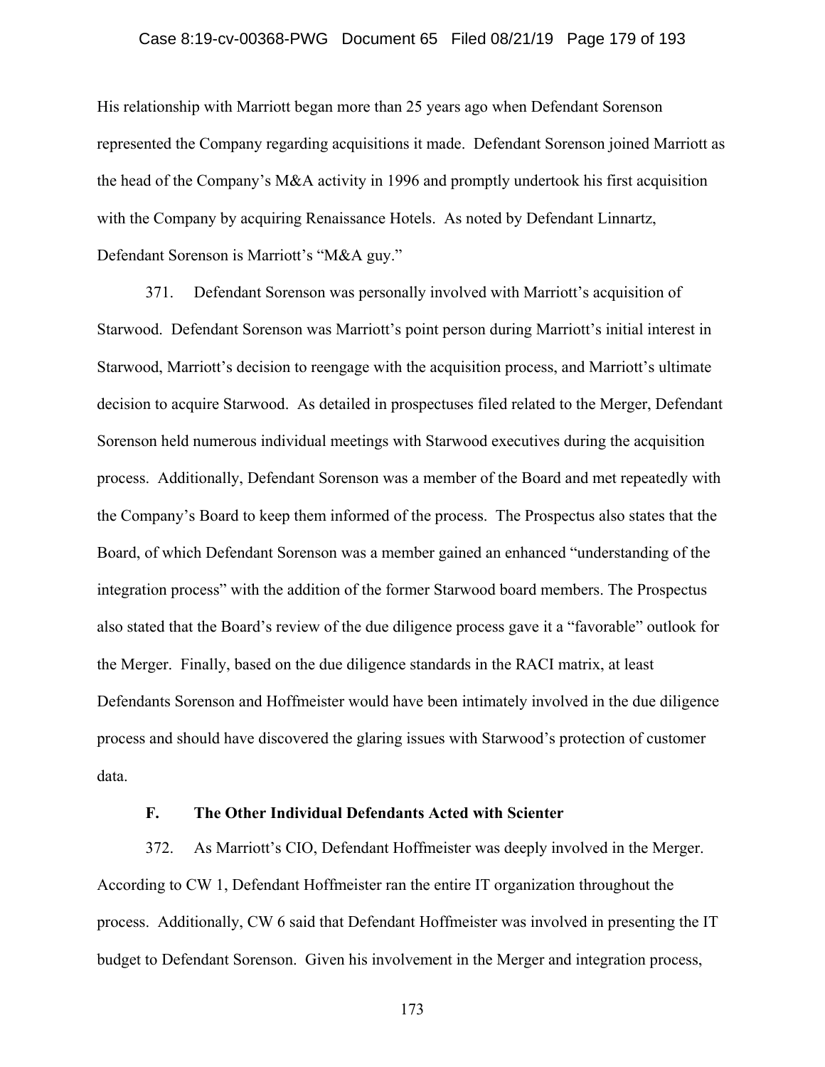His relationship with Marriott began more than 25 years ago when Defendant Sorenson represented the Company regarding acquisitions it made. Defendant Sorenson joined Marriott as the head of the Company's M&A activity in 1996 and promptly undertook his first acquisition with the Company by acquiring Renaissance Hotels. As noted by Defendant Linnartz, Defendant Sorenson is Marriott's "M&A guy."

371. Defendant Sorenson was personally involved with Marriott's acquisition of Starwood. Defendant Sorenson was Marriott's point person during Marriott's initial interest in Starwood, Marriott's decision to reengage with the acquisition process, and Marriott's ultimate decision to acquire Starwood. As detailed in prospectuses filed related to the Merger, Defendant Sorenson held numerous individual meetings with Starwood executives during the acquisition process. Additionally, Defendant Sorenson was a member of the Board and met repeatedly with the Company's Board to keep them informed of the process. The Prospectus also states that the Board, of which Defendant Sorenson was a member gained an enhanced "understanding of the integration process" with the addition of the former Starwood board members. The Prospectus also stated that the Board's review of the due diligence process gave it a "favorable" outlook for the Merger. Finally, based on the due diligence standards in the RACI matrix, at least Defendants Sorenson and Hoffmeister would have been intimately involved in the due diligence process and should have discovered the glaring issues with Starwood's protection of customer data.

### F. The Other Individual Defendants Acted with Scienter

372. As Marriott's CIO, Defendant Hoffmeister was deeply involved in the Merger. According to CW 1, Defendant Hoffmeister ran the entire IT organization throughout the process. Additionally, CW 6 said that Defendant Hoffmeister was involved in presenting the IT budget to Defendant Sorenson. Given his involvement in the Merger and integration process,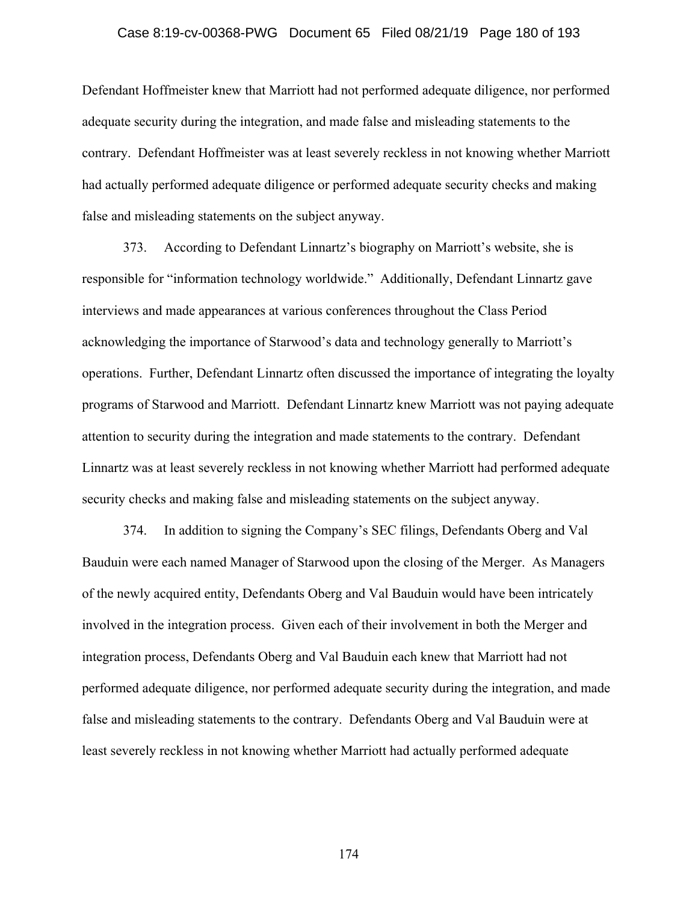Defendant Hoffmeister knew that Marriott had not performed adequate diligence, nor performed adequate security during the integration, and made false and misleading statements to the contrary. Defendant Hoffmeister was at least severely reckless in not knowing whether Marriott had actually performed adequate diligence or performed adequate security checks and making false and misleading statements on the subject anyway.

373. According to Defendant Linnartz's biography on Marriott's website, she is responsible for "information technology worldwide." Additionally, Defendant Linnartz gave interviews and made appearances at various conferences throughout the Class Period acknowledging the importance of Starwood's data and technology generally to Marriott's operations. Further, Defendant Linnartz often discussed the importance of integrating the loyalty programs of Starwood and Marriott. Defendant Linnartz knew Marriott was not paying adequate attention to security during the integration and made statements to the contrary. Defendant Linnartz was at least severely reckless in not knowing whether Marriott had performed adequate security checks and making false and misleading statements on the subject anyway.

374. In addition to signing the Company's SEC filings, Defendants Oberg and Val Bauduin were each named Manager of Starwood upon the closing of the Merger. As Managers of the newly acquired entity, Defendants Oberg and Val Bauduin would have been intricately involved in the integration process. Given each of their involvement in both the Merger and integration process, Defendants Oberg and Val Bauduin each knew that Marriott had not performed adequate diligence, nor performed adequate security during the integration, and made false and misleading statements to the contrary. Defendants Oberg and Val Bauduin were at least severely reckless in not knowing whether Marriott had actually performed adequate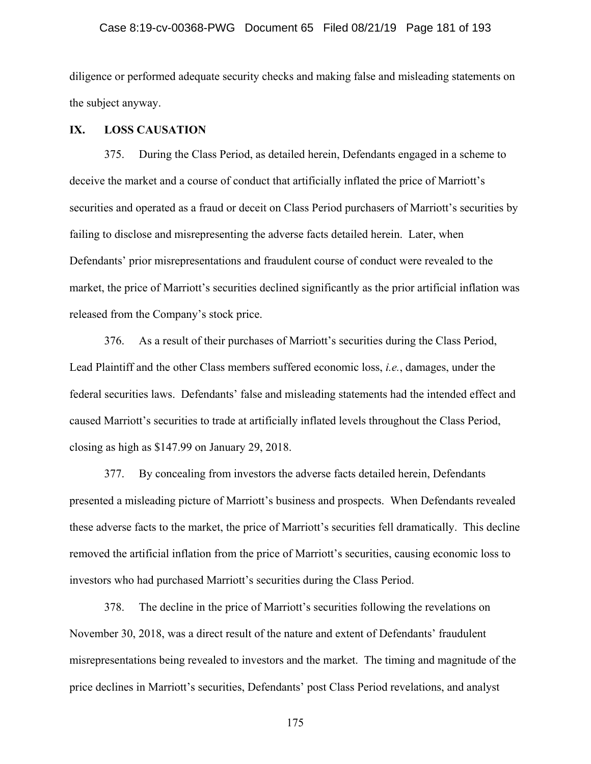diligence or performed adequate security checks and making false and misleading statements on the subject anyway.

## IX. LOSS CAUSATION

375. During the Class Period, as detailed herein, Defendants engaged in a scheme to deceive the market and a course of conduct that artificially inflated the price of Marriott's securities and operated as a fraud or deceit on Class Period purchasers of Marriott's securities by failing to disclose and misrepresenting the adverse facts detailed herein. Later, when Defendants' prior misrepresentations and fraudulent course of conduct were revealed to the market, the price of Marriott's securities declined significantly as the prior artificial inflation was released from the Company's stock price.

376. As a result of their purchases of Marriott's securities during the Class Period, Lead Plaintiff and the other Class members suffered economic loss, *i.e.*, damages, under the federal securities laws. Defendants' false and misleading statements had the intended effect and caused Marriott's securities to trade at artificially inflated levels throughout the Class Period, closing as high as $147.99 on January 29, 2018.

377. By concealing from investors the adverse facts detailed herein, Defendants presented a misleading picture of Marriott's business and prospects. When Defendants revealed these adverse facts to the market, the price of Marriott's securities fell dramatically. This decline removed the artificial inflation from the price of Marriott's securities, causing economic loss to investors who had purchased Marriott's securities during the Class Period.

378. The decline in the price of Marriott's securities following the revelations on November 30, 2018, was a direct result of the nature and extent of Defendants' fraudulent misrepresentations being revealed to investors and the market. The timing and magnitude of the price declines in Marriott's securities, Defendants' post Class Period revelations, and analyst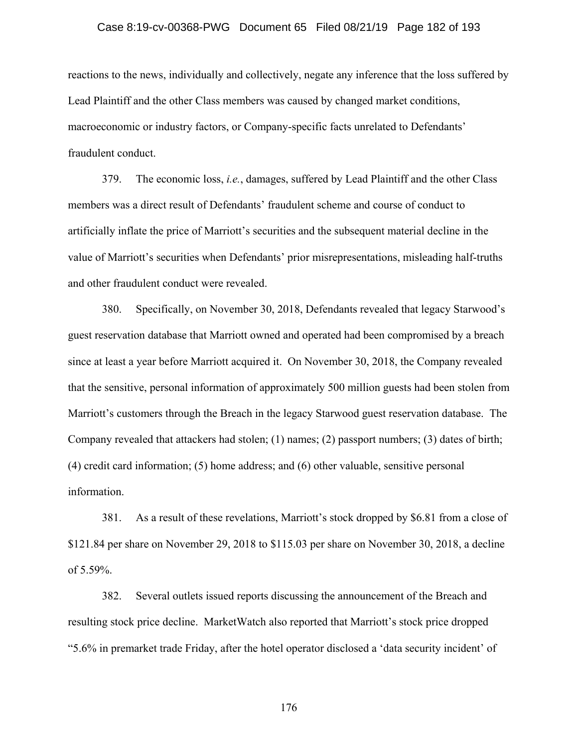reactions to the news, individually and collectively, negate any inference that the loss suffered by Lead Plaintiff and the other Class members was caused by changed market conditions, macroeconomic or industry factors, or Company-specific facts unrelated to Defendants' fraudulent conduct.

379. The economic loss, *i.e.*, damages, suffered by Lead Plaintiff and the other Class members was a direct result of Defendants' fraudulent scheme and course of conduct to artificially inflate the price of Marriott's securities and the subsequent material decline in the value of Marriott's securities when Defendants' prior misrepresentations, misleading half-truths and other fraudulent conduct were revealed.

380. Specifically, on November 30, 2018, Defendants revealed that legacy Starwood's guest reservation database that Marriott owned and operated had been compromised by a breach since at least a year before Marriott acquired it. On November 30, 2018, the Company revealed that the sensitive, personal information of approximately 500 million guests had been stolen from Marriott's customers through the Breach in the legacy Starwood guest reservation database. The Company revealed that attackers had stolen; (1) names; (2) passport numbers; (3) dates of birth; (4) credit card information; (5) home address; and (6) other valuable, sensitive personal information.

381. As a result of these revelations, Marriott's stock dropped by $6.81 from a close of $121.84 per share on November 29, 2018 to $115.03 per share on November 30, 2018, a decline of 5.59%.

382. Several outlets issued reports discussing the announcement of the Breach and resulting stock price decline. MarketWatch also reported that Marriott's stock price dropped "5.6% in premarket trade Friday, after the hotel operator disclosed a 'data security incident' of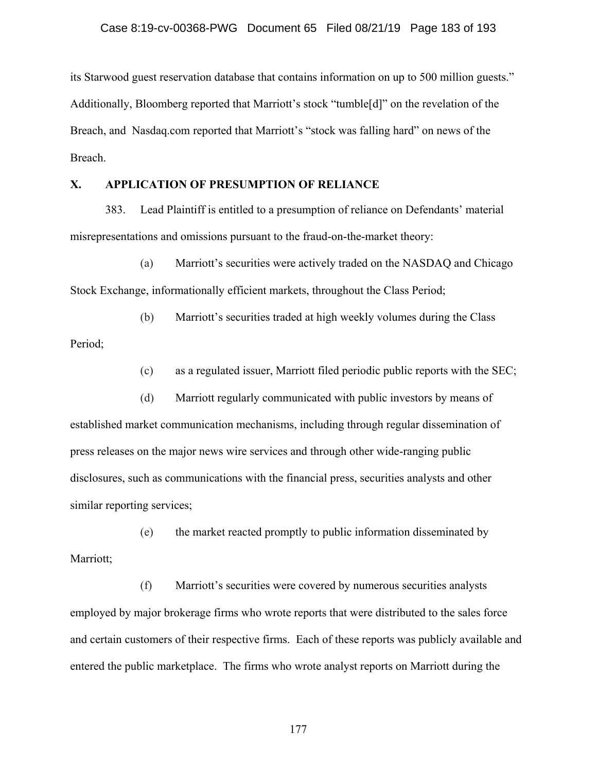its Starwood guest reservation database that contains information on up to 500 million guests." Additionally, Bloomberg reported that Marriott's stock "tumble[d]" on the revelation of the Breach, and Nasdaq.com reported that Marriott's "stock was falling hard" on news of the Breach.

## X. APPLICATION OF PRESUMPTION OF RELIANCE

383. Lead Plaintiff is entitled to a presumption of reliance on Defendants' material misrepresentations and omissions pursuant to the fraud-on-the-market theory:

(a) Marriott's securities were actively traded on the NASDAQ and Chicago Stock Exchange, informationally efficient markets, throughout the Class Period;

(b) Marriott's securities traded at high weekly volumes during the Class Period;

(c) as a regulated issuer, Marriott filed periodic public reports with the SEC;

(d) Marriott regularly communicated with public investors by means of established market communication mechanisms, including through regular dissemination of press releases on the major news wire services and through other wide-ranging public disclosures, such as communications with the financial press, securities analysts and other similar reporting services;

(e) the market reacted promptly to public information disseminated by Marriott;

(f) Marriott's securities were covered by numerous securities analysts employed by major brokerage firms who wrote reports that were distributed to the sales force and certain customers of their respective firms. Each of these reports was publicly available and entered the public marketplace. The firms who wrote analyst reports on Marriott during the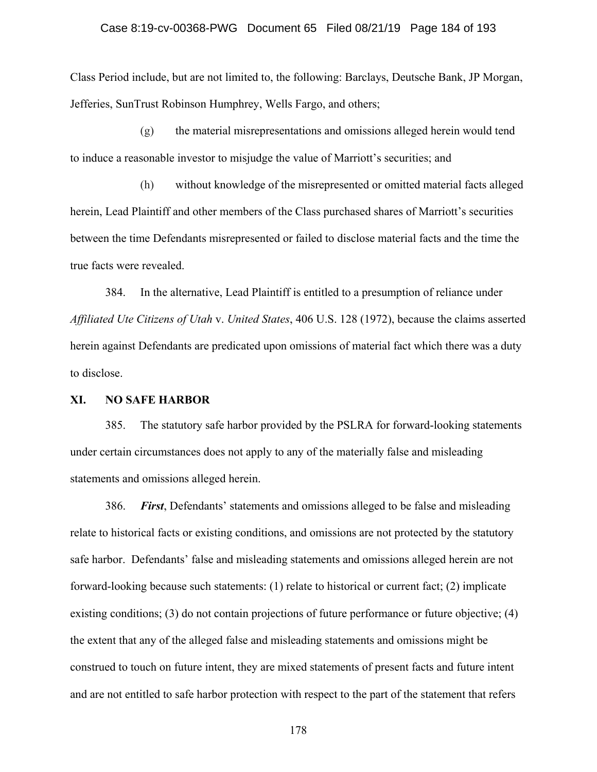Class Period include, but are not limited to, the following: Barclays, Deutsche Bank, JP Morgan, Jefferies, SunTrust Robinson Humphrey, Wells Fargo, and others;

(g) the material misrepresentations and omissions alleged herein would tend to induce a reasonable investor to misjudge the value of Marriott's securities; and

(h) without knowledge of the misrepresented or omitted material facts alleged herein, Lead Plaintiff and other members of the Class purchased shares of Marriott's securities between the time Defendants misrepresented or failed to disclose material facts and the time the true facts were revealed.

384. In the alternative, Lead Plaintiff is entitled to a presumption of reliance under *Affiliated Ute Citizens of Utah* v. *United States*, 406 U.S. 128 (1972), because the claims asserted herein against Defendants are predicated upon omissions of material fact which there was a duty to disclose.

## XI. NO SAFE HARBOR

385. The statutory safe harbor provided by the PSLRA for forward-looking statements under certain circumstances does not apply to any of the materially false and misleading statements and omissions alleged herein.

386. ***First***, Defendants' statements and omissions alleged to be false and misleading relate to historical facts or existing conditions, and omissions are not protected by the statutory safe harbor. Defendants' false and misleading statements and omissions alleged herein are not forward-looking because such statements: (1) relate to historical or current fact; (2) implicate existing conditions; (3) do not contain projections of future performance or future objective; (4) the extent that any of the alleged false and misleading statements and omissions might be construed to touch on future intent, they are mixed statements of present facts and future intent and are not entitled to safe harbor protection with respect to the part of the statement that refers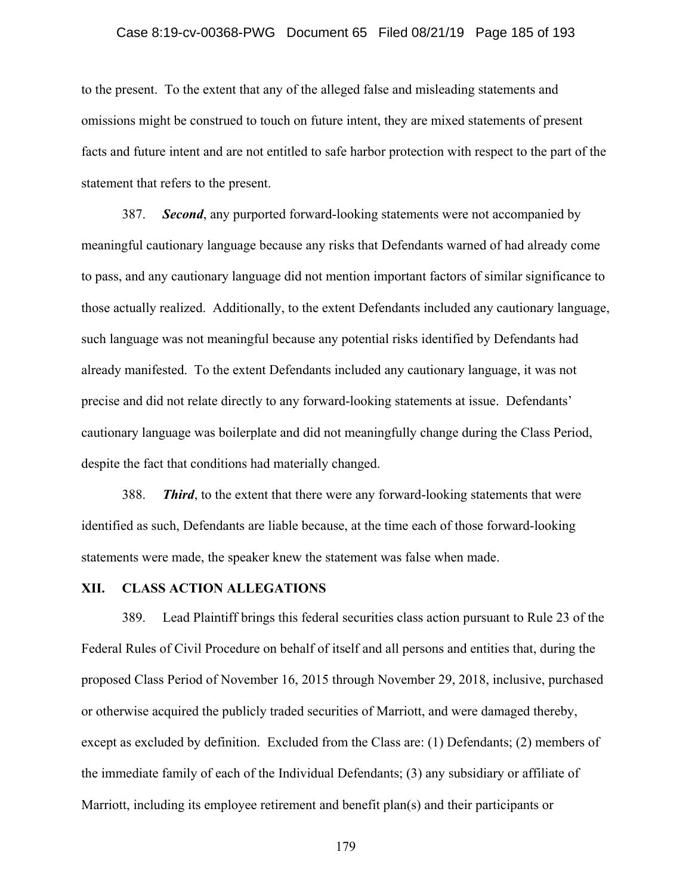to the present. To the extent that any of the alleged false and misleading statements and omissions might be construed to touch on future intent, they are mixed statements of present facts and future intent and are not entitled to safe harbor protection with respect to the part of the statement that refers to the present.

387. ***Second***, any purported forward-looking statements were not accompanied by meaningful cautionary language because any risks that Defendants warned of had already come to pass, and any cautionary language did not mention important factors of similar significance to those actually realized. Additionally, to the extent Defendants included any cautionary language, such language was not meaningful because any potential risks identified by Defendants had already manifested. To the extent Defendants included any cautionary language, it was not precise and did not relate directly to any forward-looking statements at issue. Defendants' cautionary language was boilerplate and did not meaningfully change during the Class Period, despite the fact that conditions had materially changed.

388. ***Third***, to the extent that there were any forward-looking statements that were identified as such, Defendants are liable because, at the time each of those forward-looking statements were made, the speaker knew the statement was false when made.

## XII. CLASS ACTION ALLEGATIONS

389. Lead Plaintiff brings this federal securities class action pursuant to Rule 23 of the Federal Rules of Civil Procedure on behalf of itself and all persons and entities that, during the proposed Class Period of November 16, 2015 through November 29, 2018, inclusive, purchased or otherwise acquired the publicly traded securities of Marriott, and were damaged thereby, except as excluded by definition. Excluded from the Class are: (1) Defendants; (2) members of the immediate family of each of the Individual Defendants; (3) any subsidiary or affiliate of Marriott, including its employee retirement and benefit plan(s) and their participants or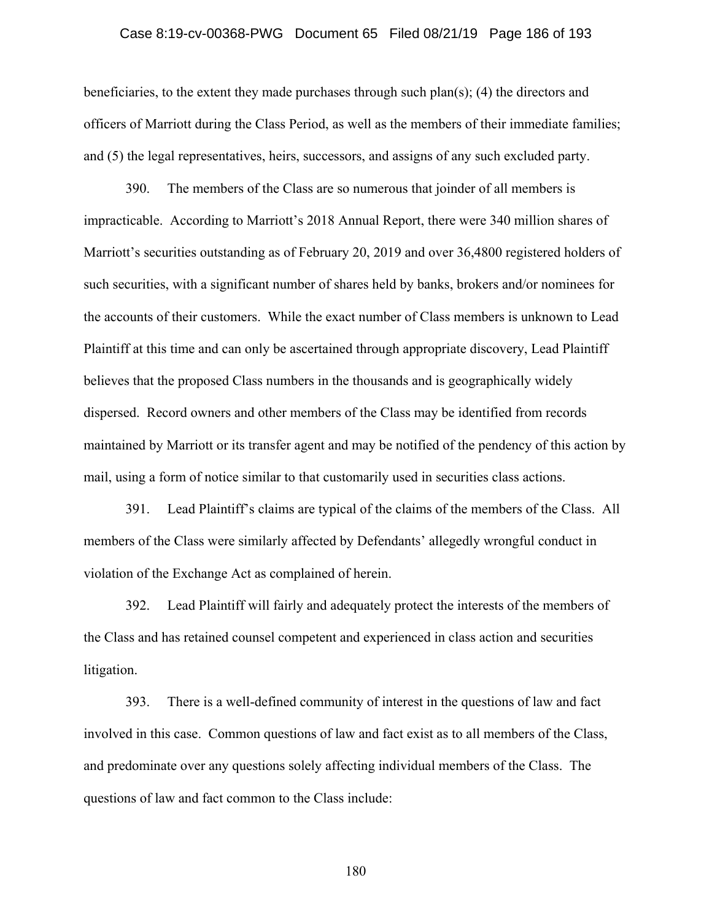beneficiaries, to the extent they made purchases through such plan(s); (4) the directors and officers of Marriott during the Class Period, as well as the members of their immediate families; and (5) the legal representatives, heirs, successors, and assigns of any such excluded party.

390. The members of the Class are so numerous that joinder of all members is impracticable. According to Marriott's 2018 Annual Report, there were 340 million shares of Marriott's securities outstanding as of February 20, 2019 and over 36,4800 registered holders of such securities, with a significant number of shares held by banks, brokers and/or nominees for the accounts of their customers. While the exact number of Class members is unknown to Lead Plaintiff at this time and can only be ascertained through appropriate discovery, Lead Plaintiff believes that the proposed Class numbers in the thousands and is geographically widely dispersed. Record owners and other members of the Class may be identified from records maintained by Marriott or its transfer agent and may be notified of the pendency of this action by mail, using a form of notice similar to that customarily used in securities class actions.

391. Lead Plaintiff's claims are typical of the claims of the members of the Class. All members of the Class were similarly affected by Defendants' allegedly wrongful conduct in violation of the Exchange Act as complained of herein.

392. Lead Plaintiff will fairly and adequately protect the interests of the members of the Class and has retained counsel competent and experienced in class action and securities litigation.

393. There is a well-defined community of interest in the questions of law and fact involved in this case. Common questions of law and fact exist as to all members of the Class, and predominate over any questions solely affecting individual members of the Class. The questions of law and fact common to the Class include: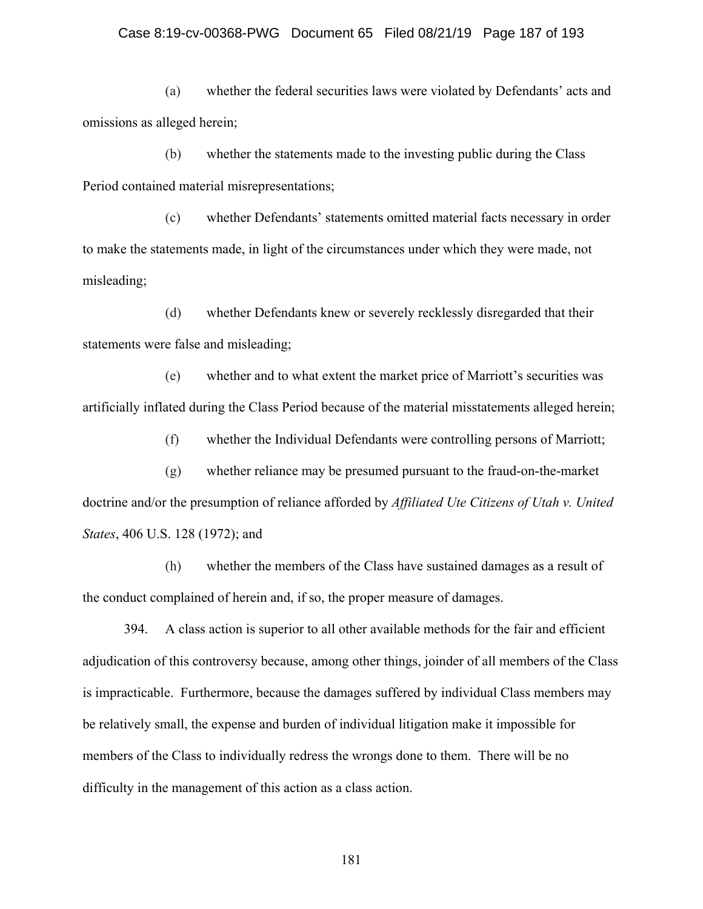(a) whether the federal securities laws were violated by Defendants' acts and omissions as alleged herein;

(b) whether the statements made to the investing public during the Class Period contained material misrepresentations;

(c) whether Defendants' statements omitted material facts necessary in order to make the statements made, in light of the circumstances under which they were made, not misleading;

(d) whether Defendants knew or severely recklessly disregarded that their statements were false and misleading;

(e) whether and to what extent the market price of Marriott's securities was artificially inflated during the Class Period because of the material misstatements alleged herein;

(f) whether the Individual Defendants were controlling persons of Marriott;

(g) whether reliance may be presumed pursuant to the fraud-on-the-market doctrine and/or the presumption of reliance afforded by *Affiliated Ute Citizens of Utah v. United States*, 406 U.S. 128 (1972); and

(h) whether the members of the Class have sustained damages as a result of the conduct complained of herein and, if so, the proper measure of damages.

394. A class action is superior to all other available methods for the fair and efficient adjudication of this controversy because, among other things, joinder of all members of the Class is impracticable. Furthermore, because the damages suffered by individual Class members may be relatively small, the expense and burden of individual litigation make it impossible for members of the Class to individually redress the wrongs done to them. There will be no difficulty in the management of this action as a class action.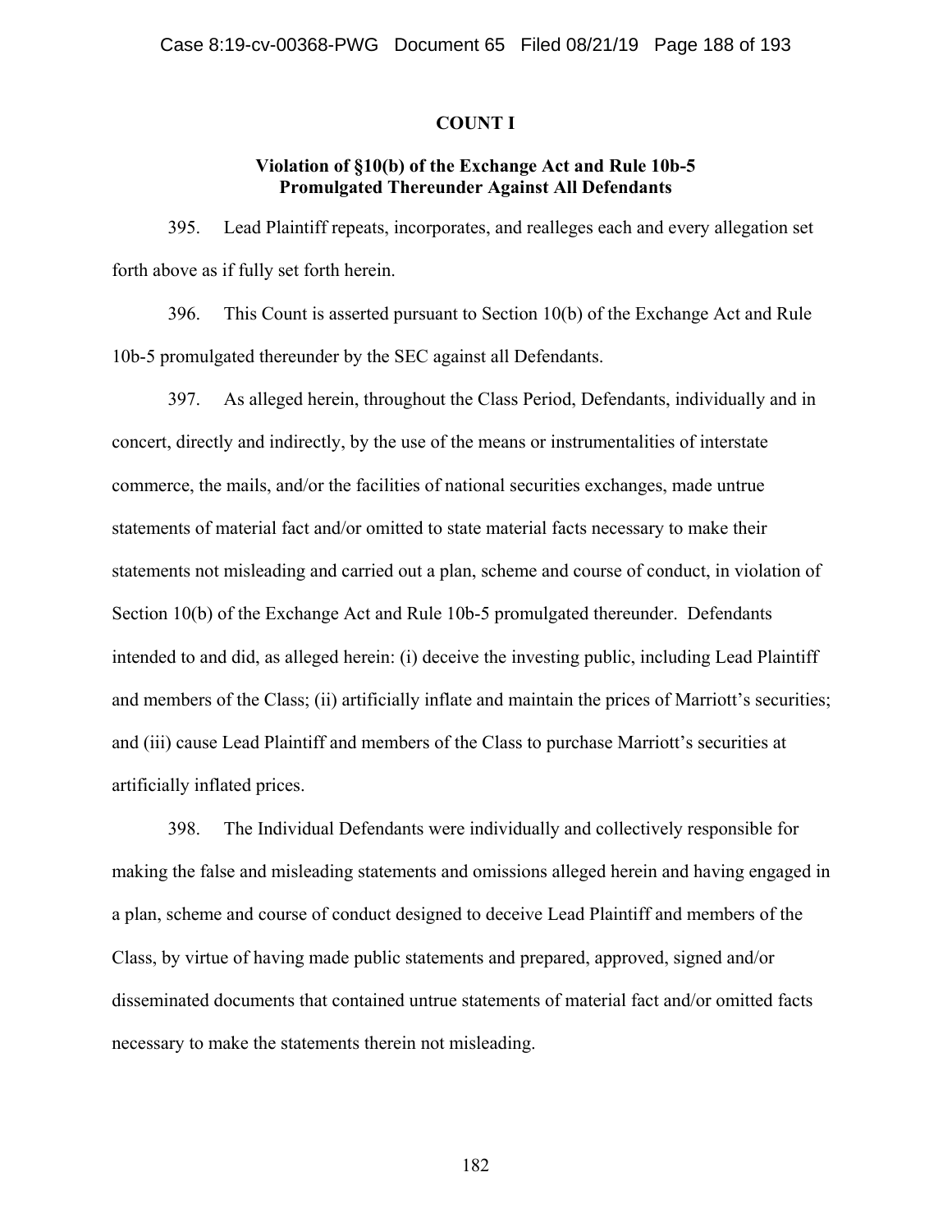**COUNT I**

**Violation of §10(b) of the Exchange Act and Rule 10b-5 Promulgated Thereunder Against All Defendants**

395. Lead Plaintiff repeats, incorporates, and realleges each and every allegation set forth above as if fully set forth herein.

396. This Count is asserted pursuant to Section 10(b) of the Exchange Act and Rule 10b-5 promulgated thereunder by the SEC against all Defendants.

397. As alleged herein, throughout the Class Period, Defendants, individually and in concert, directly and indirectly, by the use of the means or instrumentalities of interstate commerce, the mails, and/or the facilities of national securities exchanges, made untrue statements of material fact and/or omitted to state material facts necessary to make their statements not misleading and carried out a plan, scheme and course of conduct, in violation of Section 10(b) of the Exchange Act and Rule 10b-5 promulgated thereunder. Defendants intended to and did, as alleged herein: (i) deceive the investing public, including Lead Plaintiff and members of the Class; (ii) artificially inflate and maintain the prices of Marriott's securities; and (iii) cause Lead Plaintiff and members of the Class to purchase Marriott's securities at artificially inflated prices.

398. The Individual Defendants were individually and collectively responsible for making the false and misleading statements and omissions alleged herein and having engaged in a plan, scheme and course of conduct designed to deceive Lead Plaintiff and members of the Class, by virtue of having made public statements and prepared, approved, signed and/or disseminated documents that contained untrue statements of material fact and/or omitted facts necessary to make the statements therein not misleading.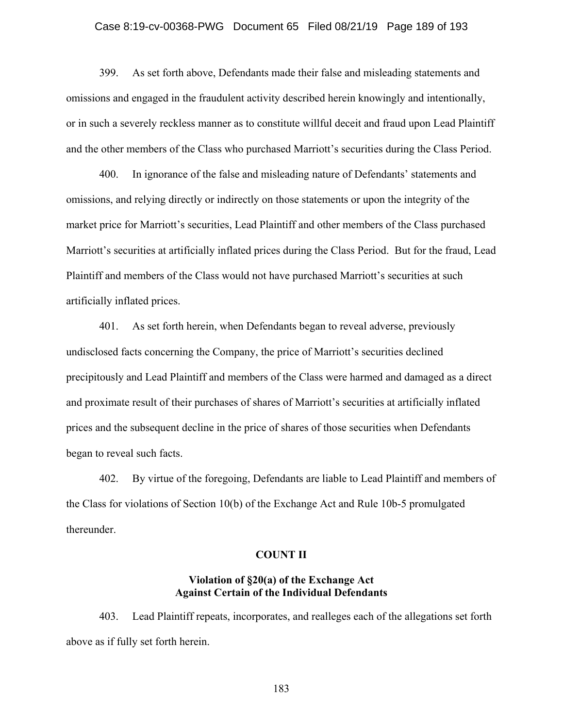399. As set forth above, Defendants made their false and misleading statements and omissions and engaged in the fraudulent activity described herein knowingly and intentionally, or in such a severely reckless manner as to constitute willful deceit and fraud upon Lead Plaintiff and the other members of the Class who purchased Marriott's securities during the Class Period.

400. In ignorance of the false and misleading nature of Defendants' statements and omissions, and relying directly or indirectly on those statements or upon the integrity of the market price for Marriott's securities, Lead Plaintiff and other members of the Class purchased Marriott's securities at artificially inflated prices during the Class Period. But for the fraud, Lead Plaintiff and members of the Class would not have purchased Marriott's securities at such artificially inflated prices.

401. As set forth herein, when Defendants began to reveal adverse, previously undisclosed facts concerning the Company, the price of Marriott's securities declined precipitously and Lead Plaintiff and members of the Class were harmed and damaged as a direct and proximate result of their purchases of shares of Marriott's securities at artificially inflated prices and the subsequent decline in the price of shares of those securities when Defendants began to reveal such facts.

402. By virtue of the foregoing, Defendants are liable to Lead Plaintiff and members of the Class for violations of Section 10(b) of the Exchange Act and Rule 10b-5 promulgated thereunder.

## COUNT II

### Violation of §20(a) of the Exchange Act Against Certain of the Individual Defendants

403. Lead Plaintiff repeats, incorporates, and realleges each of the allegations set forth above as if fully set forth herein.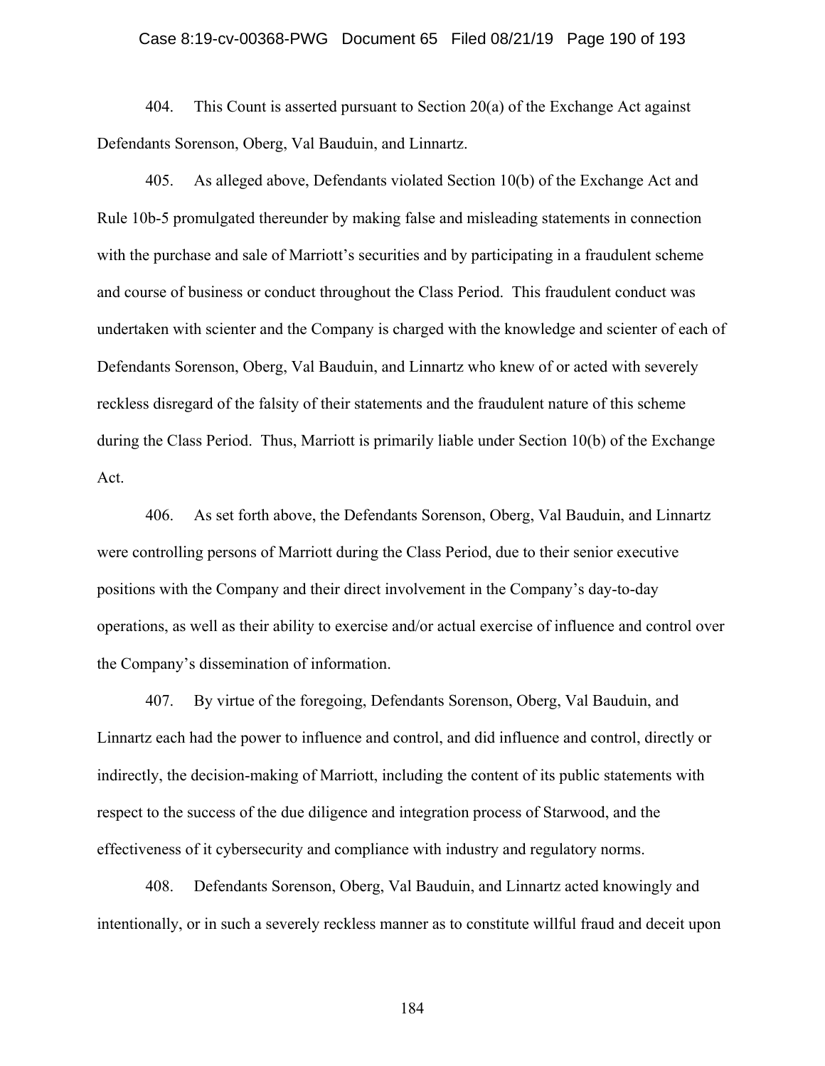404. This Count is asserted pursuant to Section 20(a) of the Exchange Act against Defendants Sorenson, Oberg, Val Bauduin, and Linnartz.

405. As alleged above, Defendants violated Section 10(b) of the Exchange Act and Rule 10b-5 promulgated thereunder by making false and misleading statements in connection with the purchase and sale of Marriott's securities and by participating in a fraudulent scheme and course of business or conduct throughout the Class Period. This fraudulent conduct was undertaken with scienter and the Company is charged with the knowledge and scienter of each of Defendants Sorenson, Oberg, Val Bauduin, and Linnartz who knew of or acted with severely reckless disregard of the falsity of their statements and the fraudulent nature of this scheme during the Class Period. Thus, Marriott is primarily liable under Section 10(b) of the Exchange Act.

406. As set forth above, the Defendants Sorenson, Oberg, Val Bauduin, and Linnartz were controlling persons of Marriott during the Class Period, due to their senior executive positions with the Company and their direct involvement in the Company's day-to-day operations, as well as their ability to exercise and/or actual exercise of influence and control over the Company's dissemination of information.

407. By virtue of the foregoing, Defendants Sorenson, Oberg, Val Bauduin, and Linnartz each had the power to influence and control, and did influence and control, directly or indirectly, the decision-making of Marriott, including the content of its public statements with respect to the success of the due diligence and integration process of Starwood, and the effectiveness of it cybersecurity and compliance with industry and regulatory norms.

408. Defendants Sorenson, Oberg, Val Bauduin, and Linnartz acted knowingly and intentionally, or in such a severely reckless manner as to constitute willful fraud and deceit upon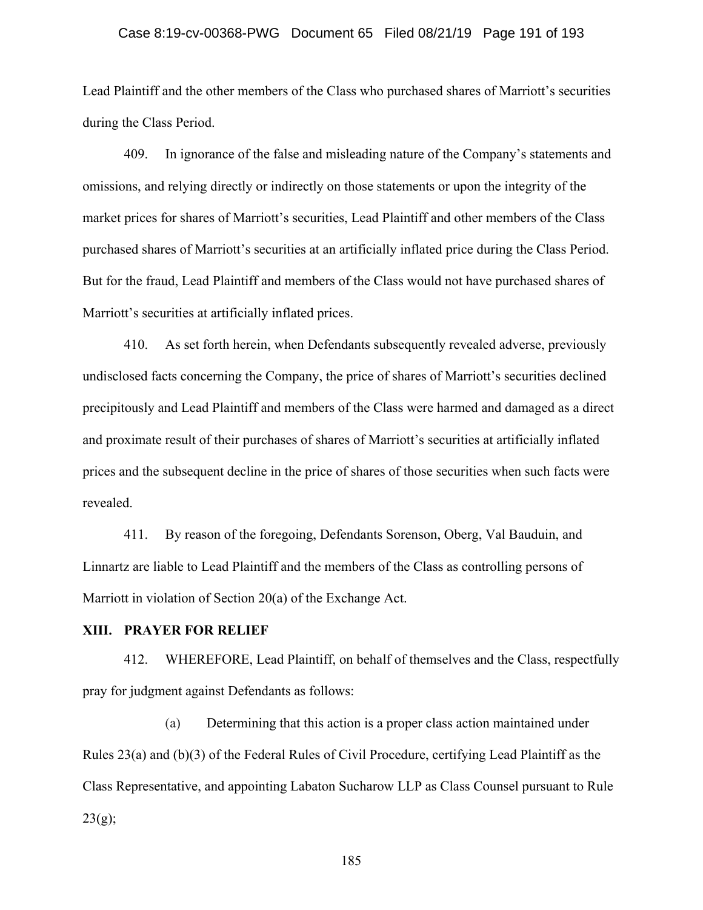Lead Plaintiff and the other members of the Class who purchased shares of Marriott's securities during the Class Period.

409. In ignorance of the false and misleading nature of the Company's statements and omissions, and relying directly or indirectly on those statements or upon the integrity of the market prices for shares of Marriott's securities, Lead Plaintiff and other members of the Class purchased shares of Marriott's securities at an artificially inflated price during the Class Period. But for the fraud, Lead Plaintiff and members of the Class would not have purchased shares of Marriott's securities at artificially inflated prices.

410. As set forth herein, when Defendants subsequently revealed adverse, previously undisclosed facts concerning the Company, the price of shares of Marriott's securities declined precipitously and Lead Plaintiff and members of the Class were harmed and damaged as a direct and proximate result of their purchases of shares of Marriott's securities at artificially inflated prices and the subsequent decline in the price of shares of those securities when such facts were revealed.

411. By reason of the foregoing, Defendants Sorenson, Oberg, Val Bauduin, and Linnartz are liable to Lead Plaintiff and the members of the Class as controlling persons of Marriott in violation of Section 20(a) of the Exchange Act.

## XIII. PRAYER FOR RELIEF

412. WHEREFORE, Lead Plaintiff, on behalf of themselves and the Class, respectfully pray for judgment against Defendants as follows:

(a) Determining that this action is a proper class action maintained under Rules 23(a) and (b)(3) of the Federal Rules of Civil Procedure, certifying Lead Plaintiff as the Class Representative, and appointing Labaton Sucharow LLP as Class Counsel pursuant to Rule 23(g);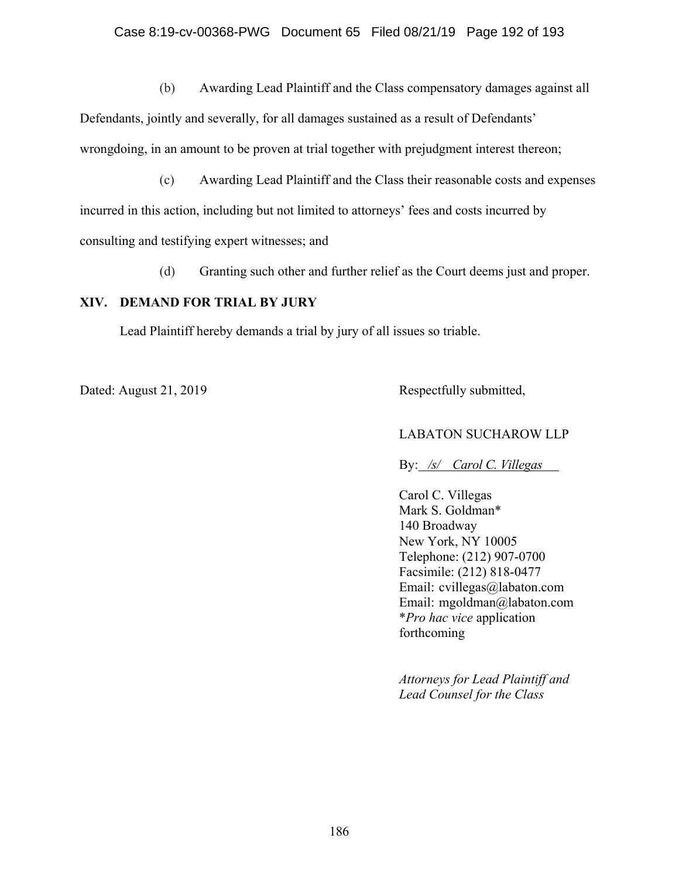(b) Awarding Lead Plaintiff and the Class compensatory damages against all Defendants, jointly and severally, for all damages sustained as a result of Defendants' wrongdoing, in an amount to be proven at trial together with prejudgment interest thereon;

(c) Awarding Lead Plaintiff and the Class their reasonable costs and expenses incurred in this action, including but not limited to attorneys' fees and costs incurred by consulting and testifying expert witnesses; and

(d) Granting such other and further relief as the Court deems just and proper.

## XIV. DEMAND FOR TRIAL BY JURY

Lead Plaintiff hereby demands a trial by jury of all issues so triable.

Dated: August 21, 2019

Respectfully submitted,

LABATON SUCHAROW LLP

By: */s/ Carol C. Villegas*

Carol C. Villegas
Mark S. Goldman*
140 Broadway
New York, NY 10005
Telephone: (212) 907-0700
Facsimile: (212) 818-0477
Email: cvillegas@labaton.com
Email: mgoldman@labaton.com
**Pro hac vice* application forthcoming

*Attorneys for Lead Plaintiff and Lead Counsel for the Class*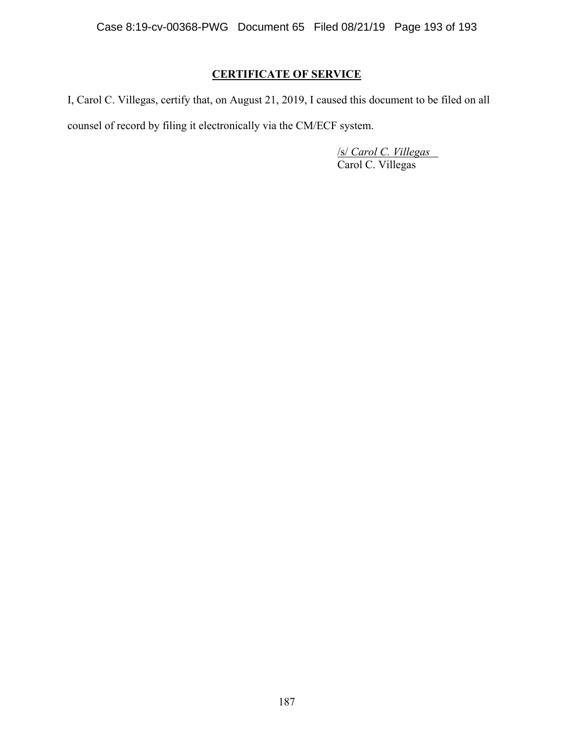## CERTIFICATE OF SERVICE

I, Carol C. Villegas, certify that, on August 21, 2019, I caused this document to be filed on all counsel of record by filing it electronically via the CM/ECF system.

/s/ *Carol C. Villegas*
Carol C. Villegas